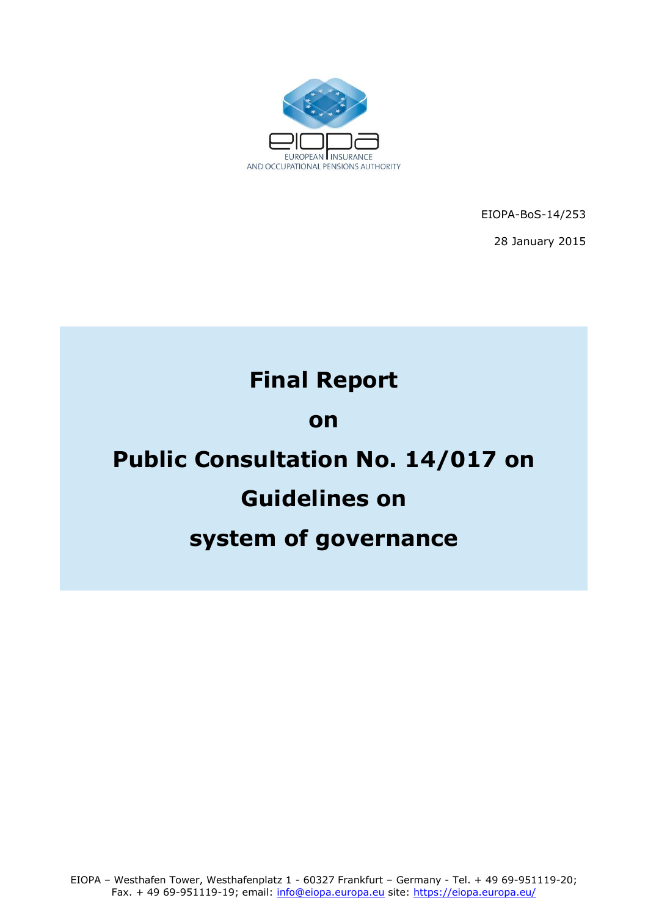EIOPA-BoS-14/253

28 January 2015

# Final Report on Public Consultation No. 14/017 on Guidelines on system of governance

EIOPA – Westhafen Tower, Westhafenplatz 1 - 60327 Frankfurt – Germany - Tel. + 49 69-951119-20; Fax. + 49 69-951119-19; email: info@eiopa.europa.eu site: https://eiopa.europa.eu/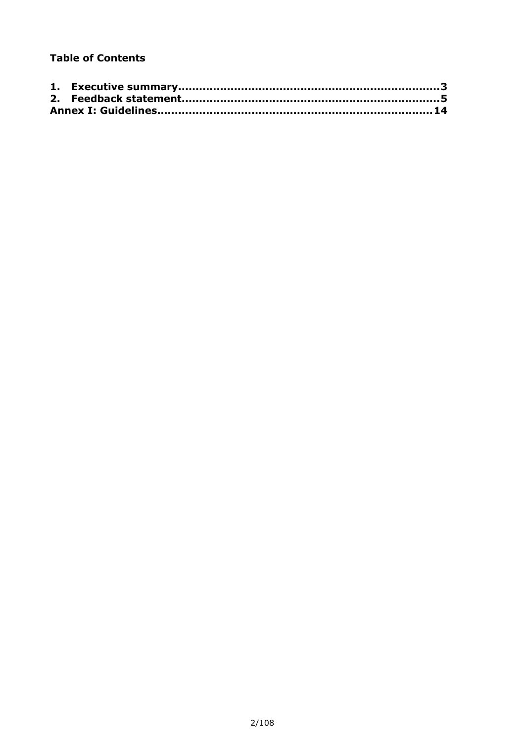**Table of Contents**

1. Executive summary.....................................................................3
2. Feedback statement....................................................................5

Annex I: Guidelines.......................................................................14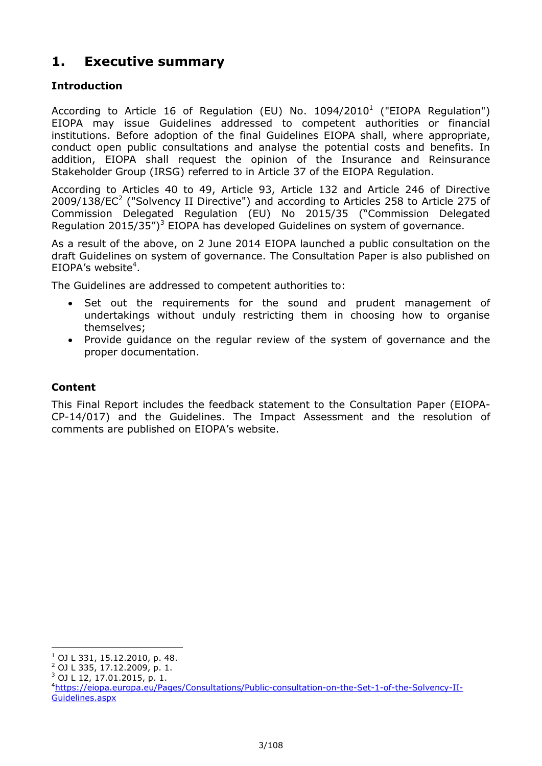# 1. Executive summary

### Introduction

According to Article 16 of Regulation (EU) No. 1094/2010[1] ("EIOPA Regulation") EIOPA may issue Guidelines addressed to competent authorities or financial institutions. Before adoption of the final Guidelines EIOPA shall, where appropriate, conduct open public consultations and analyse the potential costs and benefits. In addition, EIOPA shall request the opinion of the Insurance and Reinsurance Stakeholder Group (IRSG) referred to in Article 37 of the EIOPA Regulation.

According to Articles 40 to 49, Article 93, Article 132 and Article 246 of Directive 2009/138/EC[2] ("Solvency II Directive") and according to Articles 258 to Article 275 of Commission Delegated Regulation (EU) No 2015/35 ("Commission Delegated Regulation 2015/35")[3] EIOPA has developed Guidelines on system of governance.

As a result of the above, on 2 June 2014 EIOPA launched a public consultation on the draft Guidelines on system of governance. The Consultation Paper is also published on EIOPA's website[4].

The Guidelines are addressed to competent authorities to:

- Set out the requirements for the sound and prudent management of undertakings without unduly restricting them in choosing how to organise themselves;
- Provide guidance on the regular review of the system of governance and the proper documentation.

### Content

This Final Report includes the feedback statement to the Consultation Paper (EIOPA-CP-14/017) and the Guidelines. The Impact Assessment and the resolution of comments are published on EIOPA's website.

---

[1] OJ L 331, 15.12.2010, p. 48.

[2] OJ L 335, 17.12.2009, p. 1.

[3] OJ L 12, 17.01.2015, p. 1.

[4] https://eiopa.europa.eu/Pages/Consultations/Public-consultation-on-the-Set-1-of-the-Solvency-II-Guidelines.aspx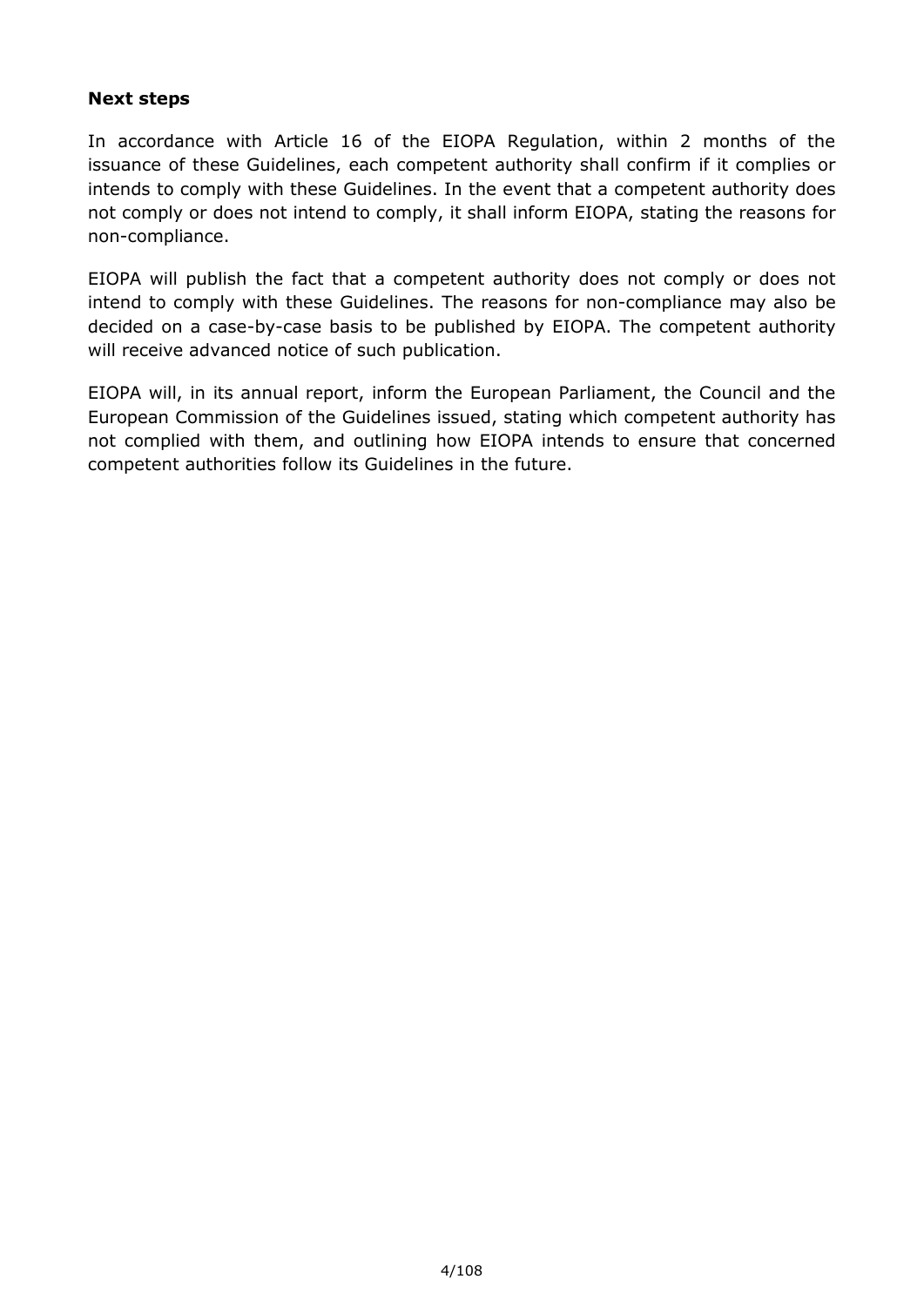**Next steps**

In accordance with Article 16 of the EIOPA Regulation, within 2 months of the issuance of these Guidelines, each competent authority shall confirm if it complies or intends to comply with these Guidelines. In the event that a competent authority does not comply or does not intend to comply, it shall inform EIOPA, stating the reasons for non-compliance.

EIOPA will publish the fact that a competent authority does not comply or does not intend to comply with these Guidelines. The reasons for non-compliance may also be decided on a case-by-case basis to be published by EIOPA. The competent authority will receive advanced notice of such publication.

EIOPA will, in its annual report, inform the European Parliament, the Council and the European Commission of the Guidelines issued, stating which competent authority has not complied with them, and outlining how EIOPA intends to ensure that concerned competent authorities follow its Guidelines in the future.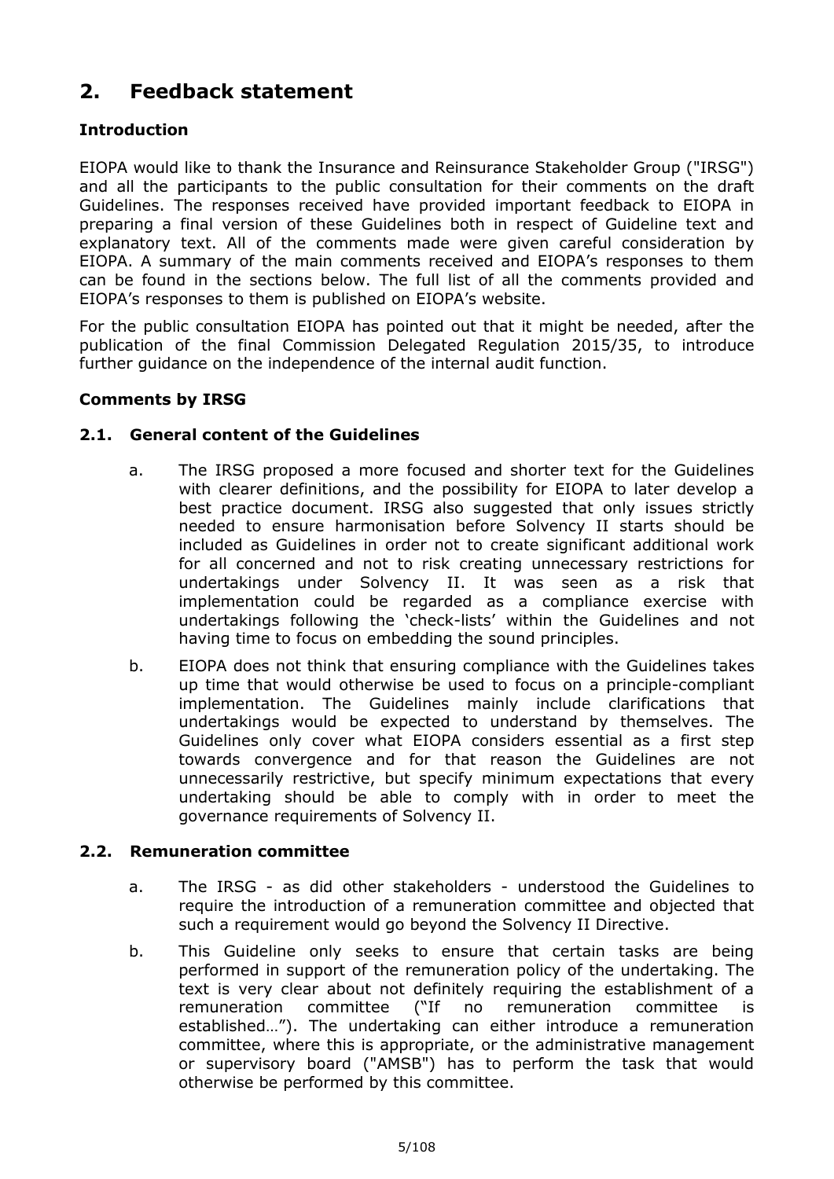## 2. Feedback statement

### Introduction

EIOPA would like to thank the Insurance and Reinsurance Stakeholder Group ("IRSG") and all the participants to the public consultation for their comments on the draft Guidelines. The responses received have provided important feedback to EIOPA in preparing a final version of these Guidelines both in respect of Guideline text and explanatory text. All of the comments made were given careful consideration by EIOPA. A summary of the main comments received and EIOPA's responses to them can be found in the sections below. The full list of all the comments provided and EIOPA's responses to them is published on EIOPA's website.

For the public consultation EIOPA has pointed out that it might be needed, after the publication of the final Commission Delegated Regulation 2015/35, to introduce further guidance on the independence of the internal audit function.

### Comments by IRSG

### 2.1. General content of the Guidelines

a. The IRSG proposed a more focused and shorter text for the Guidelines with clearer definitions, and the possibility for EIOPA to later develop a best practice document. IRSG also suggested that only issues strictly needed to ensure harmonisation before Solvency II starts should be included as Guidelines in order not to create significant additional work for all concerned and not to risk creating unnecessary restrictions for undertakings under Solvency II. It was seen as a risk that implementation could be regarded as a compliance exercise with undertakings following the 'check-lists' within the Guidelines and not having time to focus on embedding the sound principles.

b. EIOPA does not think that ensuring compliance with the Guidelines takes up time that would otherwise be used to focus on a principle-compliant implementation. The Guidelines mainly include clarifications that undertakings would be expected to understand by themselves. The Guidelines only cover what EIOPA considers essential as a first step towards convergence and for that reason the Guidelines are not unnecessarily restrictive, but specify minimum expectations that every undertaking should be able to comply with in order to meet the governance requirements of Solvency II.

### 2.2. Remuneration committee

a. The IRSG - as did other stakeholders - understood the Guidelines to require the introduction of a remuneration committee and objected that such a requirement would go beyond the Solvency II Directive.

b. This Guideline only seeks to ensure that certain tasks are being performed in support of the remuneration policy of the undertaking. The text is very clear about not definitely requiring the establishment of a remuneration committee ("If no remuneration committee is established…"). The undertaking can either introduce a remuneration committee, where this is appropriate, or the administrative management or supervisory board ("AMSB") has to perform the task that would otherwise be performed by this committee.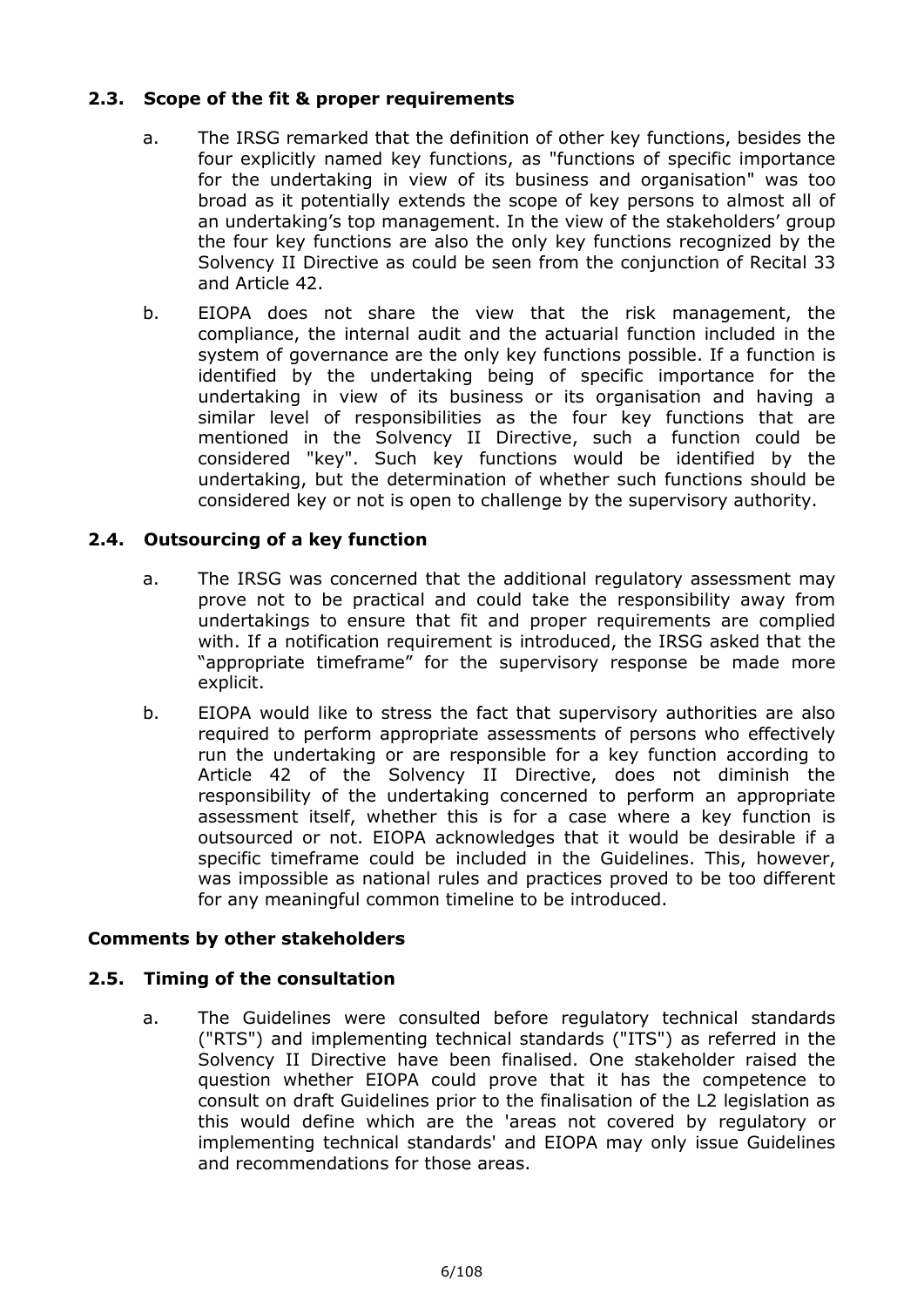### 2.3. Scope of the fit & proper requirements

a. The IRSG remarked that the definition of other key functions, besides the four explicitly named key functions, as "functions of specific importance for the undertaking in view of its business and organisation" was too broad as it potentially extends the scope of key persons to almost all of an undertaking's top management. In the view of the stakeholders' group the four key functions are also the only key functions recognized by the Solvency II Directive as could be seen from the conjunction of Recital 33 and Article 42.

b. EIOPA does not share the view that the risk management, the compliance, the internal audit and the actuarial function included in the system of governance are the only key functions possible. If a function is identified by the undertaking being of specific importance for the undertaking in view of its business or its organisation and having a similar level of responsibilities as the four key functions that are mentioned in the Solvency II Directive, such a function could be considered "key". Such key functions would be identified by the undertaking, but the determination of whether such functions should be considered key or not is open to challenge by the supervisory authority.

### 2.4. Outsourcing of a key function

a. The IRSG was concerned that the additional regulatory assessment may prove not to be practical and could take the responsibility away from undertakings to ensure that fit and proper requirements are complied with. If a notification requirement is introduced, the IRSG asked that the "appropriate timeframe" for the supervisory response be made more explicit.

b. EIOPA would like to stress the fact that supervisory authorities are also required to perform appropriate assessments of persons who effectively run the undertaking or are responsible for a key function according to Article 42 of the Solvency II Directive, does not diminish the responsibility of the undertaking concerned to perform an appropriate assessment itself, whether this is for a case where a key function is outsourced or not. EIOPA acknowledges that it would be desirable if a specific timeframe could be included in the Guidelines. This, however, was impossible as national rules and practices proved to be too different for any meaningful common timeline to be introduced.

### Comments by other stakeholders

### 2.5. Timing of the consultation

a. The Guidelines were consulted before regulatory technical standards ("RTS") and implementing technical standards ("ITS") as referred in the Solvency II Directive have been finalised. One stakeholder raised the question whether EIOPA could prove that it has the competence to consult on draft Guidelines prior to the finalisation of the L2 legislation as this would define which are the 'areas not covered by regulatory or implementing technical standards' and EIOPA may only issue Guidelines and recommendations for those areas.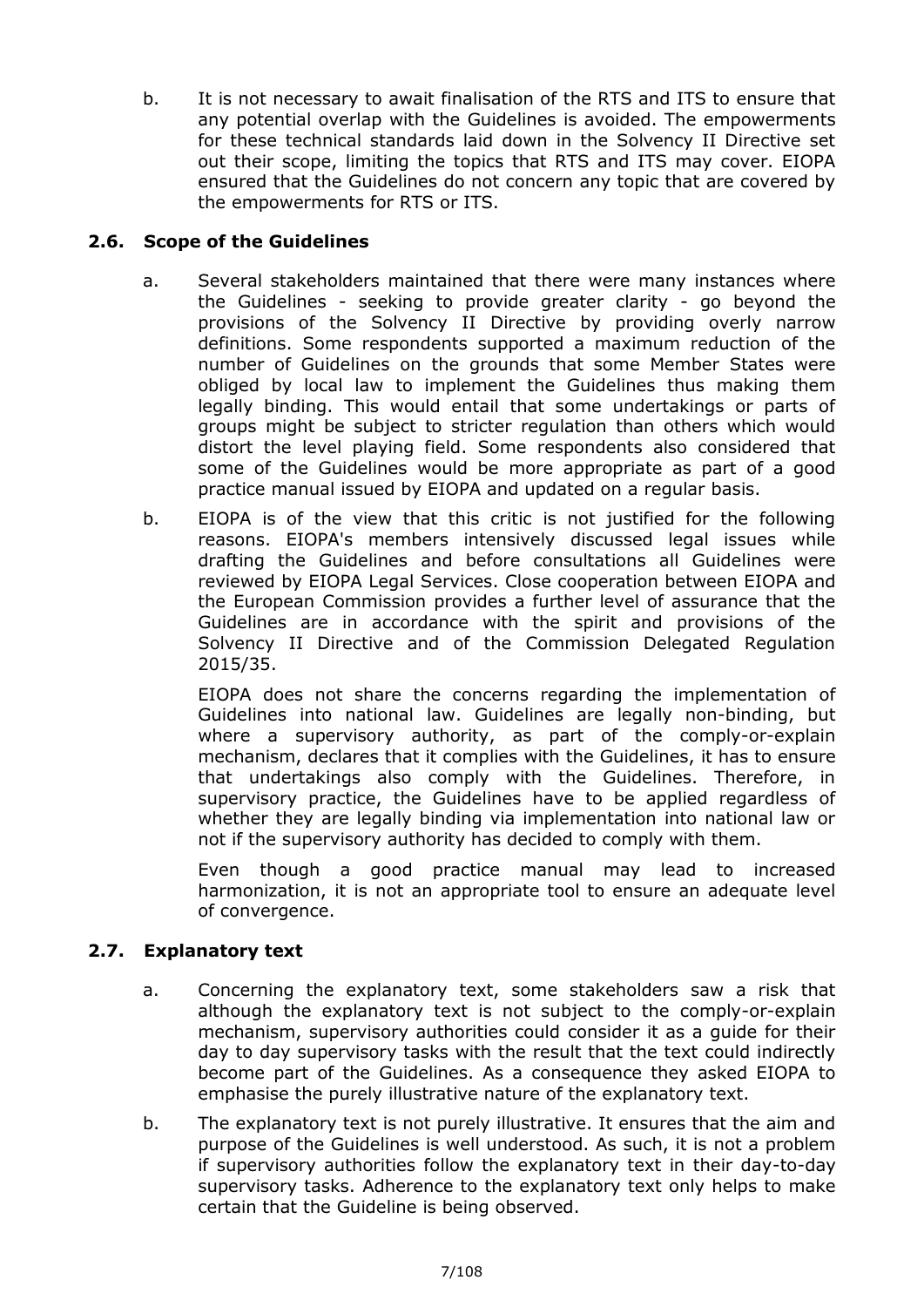b. It is not necessary to await finalisation of the RTS and ITS to ensure that any potential overlap with the Guidelines is avoided. The empowerments for these technical standards laid down in the Solvency II Directive set out their scope, limiting the topics that RTS and ITS may cover. EIOPA ensured that the Guidelines do not concern any topic that are covered by the empowerments for RTS or ITS.

### 2.6. Scope of the Guidelines

a. Several stakeholders maintained that there were many instances where the Guidelines - seeking to provide greater clarity - go beyond the provisions of the Solvency II Directive by providing overly narrow definitions. Some respondents supported a maximum reduction of the number of Guidelines on the grounds that some Member States were obliged by local law to implement the Guidelines thus making them legally binding. This would entail that some undertakings or parts of groups might be subject to stricter regulation than others which would distort the level playing field. Some respondents also considered that some of the Guidelines would be more appropriate as part of a good practice manual issued by EIOPA and updated on a regular basis.

b. EIOPA is of the view that this critic is not justified for the following reasons. EIOPA's members intensively discussed legal issues while drafting the Guidelines and before consultations all Guidelines were reviewed by EIOPA Legal Services. Close cooperation between EIOPA and the European Commission provides a further level of assurance that the Guidelines are in accordance with the spirit and provisions of the Solvency II Directive and of the Commission Delegated Regulation 2015/35.

   EIOPA does not share the concerns regarding the implementation of Guidelines into national law. Guidelines are legally non-binding, but where a supervisory authority, as part of the comply-or-explain mechanism, declares that it complies with the Guidelines, it has to ensure that undertakings also comply with the Guidelines. Therefore, in supervisory practice, the Guidelines have to be applied regardless of whether they are legally binding via implementation into national law or not if the supervisory authority has decided to comply with them.

   Even though a good practice manual may lead to increased harmonization, it is not an appropriate tool to ensure an adequate level of convergence.

### 2.7. Explanatory text

a. Concerning the explanatory text, some stakeholders saw a risk that although the explanatory text is not subject to the comply-or-explain mechanism, supervisory authorities could consider it as a guide for their day to day supervisory tasks with the result that the text could indirectly become part of the Guidelines. As a consequence they asked EIOPA to emphasise the purely illustrative nature of the explanatory text.

b. The explanatory text is not purely illustrative. It ensures that the aim and purpose of the Guidelines is well understood. As such, it is not a problem if supervisory authorities follow the explanatory text in their day-to-day supervisory tasks. Adherence to the explanatory text only helps to make certain that the Guideline is being observed.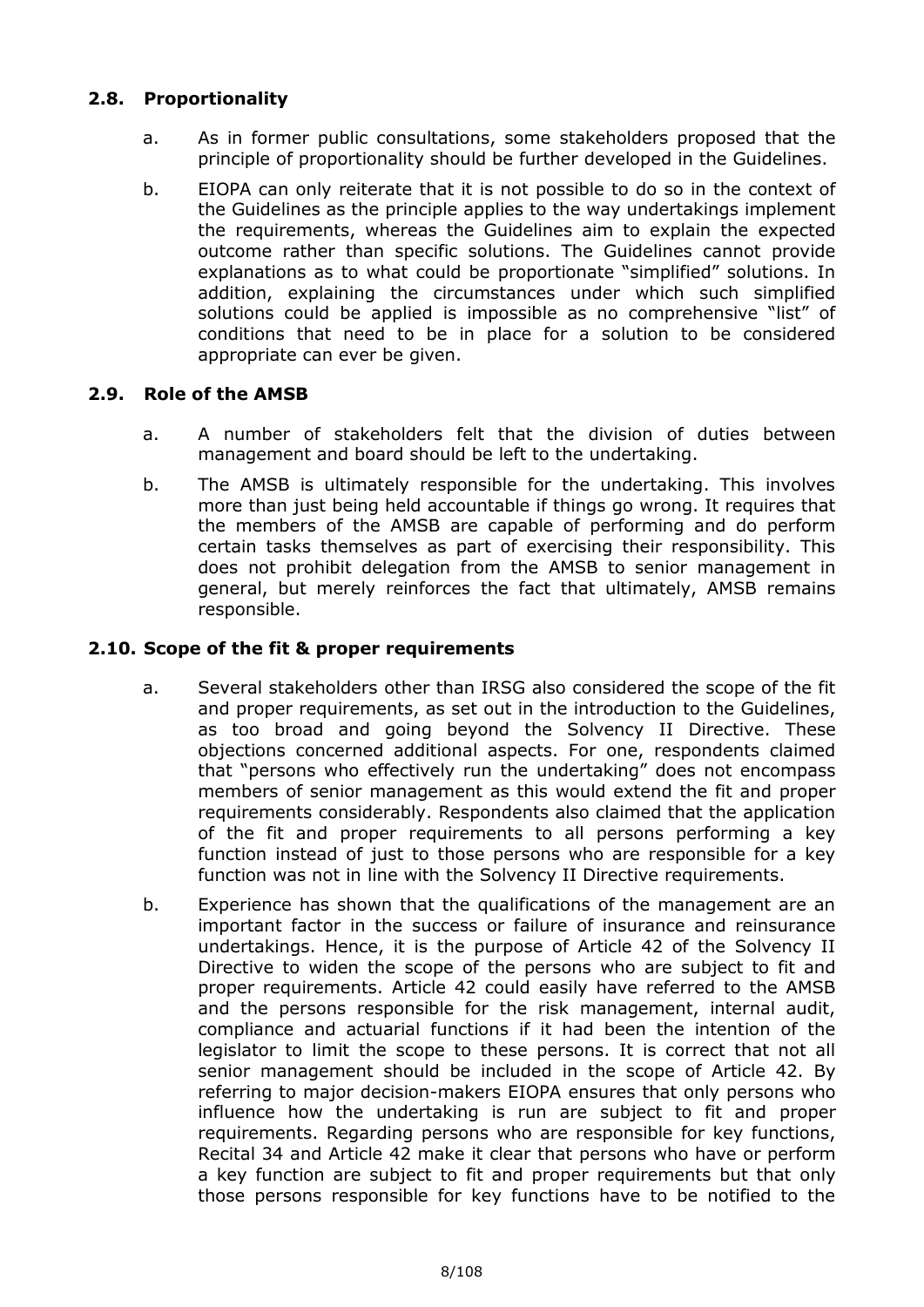## 2.8. Proportionality

a. As in former public consultations, some stakeholders proposed that the principle of proportionality should be further developed in the Guidelines.

b. EIOPA can only reiterate that it is not possible to do so in the context of the Guidelines as the principle applies to the way undertakings implement the requirements, whereas the Guidelines aim to explain the expected outcome rather than specific solutions. The Guidelines cannot provide explanations as to what could be proportionate "simplified" solutions. In addition, explaining the circumstances under which such simplified solutions could be applied is impossible as no comprehensive "list" of conditions that need to be in place for a solution to be considered appropriate can ever be given.

## 2.9. Role of the AMSB

a. A number of stakeholders felt that the division of duties between management and board should be left to the undertaking.

b. The AMSB is ultimately responsible for the undertaking. This involves more than just being held accountable if things go wrong. It requires that the members of the AMSB are capable of performing and do perform certain tasks themselves as part of exercising their responsibility. This does not prohibit delegation from the AMSB to senior management in general, but merely reinforces the fact that ultimately, AMSB remains responsible.

## 2.10. Scope of the fit & proper requirements

a. Several stakeholders other than IRSG also considered the scope of the fit and proper requirements, as set out in the introduction to the Guidelines, as too broad and going beyond the Solvency II Directive. These objections concerned additional aspects. For one, respondents claimed that "persons who effectively run the undertaking" does not encompass members of senior management as this would extend the fit and proper requirements considerably. Respondents also claimed that the application of the fit and proper requirements to all persons performing a key function instead of just to those persons who are responsible for a key function was not in line with the Solvency II Directive requirements.

b. Experience has shown that the qualifications of the management are an important factor in the success or failure of insurance and reinsurance undertakings. Hence, it is the purpose of Article 42 of the Solvency II Directive to widen the scope of the persons who are subject to fit and proper requirements. Article 42 could easily have referred to the AMSB and the persons responsible for the risk management, internal audit, compliance and actuarial functions if it had been the intention of the legislator to limit the scope to these persons. It is correct that not all senior management should be included in the scope of Article 42. By referring to major decision-makers EIOPA ensures that only persons who influence how the undertaking is run are subject to fit and proper requirements. Regarding persons who are responsible for key functions, Recital 34 and Article 42 make it clear that persons who have or perform a key function are subject to fit and proper requirements but that only those persons responsible for key functions have to be notified to the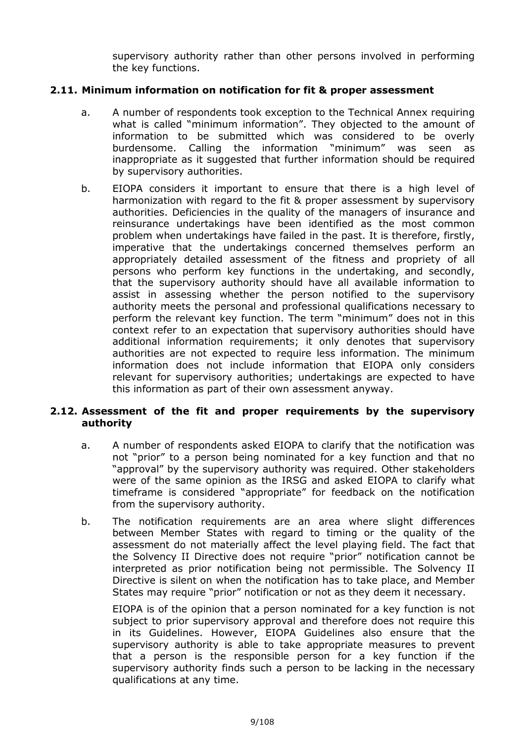supervisory authority rather than other persons involved in performing the key functions.

### 2.11. Minimum information on notification for fit & proper assessment

a. A number of respondents took exception to the Technical Annex requiring what is called "minimum information". They objected to the amount of information to be submitted which was considered to be overly burdensome. Calling the information "minimum" was seen as inappropriate as it suggested that further information should be required by supervisory authorities.

b. EIOPA considers it important to ensure that there is a high level of harmonization with regard to the fit & proper assessment by supervisory authorities. Deficiencies in the quality of the managers of insurance and reinsurance undertakings have been identified as the most common problem when undertakings have failed in the past. It is therefore, firstly, imperative that the undertakings concerned themselves perform an appropriately detailed assessment of the fitness and propriety of all persons who perform key functions in the undertaking, and secondly, that the supervisory authority should have all available information to assist in assessing whether the person notified to the supervisory authority meets the personal and professional qualifications necessary to perform the relevant key function. The term "minimum" does not in this context refer to an expectation that supervisory authorities should have additional information requirements; it only denotes that supervisory authorities are not expected to require less information. The minimum information does not include information that EIOPA only considers relevant for supervisory authorities; undertakings are expected to have this information as part of their own assessment anyway.

### 2.12. Assessment of the fit and proper requirements by the supervisory authority

a. A number of respondents asked EIOPA to clarify that the notification was not "prior" to a person being nominated for a key function and that no "approval" by the supervisory authority was required. Other stakeholders were of the same opinion as the IRSG and asked EIOPA to clarify what timeframe is considered "appropriate" for feedback on the notification from the supervisory authority.

b. The notification requirements are an area where slight differences between Member States with regard to timing or the quality of the assessment do not materially affect the level playing field. The fact that the Solvency II Directive does not require "prior" notification cannot be interpreted as prior notification being not permissible. The Solvency II Directive is silent on when the notification has to take place, and Member States may require "prior" notification or not as they deem it necessary.

EIOPA is of the opinion that a person nominated for a key function is not subject to prior supervisory approval and therefore does not require this in its Guidelines. However, EIOPA Guidelines also ensure that the supervisory authority is able to take appropriate measures to prevent that a person is the responsible person for a key function if the supervisory authority finds such a person to be lacking in the necessary qualifications at any time.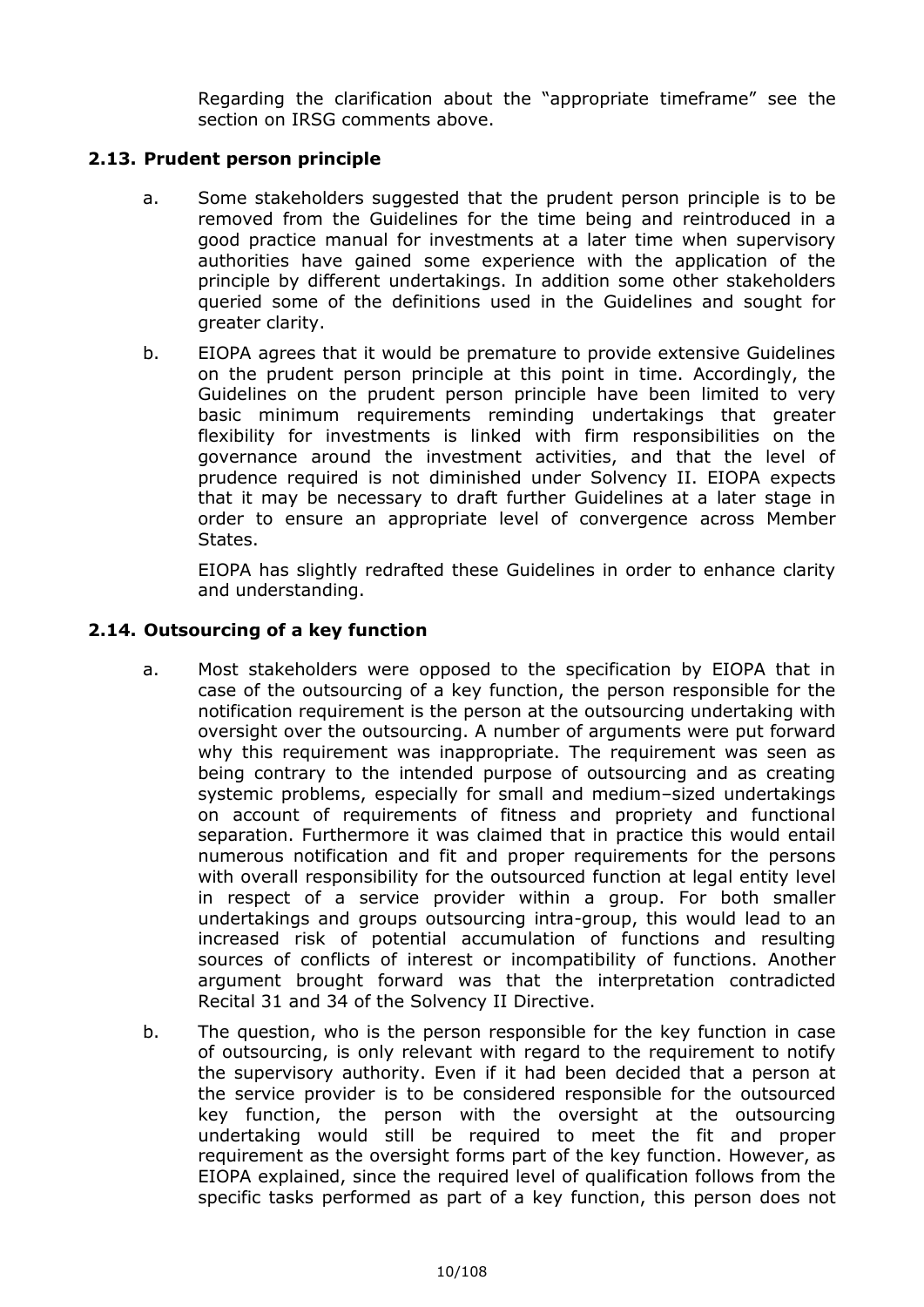Regarding the clarification about the "appropriate timeframe" see the section on IRSG comments above.

## 2.13. Prudent person principle

a. Some stakeholders suggested that the prudent person principle is to be removed from the Guidelines for the time being and reintroduced in a good practice manual for investments at a later time when supervisory authorities have gained some experience with the application of the principle by different undertakings. In addition some other stakeholders queried some of the definitions used in the Guidelines and sought for greater clarity.

b. EIOPA agrees that it would be premature to provide extensive Guidelines on the prudent person principle at this point in time. Accordingly, the Guidelines on the prudent person principle have been limited to very basic minimum requirements reminding undertakings that greater flexibility for investments is linked with firm responsibilities on the governance around the investment activities, and that the level of prudence required is not diminished under Solvency II. EIOPA expects that it may be necessary to draft further Guidelines at a later stage in order to ensure an appropriate level of convergence across Member States.

   EIOPA has slightly redrafted these Guidelines in order to enhance clarity and understanding.

## 2.14. Outsourcing of a key function

a. Most stakeholders were opposed to the specification by EIOPA that in case of the outsourcing of a key function, the person responsible for the notification requirement is the person at the outsourcing undertaking with oversight over the outsourcing. A number of arguments were put forward why this requirement was inappropriate. The requirement was seen as being contrary to the intended purpose of outsourcing and as creating systemic problems, especially for small and medium–sized undertakings on account of requirements of fitness and propriety and functional separation. Furthermore it was claimed that in practice this would entail numerous notification and fit and proper requirements for the persons with overall responsibility for the outsourced function at legal entity level in respect of a service provider within a group. For both smaller undertakings and groups outsourcing intra-group, this would lead to an increased risk of potential accumulation of functions and resulting sources of conflicts of interest or incompatibility of functions. Another argument brought forward was that the interpretation contradicted Recital 31 and 34 of the Solvency II Directive.

b. The question, who is the person responsible for the key function in case of outsourcing, is only relevant with regard to the requirement to notify the supervisory authority. Even if it had been decided that a person at the service provider is to be considered responsible for the outsourced key function, the person with the oversight at the outsourcing undertaking would still be required to meet the fit and proper requirement as the oversight forms part of the key function. However, as EIOPA explained, since the required level of qualification follows from the specific tasks performed as part of a key function, this person does not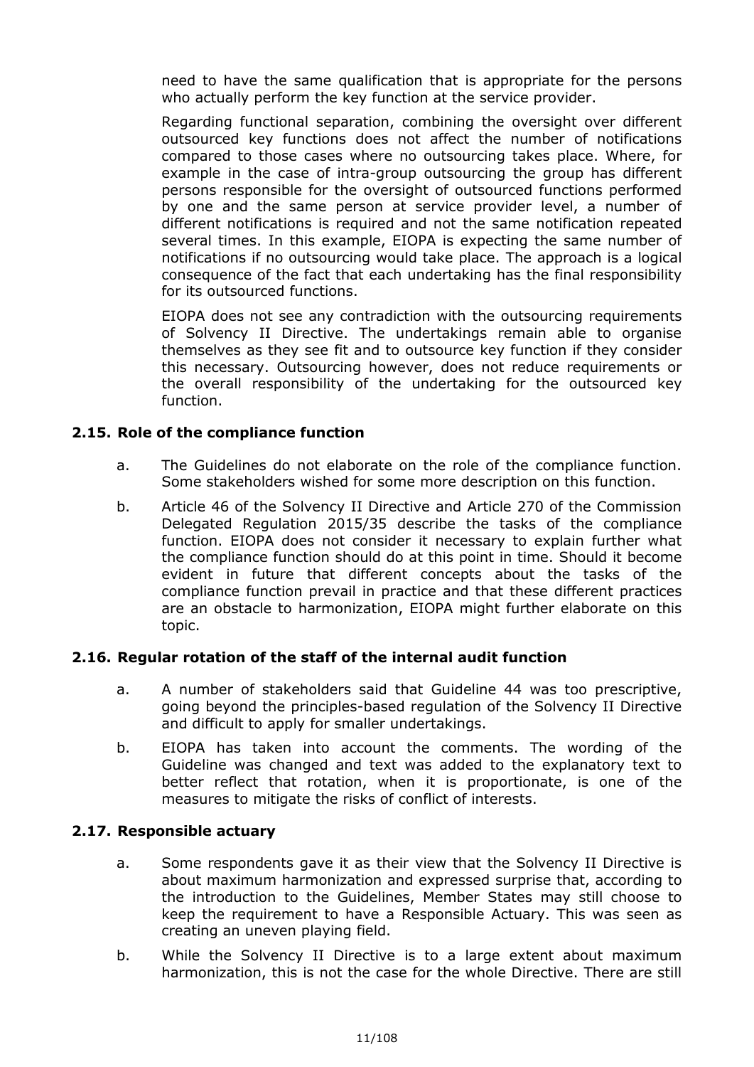need to have the same qualification that is appropriate for the persons who actually perform the key function at the service provider.

Regarding functional separation, combining the oversight over different outsourced key functions does not affect the number of notifications compared to those cases where no outsourcing takes place. Where, for example in the case of intra-group outsourcing the group has different persons responsible for the oversight of outsourced functions performed by one and the same person at service provider level, a number of different notifications is required and not the same notification repeated several times. In this example, EIOPA is expecting the same number of notifications if no outsourcing would take place. The approach is a logical consequence of the fact that each undertaking has the final responsibility for its outsourced functions.

EIOPA does not see any contradiction with the outsourcing requirements of Solvency II Directive. The undertakings remain able to organise themselves as they see fit and to outsource key function if they consider this necessary. Outsourcing however, does not reduce requirements or the overall responsibility of the undertaking for the outsourced key function.

### 2.15. Role of the compliance function

a. The Guidelines do not elaborate on the role of the compliance function. Some stakeholders wished for some more description on this function.

b. Article 46 of the Solvency II Directive and Article 270 of the Commission Delegated Regulation 2015/35 describe the tasks of the compliance function. EIOPA does not consider it necessary to explain further what the compliance function should do at this point in time. Should it become evident in future that different concepts about the tasks of the compliance function prevail in practice and that these different practices are an obstacle to harmonization, EIOPA might further elaborate on this topic.

### 2.16. Regular rotation of the staff of the internal audit function

a. A number of stakeholders said that Guideline 44 was too prescriptive, going beyond the principles-based regulation of the Solvency II Directive and difficult to apply for smaller undertakings.

b. EIOPA has taken into account the comments. The wording of the Guideline was changed and text was added to the explanatory text to better reflect that rotation, when it is proportionate, is one of the measures to mitigate the risks of conflict of interests.

### 2.17. Responsible actuary

a. Some respondents gave it as their view that the Solvency II Directive is about maximum harmonization and expressed surprise that, according to the introduction to the Guidelines, Member States may still choose to keep the requirement to have a Responsible Actuary. This was seen as creating an uneven playing field.

b. While the Solvency II Directive is to a large extent about maximum harmonization, this is not the case for the whole Directive. There are still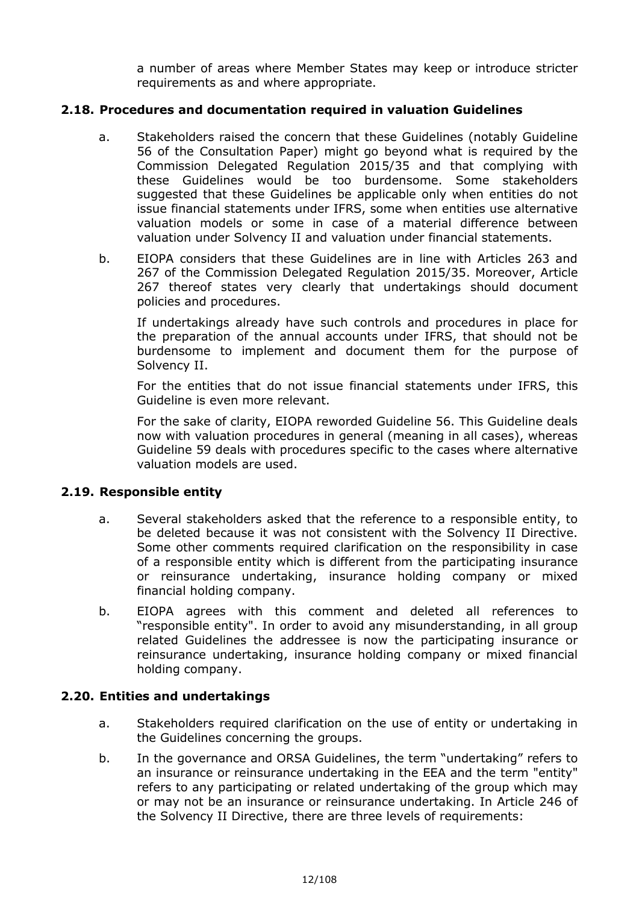a number of areas where Member States may keep or introduce stricter requirements as and where appropriate.

### 2.18. Procedures and documentation required in valuation Guidelines

a. Stakeholders raised the concern that these Guidelines (notably Guideline 56 of the Consultation Paper) might go beyond what is required by the Commission Delegated Regulation 2015/35 and that complying with these Guidelines would be too burdensome. Some stakeholders suggested that these Guidelines be applicable only when entities do not issue financial statements under IFRS, some when entities use alternative valuation models or some in case of a material difference between valuation under Solvency II and valuation under financial statements.

b. EIOPA considers that these Guidelines are in line with Articles 263 and 267 of the Commission Delegated Regulation 2015/35. Moreover, Article 267 thereof states very clearly that undertakings should document policies and procedures.

   If undertakings already have such controls and procedures in place for the preparation of the annual accounts under IFRS, that should not be burdensome to implement and document them for the purpose of Solvency II.

   For the entities that do not issue financial statements under IFRS, this Guideline is even more relevant.

   For the sake of clarity, EIOPA reworded Guideline 56. This Guideline deals now with valuation procedures in general (meaning in all cases), whereas Guideline 59 deals with procedures specific to the cases where alternative valuation models are used.

### 2.19. Responsible entity

a. Several stakeholders asked that the reference to a responsible entity, to be deleted because it was not consistent with the Solvency II Directive. Some other comments required clarification on the responsibility in case of a responsible entity which is different from the participating insurance or reinsurance undertaking, insurance holding company or mixed financial holding company.

b. EIOPA agrees with this comment and deleted all references to "responsible entity". In order to avoid any misunderstanding, in all group related Guidelines the addressee is now the participating insurance or reinsurance undertaking, insurance holding company or mixed financial holding company.

### 2.20. Entities and undertakings

a. Stakeholders required clarification on the use of entity or undertaking in the Guidelines concerning the groups.

b. In the governance and ORSA Guidelines, the term "undertaking" refers to an insurance or reinsurance undertaking in the EEA and the term "entity" refers to any participating or related undertaking of the group which may or may not be an insurance or reinsurance undertaking. In Article 246 of the Solvency II Directive, there are three levels of requirements: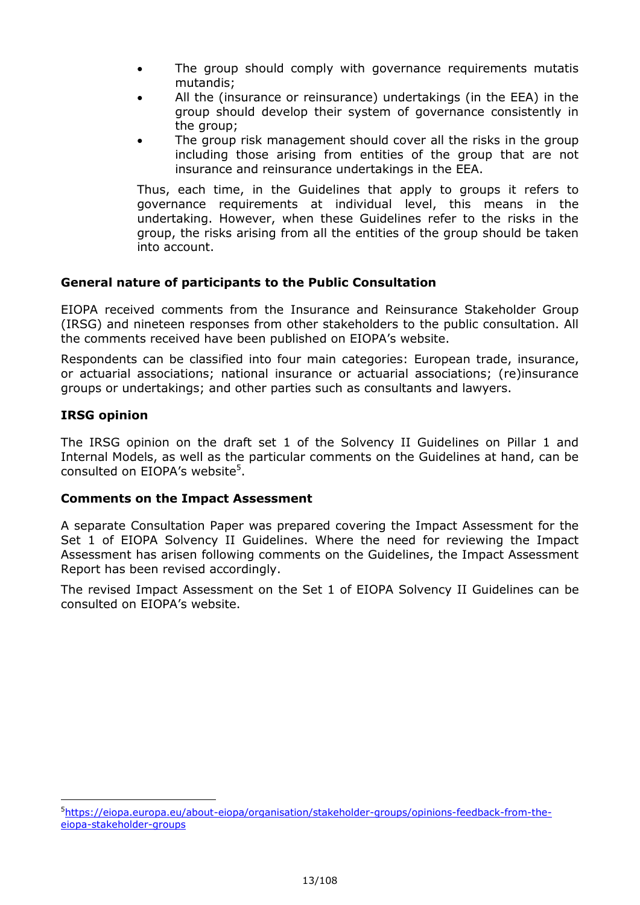- The group should comply with governance requirements mutatis mutandis;
- All the (insurance or reinsurance) undertakings (in the EEA) in the group should develop their system of governance consistently in the group;
- The group risk management should cover all the risks in the group including those arising from entities of the group that are not insurance and reinsurance undertakings in the EEA.

Thus, each time, in the Guidelines that apply to groups it refers to governance requirements at individual level, this means in the undertaking. However, when these Guidelines refer to the risks in the group, the risks arising from all the entities of the group should be taken into account.

**General nature of participants to the Public Consultation**

EIOPA received comments from the Insurance and Reinsurance Stakeholder Group (IRSG) and nineteen responses from other stakeholders to the public consultation. All the comments received have been published on EIOPA's website.

Respondents can be classified into four main categories: European trade, insurance, or actuarial associations; national insurance or actuarial associations; (re)insurance groups or undertakings; and other parties such as consultants and lawyers.

**IRSG opinion**

The IRSG opinion on the draft set 1 of the Solvency II Guidelines on Pillar 1 and Internal Models, as well as the particular comments on the Guidelines at hand, can be consulted on EIOPA's website[5].

**Comments on the Impact Assessment**

A separate Consultation Paper was prepared covering the Impact Assessment for the Set 1 of EIOPA Solvency II Guidelines. Where the need for reviewing the Impact Assessment has arisen following comments on the Guidelines, the Impact Assessment Report has been revised accordingly.

The revised Impact Assessment on the Set 1 of EIOPA Solvency II Guidelines can be consulted on EIOPA's website.

---

[5] https://eiopa.europa.eu/about-eiopa/organisation/stakeholder-groups/opinions-feedback-from-the-eiopa-stakeholder-groups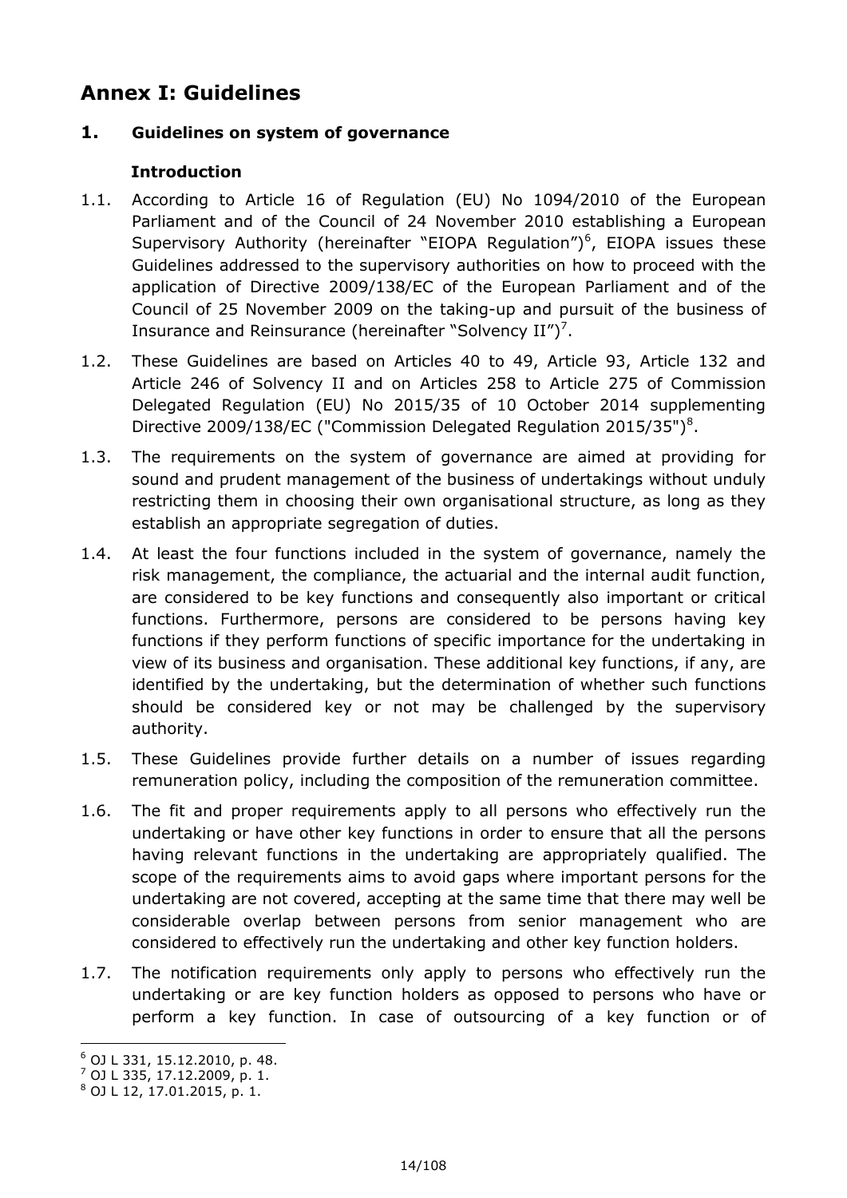# Annex I: Guidelines

## 1. Guidelines on system of governance

### Introduction

1.1. According to Article 16 of Regulation (EU) No 1094/2010 of the European Parliament and of the Council of 24 November 2010 establishing a European Supervisory Authority (hereinafter "EIOPA Regulation")[6], EIOPA issues these Guidelines addressed to the supervisory authorities on how to proceed with the application of Directive 2009/138/EC of the European Parliament and of the Council of 25 November 2009 on the taking-up and pursuit of the business of Insurance and Reinsurance (hereinafter "Solvency II")[7].

1.2. These Guidelines are based on Articles 40 to 49, Article 93, Article 132 and Article 246 of Solvency II and on Articles 258 to Article 275 of Commission Delegated Regulation (EU) No 2015/35 of 10 October 2014 supplementing Directive 2009/138/EC ("Commission Delegated Regulation 2015/35")[8].

1.3. The requirements on the system of governance are aimed at providing for sound and prudent management of the business of undertakings without unduly restricting them in choosing their own organisational structure, as long as they establish an appropriate segregation of duties.

1.4. At least the four functions included in the system of governance, namely the risk management, the compliance, the actuarial and the internal audit function, are considered to be key functions and consequently also important or critical functions. Furthermore, persons are considered to be persons having key functions if they perform functions of specific importance for the undertaking in view of its business and organisation. These additional key functions, if any, are identified by the undertaking, but the determination of whether such functions should be considered key or not may be challenged by the supervisory authority.

1.5. These Guidelines provide further details on a number of issues regarding remuneration policy, including the composition of the remuneration committee.

1.6. The fit and proper requirements apply to all persons who effectively run the undertaking or have other key functions in order to ensure that all the persons having relevant functions in the undertaking are appropriately qualified. The scope of the requirements aims to avoid gaps where important persons for the undertaking are not covered, accepting at the same time that there may well be considerable overlap between persons from senior management who are considered to effectively run the undertaking and other key function holders.

1.7. The notification requirements only apply to persons who effectively run the undertaking or are key function holders as opposed to persons who have or perform a key function. In case of outsourcing of a key function or of

---

[6] OJ L 331, 15.12.2010, p. 48.

[7] OJ L 335, 17.12.2009, p. 1.

[8] OJ L 12, 17.01.2015, p. 1.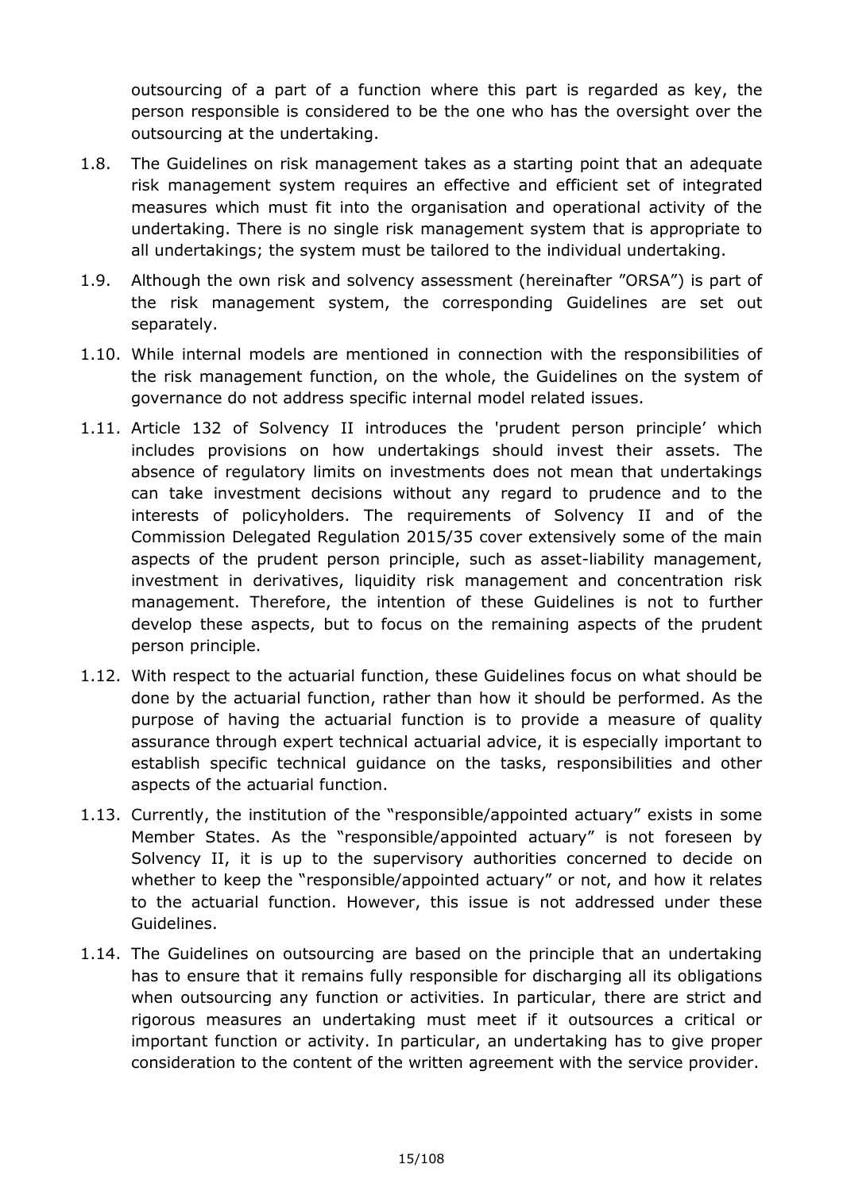outsourcing of a part of a function where this part is regarded as key, the person responsible is considered to be the one who has the oversight over the outsourcing at the undertaking.

1.8. The Guidelines on risk management takes as a starting point that an adequate risk management system requires an effective and efficient set of integrated measures which must fit into the organisation and operational activity of the undertaking. There is no single risk management system that is appropriate to all undertakings; the system must be tailored to the individual undertaking.

1.9. Although the own risk and solvency assessment (hereinafter "ORSA") is part of the risk management system, the corresponding Guidelines are set out separately.

1.10. While internal models are mentioned in connection with the responsibilities of the risk management function, on the whole, the Guidelines on the system of governance do not address specific internal model related issues.

1.11. Article 132 of Solvency II introduces the 'prudent person principle' which includes provisions on how undertakings should invest their assets. The absence of regulatory limits on investments does not mean that undertakings can take investment decisions without any regard to prudence and to the interests of policyholders. The requirements of Solvency II and of the Commission Delegated Regulation 2015/35 cover extensively some of the main aspects of the prudent person principle, such as asset-liability management, investment in derivatives, liquidity risk management and concentration risk management. Therefore, the intention of these Guidelines is not to further develop these aspects, but to focus on the remaining aspects of the prudent person principle.

1.12. With respect to the actuarial function, these Guidelines focus on what should be done by the actuarial function, rather than how it should be performed. As the purpose of having the actuarial function is to provide a measure of quality assurance through expert technical actuarial advice, it is especially important to establish specific technical guidance on the tasks, responsibilities and other aspects of the actuarial function.

1.13. Currently, the institution of the "responsible/appointed actuary" exists in some Member States. As the "responsible/appointed actuary" is not foreseen by Solvency II, it is up to the supervisory authorities concerned to decide on whether to keep the "responsible/appointed actuary" or not, and how it relates to the actuarial function. However, this issue is not addressed under these Guidelines.

1.14. The Guidelines on outsourcing are based on the principle that an undertaking has to ensure that it remains fully responsible for discharging all its obligations when outsourcing any function or activities. In particular, there are strict and rigorous measures an undertaking must meet if it outsources a critical or important function or activity. In particular, an undertaking has to give proper consideration to the content of the written agreement with the service provider.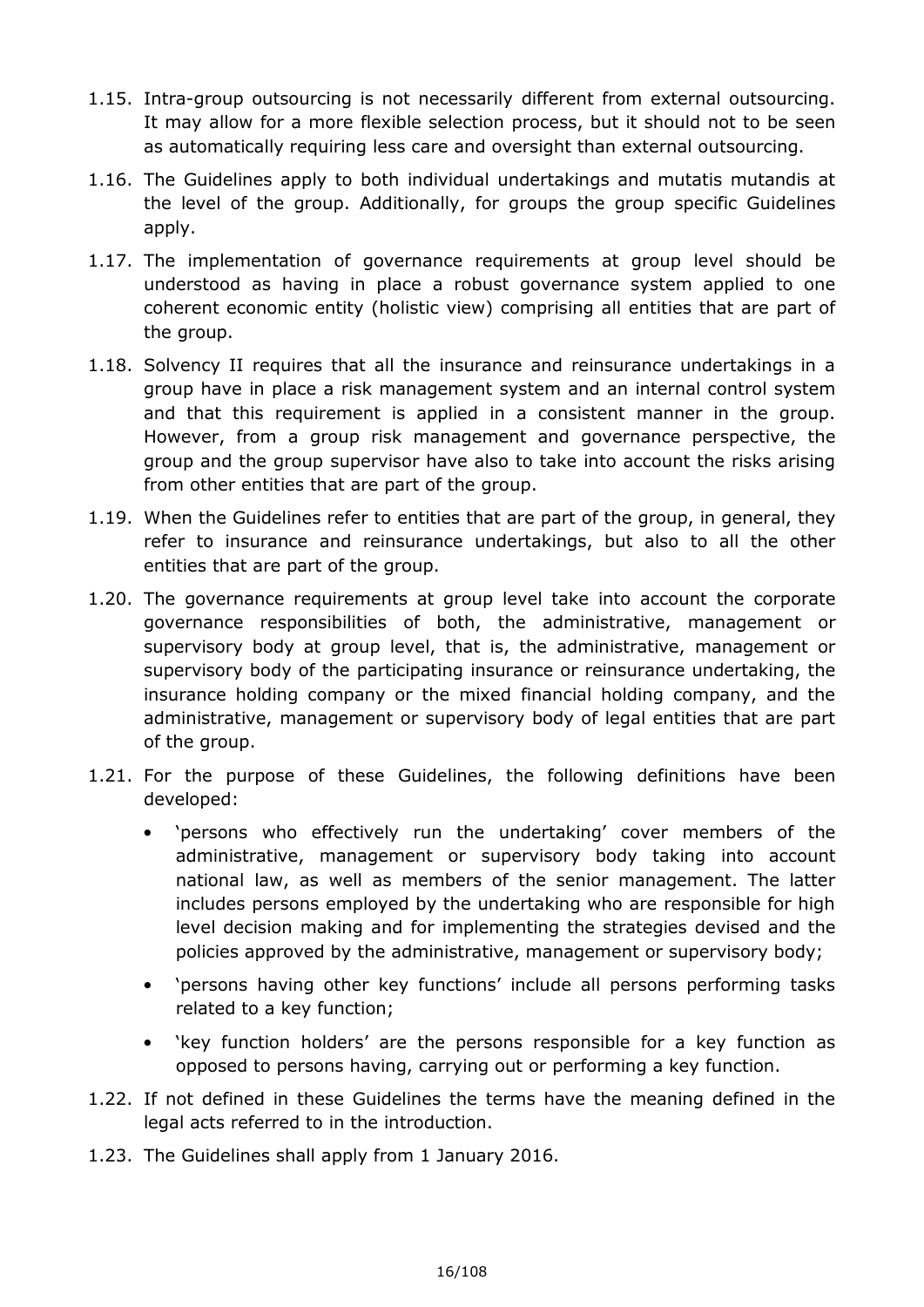1.15. Intra-group outsourcing is not necessarily different from external outsourcing. It may allow for a more flexible selection process, but it should not to be seen as automatically requiring less care and oversight than external outsourcing.

1.16. The Guidelines apply to both individual undertakings and mutatis mutandis at the level of the group. Additionally, for groups the group specific Guidelines apply.

1.17. The implementation of governance requirements at group level should be understood as having in place a robust governance system applied to one coherent economic entity (holistic view) comprising all entities that are part of the group.

1.18. Solvency II requires that all the insurance and reinsurance undertakings in a group have in place a risk management system and an internal control system and that this requirement is applied in a consistent manner in the group. However, from a group risk management and governance perspective, the group and the group supervisor have also to take into account the risks arising from other entities that are part of the group.

1.19. When the Guidelines refer to entities that are part of the group, in general, they refer to insurance and reinsurance undertakings, but also to all the other entities that are part of the group.

1.20. The governance requirements at group level take into account the corporate governance responsibilities of both, the administrative, management or supervisory body at group level, that is, the administrative, management or supervisory body of the participating insurance or reinsurance undertaking, the insurance holding company or the mixed financial holding company, and the administrative, management or supervisory body of legal entities that are part of the group.

1.21. For the purpose of these Guidelines, the following definitions have been developed:

- 'persons who effectively run the undertaking' cover members of the administrative, management or supervisory body taking into account national law, as well as members of the senior management. The latter includes persons employed by the undertaking who are responsible for high level decision making and for implementing the strategies devised and the policies approved by the administrative, management or supervisory body;
- 'persons having other key functions' include all persons performing tasks related to a key function;
- 'key function holders' are the persons responsible for a key function as opposed to persons having, carrying out or performing a key function.

1.22. If not defined in these Guidelines the terms have the meaning defined in the legal acts referred to in the introduction.

1.23. The Guidelines shall apply from 1 January 2016.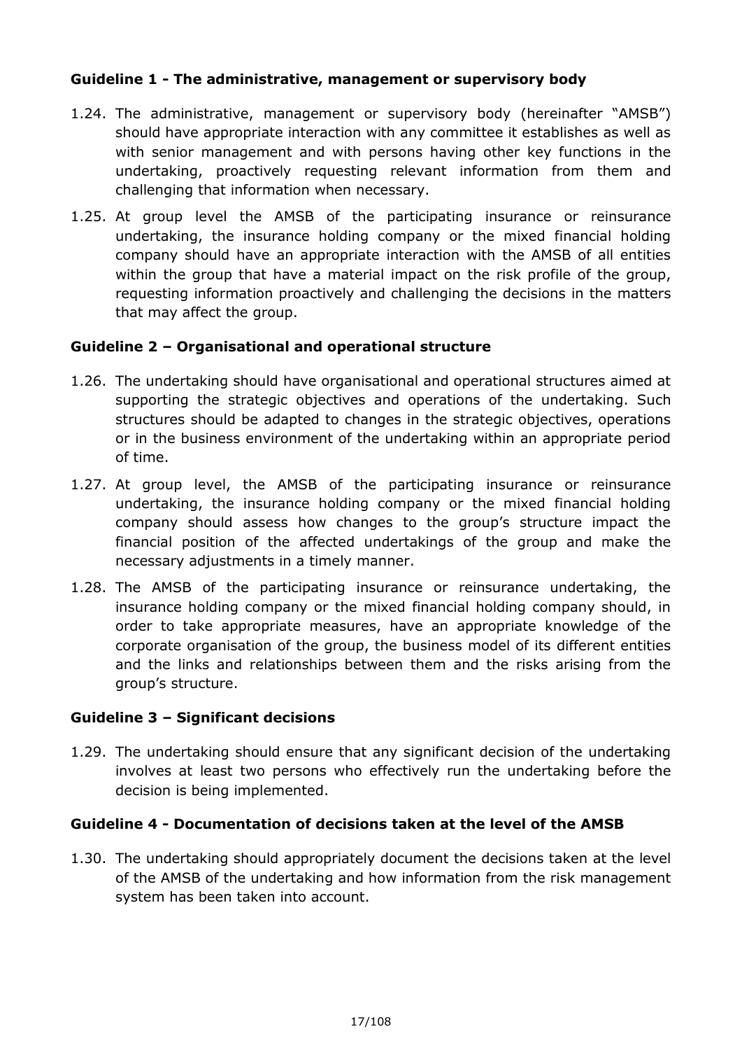**Guideline 1 - The administrative, management or supervisory body**

1.24. The administrative, management or supervisory body (hereinafter "AMSB") should have appropriate interaction with any committee it establishes as well as with senior management and with persons having other key functions in the undertaking, proactively requesting relevant information from them and challenging that information when necessary.

1.25. At group level the AMSB of the participating insurance or reinsurance undertaking, the insurance holding company or the mixed financial holding company should have an appropriate interaction with the AMSB of all entities within the group that have a material impact on the risk profile of the group, requesting information proactively and challenging the decisions in the matters that may affect the group.

**Guideline 2 – Organisational and operational structure**

1.26. The undertaking should have organisational and operational structures aimed at supporting the strategic objectives and operations of the undertaking. Such structures should be adapted to changes in the strategic objectives, operations or in the business environment of the undertaking within an appropriate period of time.

1.27. At group level, the AMSB of the participating insurance or reinsurance undertaking, the insurance holding company or the mixed financial holding company should assess how changes to the group's structure impact the financial position of the affected undertakings of the group and make the necessary adjustments in a timely manner.

1.28. The AMSB of the participating insurance or reinsurance undertaking, the insurance holding company or the mixed financial holding company should, in order to take appropriate measures, have an appropriate knowledge of the corporate organisation of the group, the business model of its different entities and the links and relationships between them and the risks arising from the group's structure.

**Guideline 3 – Significant decisions**

1.29. The undertaking should ensure that any significant decision of the undertaking involves at least two persons who effectively run the undertaking before the decision is being implemented.

**Guideline 4 - Documentation of decisions taken at the level of the AMSB**

1.30. The undertaking should appropriately document the decisions taken at the level of the AMSB of the undertaking and how information from the risk management system has been taken into account.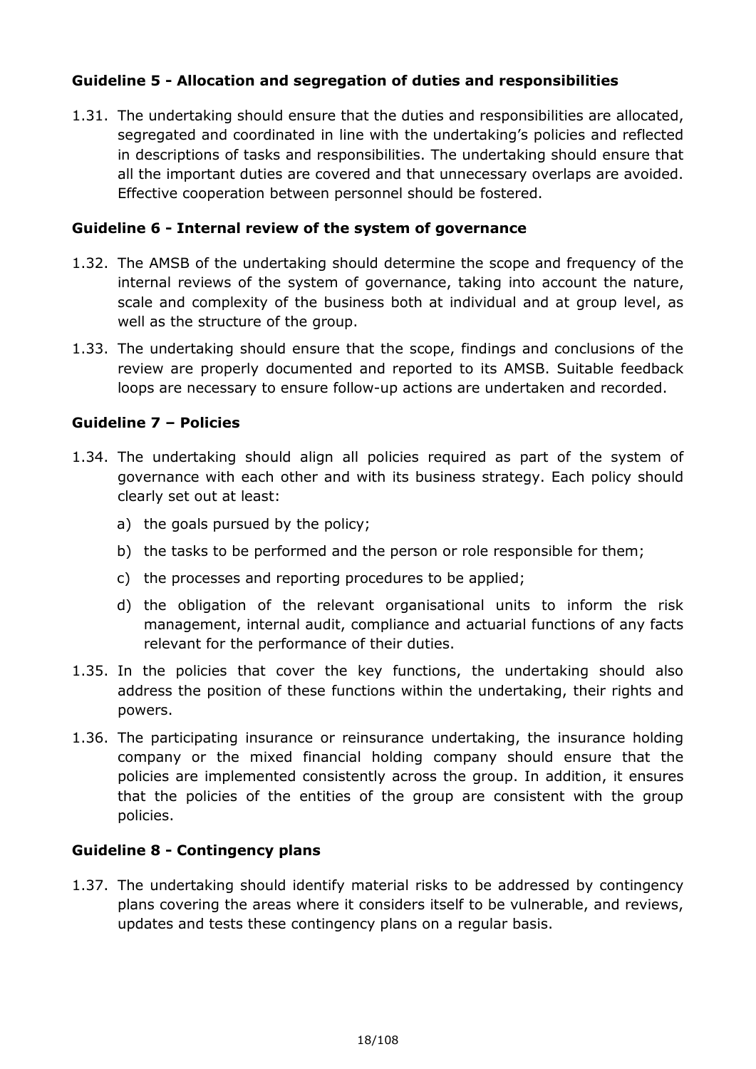### Guideline 5 - Allocation and segregation of duties and responsibilities

1.31. The undertaking should ensure that the duties and responsibilities are allocated, segregated and coordinated in line with the undertaking's policies and reflected in descriptions of tasks and responsibilities. The undertaking should ensure that all the important duties are covered and that unnecessary overlaps are avoided. Effective cooperation between personnel should be fostered.

### Guideline 6 - Internal review of the system of governance

1.32. The AMSB of the undertaking should determine the scope and frequency of the internal reviews of the system of governance, taking into account the nature, scale and complexity of the business both at individual and at group level, as well as the structure of the group.

1.33. The undertaking should ensure that the scope, findings and conclusions of the review are properly documented and reported to its AMSB. Suitable feedback loops are necessary to ensure follow-up actions are undertaken and recorded.

### Guideline 7 – Policies

1.34. The undertaking should align all policies required as part of the system of governance with each other and with its business strategy. Each policy should clearly set out at least:

a) the goals pursued by the policy;

b) the tasks to be performed and the person or role responsible for them;

c) the processes and reporting procedures to be applied;

d) the obligation of the relevant organisational units to inform the risk management, internal audit, compliance and actuarial functions of any facts relevant for the performance of their duties.

1.35. In the policies that cover the key functions, the undertaking should also address the position of these functions within the undertaking, their rights and powers.

1.36. The participating insurance or reinsurance undertaking, the insurance holding company or the mixed financial holding company should ensure that the policies are implemented consistently across the group. In addition, it ensures that the policies of the entities of the group are consistent with the group policies.

### Guideline 8 - Contingency plans

1.37. The undertaking should identify material risks to be addressed by contingency plans covering the areas where it considers itself to be vulnerable, and reviews, updates and tests these contingency plans on a regular basis.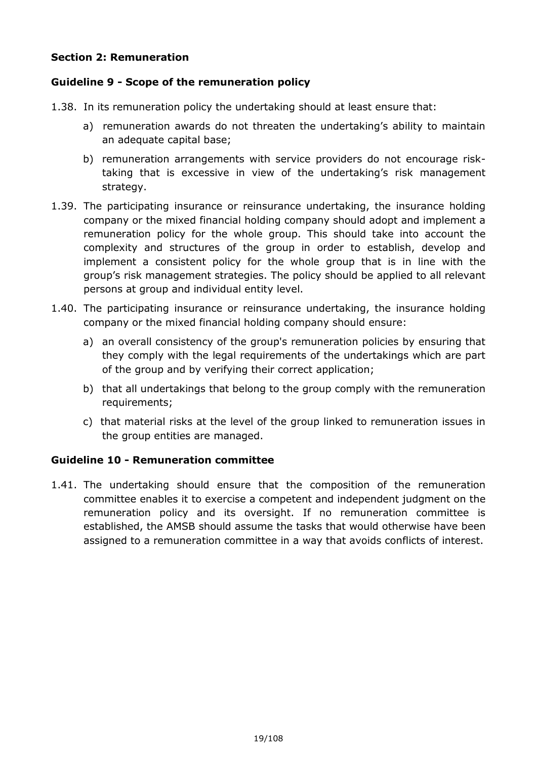### Section 2: Remuneration

### Guideline 9 - Scope of the remuneration policy

1.38. In its remuneration policy the undertaking should at least ensure that:

a) remuneration awards do not threaten the undertaking's ability to maintain an adequate capital base;

b) remuneration arrangements with service providers do not encourage risk-taking that is excessive in view of the undertaking's risk management strategy.

1.39. The participating insurance or reinsurance undertaking, the insurance holding company or the mixed financial holding company should adopt and implement a remuneration policy for the whole group. This should take into account the complexity and structures of the group in order to establish, develop and implement a consistent policy for the whole group that is in line with the group's risk management strategies. The policy should be applied to all relevant persons at group and individual entity level.

1.40. The participating insurance or reinsurance undertaking, the insurance holding company or the mixed financial holding company should ensure:

a) an overall consistency of the group's remuneration policies by ensuring that they comply with the legal requirements of the undertakings which are part of the group and by verifying their correct application;

b) that all undertakings that belong to the group comply with the remuneration requirements;

c) that material risks at the level of the group linked to remuneration issues in the group entities are managed.

### Guideline 10 - Remuneration committee

1.41. The undertaking should ensure that the composition of the remuneration committee enables it to exercise a competent and independent judgment on the remuneration policy and its oversight. If no remuneration committee is established, the AMSB should assume the tasks that would otherwise have been assigned to a remuneration committee in a way that avoids conflicts of interest.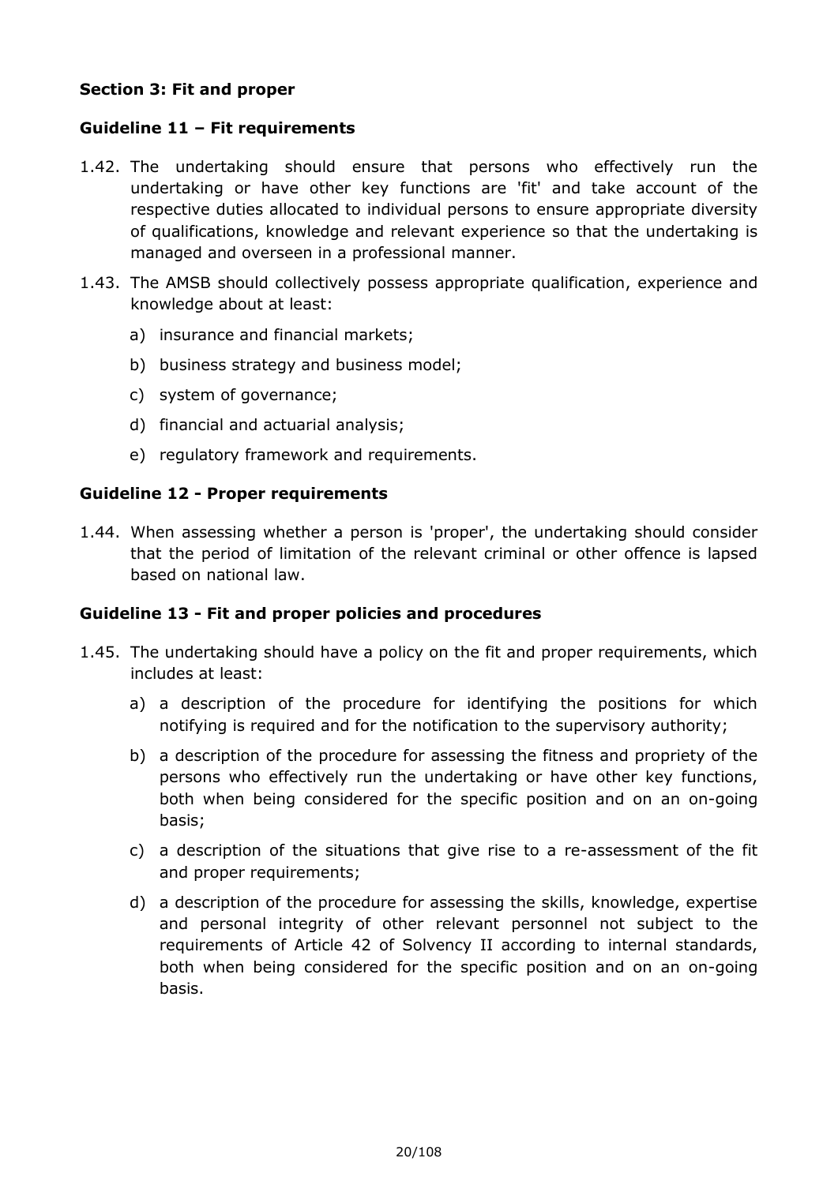### Section 3: Fit and proper

### Guideline 11 – Fit requirements

1.42. The undertaking should ensure that persons who effectively run the undertaking or have other key functions are 'fit' and take account of the respective duties allocated to individual persons to ensure appropriate diversity of qualifications, knowledge and relevant experience so that the undertaking is managed and overseen in a professional manner.

1.43. The AMSB should collectively possess appropriate qualification, experience and knowledge about at least:

   a) insurance and financial markets;

   b) business strategy and business model;

   c) system of governance;

   d) financial and actuarial analysis;

   e) regulatory framework and requirements.

### Guideline 12 - Proper requirements

1.44. When assessing whether a person is 'proper', the undertaking should consider that the period of limitation of the relevant criminal or other offence is lapsed based on national law.

### Guideline 13 - Fit and proper policies and procedures

1.45. The undertaking should have a policy on the fit and proper requirements, which includes at least:

   a) a description of the procedure for identifying the positions for which notifying is required and for the notification to the supervisory authority;

   b) a description of the procedure for assessing the fitness and propriety of the persons who effectively run the undertaking or have other key functions, both when being considered for the specific position and on an on-going basis;

   c) a description of the situations that give rise to a re-assessment of the fit and proper requirements;

   d) a description of the procedure for assessing the skills, knowledge, expertise and personal integrity of other relevant personnel not subject to the requirements of Article 42 of Solvency II according to internal standards, both when being considered for the specific position and on an on-going basis.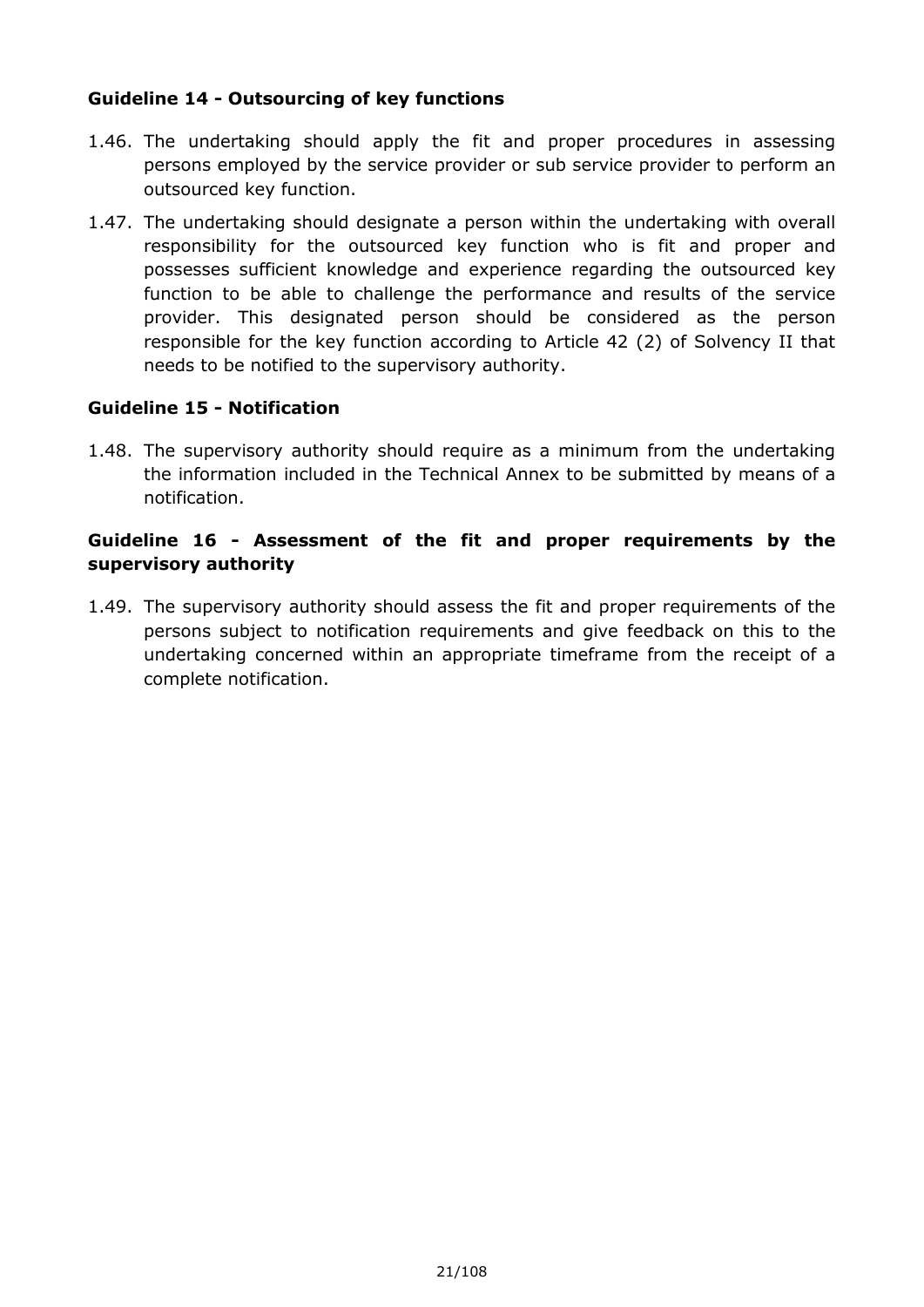### Guideline 14 - Outsourcing of key functions

1.46. The undertaking should apply the fit and proper procedures in assessing persons employed by the service provider or sub service provider to perform an outsourced key function.

1.47. The undertaking should designate a person within the undertaking with overall responsibility for the outsourced key function who is fit and proper and possesses sufficient knowledge and experience regarding the outsourced key function to be able to challenge the performance and results of the service provider. This designated person should be considered as the person responsible for the key function according to Article 42 (2) of Solvency II that needs to be notified to the supervisory authority.

### Guideline 15 - Notification

1.48. The supervisory authority should require as a minimum from the undertaking the information included in the Technical Annex to be submitted by means of a notification.

### Guideline 16 - Assessment of the fit and proper requirements by the supervisory authority

1.49. The supervisory authority should assess the fit and proper requirements of the persons subject to notification requirements and give feedback on this to the undertaking concerned within an appropriate timeframe from the receipt of a complete notification.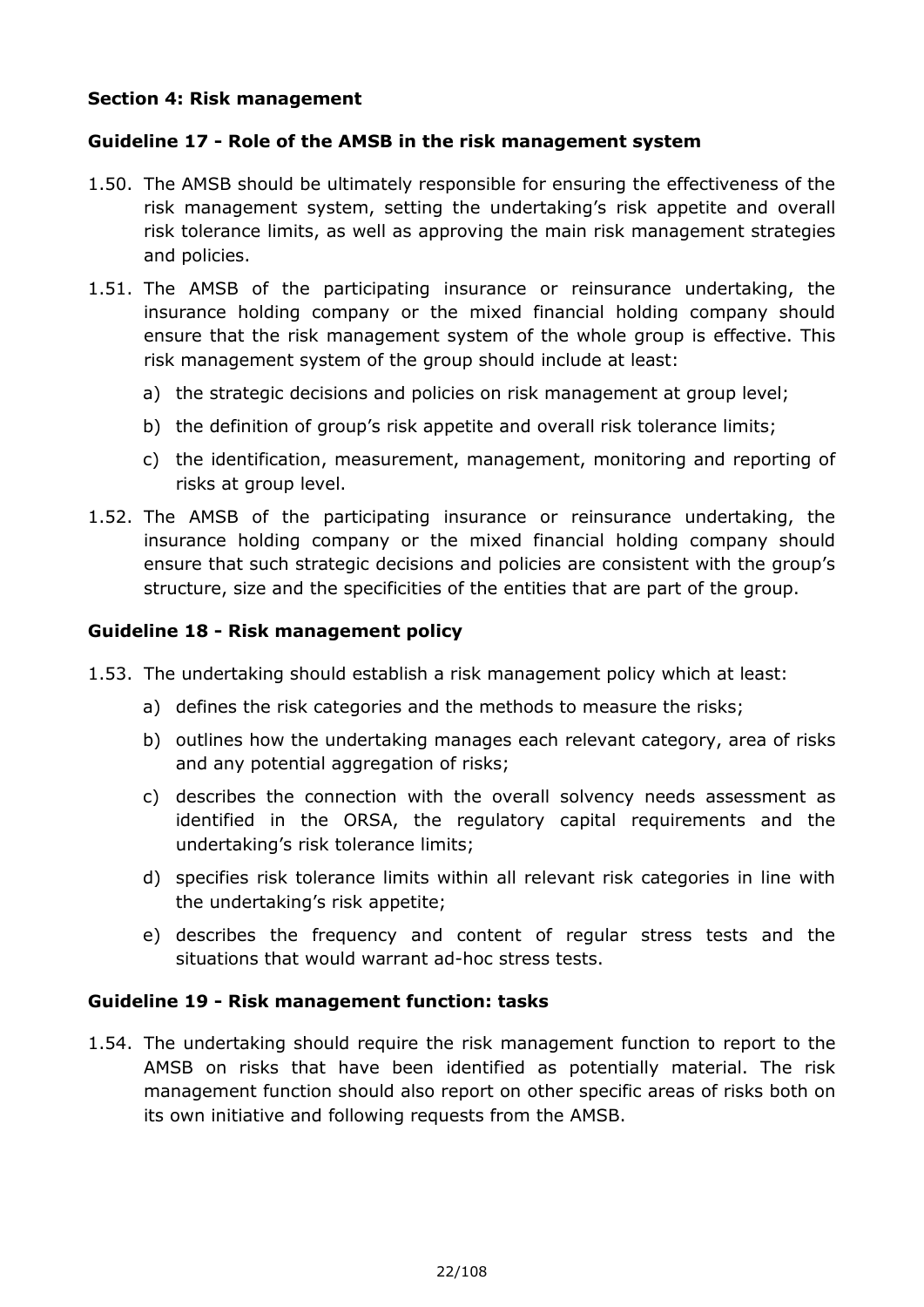## Section 4: Risk management

### Guideline 17 - Role of the AMSB in the risk management system

1.50. The AMSB should be ultimately responsible for ensuring the effectiveness of the risk management system, setting the undertaking's risk appetite and overall risk tolerance limits, as well as approving the main risk management strategies and policies.

1.51. The AMSB of the participating insurance or reinsurance undertaking, the insurance holding company or the mixed financial holding company should ensure that the risk management system of the whole group is effective. This risk management system of the group should include at least:

a) the strategic decisions and policies on risk management at group level;

b) the definition of group's risk appetite and overall risk tolerance limits;

c) the identification, measurement, management, monitoring and reporting of risks at group level.

1.52. The AMSB of the participating insurance or reinsurance undertaking, the insurance holding company or the mixed financial holding company should ensure that such strategic decisions and policies are consistent with the group's structure, size and the specificities of the entities that are part of the group.

### Guideline 18 - Risk management policy

1.53. The undertaking should establish a risk management policy which at least:

a) defines the risk categories and the methods to measure the risks;

b) outlines how the undertaking manages each relevant category, area of risks and any potential aggregation of risks;

c) describes the connection with the overall solvency needs assessment as identified in the ORSA, the regulatory capital requirements and the undertaking's risk tolerance limits;

d) specifies risk tolerance limits within all relevant risk categories in line with the undertaking's risk appetite;

e) describes the frequency and content of regular stress tests and the situations that would warrant ad-hoc stress tests.

### Guideline 19 - Risk management function: tasks

1.54. The undertaking should require the risk management function to report to the AMSB on risks that have been identified as potentially material. The risk management function should also report on other specific areas of risks both on its own initiative and following requests from the AMSB.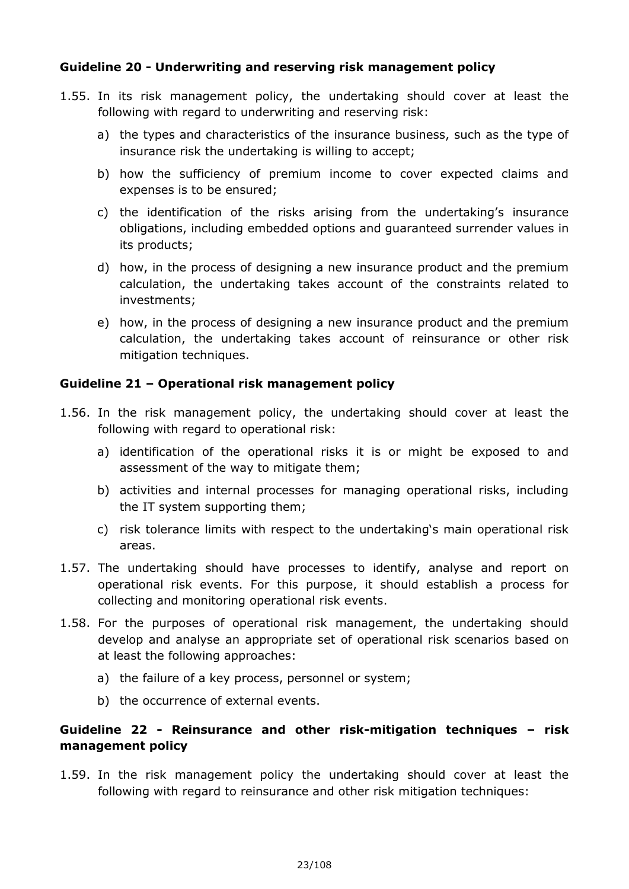### Guideline 20 - Underwriting and reserving risk management policy

1.55. In its risk management policy, the undertaking should cover at least the following with regard to underwriting and reserving risk:

   a) the types and characteristics of the insurance business, such as the type of insurance risk the undertaking is willing to accept;

   b) how the sufficiency of premium income to cover expected claims and expenses is to be ensured;

   c) the identification of the risks arising from the undertaking's insurance obligations, including embedded options and guaranteed surrender values in its products;

   d) how, in the process of designing a new insurance product and the premium calculation, the undertaking takes account of the constraints related to investments;

   e) how, in the process of designing a new insurance product and the premium calculation, the undertaking takes account of reinsurance or other risk mitigation techniques.

### Guideline 21 – Operational risk management policy

1.56. In the risk management policy, the undertaking should cover at least the following with regard to operational risk:

   a) identification of the operational risks it is or might be exposed to and assessment of the way to mitigate them;

   b) activities and internal processes for managing operational risks, including the IT system supporting them;

   c) risk tolerance limits with respect to the undertaking's main operational risk areas.

1.57. The undertaking should have processes to identify, analyse and report on operational risk events. For this purpose, it should establish a process for collecting and monitoring operational risk events.

1.58. For the purposes of operational risk management, the undertaking should develop and analyse an appropriate set of operational risk scenarios based on at least the following approaches:

   a) the failure of a key process, personnel or system;

   b) the occurrence of external events.

### Guideline 22 - Reinsurance and other risk-mitigation techniques – risk management policy

1.59. In the risk management policy the undertaking should cover at least the following with regard to reinsurance and other risk mitigation techniques: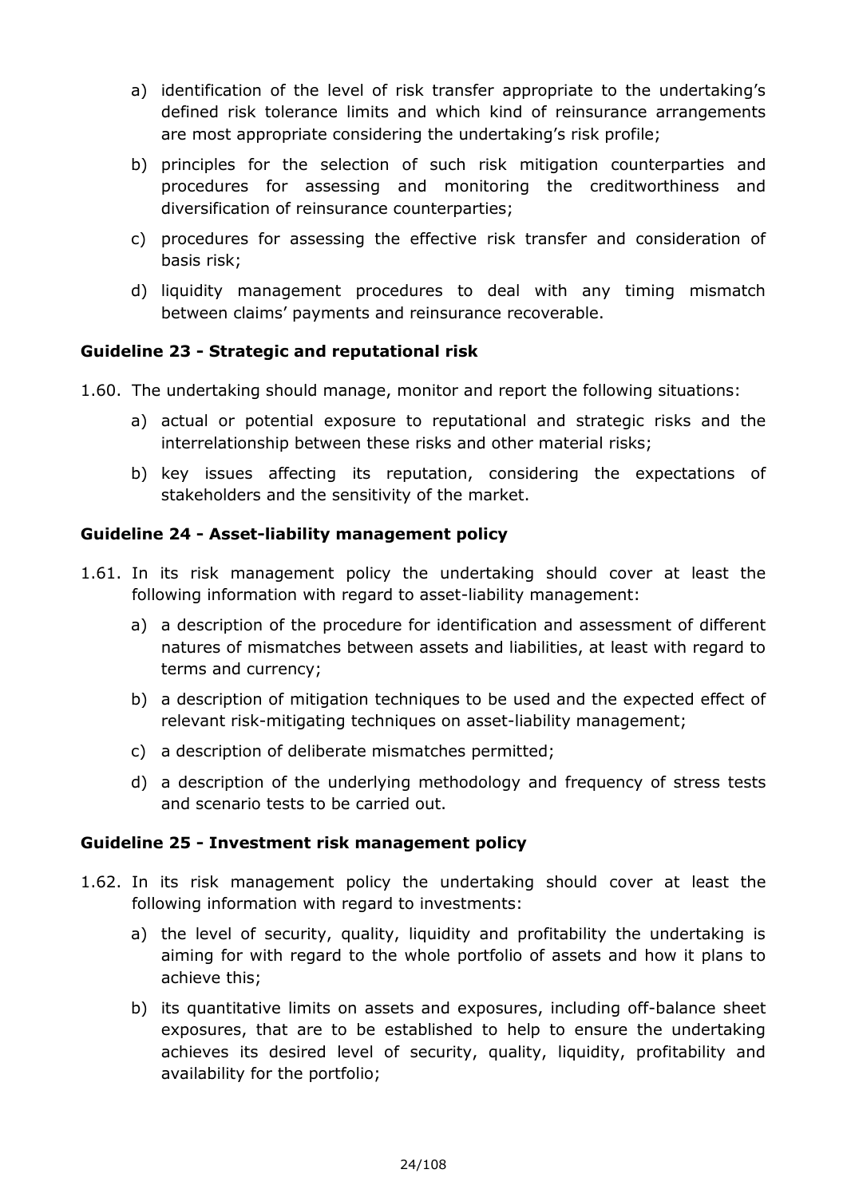a) identification of the level of risk transfer appropriate to the undertaking's defined risk tolerance limits and which kind of reinsurance arrangements are most appropriate considering the undertaking's risk profile;

b) principles for the selection of such risk mitigation counterparties and procedures for assessing and monitoring the creditworthiness and diversification of reinsurance counterparties;

c) procedures for assessing the effective risk transfer and consideration of basis risk;

d) liquidity management procedures to deal with any timing mismatch between claims' payments and reinsurance recoverable.

### Guideline 23 - Strategic and reputational risk

1.60. The undertaking should manage, monitor and report the following situations:

a) actual or potential exposure to reputational and strategic risks and the interrelationship between these risks and other material risks;

b) key issues affecting its reputation, considering the expectations of stakeholders and the sensitivity of the market.

### Guideline 24 - Asset-liability management policy

1.61. In its risk management policy the undertaking should cover at least the following information with regard to asset-liability management:

a) a description of the procedure for identification and assessment of different natures of mismatches between assets and liabilities, at least with regard to terms and currency;

b) a description of mitigation techniques to be used and the expected effect of relevant risk-mitigating techniques on asset-liability management;

c) a description of deliberate mismatches permitted;

d) a description of the underlying methodology and frequency of stress tests and scenario tests to be carried out.

### Guideline 25 - Investment risk management policy

1.62. In its risk management policy the undertaking should cover at least the following information with regard to investments:

a) the level of security, quality, liquidity and profitability the undertaking is aiming for with regard to the whole portfolio of assets and how it plans to achieve this;

b) its quantitative limits on assets and exposures, including off-balance sheet exposures, that are to be established to help to ensure the undertaking achieves its desired level of security, quality, liquidity, profitability and availability for the portfolio;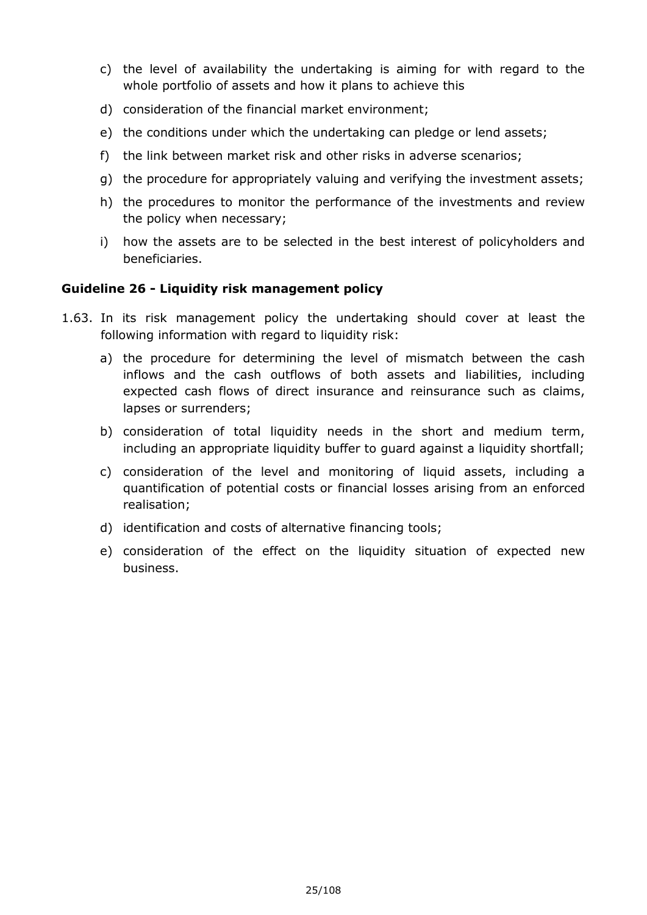c) the level of availability the undertaking is aiming for with regard to the whole portfolio of assets and how it plans to achieve this

d) consideration of the financial market environment;

e) the conditions under which the undertaking can pledge or lend assets;

f) the link between market risk and other risks in adverse scenarios;

g) the procedure for appropriately valuing and verifying the investment assets;

h) the procedures to monitor the performance of the investments and review the policy when necessary;

i) how the assets are to be selected in the best interest of policyholders and beneficiaries.

**Guideline 26 - Liquidity risk management policy**

1.63. In its risk management policy the undertaking should cover at least the following information with regard to liquidity risk:

a) the procedure for determining the level of mismatch between the cash inflows and the cash outflows of both assets and liabilities, including expected cash flows of direct insurance and reinsurance such as claims, lapses or surrenders;

b) consideration of total liquidity needs in the short and medium term, including an appropriate liquidity buffer to guard against a liquidity shortfall;

c) consideration of the level and monitoring of liquid assets, including a quantification of potential costs or financial losses arising from an enforced realisation;

d) identification and costs of alternative financing tools;

e) consideration of the effect on the liquidity situation of expected new business.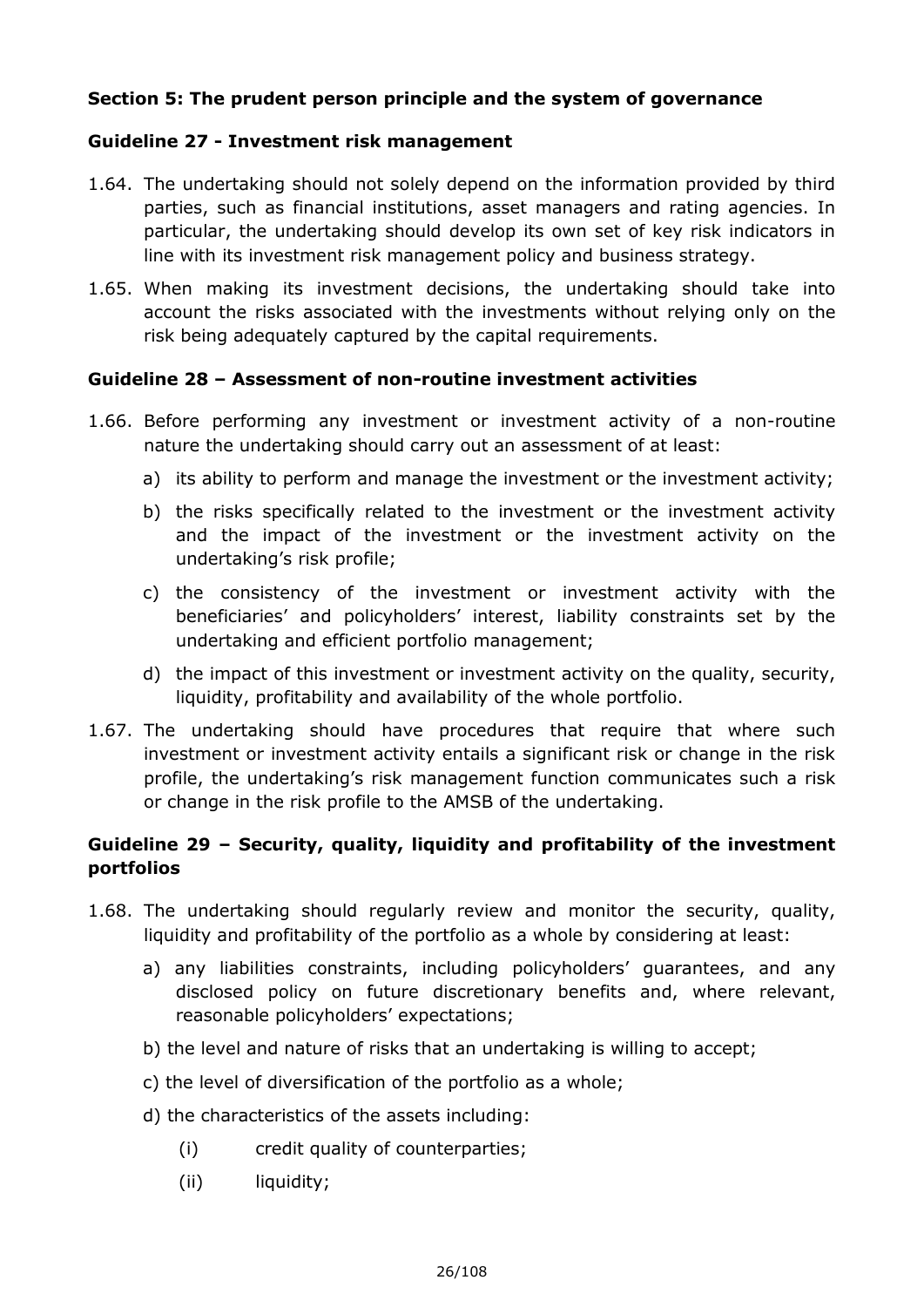## Section 5: The prudent person principle and the system of governance

### Guideline 27 - Investment risk management

1.64. The undertaking should not solely depend on the information provided by third parties, such as financial institutions, asset managers and rating agencies. In particular, the undertaking should develop its own set of key risk indicators in line with its investment risk management policy and business strategy.

1.65. When making its investment decisions, the undertaking should take into account the risks associated with the investments without relying only on the risk being adequately captured by the capital requirements.

### Guideline 28 – Assessment of non-routine investment activities

1.66. Before performing any investment or investment activity of a non-routine nature the undertaking should carry out an assessment of at least:

a) its ability to perform and manage the investment or the investment activity;

b) the risks specifically related to the investment or the investment activity and the impact of the investment or the investment activity on the undertaking's risk profile;

c) the consistency of the investment or investment activity with the beneficiaries' and policyholders' interest, liability constraints set by the undertaking and efficient portfolio management;

d) the impact of this investment or investment activity on the quality, security, liquidity, profitability and availability of the whole portfolio.

1.67. The undertaking should have procedures that require that where such investment or investment activity entails a significant risk or change in the risk profile, the undertaking's risk management function communicates such a risk or change in the risk profile to the AMSB of the undertaking.

### Guideline 29 – Security, quality, liquidity and profitability of the investment portfolios

1.68. The undertaking should regularly review and monitor the security, quality, liquidity and profitability of the portfolio as a whole by considering at least:

a) any liabilities constraints, including policyholders' guarantees, and any disclosed policy on future discretionary benefits and, where relevant, reasonable policyholders' expectations;

b) the level and nature of risks that an undertaking is willing to accept;

c) the level of diversification of the portfolio as a whole;

d) the characteristics of the assets including:

(i) credit quality of counterparties;

(ii) liquidity;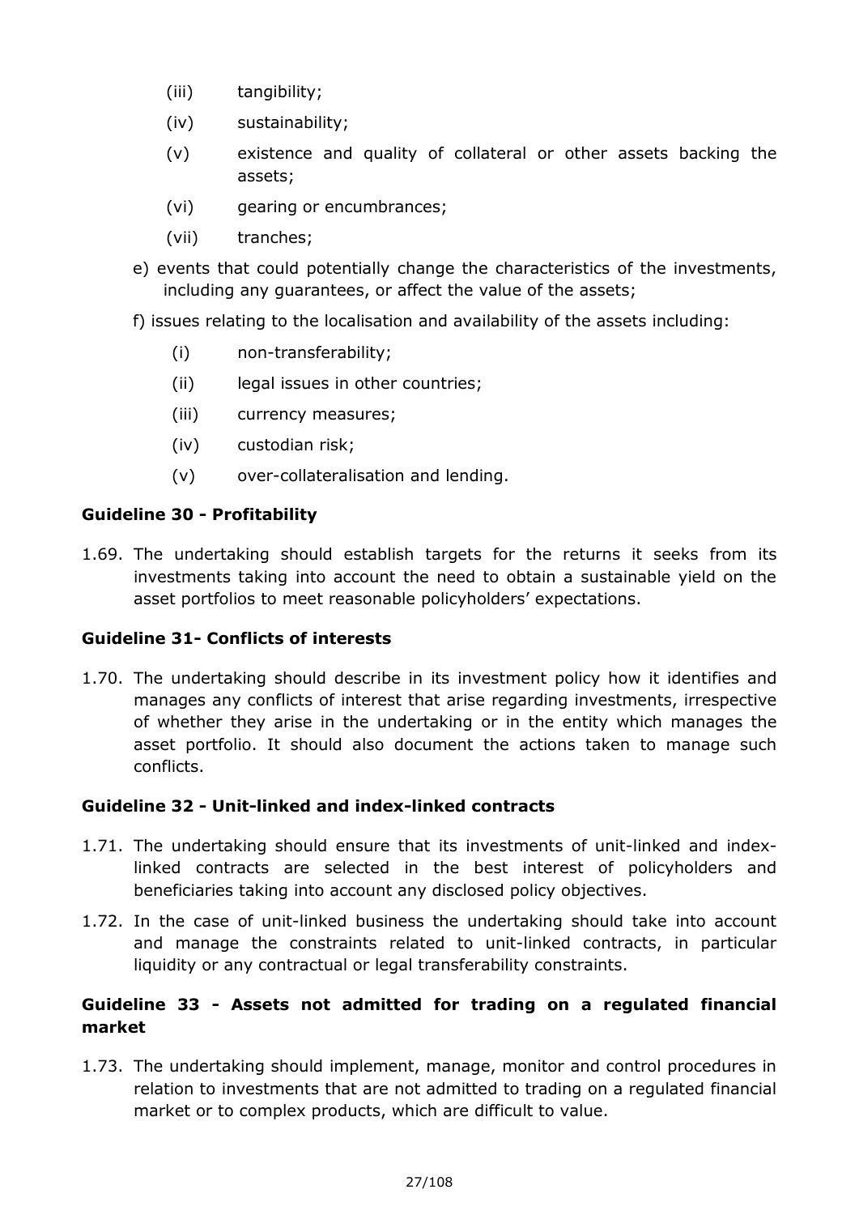(iii) tangibility;

   (iv) sustainability;

   (v) existence and quality of collateral or other assets backing the assets;

   (vi) gearing or encumbrances;

   (vii) tranches;

e) events that could potentially change the characteristics of the investments, including any guarantees, or affect the value of the assets;

f) issues relating to the localisation and availability of the assets including:

   (i) non-transferability;

   (ii) legal issues in other countries;

   (iii) currency measures;

   (iv) custodian risk;

   (v) over-collateralisation and lending.

**Guideline 30 - Profitability**

1.69. The undertaking should establish targets for the returns it seeks from its investments taking into account the need to obtain a sustainable yield on the asset portfolios to meet reasonable policyholders' expectations.

**Guideline 31- Conflicts of interests**

1.70. The undertaking should describe in its investment policy how it identifies and manages any conflicts of interest that arise regarding investments, irrespective of whether they arise in the undertaking or in the entity which manages the asset portfolio. It should also document the actions taken to manage such conflicts.

**Guideline 32 - Unit-linked and index-linked contracts**

1.71. The undertaking should ensure that its investments of unit-linked and index-linked contracts are selected in the best interest of policyholders and beneficiaries taking into account any disclosed policy objectives.

1.72. In the case of unit-linked business the undertaking should take into account and manage the constraints related to unit-linked contracts, in particular liquidity or any contractual or legal transferability constraints.

**Guideline 33 - Assets not admitted for trading on a regulated financial market**

1.73. The undertaking should implement, manage, monitor and control procedures in relation to investments that are not admitted to trading on a regulated financial market or to complex products, which are difficult to value.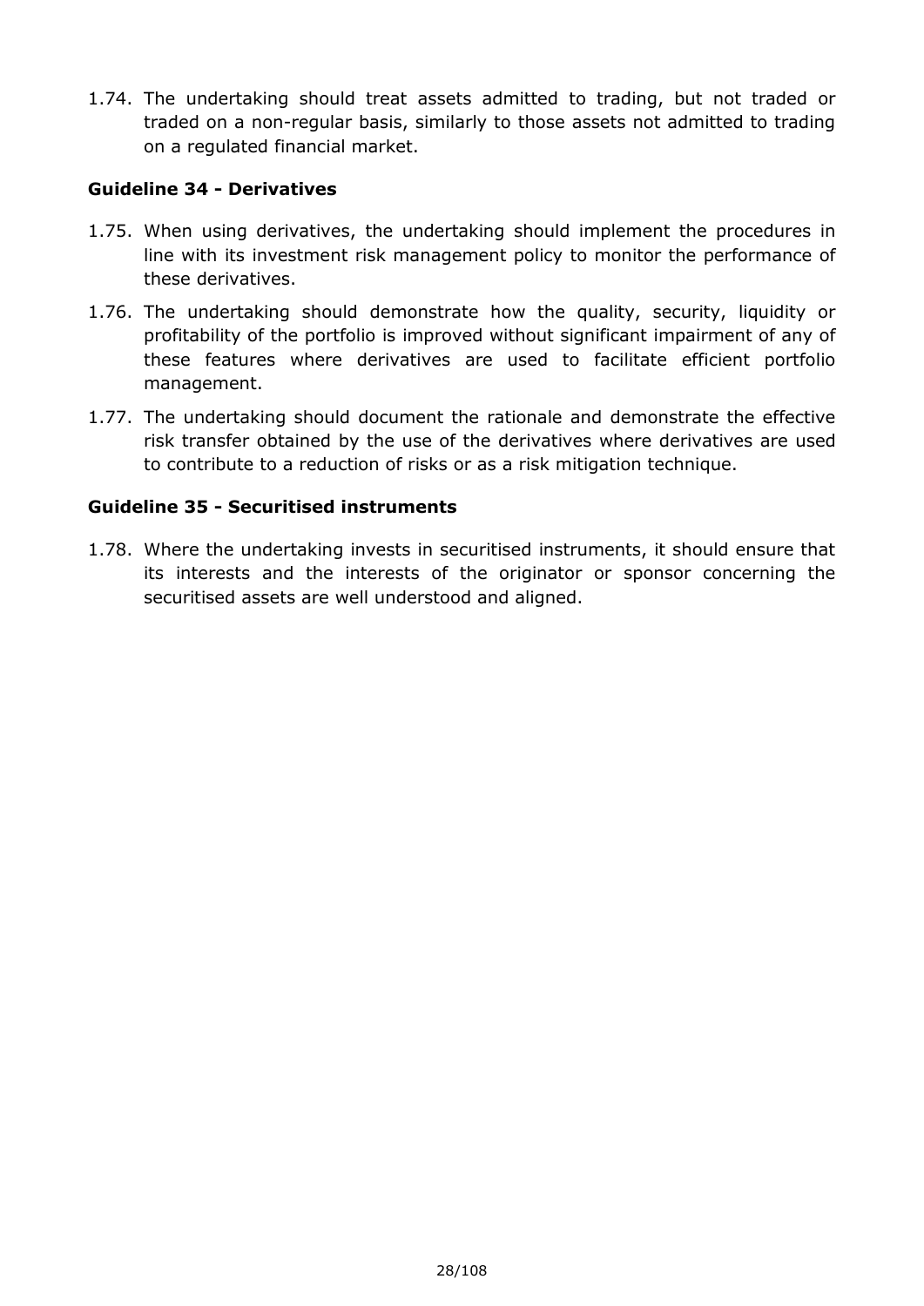1.74. The undertaking should treat assets admitted to trading, but not traded or traded on a non-regular basis, similarly to those assets not admitted to trading on a regulated financial market.

### Guideline 34 - Derivatives

1.75. When using derivatives, the undertaking should implement the procedures in line with its investment risk management policy to monitor the performance of these derivatives.

1.76. The undertaking should demonstrate how the quality, security, liquidity or profitability of the portfolio is improved without significant impairment of any of these features where derivatives are used to facilitate efficient portfolio management.

1.77. The undertaking should document the rationale and demonstrate the effective risk transfer obtained by the use of the derivatives where derivatives are used to contribute to a reduction of risks or as a risk mitigation technique.

### Guideline 35 - Securitised instruments

1.78. Where the undertaking invests in securitised instruments, it should ensure that its interests and the interests of the originator or sponsor concerning the securitised assets are well understood and aligned.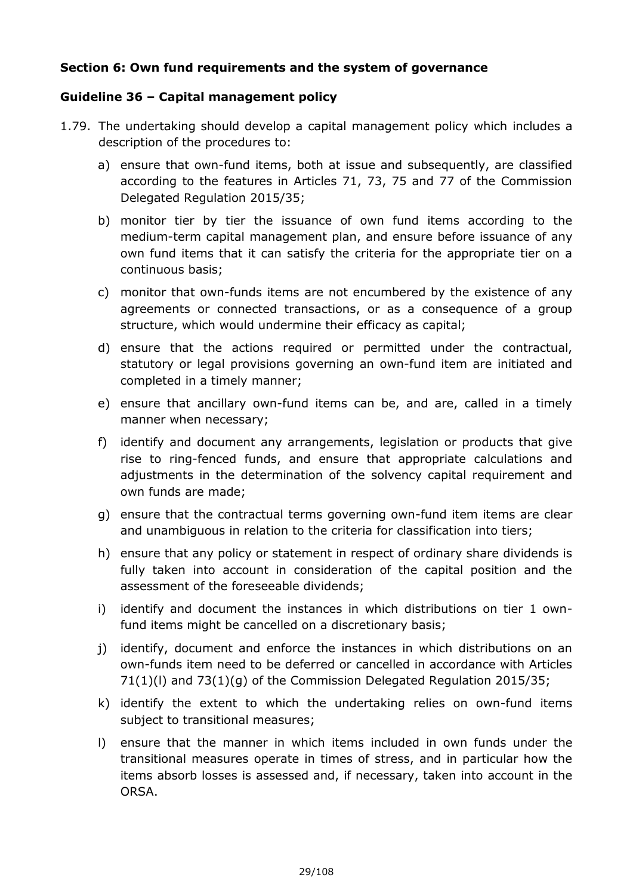**Section 6: Own fund requirements and the system of governance**

**Guideline 36 – Capital management policy**

1.79. The undertaking should develop a capital management policy which includes a description of the procedures to:

a) ensure that own-fund items, both at issue and subsequently, are classified according to the features in Articles 71, 73, 75 and 77 of the Commission Delegated Regulation 2015/35;

b) monitor tier by tier the issuance of own fund items according to the medium-term capital management plan, and ensure before issuance of any own fund items that it can satisfy the criteria for the appropriate tier on a continuous basis;

c) monitor that own-funds items are not encumbered by the existence of any agreements or connected transactions, or as a consequence of a group structure, which would undermine their efficacy as capital;

d) ensure that the actions required or permitted under the contractual, statutory or legal provisions governing an own-fund item are initiated and completed in a timely manner;

e) ensure that ancillary own-fund items can be, and are, called in a timely manner when necessary;

f) identify and document any arrangements, legislation or products that give rise to ring-fenced funds, and ensure that appropriate calculations and adjustments in the determination of the solvency capital requirement and own funds are made;

g) ensure that the contractual terms governing own-fund item items are clear and unambiguous in relation to the criteria for classification into tiers;

h) ensure that any policy or statement in respect of ordinary share dividends is fully taken into account in consideration of the capital position and the assessment of the foreseeable dividends;

i) identify and document the instances in which distributions on tier 1 own-fund items might be cancelled on a discretionary basis;

j) identify, document and enforce the instances in which distributions on an own-funds item need to be deferred or cancelled in accordance with Articles 71(1)(l) and 73(1)(g) of the Commission Delegated Regulation 2015/35;

k) identify the extent to which the undertaking relies on own-fund items subject to transitional measures;

l) ensure that the manner in which items included in own funds under the transitional measures operate in times of stress, and in particular how the items absorb losses is assessed and, if necessary, taken into account in the ORSA.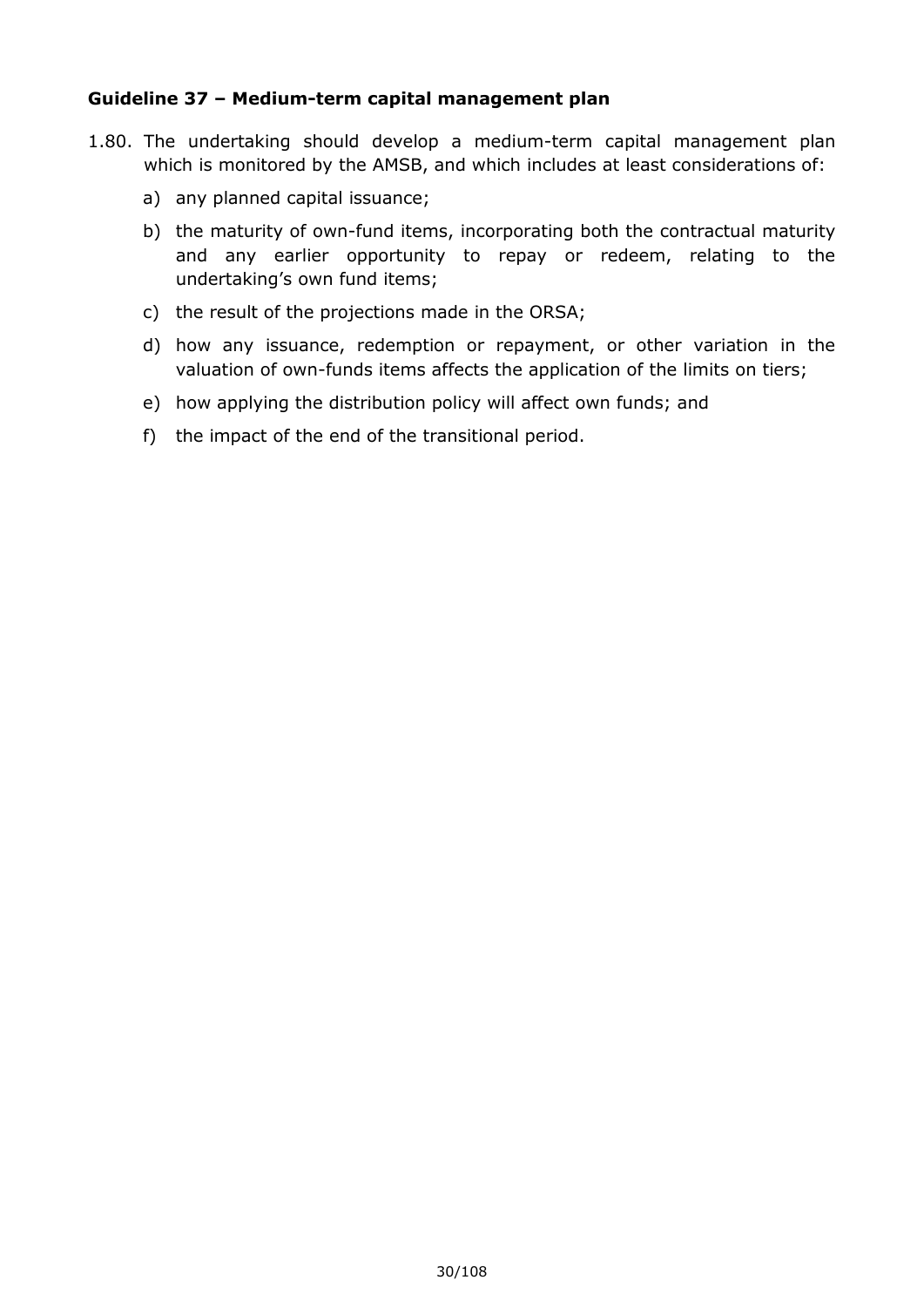### Guideline 37 – Medium-term capital management plan

1.80. The undertaking should develop a medium-term capital management plan which is monitored by the AMSB, and which includes at least considerations of:

a) any planned capital issuance;

b) the maturity of own-fund items, incorporating both the contractual maturity and any earlier opportunity to repay or redeem, relating to the undertaking's own fund items;

c) the result of the projections made in the ORSA;

d) how any issuance, redemption or repayment, or other variation in the valuation of own-funds items affects the application of the limits on tiers;

e) how applying the distribution policy will affect own funds; and

f) the impact of the end of the transitional period.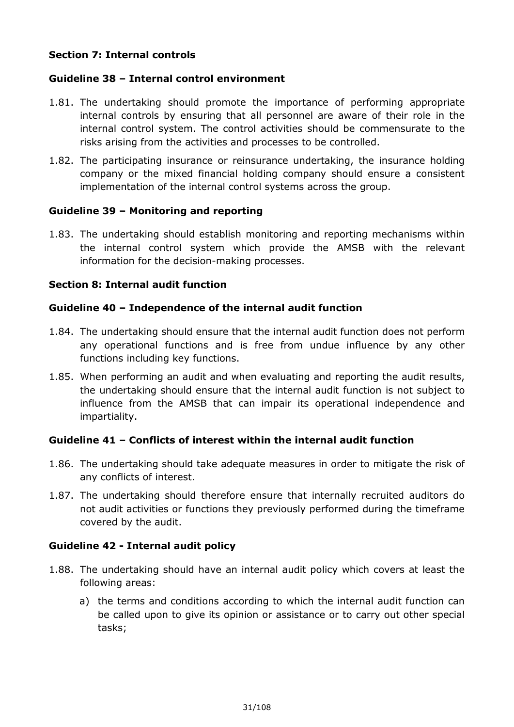### Section 7: Internal controls

### Guideline 38 – Internal control environment

1.81. The undertaking should promote the importance of performing appropriate internal controls by ensuring that all personnel are aware of their role in the internal control system. The control activities should be commensurate to the risks arising from the activities and processes to be controlled.

1.82. The participating insurance or reinsurance undertaking, the insurance holding company or the mixed financial holding company should ensure a consistent implementation of the internal control systems across the group.

### Guideline 39 – Monitoring and reporting

1.83. The undertaking should establish monitoring and reporting mechanisms within the internal control system which provide the AMSB with the relevant information for the decision-making processes.

### Section 8: Internal audit function

### Guideline 40 – Independence of the internal audit function

1.84. The undertaking should ensure that the internal audit function does not perform any operational functions and is free from undue influence by any other functions including key functions.

1.85. When performing an audit and when evaluating and reporting the audit results, the undertaking should ensure that the internal audit function is not subject to influence from the AMSB that can impair its operational independence and impartiality.

### Guideline 41 – Conflicts of interest within the internal audit function

1.86. The undertaking should take adequate measures in order to mitigate the risk of any conflicts of interest.

1.87. The undertaking should therefore ensure that internally recruited auditors do not audit activities or functions they previously performed during the timeframe covered by the audit.

### Guideline 42 - Internal audit policy

1.88. The undertaking should have an internal audit policy which covers at least the following areas:

a) the terms and conditions according to which the internal audit function can be called upon to give its opinion or assistance or to carry out other special tasks;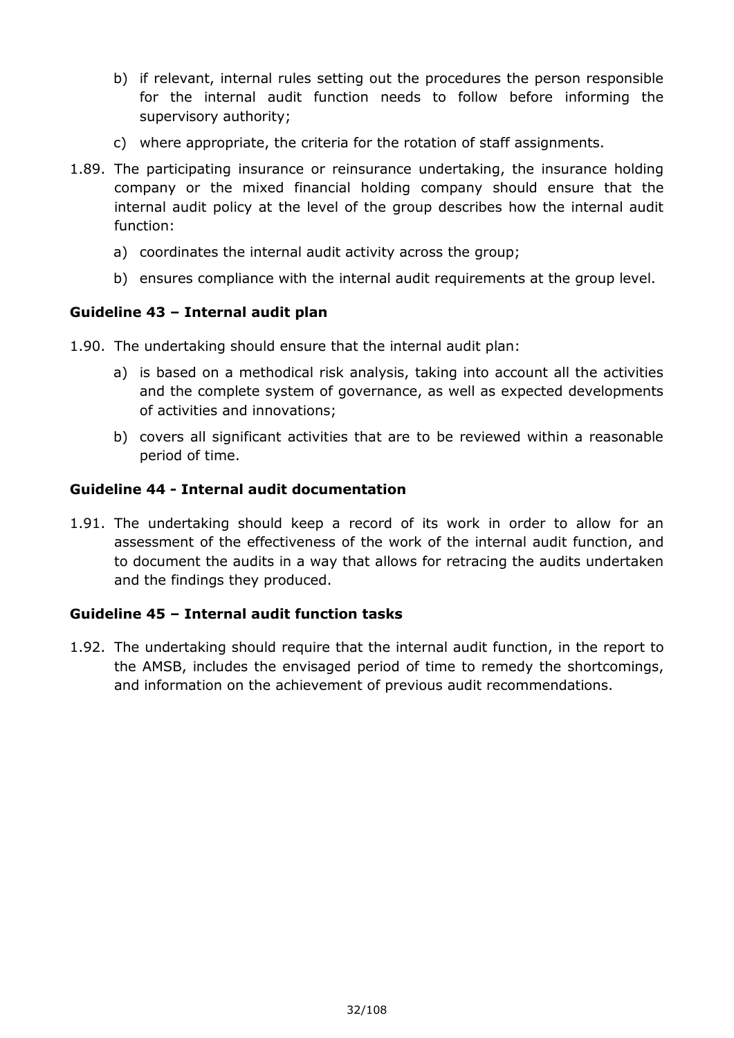b) if relevant, internal rules setting out the procedures the person responsible for the internal audit function needs to follow before informing the supervisory authority;

c) where appropriate, the criteria for the rotation of staff assignments.

1.89. The participating insurance or reinsurance undertaking, the insurance holding company or the mixed financial holding company should ensure that the internal audit policy at the level of the group describes how the internal audit function:

a) coordinates the internal audit activity across the group;

b) ensures compliance with the internal audit requirements at the group level.

**Guideline 43 – Internal audit plan**

1.90. The undertaking should ensure that the internal audit plan:

a) is based on a methodical risk analysis, taking into account all the activities and the complete system of governance, as well as expected developments of activities and innovations;

b) covers all significant activities that are to be reviewed within a reasonable period of time.

**Guideline 44 - Internal audit documentation**

1.91. The undertaking should keep a record of its work in order to allow for an assessment of the effectiveness of the work of the internal audit function, and to document the audits in a way that allows for retracing the audits undertaken and the findings they produced.

**Guideline 45 – Internal audit function tasks**

1.92. The undertaking should require that the internal audit function, in the report to the AMSB, includes the envisaged period of time to remedy the shortcomings, and information on the achievement of previous audit recommendations.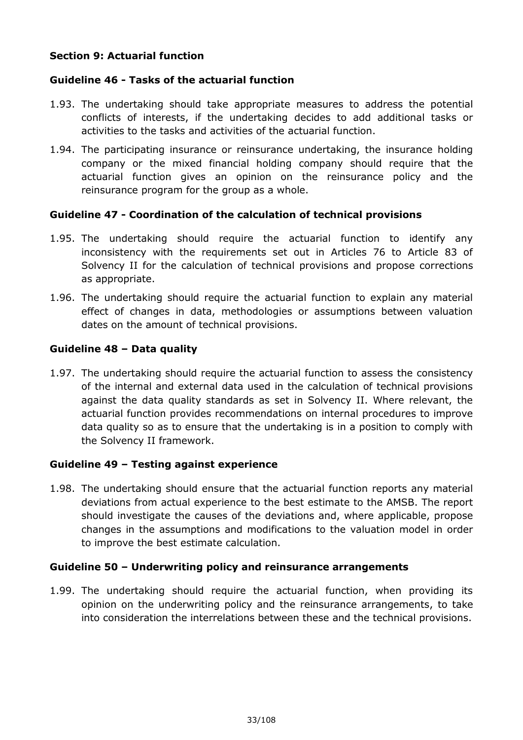## Section 9: Actuarial function

### Guideline 46 - Tasks of the actuarial function

1.93. The undertaking should take appropriate measures to address the potential conflicts of interests, if the undertaking decides to add additional tasks or activities to the tasks and activities of the actuarial function.

1.94. The participating insurance or reinsurance undertaking, the insurance holding company or the mixed financial holding company should require that the actuarial function gives an opinion on the reinsurance policy and the reinsurance program for the group as a whole.

### Guideline 47 - Coordination of the calculation of technical provisions

1.95. The undertaking should require the actuarial function to identify any inconsistency with the requirements set out in Articles 76 to Article 83 of Solvency II for the calculation of technical provisions and propose corrections as appropriate.

1.96. The undertaking should require the actuarial function to explain any material effect of changes in data, methodologies or assumptions between valuation dates on the amount of technical provisions.

### Guideline 48 – Data quality

1.97. The undertaking should require the actuarial function to assess the consistency of the internal and external data used in the calculation of technical provisions against the data quality standards as set in Solvency II. Where relevant, the actuarial function provides recommendations on internal procedures to improve data quality so as to ensure that the undertaking is in a position to comply with the Solvency II framework.

### Guideline 49 – Testing against experience

1.98. The undertaking should ensure that the actuarial function reports any material deviations from actual experience to the best estimate to the AMSB. The report should investigate the causes of the deviations and, where applicable, propose changes in the assumptions and modifications to the valuation model in order to improve the best estimate calculation.

### Guideline 50 – Underwriting policy and reinsurance arrangements

1.99. The undertaking should require the actuarial function, when providing its opinion on the underwriting policy and the reinsurance arrangements, to take into consideration the interrelations between these and the technical provisions.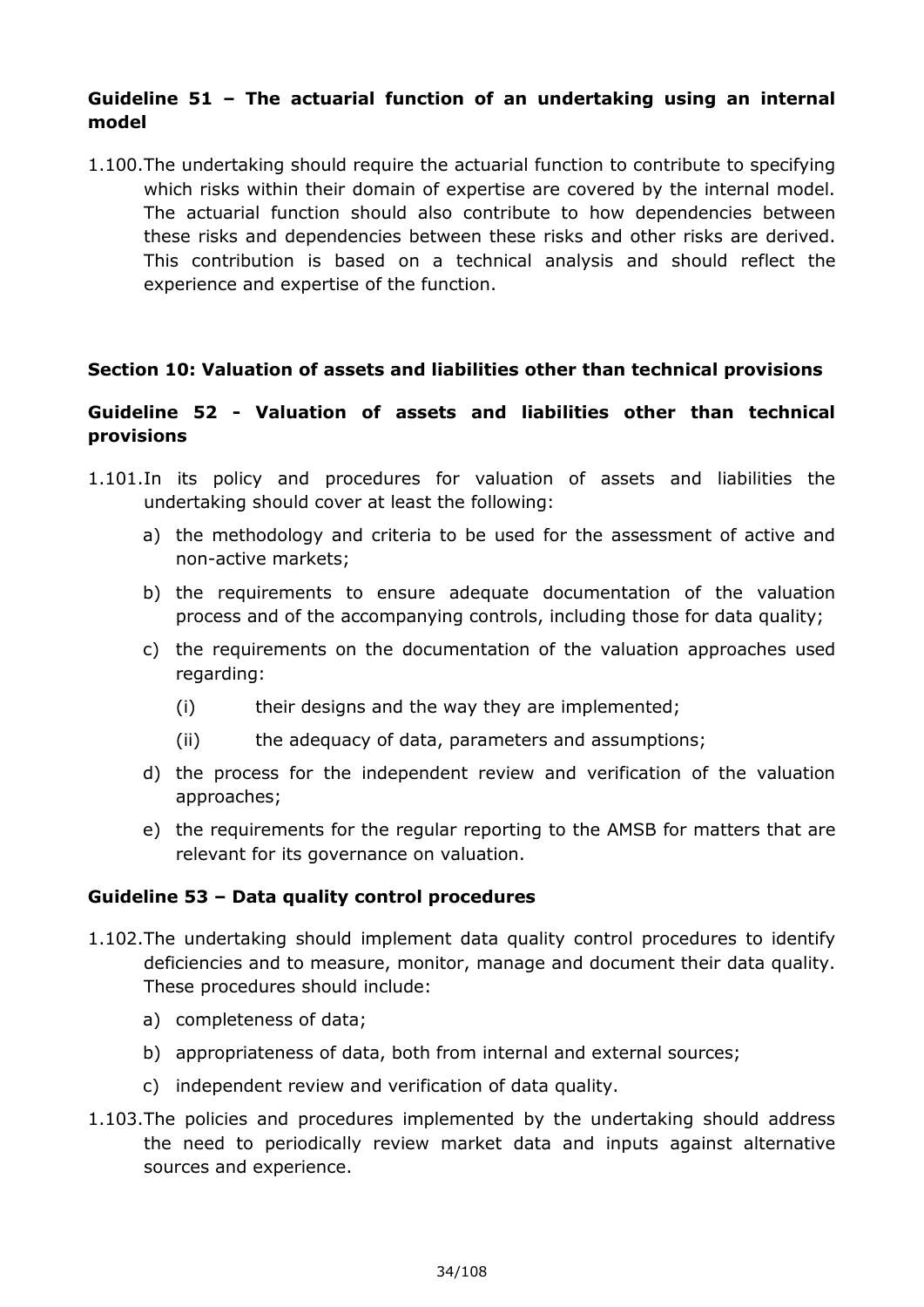**Guideline 51 – The actuarial function of an undertaking using an internal model**

1.100. The undertaking should require the actuarial function to contribute to specifying which risks within their domain of expertise are covered by the internal model. The actuarial function should also contribute to how dependencies between these risks and dependencies between these risks and other risks are derived. This contribution is based on a technical analysis and should reflect the experience and expertise of the function.

**Section 10: Valuation of assets and liabilities other than technical provisions**

**Guideline 52 - Valuation of assets and liabilities other than technical provisions**

1.101. In its policy and procedures for valuation of assets and liabilities the undertaking should cover at least the following:

a) the methodology and criteria to be used for the assessment of active and non-active markets;

b) the requirements to ensure adequate documentation of the valuation process and of the accompanying controls, including those for data quality;

c) the requirements on the documentation of the valuation approaches used regarding:

(i) their designs and the way they are implemented;

(ii) the adequacy of data, parameters and assumptions;

d) the process for the independent review and verification of the valuation approaches;

e) the requirements for the regular reporting to the AMSB for matters that are relevant for its governance on valuation.

**Guideline 53 – Data quality control procedures**

1.102. The undertaking should implement data quality control procedures to identify deficiencies and to measure, monitor, manage and document their data quality. These procedures should include:

a) completeness of data;

b) appropriateness of data, both from internal and external sources;

c) independent review and verification of data quality.

1.103. The policies and procedures implemented by the undertaking should address the need to periodically review market data and inputs against alternative sources and experience.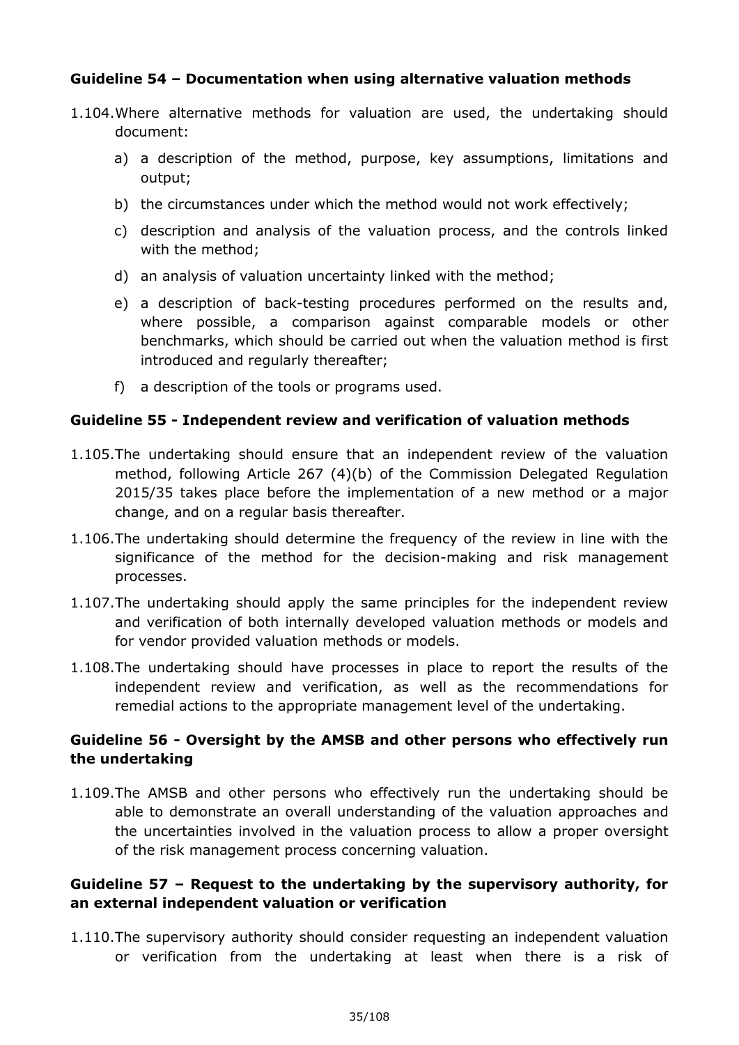### Guideline 54 – Documentation when using alternative valuation methods

1.104. Where alternative methods for valuation are used, the undertaking should document:

a) a description of the method, purpose, key assumptions, limitations and output;

b) the circumstances under which the method would not work effectively;

c) description and analysis of the valuation process, and the controls linked with the method;

d) an analysis of valuation uncertainty linked with the method;

e) a description of back-testing procedures performed on the results and, where possible, a comparison against comparable models or other benchmarks, which should be carried out when the valuation method is first introduced and regularly thereafter;

f) a description of the tools or programs used.

### Guideline 55 - Independent review and verification of valuation methods

1.105. The undertaking should ensure that an independent review of the valuation method, following Article 267 (4)(b) of the Commission Delegated Regulation 2015/35 takes place before the implementation of a new method or a major change, and on a regular basis thereafter.

1.106. The undertaking should determine the frequency of the review in line with the significance of the method for the decision-making and risk management processes.

1.107. The undertaking should apply the same principles for the independent review and verification of both internally developed valuation methods or models and for vendor provided valuation methods or models.

1.108. The undertaking should have processes in place to report the results of the independent review and verification, as well as the recommendations for remedial actions to the appropriate management level of the undertaking.

### Guideline 56 - Oversight by the AMSB and other persons who effectively run the undertaking

1.109. The AMSB and other persons who effectively run the undertaking should be able to demonstrate an overall understanding of the valuation approaches and the uncertainties involved in the valuation process to allow a proper oversight of the risk management process concerning valuation.

### Guideline 57 – Request to the undertaking by the supervisory authority, for an external independent valuation or verification

1.110. The supervisory authority should consider requesting an independent valuation or verification from the undertaking at least when there is a risk of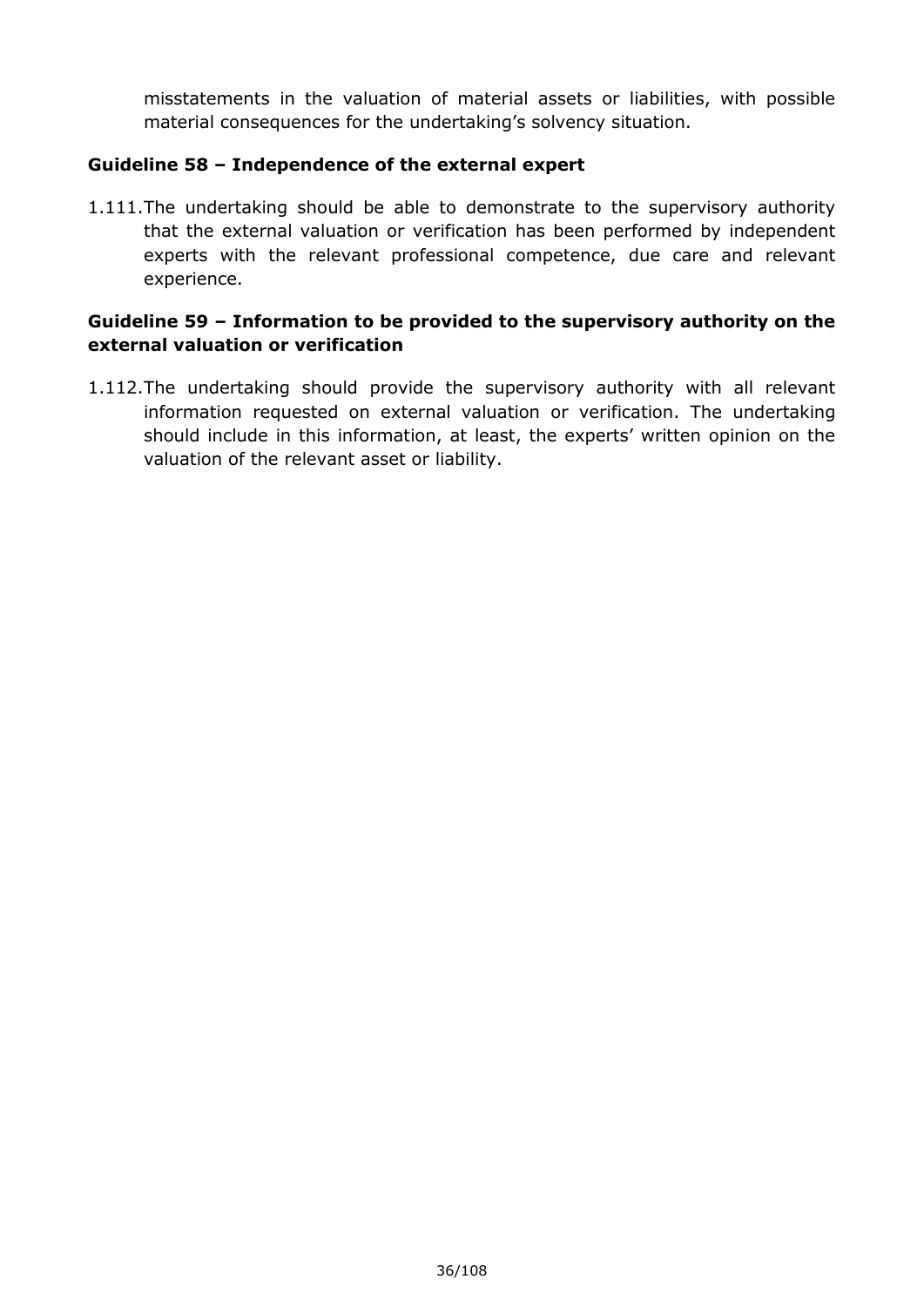misstatements in the valuation of material assets or liabilities, with possible material consequences for the undertaking's solvency situation.

### Guideline 58 – Independence of the external expert

1.111. The undertaking should be able to demonstrate to the supervisory authority that the external valuation or verification has been performed by independent experts with the relevant professional competence, due care and relevant experience.

### Guideline 59 – Information to be provided to the supervisory authority on the external valuation or verification

1.112. The undertaking should provide the supervisory authority with all relevant information requested on external valuation or verification. The undertaking should include in this information, at least, the experts' written opinion on the valuation of the relevant asset or liability.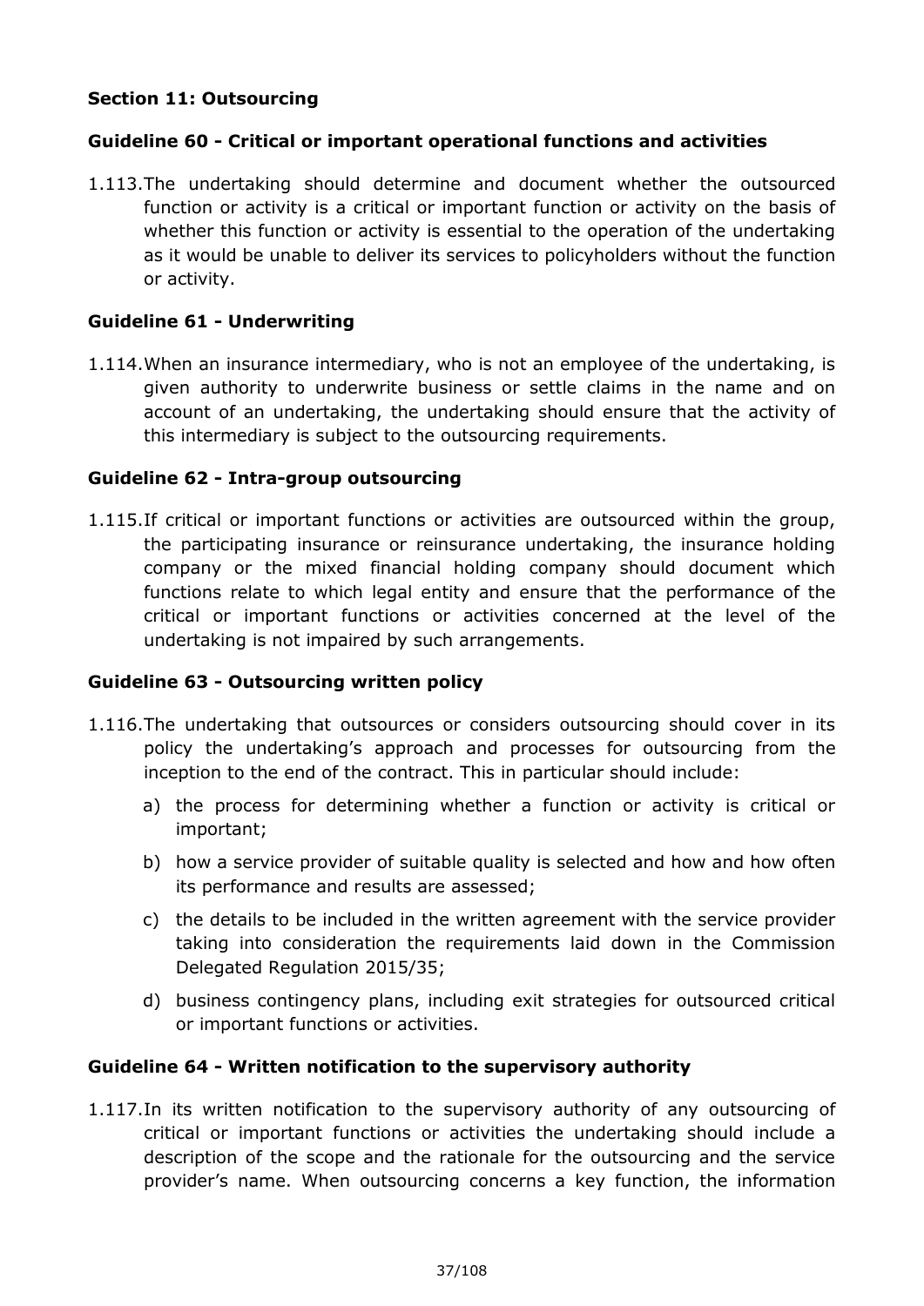### Section 11: Outsourcing

### Guideline 60 - Critical or important operational functions and activities

1.113. The undertaking should determine and document whether the outsourced function or activity is a critical or important function or activity on the basis of whether this function or activity is essential to the operation of the undertaking as it would be unable to deliver its services to policyholders without the function or activity.

### Guideline 61 - Underwriting

1.114. When an insurance intermediary, who is not an employee of the undertaking, is given authority to underwrite business or settle claims in the name and on account of an undertaking, the undertaking should ensure that the activity of this intermediary is subject to the outsourcing requirements.

### Guideline 62 - Intra-group outsourcing

1.115. If critical or important functions or activities are outsourced within the group, the participating insurance or reinsurance undertaking, the insurance holding company or the mixed financial holding company should document which functions relate to which legal entity and ensure that the performance of the critical or important functions or activities concerned at the level of the undertaking is not impaired by such arrangements.

### Guideline 63 - Outsourcing written policy

1.116. The undertaking that outsources or considers outsourcing should cover in its policy the undertaking's approach and processes for outsourcing from the inception to the end of the contract. This in particular should include:

a) the process for determining whether a function or activity is critical or important;

b) how a service provider of suitable quality is selected and how and how often its performance and results are assessed;

c) the details to be included in the written agreement with the service provider taking into consideration the requirements laid down in the Commission Delegated Regulation 2015/35;

d) business contingency plans, including exit strategies for outsourced critical or important functions or activities.

### Guideline 64 - Written notification to the supervisory authority

1.117. In its written notification to the supervisory authority of any outsourcing of critical or important functions or activities the undertaking should include a description of the scope and the rationale for the outsourcing and the service provider's name. When outsourcing concerns a key function, the information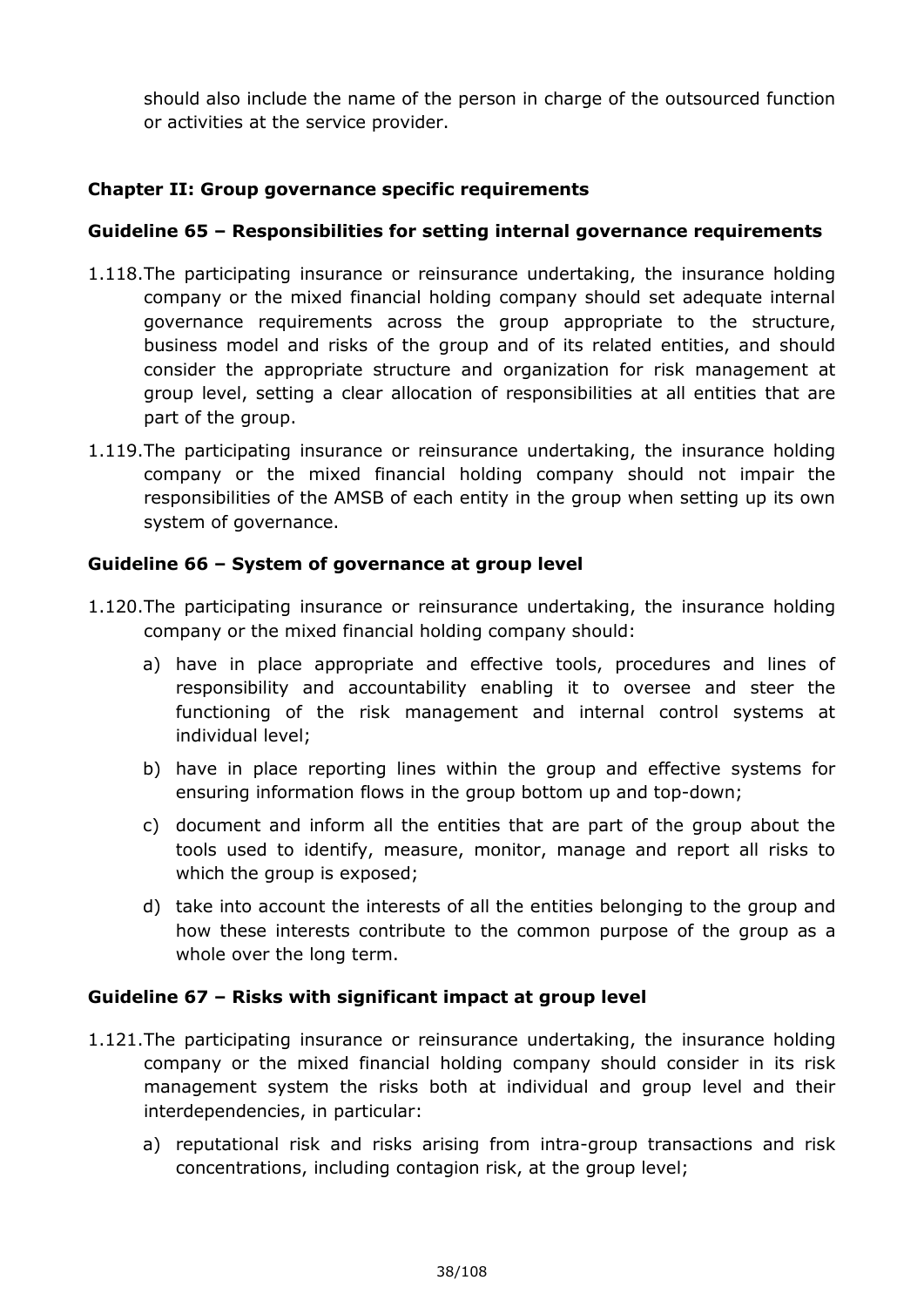should also include the name of the person in charge of the outsourced function or activities at the service provider.

## Chapter II: Group governance specific requirements

### Guideline 65 – Responsibilities for setting internal governance requirements

1.118. The participating insurance or reinsurance undertaking, the insurance holding company or the mixed financial holding company should set adequate internal governance requirements across the group appropriate to the structure, business model and risks of the group and of its related entities, and should consider the appropriate structure and organization for risk management at group level, setting a clear allocation of responsibilities at all entities that are part of the group.

1.119. The participating insurance or reinsurance undertaking, the insurance holding company or the mixed financial holding company should not impair the responsibilities of the AMSB of each entity in the group when setting up its own system of governance.

### Guideline 66 – System of governance at group level

1.120. The participating insurance or reinsurance undertaking, the insurance holding company or the mixed financial holding company should:

a) have in place appropriate and effective tools, procedures and lines of responsibility and accountability enabling it to oversee and steer the functioning of the risk management and internal control systems at individual level;

b) have in place reporting lines within the group and effective systems for ensuring information flows in the group bottom up and top-down;

c) document and inform all the entities that are part of the group about the tools used to identify, measure, monitor, manage and report all risks to which the group is exposed;

d) take into account the interests of all the entities belonging to the group and how these interests contribute to the common purpose of the group as a whole over the long term.

### Guideline 67 – Risks with significant impact at group level

1.121. The participating insurance or reinsurance undertaking, the insurance holding company or the mixed financial holding company should consider in its risk management system the risks both at individual and group level and their interdependencies, in particular:

a) reputational risk and risks arising from intra-group transactions and risk concentrations, including contagion risk, at the group level;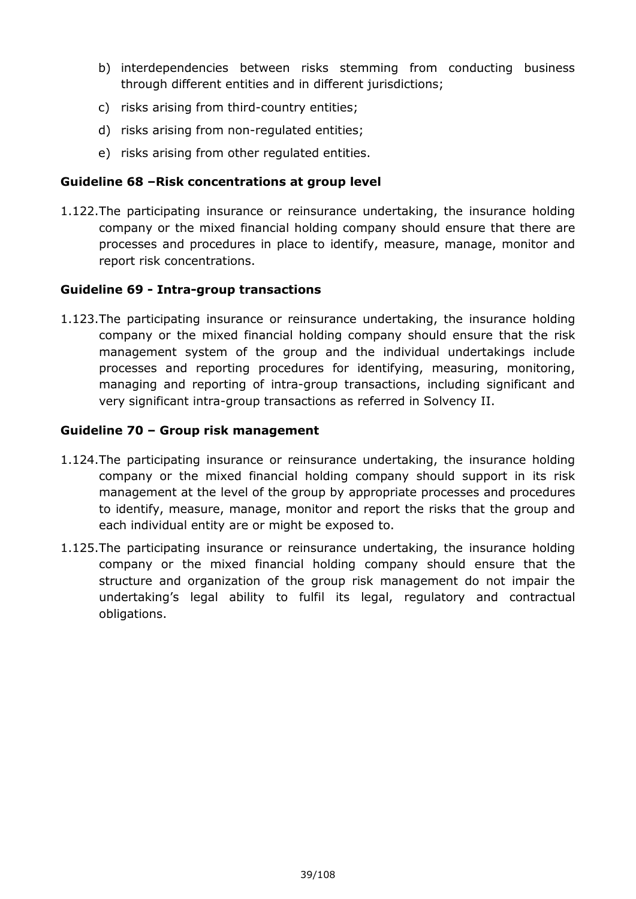b) interdependencies between risks stemming from conducting business through different entities and in different jurisdictions;

c) risks arising from third-country entities;

d) risks arising from non-regulated entities;

e) risks arising from other regulated entities.

**Guideline 68 –Risk concentrations at group level**

1.122. The participating insurance or reinsurance undertaking, the insurance holding company or the mixed financial holding company should ensure that there are processes and procedures in place to identify, measure, manage, monitor and report risk concentrations.

**Guideline 69 - Intra-group transactions**

1.123. The participating insurance or reinsurance undertaking, the insurance holding company or the mixed financial holding company should ensure that the risk management system of the group and the individual undertakings include processes and reporting procedures for identifying, measuring, monitoring, managing and reporting of intra-group transactions, including significant and very significant intra-group transactions as referred in Solvency II.

**Guideline 70 – Group risk management**

1.124. The participating insurance or reinsurance undertaking, the insurance holding company or the mixed financial holding company should support in its risk management at the level of the group by appropriate processes and procedures to identify, measure, manage, monitor and report the risks that the group and each individual entity are or might be exposed to.

1.125. The participating insurance or reinsurance undertaking, the insurance holding company or the mixed financial holding company should ensure that the structure and organization of the group risk management do not impair the undertaking's legal ability to fulfil its legal, regulatory and contractual obligations.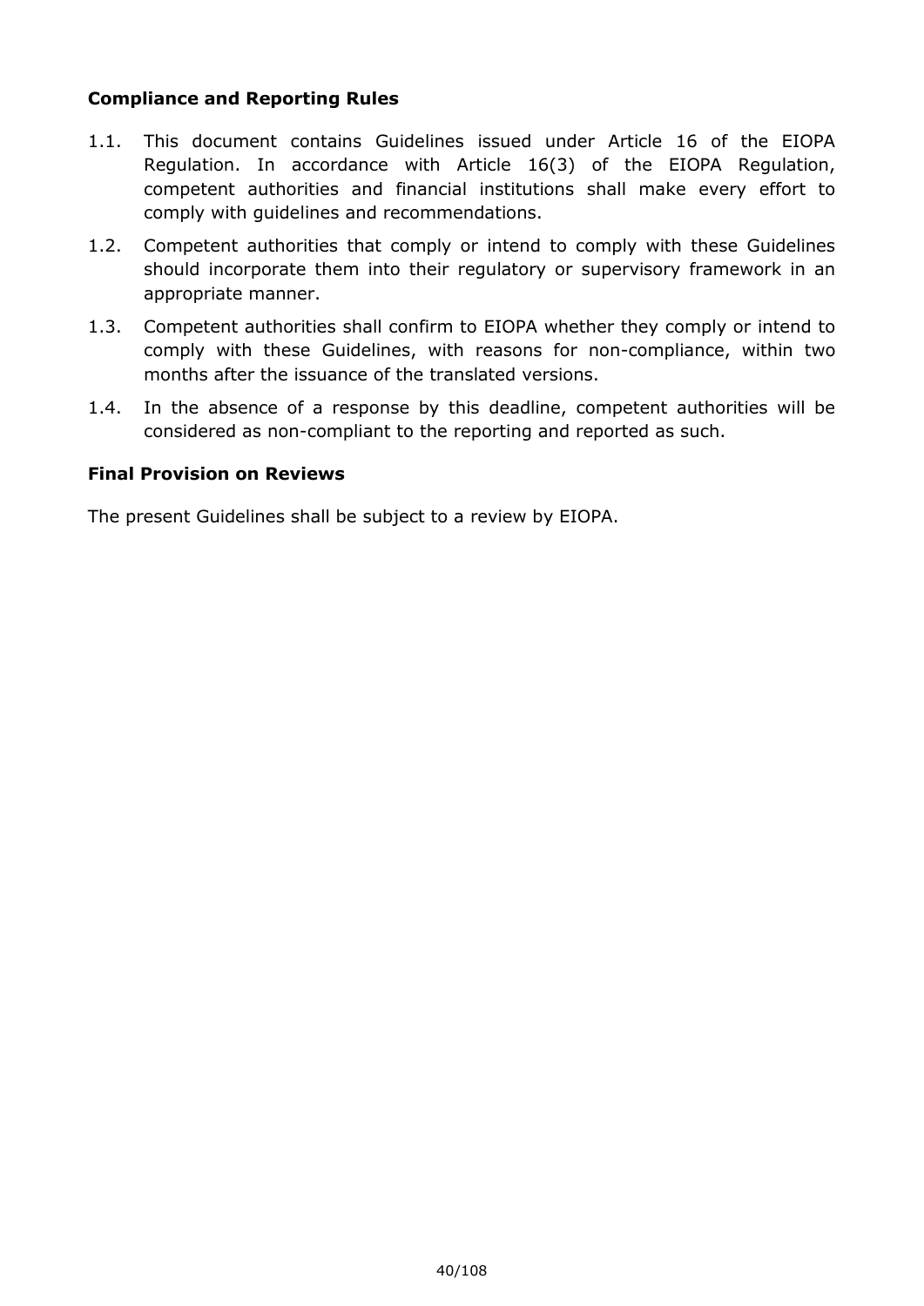**Compliance and Reporting Rules**

1.1. This document contains Guidelines issued under Article 16 of the EIOPA Regulation. In accordance with Article 16(3) of the EIOPA Regulation, competent authorities and financial institutions shall make every effort to comply with guidelines and recommendations.

1.2. Competent authorities that comply or intend to comply with these Guidelines should incorporate them into their regulatory or supervisory framework in an appropriate manner.

1.3. Competent authorities shall confirm to EIOPA whether they comply or intend to comply with these Guidelines, with reasons for non-compliance, within two months after the issuance of the translated versions.

1.4. In the absence of a response by this deadline, competent authorities will be considered as non-compliant to the reporting and reported as such.

**Final Provision on Reviews**

The present Guidelines shall be subject to a review by EIOPA.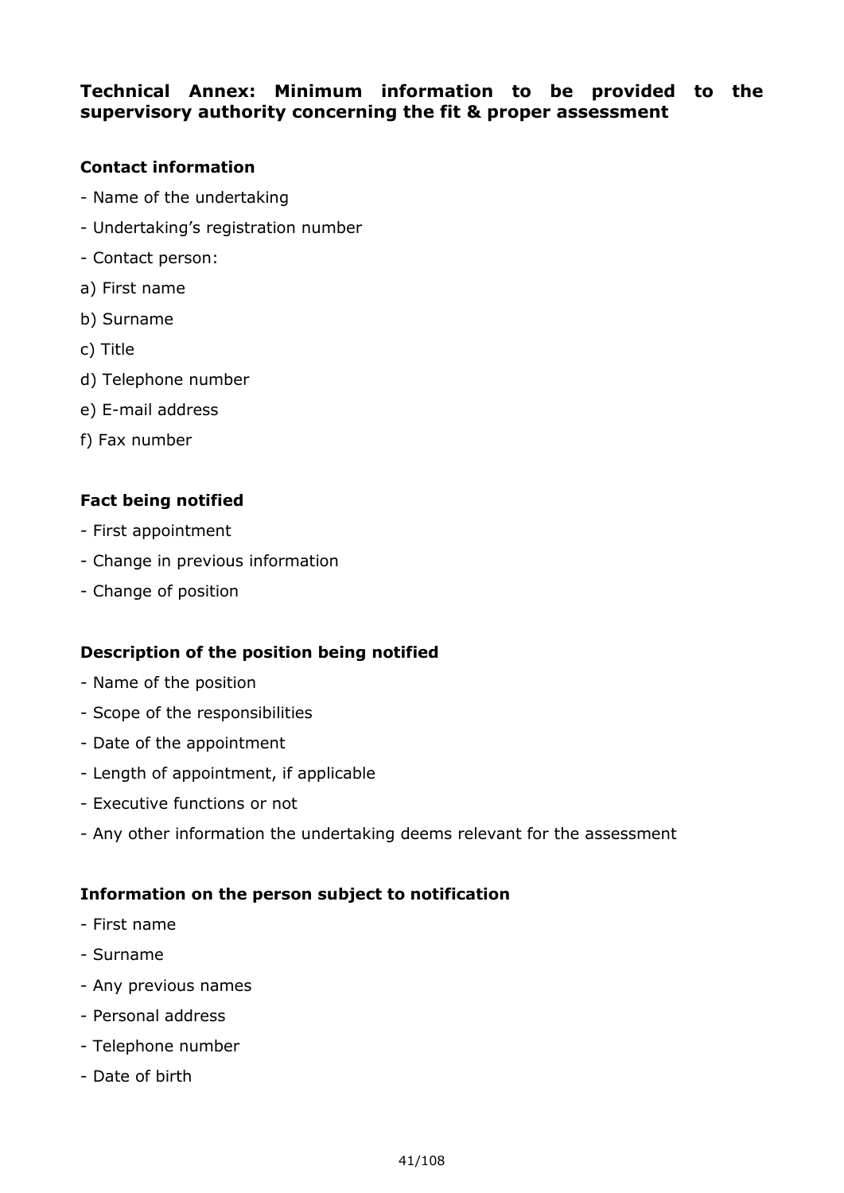## Technical Annex: Minimum information to be provided to the supervisory authority concerning the fit & proper assessment

**Contact information**

- Name of the undertaking
- Undertaking's registration number
- Contact person:

a) First name

b) Surname

c) Title

d) Telephone number

e) E-mail address

f) Fax number

**Fact being notified**

- First appointment
- Change in previous information
- Change of position

**Description of the position being notified**

- Name of the position
- Scope of the responsibilities
- Date of the appointment
- Length of appointment, if applicable
- Executive functions or not
- Any other information the undertaking deems relevant for the assessment

**Information on the person subject to notification**

- First name
- Surname
- Any previous names
- Personal address
- Telephone number
- Date of birth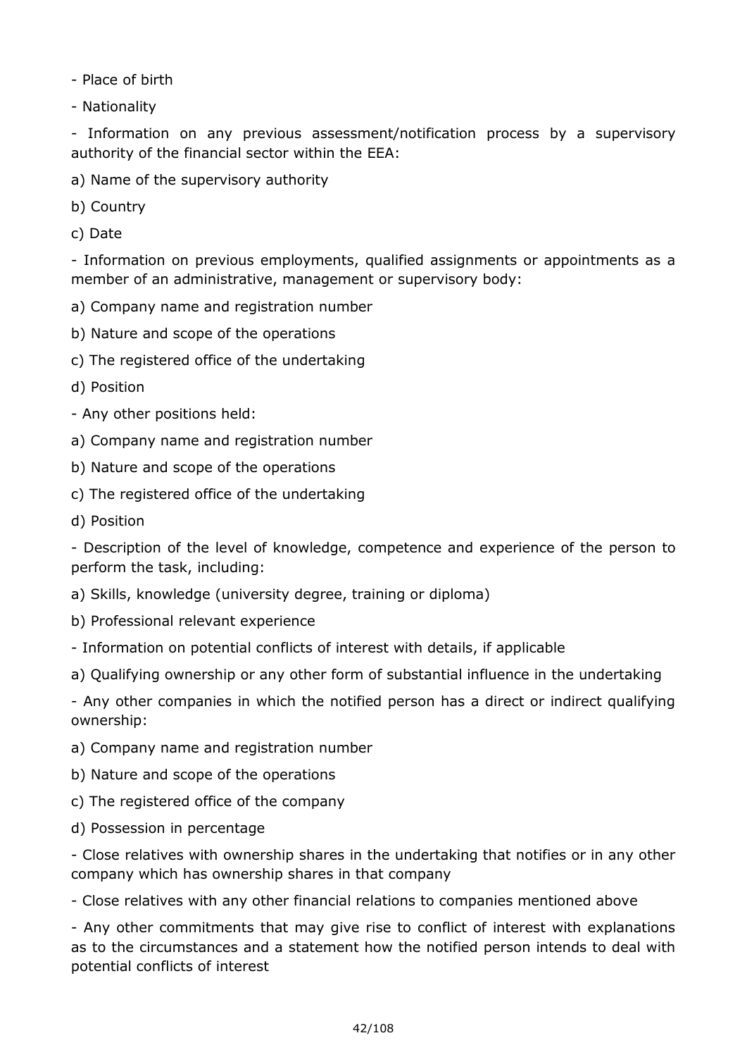- Place of birth

- Nationality

- Information on any previous assessment/notification process by a supervisory authority of the financial sector within the EEA:

a) Name of the supervisory authority

b) Country

c) Date

- Information on previous employments, qualified assignments or appointments as a member of an administrative, management or supervisory body:

a) Company name and registration number

b) Nature and scope of the operations

c) The registered office of the undertaking

d) Position

- Any other positions held:

a) Company name and registration number

b) Nature and scope of the operations

c) The registered office of the undertaking

d) Position

- Description of the level of knowledge, competence and experience of the person to perform the task, including:

a) Skills, knowledge (university degree, training or diploma)

b) Professional relevant experience

- Information on potential conflicts of interest with details, if applicable

a) Qualifying ownership or any other form of substantial influence in the undertaking

- Any other companies in which the notified person has a direct or indirect qualifying ownership:

a) Company name and registration number

b) Nature and scope of the operations

c) The registered office of the company

d) Possession in percentage

- Close relatives with ownership shares in the undertaking that notifies or in any other company which has ownership shares in that company

- Close relatives with any other financial relations to companies mentioned above

- Any other commitments that may give rise to conflict of interest with explanations as to the circumstances and a statement how the notified person intends to deal with potential conflicts of interest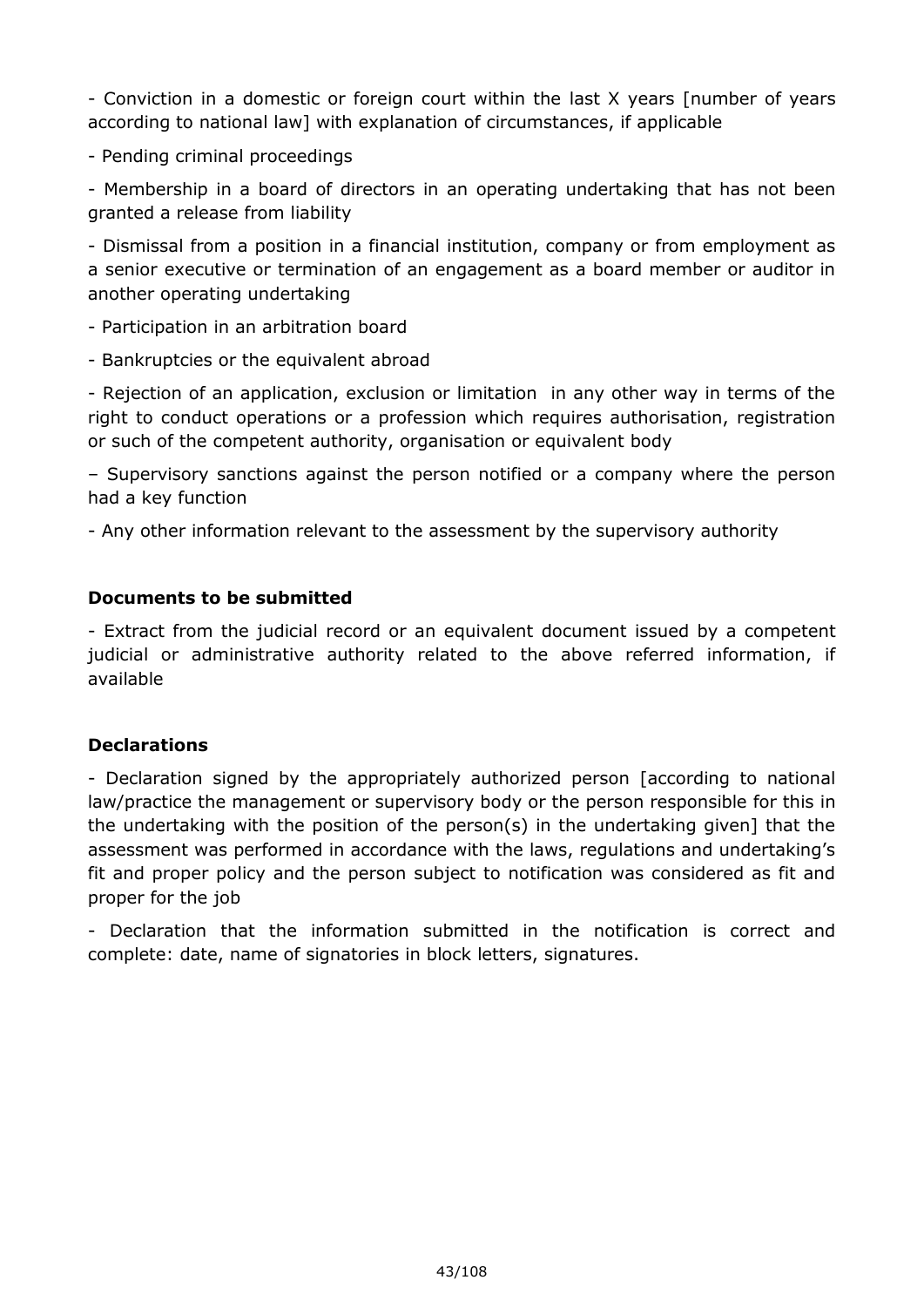- Conviction in a domestic or foreign court within the last X years [number of years according to national law] with explanation of circumstances, if applicable

- Pending criminal proceedings

- Membership in a board of directors in an operating undertaking that has not been granted a release from liability

- Dismissal from a position in a financial institution, company or from employment as a senior executive or termination of an engagement as a board member or auditor in another operating undertaking

- Participation in an arbitration board

- Bankruptcies or the equivalent abroad

- Rejection of an application, exclusion or limitation in any other way in terms of the right to conduct operations or a profession which requires authorisation, registration or such of the competent authority, organisation or equivalent body

– Supervisory sanctions against the person notified or a company where the person had a key function

- Any other information relevant to the assessment by the supervisory authority

**Documents to be submitted**

- Extract from the judicial record or an equivalent document issued by a competent judicial or administrative authority related to the above referred information, if available

**Declarations**

- Declaration signed by the appropriately authorized person [according to national law/practice the management or supervisory body or the person responsible for this in the undertaking with the position of the person(s) in the undertaking given] that the assessment was performed in accordance with the laws, regulations and undertaking's fit and proper policy and the person subject to notification was considered as fit and proper for the job

- Declaration that the information submitted in the notification is correct and complete: date, name of signatories in block letters, signatures.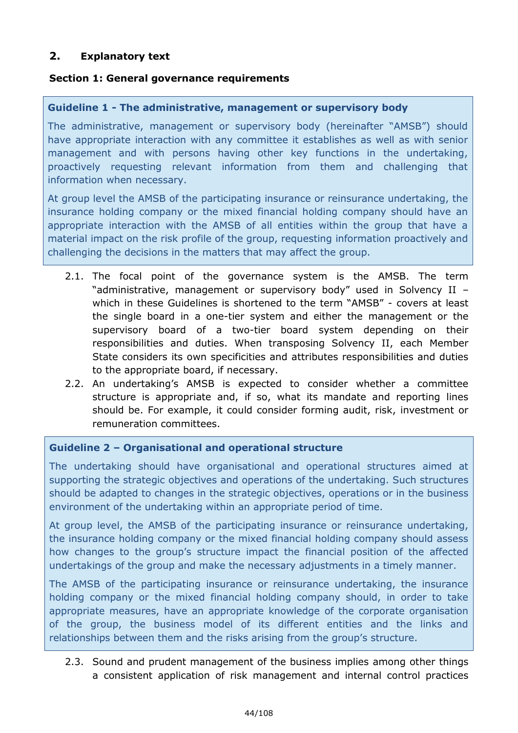## 2. Explanatory text

### Section 1: General governance requirements

> **Guideline 1 - The administrative, management or supervisory body**
>
> The administrative, management or supervisory body (hereinafter "AMSB") should have appropriate interaction with any committee it establishes as well as with senior management and with persons having other key functions in the undertaking, proactively requesting relevant information from them and challenging that information when necessary.
>
> At group level the AMSB of the participating insurance or reinsurance undertaking, the insurance holding company or the mixed financial holding company should have an appropriate interaction with the AMSB of all entities within the group that have a material impact on the risk profile of the group, requesting information proactively and challenging the decisions in the matters that may affect the group.

2.1. The focal point of the governance system is the AMSB. The term "administrative, management or supervisory body" used in Solvency II – which in these Guidelines is shortened to the term "AMSB" - covers at least the single board in a one-tier system and either the management or the supervisory board of a two-tier board system depending on their responsibilities and duties. When transposing Solvency II, each Member State considers its own specificities and attributes responsibilities and duties to the appropriate board, if necessary.

2.2. An undertaking's AMSB is expected to consider whether a committee structure is appropriate and, if so, what its mandate and reporting lines should be. For example, it could consider forming audit, risk, investment or remuneration committees.

> **Guideline 2 – Organisational and operational structure**
>
> The undertaking should have organisational and operational structures aimed at supporting the strategic objectives and operations of the undertaking. Such structures should be adapted to changes in the strategic objectives, operations or in the business environment of the undertaking within an appropriate period of time.
>
> At group level, the AMSB of the participating insurance or reinsurance undertaking, the insurance holding company or the mixed financial holding company should assess how changes to the group's structure impact the financial position of the affected undertakings of the group and make the necessary adjustments in a timely manner.
>
> The AMSB of the participating insurance or reinsurance undertaking, the insurance holding company or the mixed financial holding company should, in order to take appropriate measures, have an appropriate knowledge of the corporate organisation of the group, the business model of its different entities and the links and relationships between them and the risks arising from the group's structure.

2.3. Sound and prudent management of the business implies among other things a consistent application of risk management and internal control practices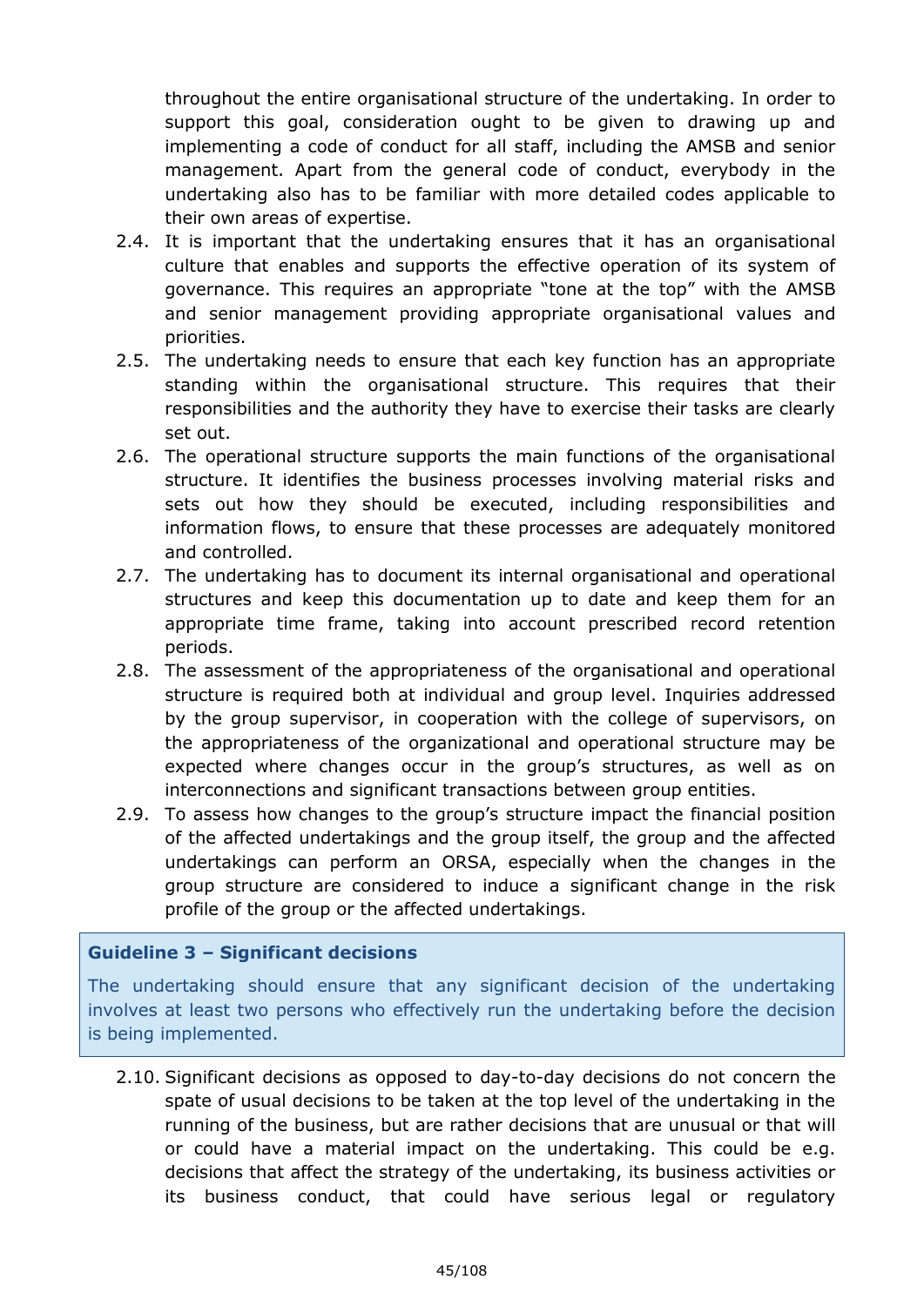throughout the entire organisational structure of the undertaking. In order to support this goal, consideration ought to be given to drawing up and implementing a code of conduct for all staff, including the AMSB and senior management. Apart from the general code of conduct, everybody in the undertaking also has to be familiar with more detailed codes applicable to their own areas of expertise.

2.4. It is important that the undertaking ensures that it has an organisational culture that enables and supports the effective operation of its system of governance. This requires an appropriate “tone at the top” with the AMSB and senior management providing appropriate organisational values and priorities.

2.5. The undertaking needs to ensure that each key function has an appropriate standing within the organisational structure. This requires that their responsibilities and the authority they have to exercise their tasks are clearly set out.

2.6. The operational structure supports the main functions of the organisational structure. It identifies the business processes involving material risks and sets out how they should be executed, including responsibilities and information flows, to ensure that these processes are adequately monitored and controlled.

2.7. The undertaking has to document its internal organisational and operational structures and keep this documentation up to date and keep them for an appropriate time frame, taking into account prescribed record retention periods.

2.8. The assessment of the appropriateness of the organisational and operational structure is required both at individual and group level. Inquiries addressed by the group supervisor, in cooperation with the college of supervisors, on the appropriateness of the organizational and operational structure may be expected where changes occur in the group’s structures, as well as on interconnections and significant transactions between group entities.

2.9. To assess how changes to the group’s structure impact the financial position of the affected undertakings and the group itself, the group and the affected undertakings can perform an ORSA, especially when the changes in the group structure are considered to induce a significant change in the risk profile of the group or the affected undertakings.

**Guideline 3 – Significant decisions**

The undertaking should ensure that any significant decision of the undertaking involves at least two persons who effectively run the undertaking before the decision is being implemented.

2.10. Significant decisions as opposed to day-to-day decisions do not concern the spate of usual decisions to be taken at the top level of the undertaking in the running of the business, but are rather decisions that are unusual or that will or could have a material impact on the undertaking. This could be e.g. decisions that affect the strategy of the undertaking, its business activities or its business conduct, that could have serious legal or regulatory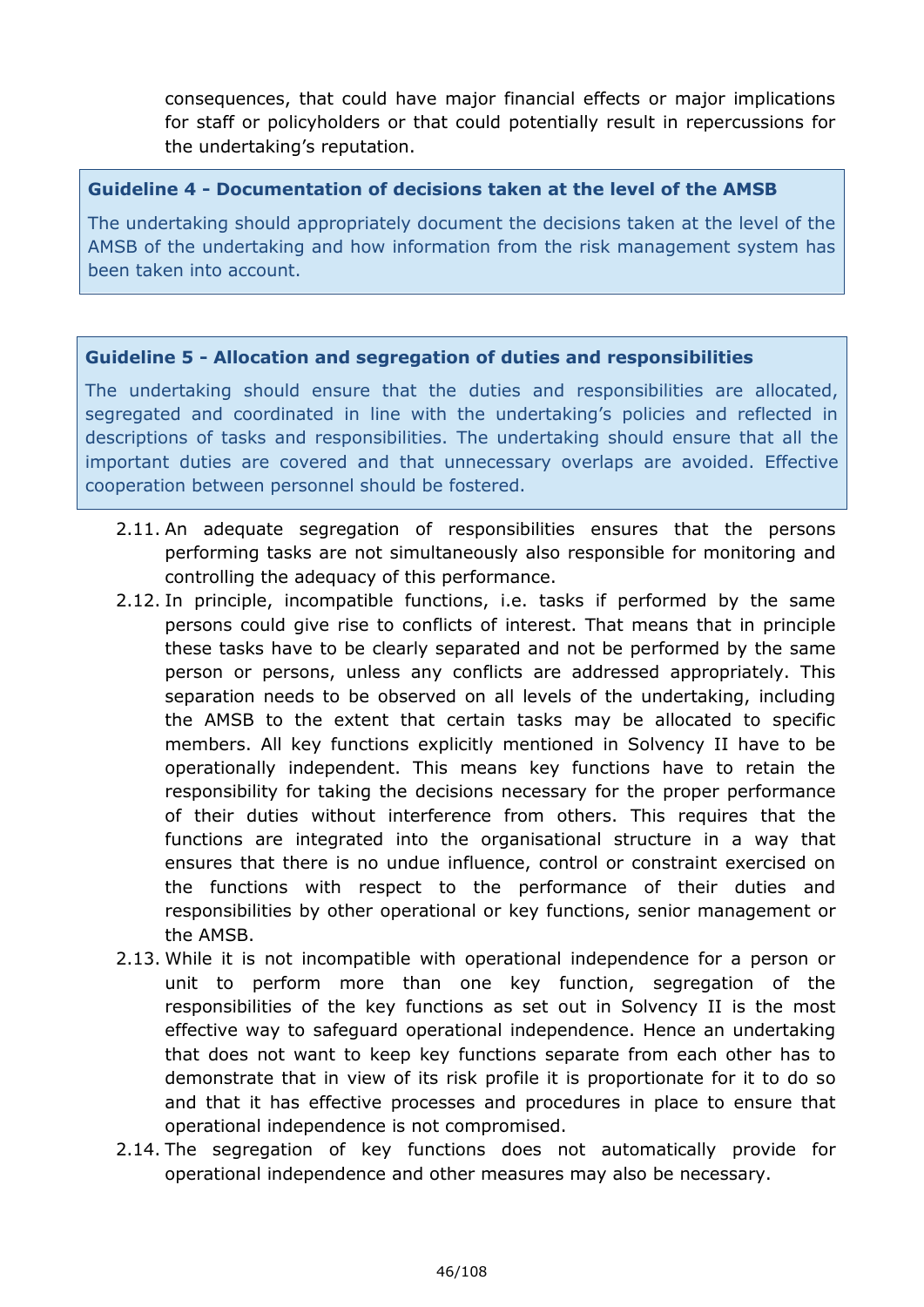consequences, that could have major financial effects or major implications for staff or policyholders or that could potentially result in repercussions for the undertaking's reputation.

**Guideline 4 - Documentation of decisions taken at the level of the AMSB**

The undertaking should appropriately document the decisions taken at the level of the AMSB of the undertaking and how information from the risk management system has been taken into account.

**Guideline 5 - Allocation and segregation of duties and responsibilities**

The undertaking should ensure that the duties and responsibilities are allocated, segregated and coordinated in line with the undertaking's policies and reflected in descriptions of tasks and responsibilities. The undertaking should ensure that all the important duties are covered and that unnecessary overlaps are avoided. Effective cooperation between personnel should be fostered.

2.11. An adequate segregation of responsibilities ensures that the persons performing tasks are not simultaneously also responsible for monitoring and controlling the adequacy of this performance.

2.12. In principle, incompatible functions, i.e. tasks if performed by the same persons could give rise to conflicts of interest. That means that in principle these tasks have to be clearly separated and not be performed by the same person or persons, unless any conflicts are addressed appropriately. This separation needs to be observed on all levels of the undertaking, including the AMSB to the extent that certain tasks may be allocated to specific members. All key functions explicitly mentioned in Solvency II have to be operationally independent. This means key functions have to retain the responsibility for taking the decisions necessary for the proper performance of their duties without interference from others. This requires that the functions are integrated into the organisational structure in a way that ensures that there is no undue influence, control or constraint exercised on the functions with respect to the performance of their duties and responsibilities by other operational or key functions, senior management or the AMSB.

2.13. While it is not incompatible with operational independence for a person or unit to perform more than one key function, segregation of the responsibilities of the key functions as set out in Solvency II is the most effective way to safeguard operational independence. Hence an undertaking that does not want to keep key functions separate from each other has to demonstrate that in view of its risk profile it is proportionate for it to do so and that it has effective processes and procedures in place to ensure that operational independence is not compromised.

2.14. The segregation of key functions does not automatically provide for operational independence and other measures may also be necessary.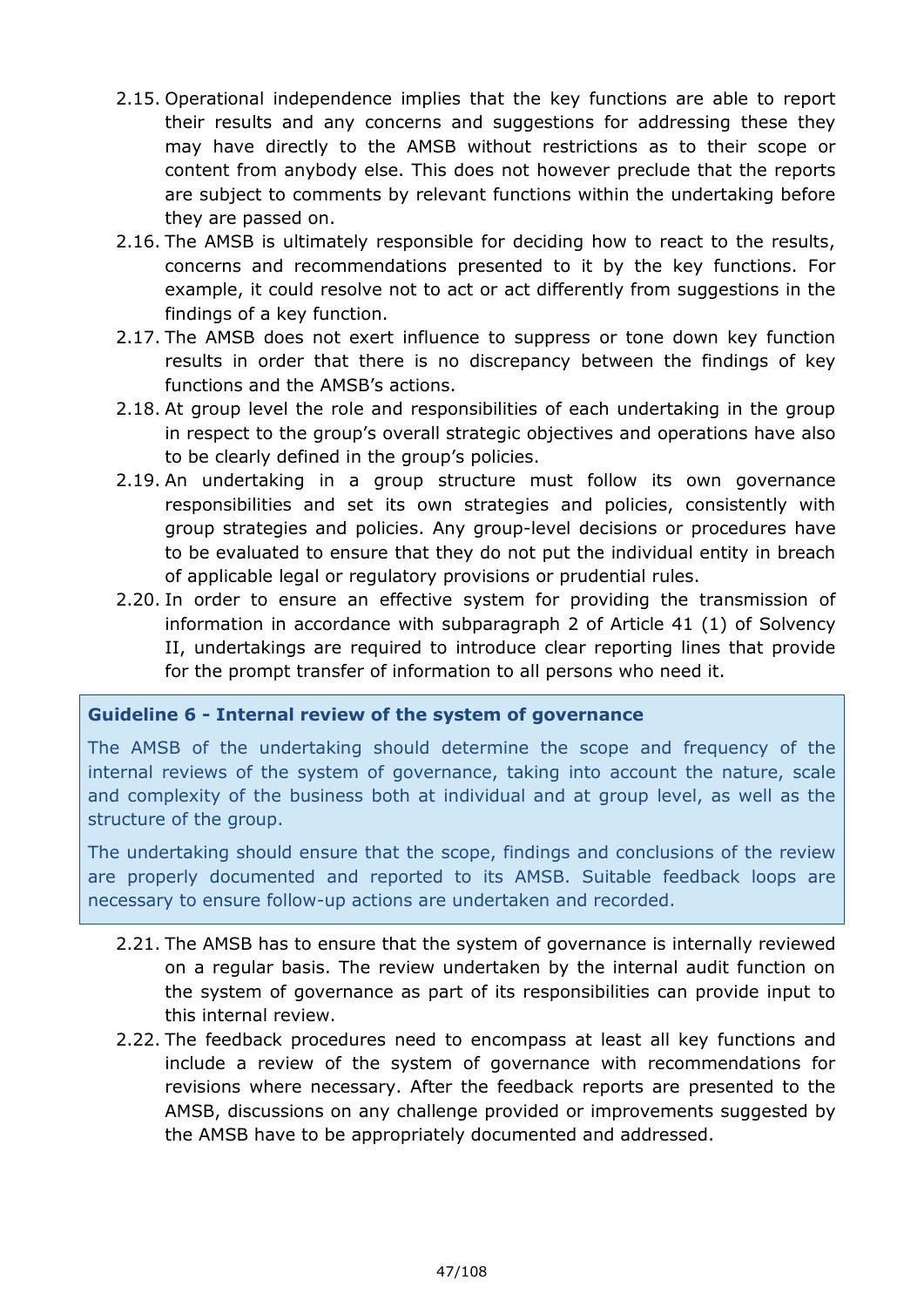2.15. Operational independence implies that the key functions are able to report their results and any concerns and suggestions for addressing these they may have directly to the AMSB without restrictions as to their scope or content from anybody else. This does not however preclude that the reports are subject to comments by relevant functions within the undertaking before they are passed on.

2.16. The AMSB is ultimately responsible for deciding how to react to the results, concerns and recommendations presented to it by the key functions. For example, it could resolve not to act or act differently from suggestions in the findings of a key function.

2.17. The AMSB does not exert influence to suppress or tone down key function results in order that there is no discrepancy between the findings of key functions and the AMSB's actions.

2.18. At group level the role and responsibilities of each undertaking in the group in respect to the group's overall strategic objectives and operations have also to be clearly defined in the group's policies.

2.19. An undertaking in a group structure must follow its own governance responsibilities and set its own strategies and policies, consistently with group strategies and policies. Any group-level decisions or procedures have to be evaluated to ensure that they do not put the individual entity in breach of applicable legal or regulatory provisions or prudential rules.

2.20. In order to ensure an effective system for providing the transmission of information in accordance with subparagraph 2 of Article 41 (1) of Solvency II, undertakings are required to introduce clear reporting lines that provide for the prompt transfer of information to all persons who need it.

**Guideline 6 - Internal review of the system of governance**

The AMSB of the undertaking should determine the scope and frequency of the internal reviews of the system of governance, taking into account the nature, scale and complexity of the business both at individual and at group level, as well as the structure of the group.

The undertaking should ensure that the scope, findings and conclusions of the review are properly documented and reported to its AMSB. Suitable feedback loops are necessary to ensure follow-up actions are undertaken and recorded.

2.21. The AMSB has to ensure that the system of governance is internally reviewed on a regular basis. The review undertaken by the internal audit function on the system of governance as part of its responsibilities can provide input to this internal review.

2.22. The feedback procedures need to encompass at least all key functions and include a review of the system of governance with recommendations for revisions where necessary. After the feedback reports are presented to the AMSB, discussions on any challenge provided or improvements suggested by the AMSB have to be appropriately documented and addressed.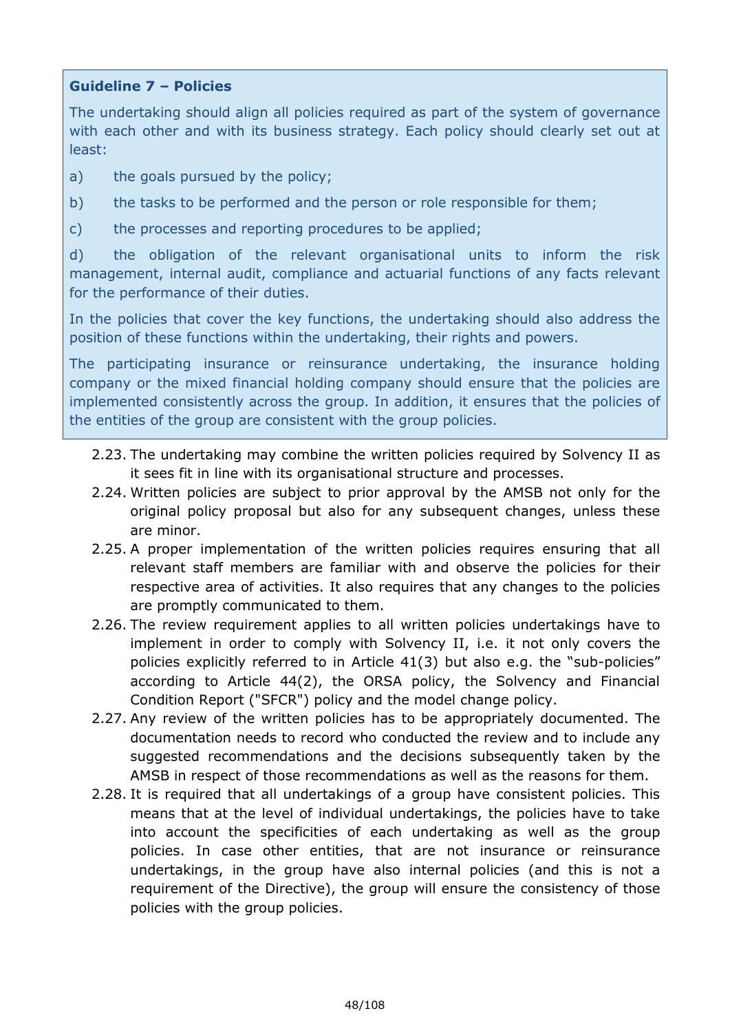**Guideline 7 – Policies**

The undertaking should align all policies required as part of the system of governance with each other and with its business strategy. Each policy should clearly set out at least:

a) the goals pursued by the policy;

b) the tasks to be performed and the person or role responsible for them;

c) the processes and reporting procedures to be applied;

d) the obligation of the relevant organisational units to inform the risk management, internal audit, compliance and actuarial functions of any facts relevant for the performance of their duties.

In the policies that cover the key functions, the undertaking should also address the position of these functions within the undertaking, their rights and powers.

The participating insurance or reinsurance undertaking, the insurance holding company or the mixed financial holding company should ensure that the policies are implemented consistently across the group. In addition, it ensures that the policies of the entities of the group are consistent with the group policies.

2.23. The undertaking may combine the written policies required by Solvency II as it sees fit in line with its organisational structure and processes.

2.24. Written policies are subject to prior approval by the AMSB not only for the original policy proposal but also for any subsequent changes, unless these are minor.

2.25. A proper implementation of the written policies requires ensuring that all relevant staff members are familiar with and observe the policies for their respective area of activities. It also requires that any changes to the policies are promptly communicated to them.

2.26. The review requirement applies to all written policies undertakings have to implement in order to comply with Solvency II, i.e. it not only covers the policies explicitly referred to in Article 41(3) but also e.g. the "sub-policies" according to Article 44(2), the ORSA policy, the Solvency and Financial Condition Report ("SFCR") policy and the model change policy.

2.27. Any review of the written policies has to be appropriately documented. The documentation needs to record who conducted the review and to include any suggested recommendations and the decisions subsequently taken by the AMSB in respect of those recommendations as well as the reasons for them.

2.28. It is required that all undertakings of a group have consistent policies. This means that at the level of individual undertakings, the policies have to take into account the specificities of each undertaking as well as the group policies. In case other entities, that are not insurance or reinsurance undertakings, in the group have also internal policies (and this is not a requirement of the Directive), the group will ensure the consistency of those policies with the group policies.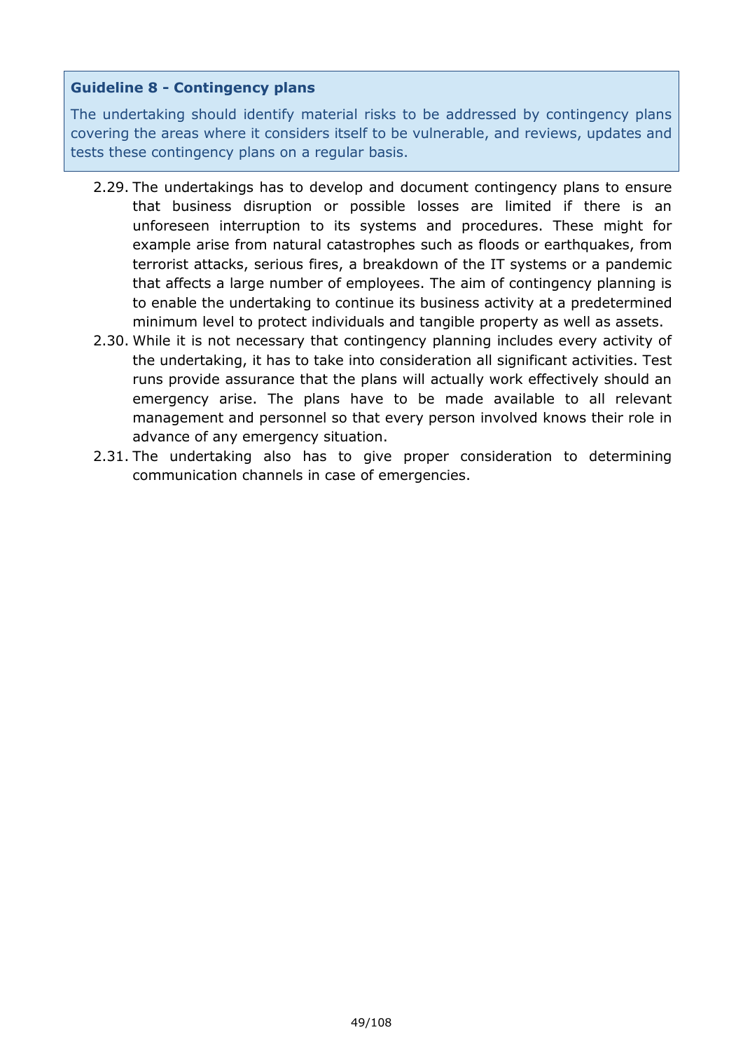**Guideline 8 - Contingency plans**

The undertaking should identify material risks to be addressed by contingency plans covering the areas where it considers itself to be vulnerable, and reviews, updates and tests these contingency plans on a regular basis.

2.29. The undertakings has to develop and document contingency plans to ensure that business disruption or possible losses are limited if there is an unforeseen interruption to its systems and procedures. These might for example arise from natural catastrophes such as floods or earthquakes, from terrorist attacks, serious fires, a breakdown of the IT systems or a pandemic that affects a large number of employees. The aim of contingency planning is to enable the undertaking to continue its business activity at a predetermined minimum level to protect individuals and tangible property as well as assets.

2.30. While it is not necessary that contingency planning includes every activity of the undertaking, it has to take into consideration all significant activities. Test runs provide assurance that the plans will actually work effectively should an emergency arise. The plans have to be made available to all relevant management and personnel so that every person involved knows their role in advance of any emergency situation.

2.31. The undertaking also has to give proper consideration to determining communication channels in case of emergencies.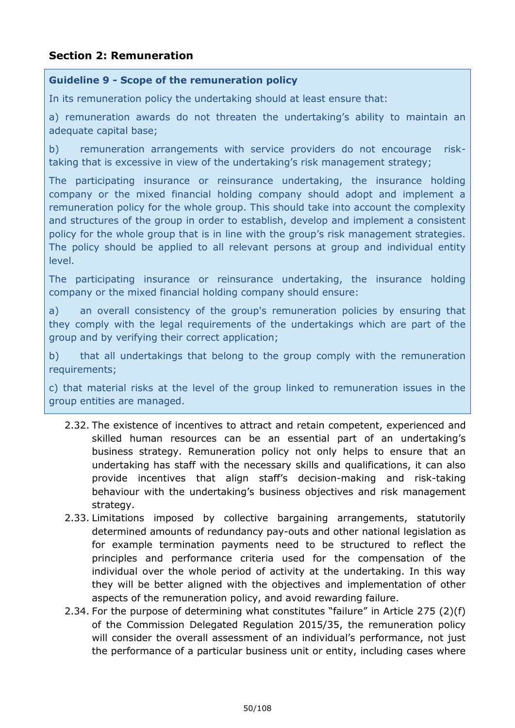## Section 2: Remuneration

**Guideline 9 - Scope of the remuneration policy**

In its remuneration policy the undertaking should at least ensure that:

a) remuneration awards do not threaten the undertaking's ability to maintain an adequate capital base;

b) remuneration arrangements with service providers do not encourage risk-taking that is excessive in view of the undertaking's risk management strategy;

The participating insurance or reinsurance undertaking, the insurance holding company or the mixed financial holding company should adopt and implement a remuneration policy for the whole group. This should take into account the complexity and structures of the group in order to establish, develop and implement a consistent policy for the whole group that is in line with the group's risk management strategies. The policy should be applied to all relevant persons at group and individual entity level.

The participating insurance or reinsurance undertaking, the insurance holding company or the mixed financial holding company should ensure:

a) an overall consistency of the group's remuneration policies by ensuring that they comply with the legal requirements of the undertakings which are part of the group and by verifying their correct application;

b) that all undertakings that belong to the group comply with the remuneration requirements;

c) that material risks at the level of the group linked to remuneration issues in the group entities are managed.

2.32. The existence of incentives to attract and retain competent, experienced and skilled human resources can be an essential part of an undertaking's business strategy. Remuneration policy not only helps to ensure that an undertaking has staff with the necessary skills and qualifications, it can also provide incentives that align staff's decision-making and risk-taking behaviour with the undertaking's business objectives and risk management strategy.

2.33. Limitations imposed by collective bargaining arrangements, statutorily determined amounts of redundancy pay-outs and other national legislation as for example termination payments need to be structured to reflect the principles and performance criteria used for the compensation of the individual over the whole period of activity at the undertaking. In this way they will be better aligned with the objectives and implementation of other aspects of the remuneration policy, and avoid rewarding failure.

2.34. For the purpose of determining what constitutes "failure" in Article 275 (2)(f) of the Commission Delegated Regulation 2015/35, the remuneration policy will consider the overall assessment of an individual's performance, not just the performance of a particular business unit or entity, including cases where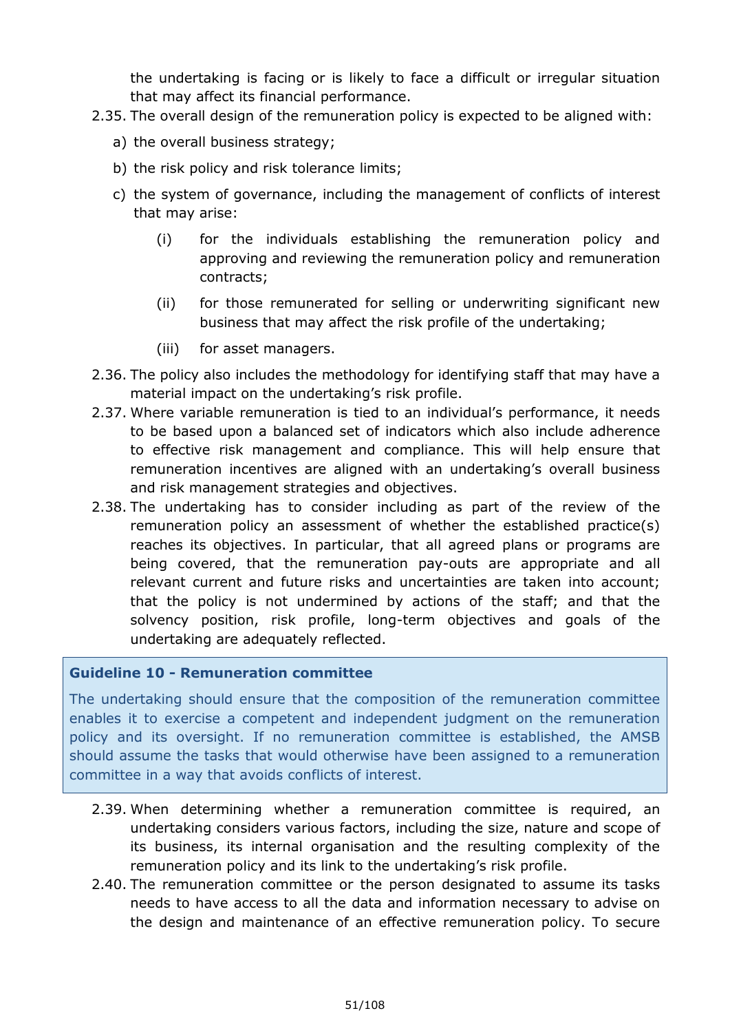the undertaking is facing or is likely to face a difficult or irregular situation that may affect its financial performance.

2.35. The overall design of the remuneration policy is expected to be aligned with:

a) the overall business strategy;

b) the risk policy and risk tolerance limits;

c) the system of governance, including the management of conflicts of interest that may arise:

(i) for the individuals establishing the remuneration policy and approving and reviewing the remuneration policy and remuneration contracts;

(ii) for those remunerated for selling or underwriting significant new business that may affect the risk profile of the undertaking;

(iii) for asset managers.

2.36. The policy also includes the methodology for identifying staff that may have a material impact on the undertaking's risk profile.

2.37. Where variable remuneration is tied to an individual's performance, it needs to be based upon a balanced set of indicators which also include adherence to effective risk management and compliance. This will help ensure that remuneration incentives are aligned with an undertaking's overall business and risk management strategies and objectives.

2.38. The undertaking has to consider including as part of the review of the remuneration policy an assessment of whether the established practice(s) reaches its objectives. In particular, that all agreed plans or programs are being covered, that the remuneration pay-outs are appropriate and all relevant current and future risks and uncertainties are taken into account; that the policy is not undermined by actions of the staff; and that the solvency position, risk profile, long-term objectives and goals of the undertaking are adequately reflected.

**Guideline 10 - Remuneration committee**

The undertaking should ensure that the composition of the remuneration committee enables it to exercise a competent and independent judgment on the remuneration policy and its oversight. If no remuneration committee is established, the AMSB should assume the tasks that would otherwise have been assigned to a remuneration committee in a way that avoids conflicts of interest.

2.39. When determining whether a remuneration committee is required, an undertaking considers various factors, including the size, nature and scope of its business, its internal organisation and the resulting complexity of the remuneration policy and its link to the undertaking's risk profile.

2.40. The remuneration committee or the person designated to assume its tasks needs to have access to all the data and information necessary to advise on the design and maintenance of an effective remuneration policy. To secure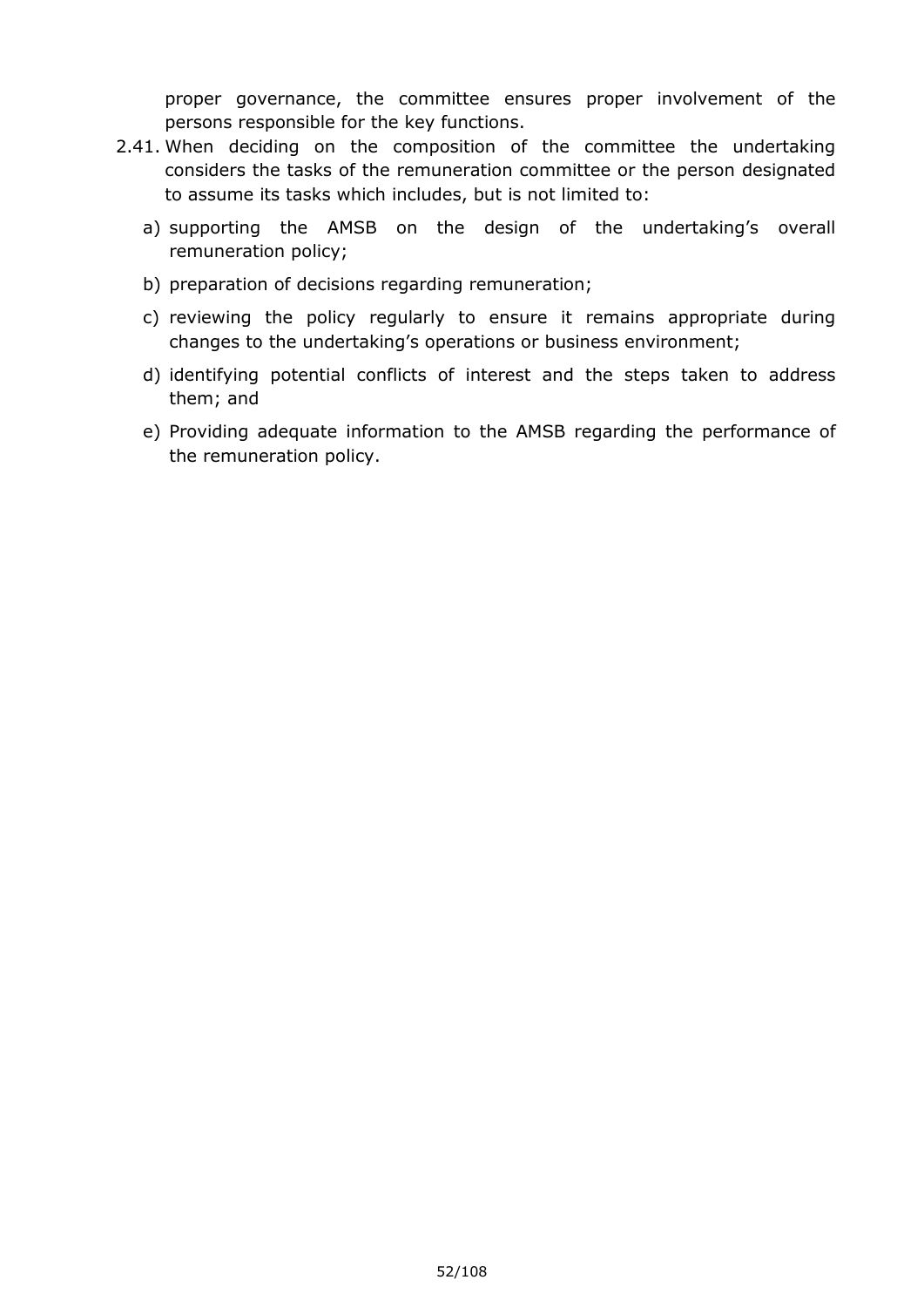proper governance, the committee ensures proper involvement of the persons responsible for the key functions.

2.41. When deciding on the composition of the committee the undertaking considers the tasks of the remuneration committee or the person designated to assume its tasks which includes, but is not limited to:

a) supporting the AMSB on the design of the undertaking's overall remuneration policy;

b) preparation of decisions regarding remuneration;

c) reviewing the policy regularly to ensure it remains appropriate during changes to the undertaking's operations or business environment;

d) identifying potential conflicts of interest and the steps taken to address them; and

e) Providing adequate information to the AMSB regarding the performance of the remuneration policy.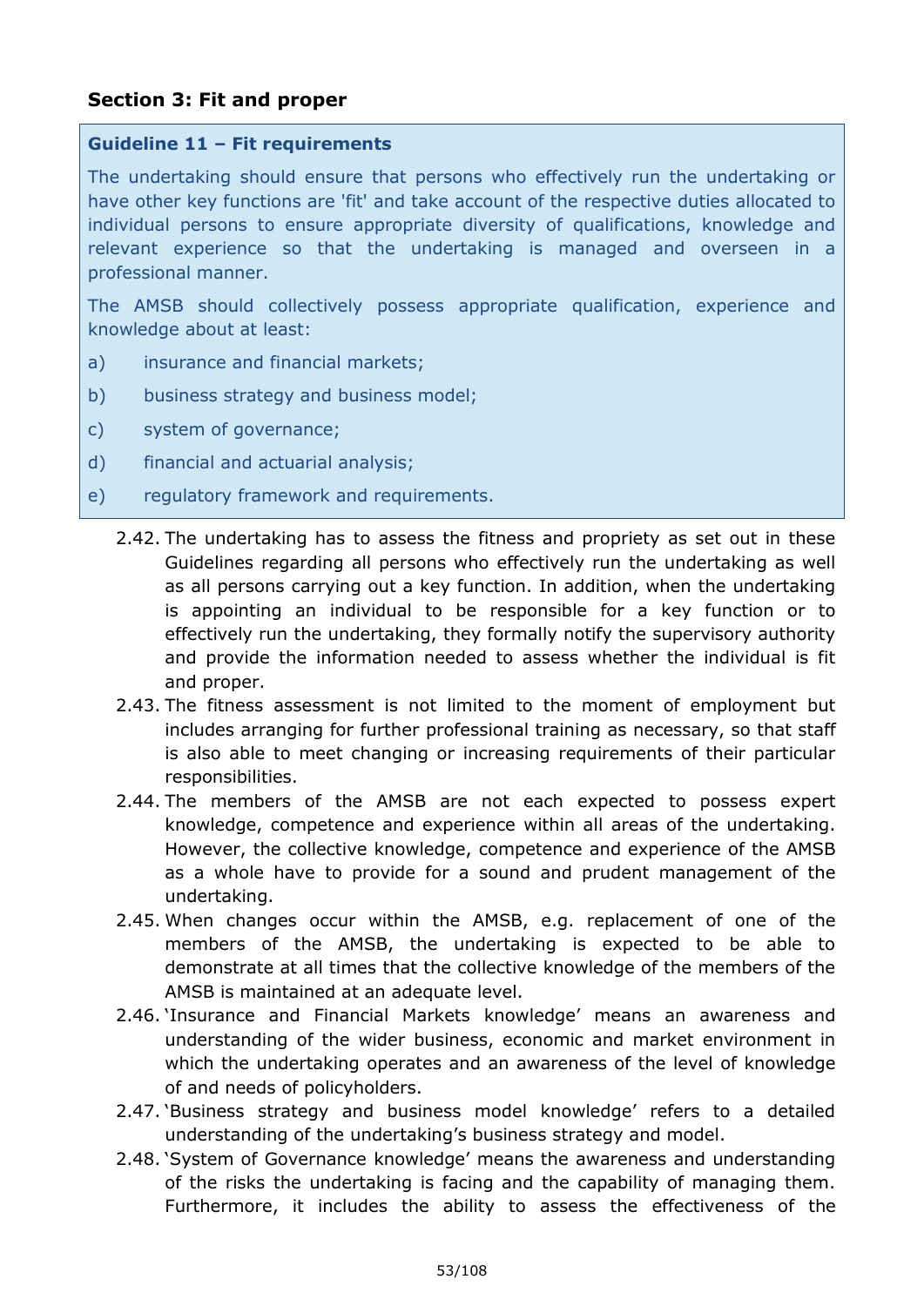## Section 3: Fit and proper

**Guideline 11 – Fit requirements**

The undertaking should ensure that persons who effectively run the undertaking or have other key functions are 'fit' and take account of the respective duties allocated to individual persons to ensure appropriate diversity of qualifications, knowledge and relevant experience so that the undertaking is managed and overseen in a professional manner.

The AMSB should collectively possess appropriate qualification, experience and knowledge about at least:

a) insurance and financial markets;

b) business strategy and business model;

c) system of governance;

d) financial and actuarial analysis;

e) regulatory framework and requirements.

2.42. The undertaking has to assess the fitness and propriety as set out in these Guidelines regarding all persons who effectively run the undertaking as well as all persons carrying out a key function. In addition, when the undertaking is appointing an individual to be responsible for a key function or to effectively run the undertaking, they formally notify the supervisory authority and provide the information needed to assess whether the individual is fit and proper.

2.43. The fitness assessment is not limited to the moment of employment but includes arranging for further professional training as necessary, so that staff is also able to meet changing or increasing requirements of their particular responsibilities.

2.44. The members of the AMSB are not each expected to possess expert knowledge, competence and experience within all areas of the undertaking. However, the collective knowledge, competence and experience of the AMSB as a whole have to provide for a sound and prudent management of the undertaking.

2.45. When changes occur within the AMSB, e.g. replacement of one of the members of the AMSB, the undertaking is expected to be able to demonstrate at all times that the collective knowledge of the members of the AMSB is maintained at an adequate level.

2.46. 'Insurance and Financial Markets knowledge' means an awareness and understanding of the wider business, economic and market environment in which the undertaking operates and an awareness of the level of knowledge of and needs of policyholders.

2.47. 'Business strategy and business model knowledge' refers to a detailed understanding of the undertaking's business strategy and model.

2.48. 'System of Governance knowledge' means the awareness and understanding of the risks the undertaking is facing and the capability of managing them. Furthermore, it includes the ability to assess the effectiveness of the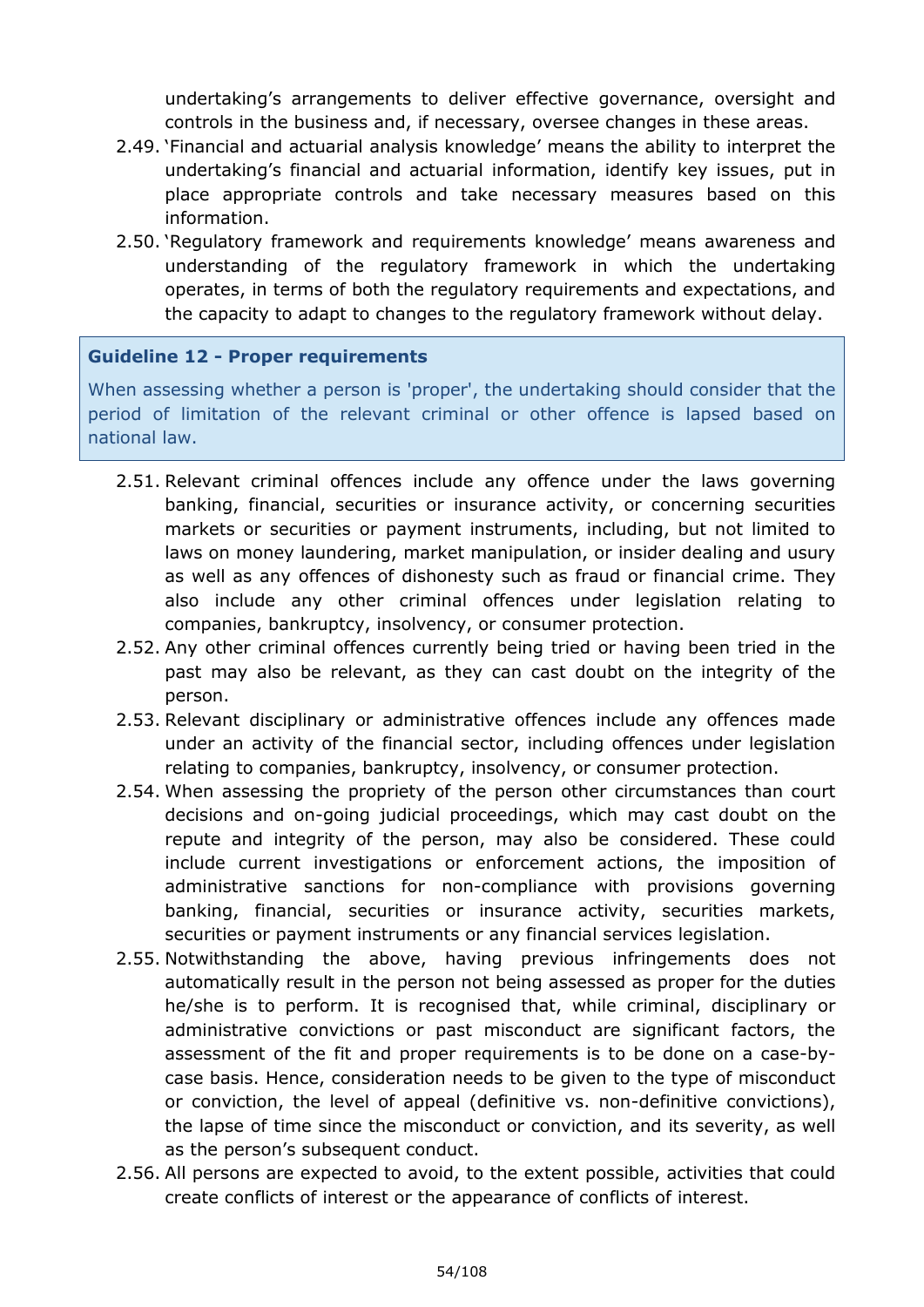undertaking's arrangements to deliver effective governance, oversight and controls in the business and, if necessary, oversee changes in these areas.

2.49. 'Financial and actuarial analysis knowledge' means the ability to interpret the undertaking's financial and actuarial information, identify key issues, put in place appropriate controls and take necessary measures based on this information.

2.50. 'Regulatory framework and requirements knowledge' means awareness and understanding of the regulatory framework in which the undertaking operates, in terms of both the regulatory requirements and expectations, and the capacity to adapt to changes to the regulatory framework without delay.

### Guideline 12 - Proper requirements

When assessing whether a person is 'proper', the undertaking should consider that the period of limitation of the relevant criminal or other offence is lapsed based on national law.

2.51. Relevant criminal offences include any offence under the laws governing banking, financial, securities or insurance activity, or concerning securities markets or securities or payment instruments, including, but not limited to laws on money laundering, market manipulation, or insider dealing and usury as well as any offences of dishonesty such as fraud or financial crime. They also include any other criminal offences under legislation relating to companies, bankruptcy, insolvency, or consumer protection.

2.52. Any other criminal offences currently being tried or having been tried in the past may also be relevant, as they can cast doubt on the integrity of the person.

2.53. Relevant disciplinary or administrative offences include any offences made under an activity of the financial sector, including offences under legislation relating to companies, bankruptcy, insolvency, or consumer protection.

2.54. When assessing the propriety of the person other circumstances than court decisions and on-going judicial proceedings, which may cast doubt on the repute and integrity of the person, may also be considered. These could include current investigations or enforcement actions, the imposition of administrative sanctions for non-compliance with provisions governing banking, financial, securities or insurance activity, securities markets, securities or payment instruments or any financial services legislation.

2.55. Notwithstanding the above, having previous infringements does not automatically result in the person not being assessed as proper for the duties he/she is to perform. It is recognised that, while criminal, disciplinary or administrative convictions or past misconduct are significant factors, the assessment of the fit and proper requirements is to be done on a case-by-case basis. Hence, consideration needs to be given to the type of misconduct or conviction, the level of appeal (definitive vs. non-definitive convictions), the lapse of time since the misconduct or conviction, and its severity, as well as the person's subsequent conduct.

2.56. All persons are expected to avoid, to the extent possible, activities that could create conflicts of interest or the appearance of conflicts of interest.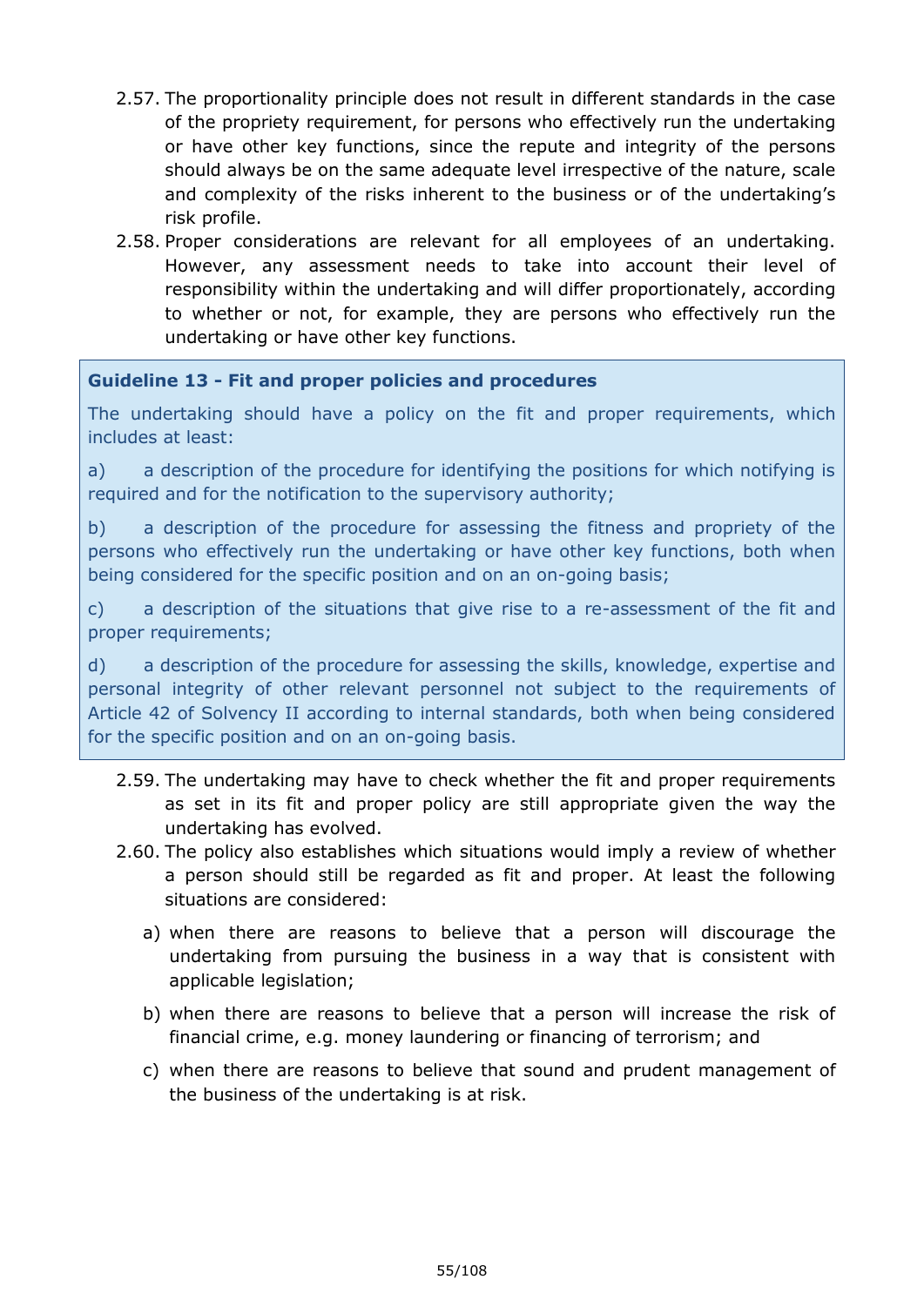2.57. The proportionality principle does not result in different standards in the case of the propriety requirement, for persons who effectively run the undertaking or have other key functions, since the repute and integrity of the persons should always be on the same adequate level irrespective of the nature, scale and complexity of the risks inherent to the business or of the undertaking's risk profile.

2.58. Proper considerations are relevant for all employees of an undertaking. However, any assessment needs to take into account their level of responsibility within the undertaking and will differ proportionately, according to whether or not, for example, they are persons who effectively run the undertaking or have other key functions.

> **Guideline 13 - Fit and proper policies and procedures**
>
> The undertaking should have a policy on the fit and proper requirements, which includes at least:
>
> a) a description of the procedure for identifying the positions for which notifying is required and for the notification to the supervisory authority;
>
> b) a description of the procedure for assessing the fitness and propriety of the persons who effectively run the undertaking or have other key functions, both when being considered for the specific position and on an on-going basis;
>
> c) a description of the situations that give rise to a re-assessment of the fit and proper requirements;
>
> d) a description of the procedure for assessing the skills, knowledge, expertise and personal integrity of other relevant personnel not subject to the requirements of Article 42 of Solvency II according to internal standards, both when being considered for the specific position and on an on-going basis.

2.59. The undertaking may have to check whether the fit and proper requirements as set in its fit and proper policy are still appropriate given the way the undertaking has evolved.

2.60. The policy also establishes which situations would imply a review of whether a person should still be regarded as fit and proper. At least the following situations are considered:

a) when there are reasons to believe that a person will discourage the undertaking from pursuing the business in a way that is consistent with applicable legislation;

b) when there are reasons to believe that a person will increase the risk of financial crime, e.g. money laundering or financing of terrorism; and

c) when there are reasons to believe that sound and prudent management of the business of the undertaking is at risk.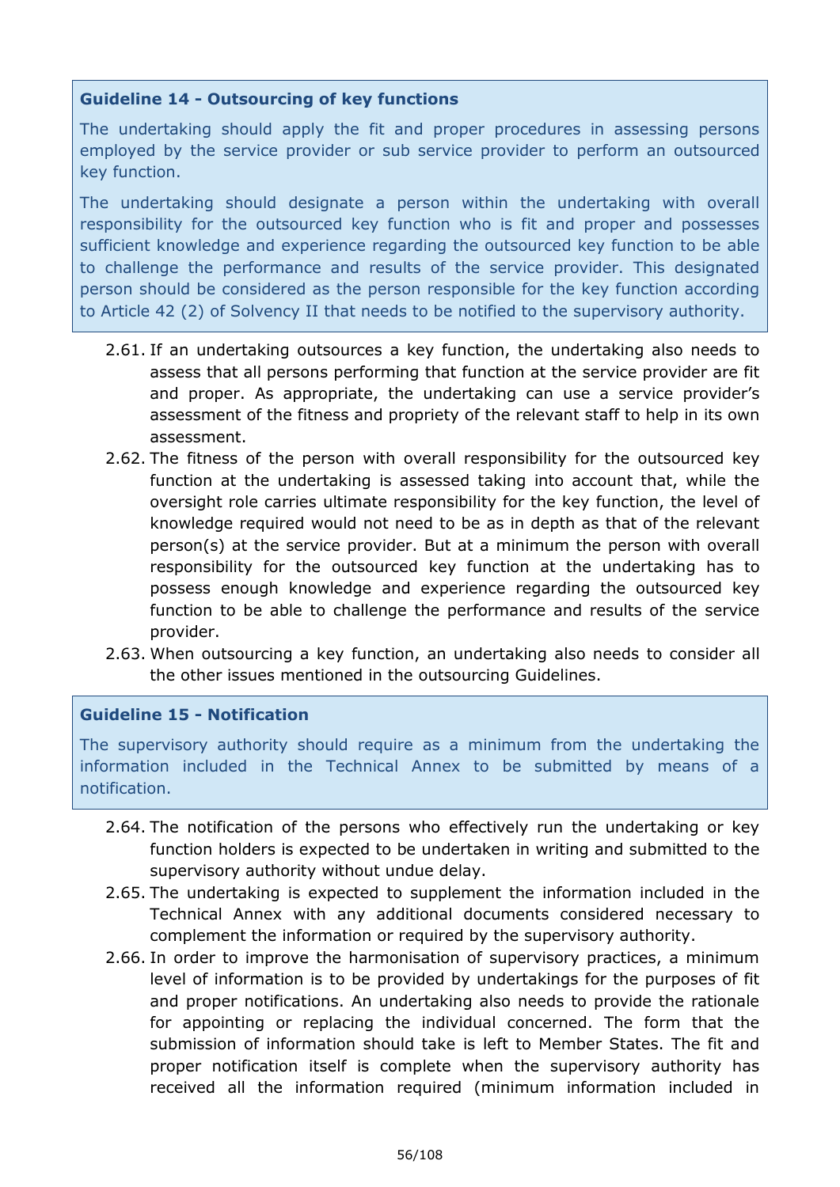**Guideline 14 - Outsourcing of key functions**

The undertaking should apply the fit and proper procedures in assessing persons employed by the service provider or sub service provider to perform an outsourced key function.

The undertaking should designate a person within the undertaking with overall responsibility for the outsourced key function who is fit and proper and possesses sufficient knowledge and experience regarding the outsourced key function to be able to challenge the performance and results of the service provider. This designated person should be considered as the person responsible for the key function according to Article 42 (2) of Solvency II that needs to be notified to the supervisory authority.

2.61. If an undertaking outsources a key function, the undertaking also needs to assess that all persons performing that function at the service provider are fit and proper. As appropriate, the undertaking can use a service provider's assessment of the fitness and propriety of the relevant staff to help in its own assessment.

2.62. The fitness of the person with overall responsibility for the outsourced key function at the undertaking is assessed taking into account that, while the oversight role carries ultimate responsibility for the key function, the level of knowledge required would not need to be as in depth as that of the relevant person(s) at the service provider. But at a minimum the person with overall responsibility for the outsourced key function at the undertaking has to possess enough knowledge and experience regarding the outsourced key function to be able to challenge the performance and results of the service provider.

2.63. When outsourcing a key function, an undertaking also needs to consider all the other issues mentioned in the outsourcing Guidelines.

**Guideline 15 - Notification**

The supervisory authority should require as a minimum from the undertaking the information included in the Technical Annex to be submitted by means of a notification.

2.64. The notification of the persons who effectively run the undertaking or key function holders is expected to be undertaken in writing and submitted to the supervisory authority without undue delay.

2.65. The undertaking is expected to supplement the information included in the Technical Annex with any additional documents considered necessary to complement the information or required by the supervisory authority.

2.66. In order to improve the harmonisation of supervisory practices, a minimum level of information is to be provided by undertakings for the purposes of fit and proper notifications. An undertaking also needs to provide the rationale for appointing or replacing the individual concerned. The form that the submission of information should take is left to Member States. The fit and proper notification itself is complete when the supervisory authority has received all the information required (minimum information included in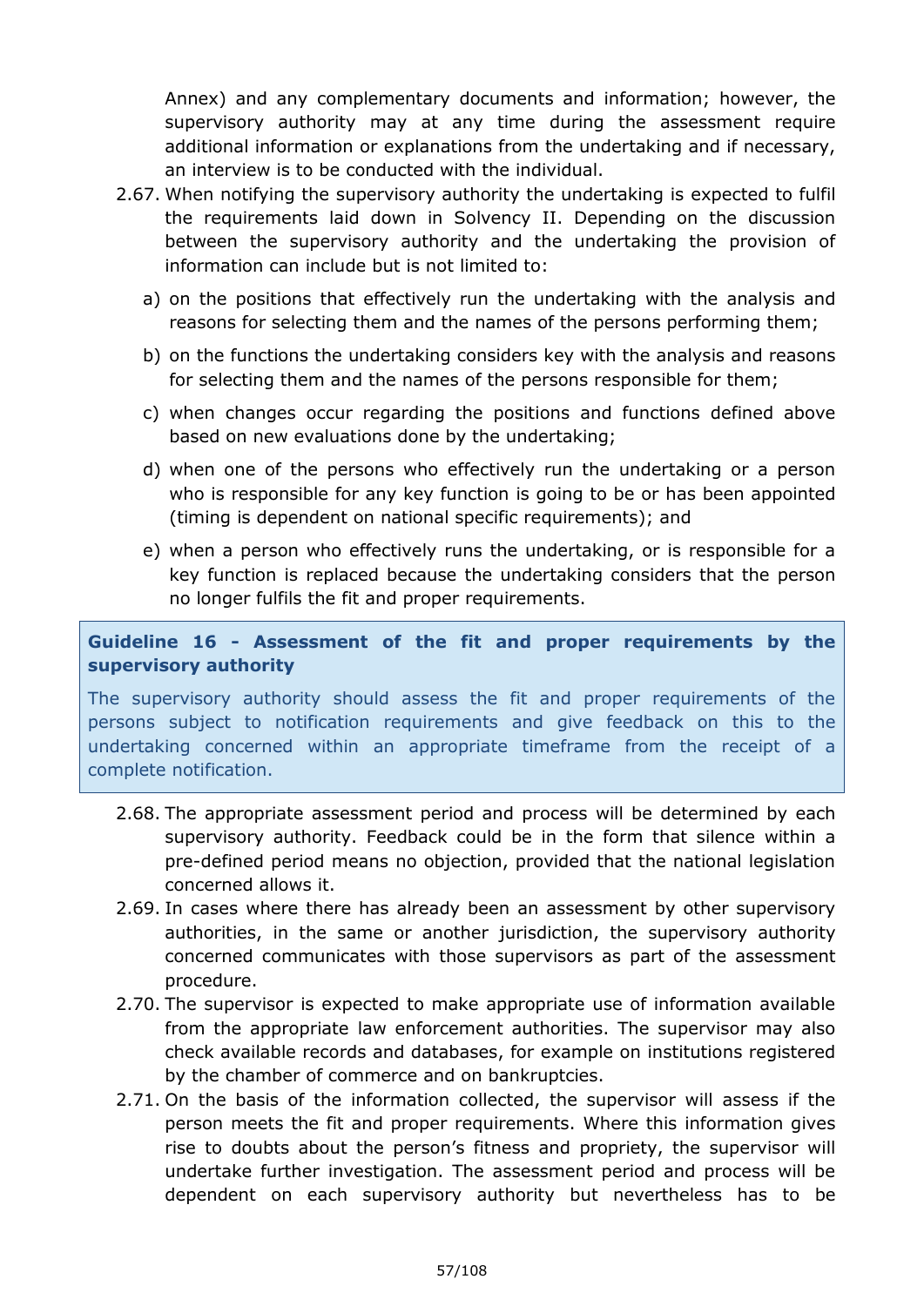Annex) and any complementary documents and information; however, the supervisory authority may at any time during the assessment require additional information or explanations from the undertaking and if necessary, an interview is to be conducted with the individual.

2.67. When notifying the supervisory authority the undertaking is expected to fulfil the requirements laid down in Solvency II. Depending on the discussion between the supervisory authority and the undertaking the provision of information can include but is not limited to:

a) on the positions that effectively run the undertaking with the analysis and reasons for selecting them and the names of the persons performing them;

b) on the functions the undertaking considers key with the analysis and reasons for selecting them and the names of the persons responsible for them;

c) when changes occur regarding the positions and functions defined above based on new evaluations done by the undertaking;

d) when one of the persons who effectively run the undertaking or a person who is responsible for any key function is going to be or has been appointed (timing is dependent on national specific requirements); and

e) when a person who effectively runs the undertaking, or is responsible for a key function is replaced because the undertaking considers that the person no longer fulfils the fit and proper requirements.

**Guideline 16 - Assessment of the fit and proper requirements by the supervisory authority**

The supervisory authority should assess the fit and proper requirements of the persons subject to notification requirements and give feedback on this to the undertaking concerned within an appropriate timeframe from the receipt of a complete notification.

2.68. The appropriate assessment period and process will be determined by each supervisory authority. Feedback could be in the form that silence within a pre-defined period means no objection, provided that the national legislation concerned allows it.

2.69. In cases where there has already been an assessment by other supervisory authorities, in the same or another jurisdiction, the supervisory authority concerned communicates with those supervisors as part of the assessment procedure.

2.70. The supervisor is expected to make appropriate use of information available from the appropriate law enforcement authorities. The supervisor may also check available records and databases, for example on institutions registered by the chamber of commerce and on bankruptcies.

2.71. On the basis of the information collected, the supervisor will assess if the person meets the fit and proper requirements. Where this information gives rise to doubts about the person's fitness and propriety, the supervisor will undertake further investigation. The assessment period and process will be dependent on each supervisory authority but nevertheless has to be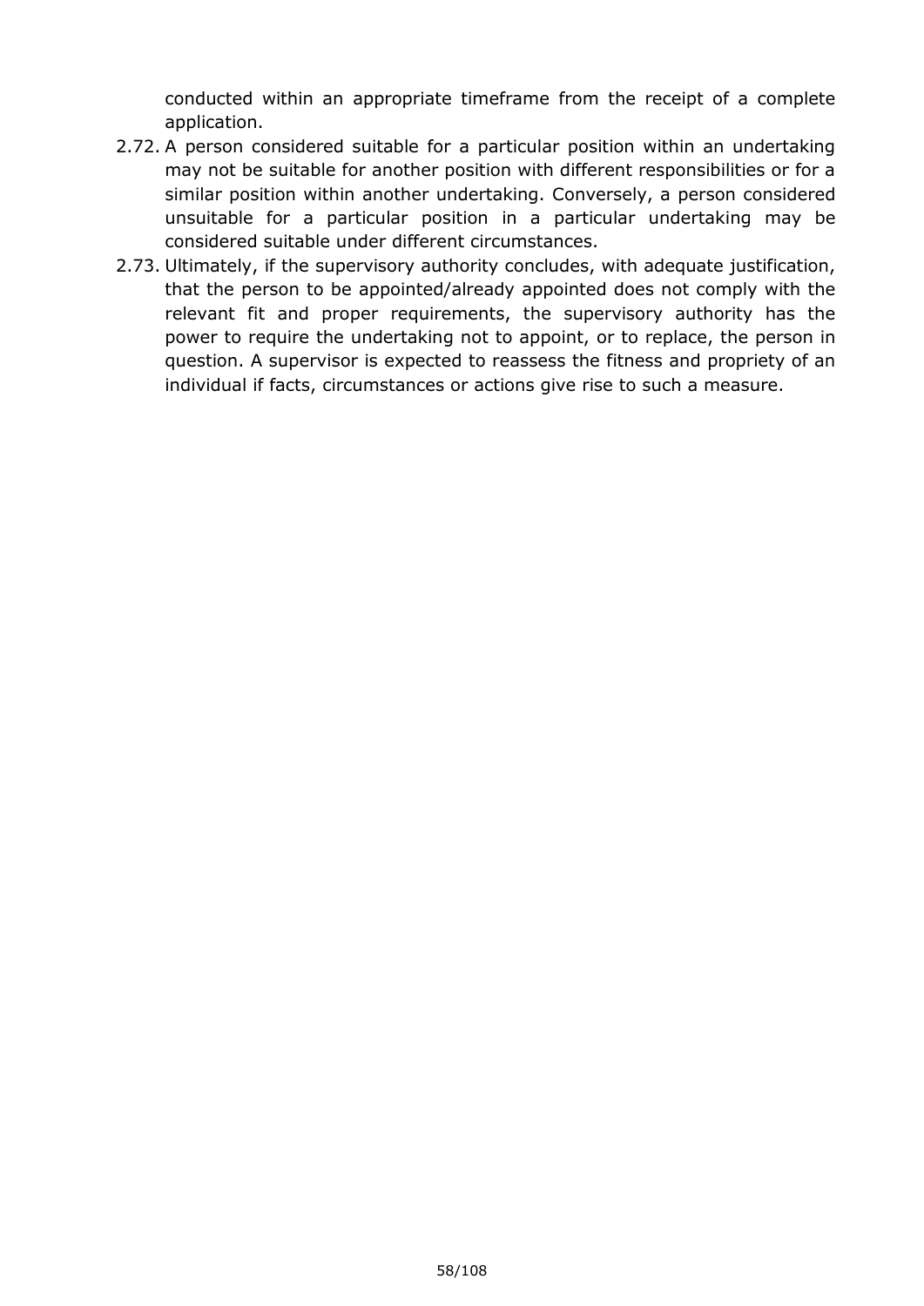conducted within an appropriate timeframe from the receipt of a complete application.

2.72. A person considered suitable for a particular position within an undertaking may not be suitable for another position with different responsibilities or for a similar position within another undertaking. Conversely, a person considered unsuitable for a particular position in a particular undertaking may be considered suitable under different circumstances.

2.73. Ultimately, if the supervisory authority concludes, with adequate justification, that the person to be appointed/already appointed does not comply with the relevant fit and proper requirements, the supervisory authority has the power to require the undertaking not to appoint, or to replace, the person in question. A supervisor is expected to reassess the fitness and propriety of an individual if facts, circumstances or actions give rise to such a measure.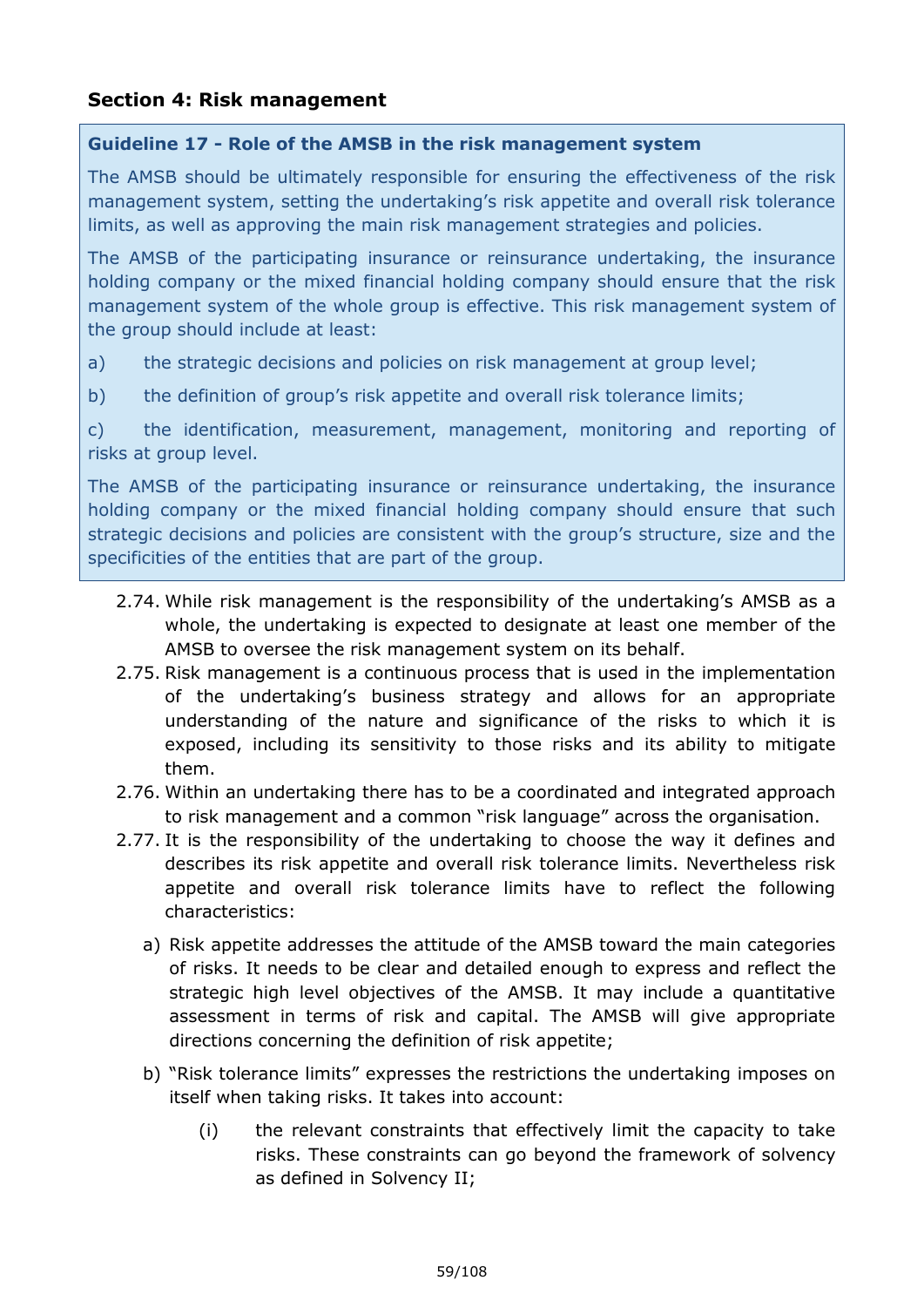## Section 4: Risk management

**Guideline 17 - Role of the AMSB in the risk management system**

The AMSB should be ultimately responsible for ensuring the effectiveness of the risk management system, setting the undertaking's risk appetite and overall risk tolerance limits, as well as approving the main risk management strategies and policies.

The AMSB of the participating insurance or reinsurance undertaking, the insurance holding company or the mixed financial holding company should ensure that the risk management system of the whole group is effective. This risk management system of the group should include at least:

a) the strategic decisions and policies on risk management at group level;

b) the definition of group's risk appetite and overall risk tolerance limits;

c) the identification, measurement, management, monitoring and reporting of risks at group level.

The AMSB of the participating insurance or reinsurance undertaking, the insurance holding company or the mixed financial holding company should ensure that such strategic decisions and policies are consistent with the group's structure, size and the specificities of the entities that are part of the group.

2.74. While risk management is the responsibility of the undertaking's AMSB as a whole, the undertaking is expected to designate at least one member of the AMSB to oversee the risk management system on its behalf.

2.75. Risk management is a continuous process that is used in the implementation of the undertaking's business strategy and allows for an appropriate understanding of the nature and significance of the risks to which it is exposed, including its sensitivity to those risks and its ability to mitigate them.

2.76. Within an undertaking there has to be a coordinated and integrated approach to risk management and a common "risk language" across the organisation.

2.77. It is the responsibility of the undertaking to choose the way it defines and describes its risk appetite and overall risk tolerance limits. Nevertheless risk appetite and overall risk tolerance limits have to reflect the following characteristics:

a) Risk appetite addresses the attitude of the AMSB toward the main categories of risks. It needs to be clear and detailed enough to express and reflect the strategic high level objectives of the AMSB. It may include a quantitative assessment in terms of risk and capital. The AMSB will give appropriate directions concerning the definition of risk appetite;

b) "Risk tolerance limits" expresses the restrictions the undertaking imposes on itself when taking risks. It takes into account:

(i) the relevant constraints that effectively limit the capacity to take risks. These constraints can go beyond the framework of solvency as defined in Solvency II;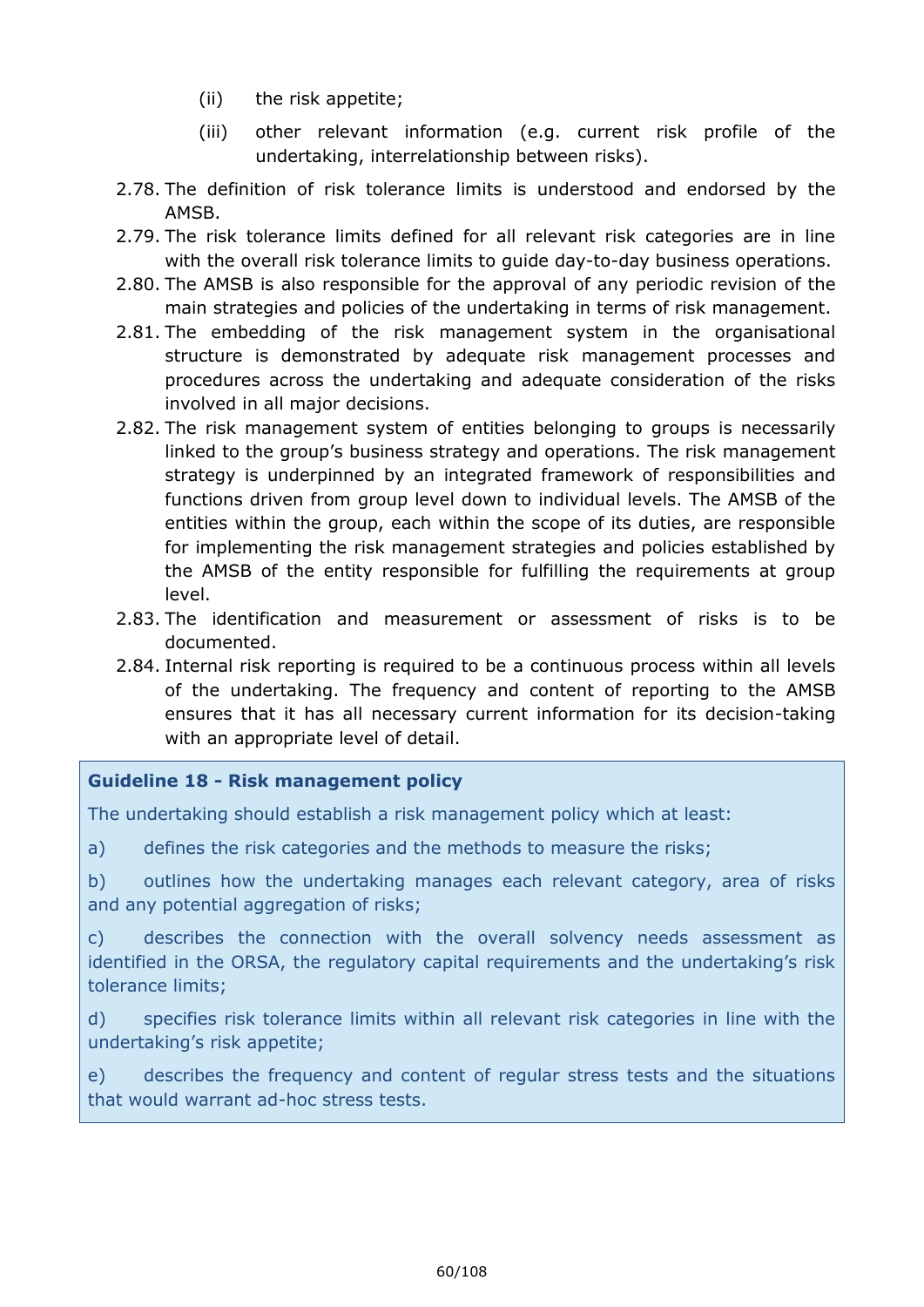(ii) the risk appetite;

(iii) other relevant information (e.g. current risk profile of the undertaking, interrelationship between risks).

2.78. The definition of risk tolerance limits is understood and endorsed by the AMSB.

2.79. The risk tolerance limits defined for all relevant risk categories are in line with the overall risk tolerance limits to guide day-to-day business operations.

2.80. The AMSB is also responsible for the approval of any periodic revision of the main strategies and policies of the undertaking in terms of risk management.

2.81. The embedding of the risk management system in the organisational structure is demonstrated by adequate risk management processes and procedures across the undertaking and adequate consideration of the risks involved in all major decisions.

2.82. The risk management system of entities belonging to groups is necessarily linked to the group's business strategy and operations. The risk management strategy is underpinned by an integrated framework of responsibilities and functions driven from group level down to individual levels. The AMSB of the entities within the group, each within the scope of its duties, are responsible for implementing the risk management strategies and policies established by the AMSB of the entity responsible for fulfilling the requirements at group level.

2.83. The identification and measurement or assessment of risks is to be documented.

2.84. Internal risk reporting is required to be a continuous process within all levels of the undertaking. The frequency and content of reporting to the AMSB ensures that it has all necessary current information for its decision-taking with an appropriate level of detail.

**Guideline 18 - Risk management policy**

The undertaking should establish a risk management policy which at least:

a) defines the risk categories and the methods to measure the risks;

b) outlines how the undertaking manages each relevant category, area of risks and any potential aggregation of risks;

c) describes the connection with the overall solvency needs assessment as identified in the ORSA, the regulatory capital requirements and the undertaking's risk tolerance limits;

d) specifies risk tolerance limits within all relevant risk categories in line with the undertaking's risk appetite;

e) describes the frequency and content of regular stress tests and the situations that would warrant ad-hoc stress tests.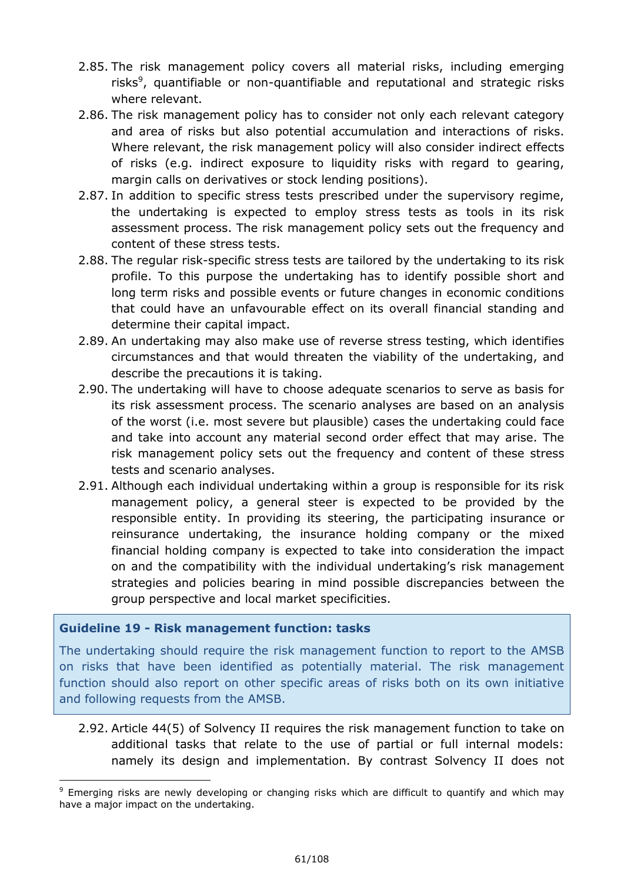2.85. The risk management policy covers all material risks, including emerging risks[9], quantifiable or non-quantifiable and reputational and strategic risks where relevant.

2.86. The risk management policy has to consider not only each relevant category and area of risks but also potential accumulation and interactions of risks. Where relevant, the risk management policy will also consider indirect effects of risks (e.g. indirect exposure to liquidity risks with regard to gearing, margin calls on derivatives or stock lending positions).

2.87. In addition to specific stress tests prescribed under the supervisory regime, the undertaking is expected to employ stress tests as tools in its risk assessment process. The risk management policy sets out the frequency and content of these stress tests.

2.88. The regular risk-specific stress tests are tailored by the undertaking to its risk profile. To this purpose the undertaking has to identify possible short and long term risks and possible events or future changes in economic conditions that could have an unfavourable effect on its overall financial standing and determine their capital impact.

2.89. An undertaking may also make use of reverse stress testing, which identifies circumstances and that would threaten the viability of the undertaking, and describe the precautions it is taking.

2.90. The undertaking will have to choose adequate scenarios to serve as basis for its risk assessment process. The scenario analyses are based on an analysis of the worst (i.e. most severe but plausible) cases the undertaking could face and take into account any material second order effect that may arise. The risk management policy sets out the frequency and content of these stress tests and scenario analyses.

2.91. Although each individual undertaking within a group is responsible for its risk management policy, a general steer is expected to be provided by the responsible entity. In providing its steering, the participating insurance or reinsurance undertaking, the insurance holding company or the mixed financial holding company is expected to take into consideration the impact on and the compatibility with the individual undertaking's risk management strategies and policies bearing in mind possible discrepancies between the group perspective and local market specificities.

> **Guideline 19 - Risk management function: tasks**
>
> The undertaking should require the risk management function to report to the AMSB on risks that have been identified as potentially material. The risk management function should also report on other specific areas of risks both on its own initiative and following requests from the AMSB.

2.92. Article 44(5) of Solvency II requires the risk management function to take on additional tasks that relate to the use of partial or full internal models: namely its design and implementation. By contrast Solvency II does not

---

[9] Emerging risks are newly developing or changing risks which are difficult to quantify and which may have a major impact on the undertaking.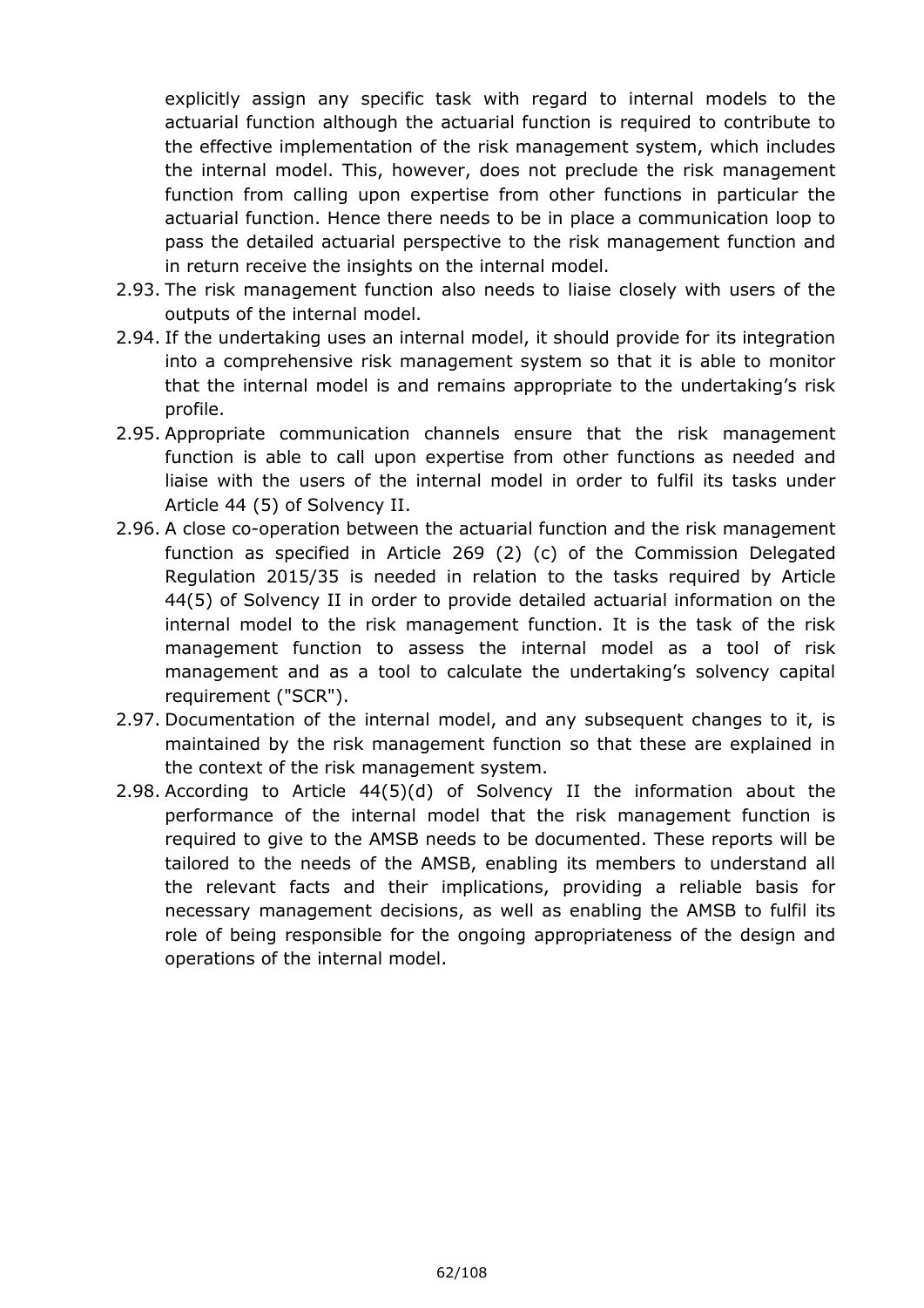explicitly assign any specific task with regard to internal models to the actuarial function although the actuarial function is required to contribute to the effective implementation of the risk management system, which includes the internal model. This, however, does not preclude the risk management function from calling upon expertise from other functions in particular the actuarial function. Hence there needs to be in place a communication loop to pass the detailed actuarial perspective to the risk management function and in return receive the insights on the internal model.

2.93. The risk management function also needs to liaise closely with users of the outputs of the internal model.

2.94. If the undertaking uses an internal model, it should provide for its integration into a comprehensive risk management system so that it is able to monitor that the internal model is and remains appropriate to the undertaking's risk profile.

2.95. Appropriate communication channels ensure that the risk management function is able to call upon expertise from other functions as needed and liaise with the users of the internal model in order to fulfil its tasks under Article 44 (5) of Solvency II.

2.96. A close co-operation between the actuarial function and the risk management function as specified in Article 269 (2) (c) of the Commission Delegated Regulation 2015/35 is needed in relation to the tasks required by Article 44(5) of Solvency II in order to provide detailed actuarial information on the internal model to the risk management function. It is the task of the risk management function to assess the internal model as a tool of risk management and as a tool to calculate the undertaking's solvency capital requirement ("SCR").

2.97. Documentation of the internal model, and any subsequent changes to it, is maintained by the risk management function so that these are explained in the context of the risk management system.

2.98. According to Article 44(5)(d) of Solvency II the information about the performance of the internal model that the risk management function is required to give to the AMSB needs to be documented. These reports will be tailored to the needs of the AMSB, enabling its members to understand all the relevant facts and their implications, providing a reliable basis for necessary management decisions, as well as enabling the AMSB to fulfil its role of being responsible for the ongoing appropriateness of the design and operations of the internal model.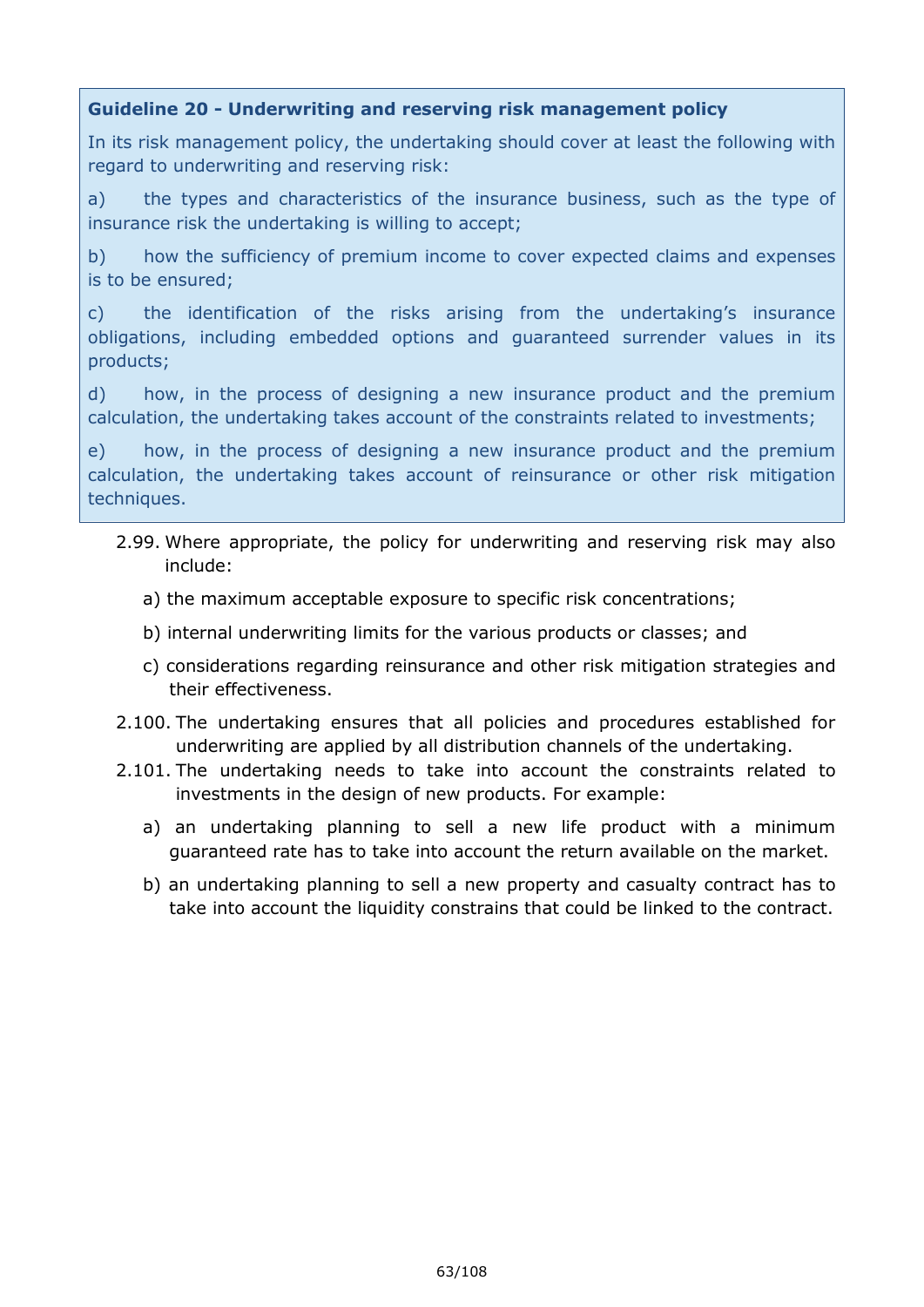**Guideline 20 - Underwriting and reserving risk management policy**

In its risk management policy, the undertaking should cover at least the following with regard to underwriting and reserving risk:

a) the types and characteristics of the insurance business, such as the type of insurance risk the undertaking is willing to accept;

b) how the sufficiency of premium income to cover expected claims and expenses is to be ensured;

c) the identification of the risks arising from the undertaking's insurance obligations, including embedded options and guaranteed surrender values in its products;

d) how, in the process of designing a new insurance product and the premium calculation, the undertaking takes account of the constraints related to investments;

e) how, in the process of designing a new insurance product and the premium calculation, the undertaking takes account of reinsurance or other risk mitigation techniques.

2.99. Where appropriate, the policy for underwriting and reserving risk may also include:

a) the maximum acceptable exposure to specific risk concentrations;

b) internal underwriting limits for the various products or classes; and

c) considerations regarding reinsurance and other risk mitigation strategies and their effectiveness.

2.100. The undertaking ensures that all policies and procedures established for underwriting are applied by all distribution channels of the undertaking.

2.101. The undertaking needs to take into account the constraints related to investments in the design of new products. For example:

a) an undertaking planning to sell a new life product with a minimum guaranteed rate has to take into account the return available on the market.

b) an undertaking planning to sell a new property and casualty contract has to take into account the liquidity constrains that could be linked to the contract.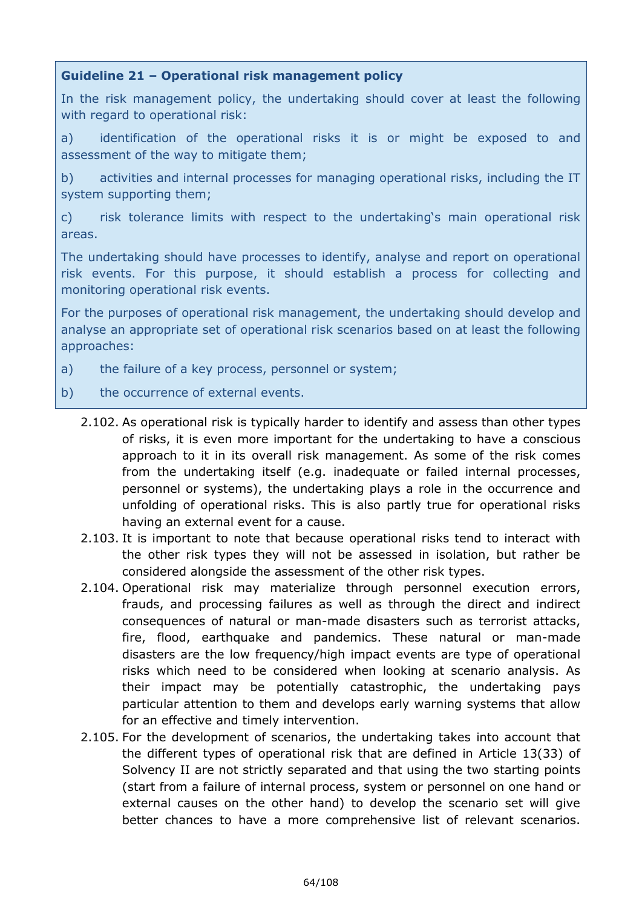**Guideline 21 – Operational risk management policy**

In the risk management policy, the undertaking should cover at least the following with regard to operational risk:

a) identification of the operational risks it is or might be exposed to and assessment of the way to mitigate them;

b) activities and internal processes for managing operational risks, including the IT system supporting them;

c) risk tolerance limits with respect to the undertaking's main operational risk areas.

The undertaking should have processes to identify, analyse and report on operational risk events. For this purpose, it should establish a process for collecting and monitoring operational risk events.

For the purposes of operational risk management, the undertaking should develop and analyse an appropriate set of operational risk scenarios based on at least the following approaches:

a) the failure of a key process, personnel or system;

b) the occurrence of external events.

2.102. As operational risk is typically harder to identify and assess than other types of risks, it is even more important for the undertaking to have a conscious approach to it in its overall risk management. As some of the risk comes from the undertaking itself (e.g. inadequate or failed internal processes, personnel or systems), the undertaking plays a role in the occurrence and unfolding of operational risks. This is also partly true for operational risks having an external event for a cause.

2.103. It is important to note that because operational risks tend to interact with the other risk types they will not be assessed in isolation, but rather be considered alongside the assessment of the other risk types.

2.104. Operational risk may materialize through personnel execution errors, frauds, and processing failures as well as through the direct and indirect consequences of natural or man-made disasters such as terrorist attacks, fire, flood, earthquake and pandemics. These natural or man-made disasters are the low frequency/high impact events are type of operational risks which need to be considered when looking at scenario analysis. As their impact may be potentially catastrophic, the undertaking pays particular attention to them and develops early warning systems that allow for an effective and timely intervention.

2.105. For the development of scenarios, the undertaking takes into account that the different types of operational risk that are defined in Article 13(33) of Solvency II are not strictly separated and that using the two starting points (start from a failure of internal process, system or personnel on one hand or external causes on the other hand) to develop the scenario set will give better chances to have a more comprehensive list of relevant scenarios.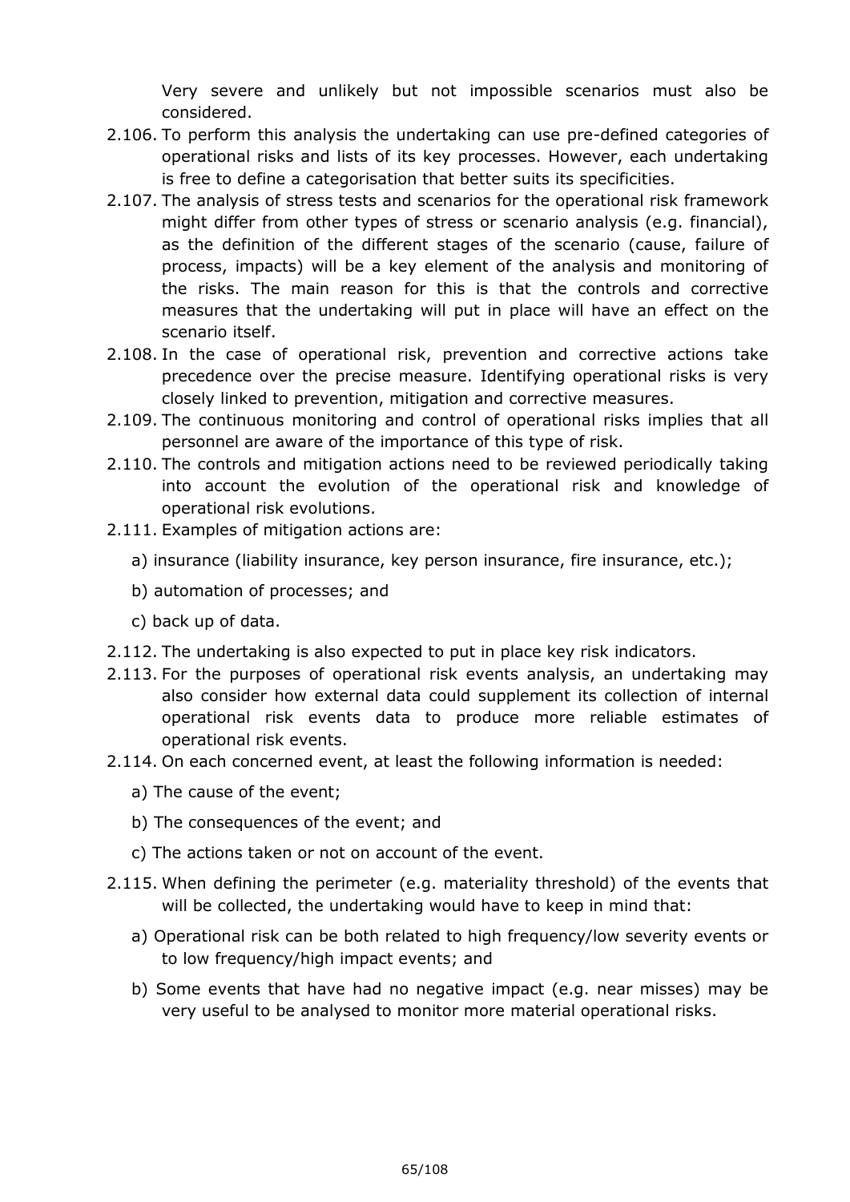Very severe and unlikely but not impossible scenarios must also be considered.

2.106. To perform this analysis the undertaking can use pre-defined categories of operational risks and lists of its key processes. However, each undertaking is free to define a categorisation that better suits its specificities.

2.107. The analysis of stress tests and scenarios for the operational risk framework might differ from other types of stress or scenario analysis (e.g. financial), as the definition of the different stages of the scenario (cause, failure of process, impacts) will be a key element of the analysis and monitoring of the risks. The main reason for this is that the controls and corrective measures that the undertaking will put in place will have an effect on the scenario itself.

2.108. In the case of operational risk, prevention and corrective actions take precedence over the precise measure. Identifying operational risks is very closely linked to prevention, mitigation and corrective measures.

2.109. The continuous monitoring and control of operational risks implies that all personnel are aware of the importance of this type of risk.

2.110. The controls and mitigation actions need to be reviewed periodically taking into account the evolution of the operational risk and knowledge of operational risk evolutions.

2.111. Examples of mitigation actions are:

a) insurance (liability insurance, key person insurance, fire insurance, etc.);

b) automation of processes; and

c) back up of data.

2.112. The undertaking is also expected to put in place key risk indicators.

2.113. For the purposes of operational risk events analysis, an undertaking may also consider how external data could supplement its collection of internal operational risk events data to produce more reliable estimates of operational risk events.

2.114. On each concerned event, at least the following information is needed:

a) The cause of the event;

b) The consequences of the event; and

c) The actions taken or not on account of the event.

2.115. When defining the perimeter (e.g. materiality threshold) of the events that will be collected, the undertaking would have to keep in mind that:

a) Operational risk can be both related to high frequency/low severity events or to low frequency/high impact events; and

b) Some events that have had no negative impact (e.g. near misses) may be very useful to be analysed to monitor more material operational risks.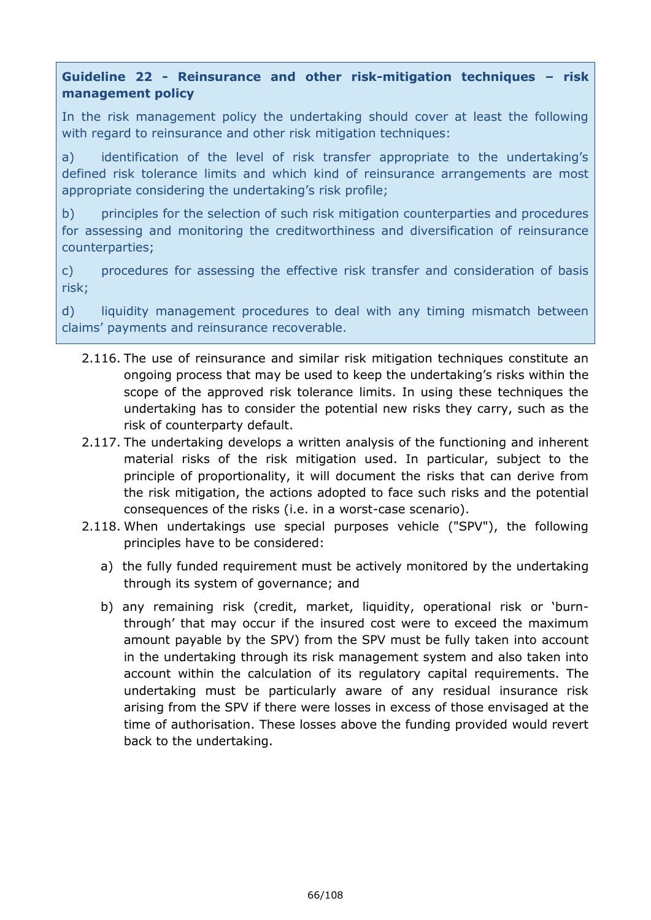**Guideline 22 - Reinsurance and other risk-mitigation techniques – risk management policy**

In the risk management policy the undertaking should cover at least the following with regard to reinsurance and other risk mitigation techniques:

a) identification of the level of risk transfer appropriate to the undertaking's defined risk tolerance limits and which kind of reinsurance arrangements are most appropriate considering the undertaking's risk profile;

b) principles for the selection of such risk mitigation counterparties and procedures for assessing and monitoring the creditworthiness and diversification of reinsurance counterparties;

c) procedures for assessing the effective risk transfer and consideration of basis risk;

d) liquidity management procedures to deal with any timing mismatch between claims' payments and reinsurance recoverable.

2.116. The use of reinsurance and similar risk mitigation techniques constitute an ongoing process that may be used to keep the undertaking's risks within the scope of the approved risk tolerance limits. In using these techniques the undertaking has to consider the potential new risks they carry, such as the risk of counterparty default.

2.117. The undertaking develops a written analysis of the functioning and inherent material risks of the risk mitigation used. In particular, subject to the principle of proportionality, it will document the risks that can derive from the risk mitigation, the actions adopted to face such risks and the potential consequences of the risks (i.e. in a worst-case scenario).

2.118. When undertakings use special purposes vehicle ("SPV"), the following principles have to be considered:

a) the fully funded requirement must be actively monitored by the undertaking through its system of governance; and

b) any remaining risk (credit, market, liquidity, operational risk or 'burn-through' that may occur if the insured cost were to exceed the maximum amount payable by the SPV) from the SPV must be fully taken into account in the undertaking through its risk management system and also taken into account within the calculation of its regulatory capital requirements. The undertaking must be particularly aware of any residual insurance risk arising from the SPV if there were losses in excess of those envisaged at the time of authorisation. These losses above the funding provided would revert back to the undertaking.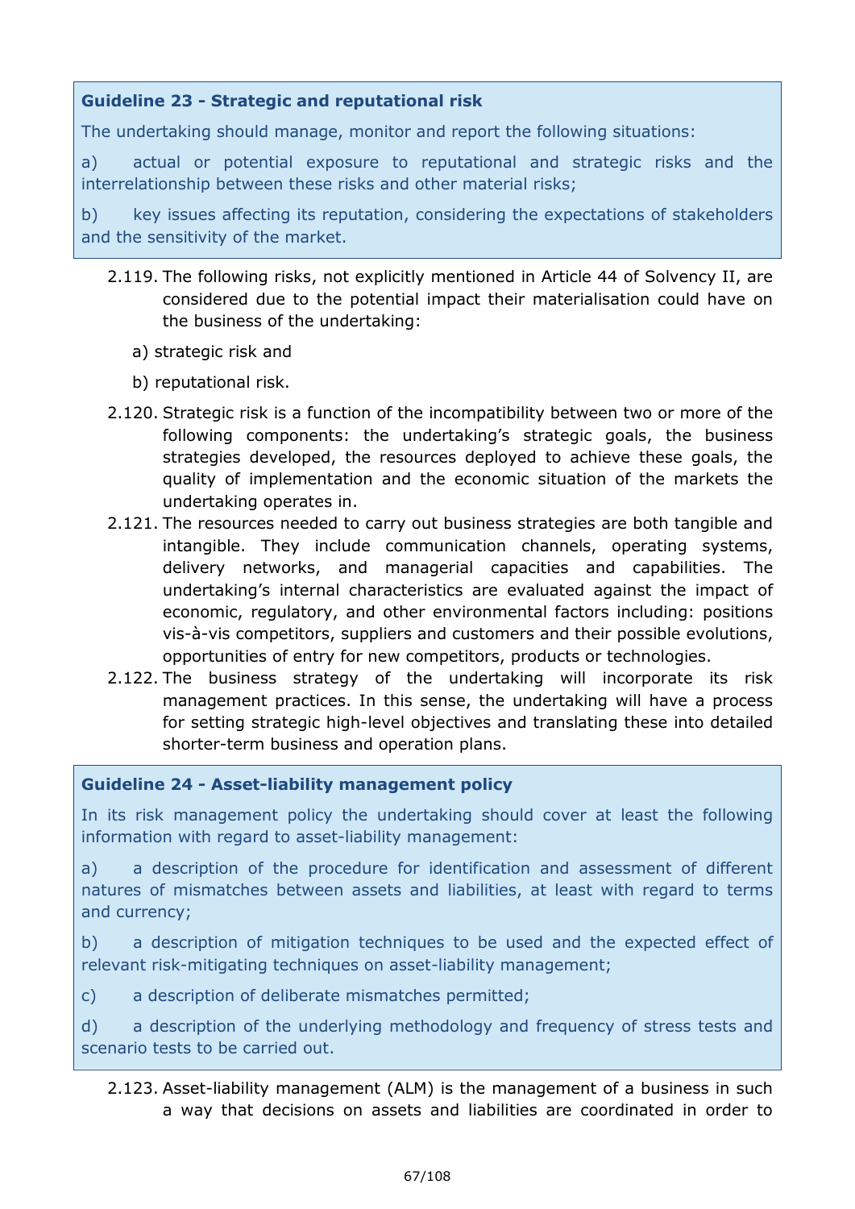**Guideline 23 - Strategic and reputational risk**

The undertaking should manage, monitor and report the following situations:

a) actual or potential exposure to reputational and strategic risks and the interrelationship between these risks and other material risks;

b) key issues affecting its reputation, considering the expectations of stakeholders and the sensitivity of the market.

2.119. The following risks, not explicitly mentioned in Article 44 of Solvency II, are considered due to the potential impact their materialisation could have on the business of the undertaking:

a) strategic risk and

b) reputational risk.

2.120. Strategic risk is a function of the incompatibility between two or more of the following components: the undertaking's strategic goals, the business strategies developed, the resources deployed to achieve these goals, the quality of implementation and the economic situation of the markets the undertaking operates in.

2.121. The resources needed to carry out business strategies are both tangible and intangible. They include communication channels, operating systems, delivery networks, and managerial capacities and capabilities. The undertaking's internal characteristics are evaluated against the impact of economic, regulatory, and other environmental factors including: positions vis-à-vis competitors, suppliers and customers and their possible evolutions, opportunities of entry for new competitors, products or technologies.

2.122. The business strategy of the undertaking will incorporate its risk management practices. In this sense, the undertaking will have a process for setting strategic high-level objectives and translating these into detailed shorter-term business and operation plans.

**Guideline 24 - Asset-liability management policy**

In its risk management policy the undertaking should cover at least the following information with regard to asset-liability management:

a) a description of the procedure for identification and assessment of different natures of mismatches between assets and liabilities, at least with regard to terms and currency;

b) a description of mitigation techniques to be used and the expected effect of relevant risk-mitigating techniques on asset-liability management;

c) a description of deliberate mismatches permitted;

d) a description of the underlying methodology and frequency of stress tests and scenario tests to be carried out.

2.123. Asset-liability management (ALM) is the management of a business in such a way that decisions on assets and liabilities are coordinated in order to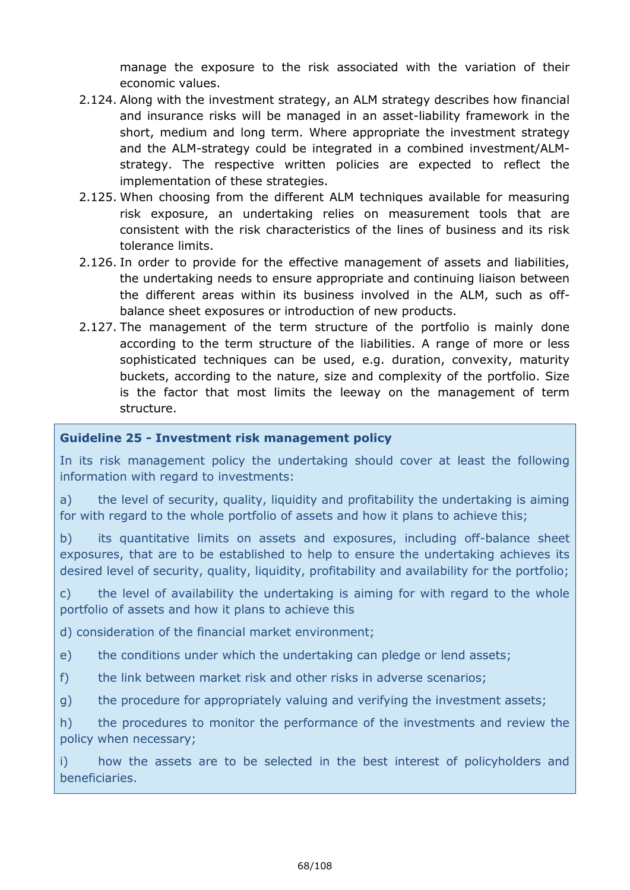manage the exposure to the risk associated with the variation of their economic values.

2.124. Along with the investment strategy, an ALM strategy describes how financial and insurance risks will be managed in an asset-liability framework in the short, medium and long term. Where appropriate the investment strategy and the ALM-strategy could be integrated in a combined investment/ALM-strategy. The respective written policies are expected to reflect the implementation of these strategies.

2.125. When choosing from the different ALM techniques available for measuring risk exposure, an undertaking relies on measurement tools that are consistent with the risk characteristics of the lines of business and its risk tolerance limits.

2.126. In order to provide for the effective management of assets and liabilities, the undertaking needs to ensure appropriate and continuing liaison between the different areas within its business involved in the ALM, such as off-balance sheet exposures or introduction of new products.

2.127. The management of the term structure of the portfolio is mainly done according to the term structure of the liabilities. A range of more or less sophisticated techniques can be used, e.g. duration, convexity, maturity buckets, according to the nature, size and complexity of the portfolio. Size is the factor that most limits the leeway on the management of term structure.

**Guideline 25 - Investment risk management policy**

In its risk management policy the undertaking should cover at least the following information with regard to investments:

a) the level of security, quality, liquidity and profitability the undertaking is aiming for with regard to the whole portfolio of assets and how it plans to achieve this;

b) its quantitative limits on assets and exposures, including off-balance sheet exposures, that are to be established to help to ensure the undertaking achieves its desired level of security, quality, liquidity, profitability and availability for the portfolio;

c) the level of availability the undertaking is aiming for with regard to the whole portfolio of assets and how it plans to achieve this

d) consideration of the financial market environment;

e) the conditions under which the undertaking can pledge or lend assets;

f) the link between market risk and other risks in adverse scenarios;

g) the procedure for appropriately valuing and verifying the investment assets;

h) the procedures to monitor the performance of the investments and review the policy when necessary;

i) how the assets are to be selected in the best interest of policyholders and beneficiaries.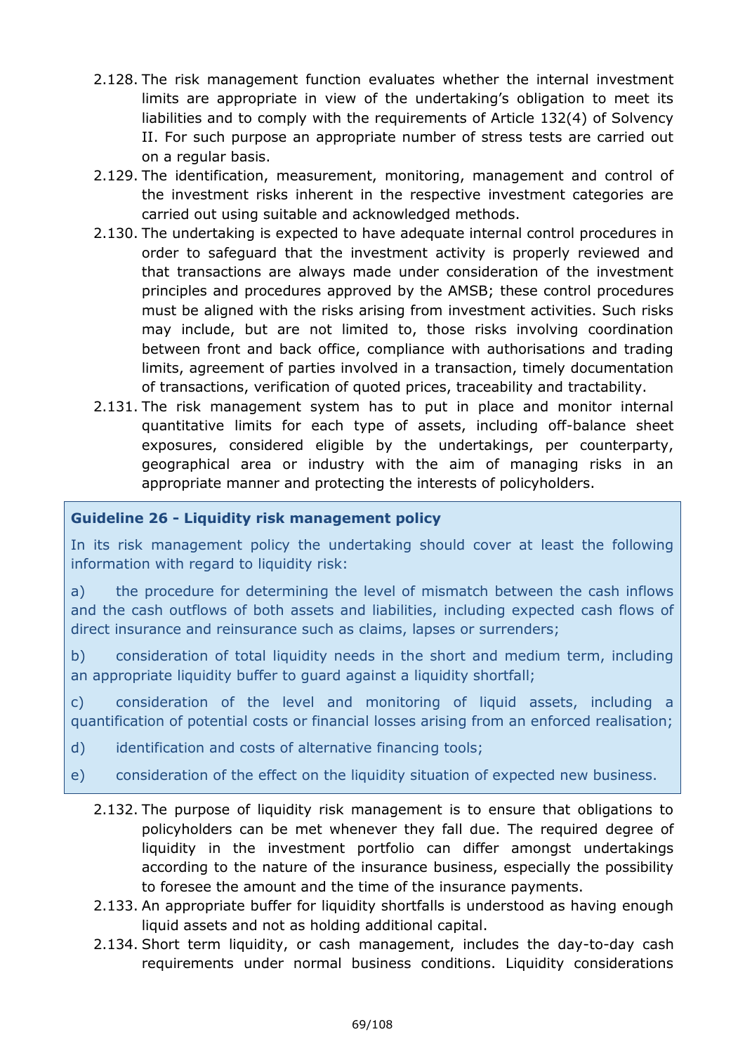2.128. The risk management function evaluates whether the internal investment limits are appropriate in view of the undertaking's obligation to meet its liabilities and to comply with the requirements of Article 132(4) of Solvency II. For such purpose an appropriate number of stress tests are carried out on a regular basis.

2.129. The identification, measurement, monitoring, management and control of the investment risks inherent in the respective investment categories are carried out using suitable and acknowledged methods.

2.130. The undertaking is expected to have adequate internal control procedures in order to safeguard that the investment activity is properly reviewed and that transactions are always made under consideration of the investment principles and procedures approved by the AMSB; these control procedures must be aligned with the risks arising from investment activities. Such risks may include, but are not limited to, those risks involving coordination between front and back office, compliance with authorisations and trading limits, agreement of parties involved in a transaction, timely documentation of transactions, verification of quoted prices, traceability and tractability.

2.131. The risk management system has to put in place and monitor internal quantitative limits for each type of assets, including off-balance sheet exposures, considered eligible by the undertakings, per counterparty, geographical area or industry with the aim of managing risks in an appropriate manner and protecting the interests of policyholders.

**Guideline 26 - Liquidity risk management policy**

In its risk management policy the undertaking should cover at least the following information with regard to liquidity risk:

a) the procedure for determining the level of mismatch between the cash inflows and the cash outflows of both assets and liabilities, including expected cash flows of direct insurance and reinsurance such as claims, lapses or surrenders;

b) consideration of total liquidity needs in the short and medium term, including an appropriate liquidity buffer to guard against a liquidity shortfall;

c) consideration of the level and monitoring of liquid assets, including a quantification of potential costs or financial losses arising from an enforced realisation;

d) identification and costs of alternative financing tools;

e) consideration of the effect on the liquidity situation of expected new business.

2.132. The purpose of liquidity risk management is to ensure that obligations to policyholders can be met whenever they fall due. The required degree of liquidity in the investment portfolio can differ amongst undertakings according to the nature of the insurance business, especially the possibility to foresee the amount and the time of the insurance payments.

2.133. An appropriate buffer for liquidity shortfalls is understood as having enough liquid assets and not as holding additional capital.

2.134. Short term liquidity, or cash management, includes the day-to-day cash requirements under normal business conditions. Liquidity considerations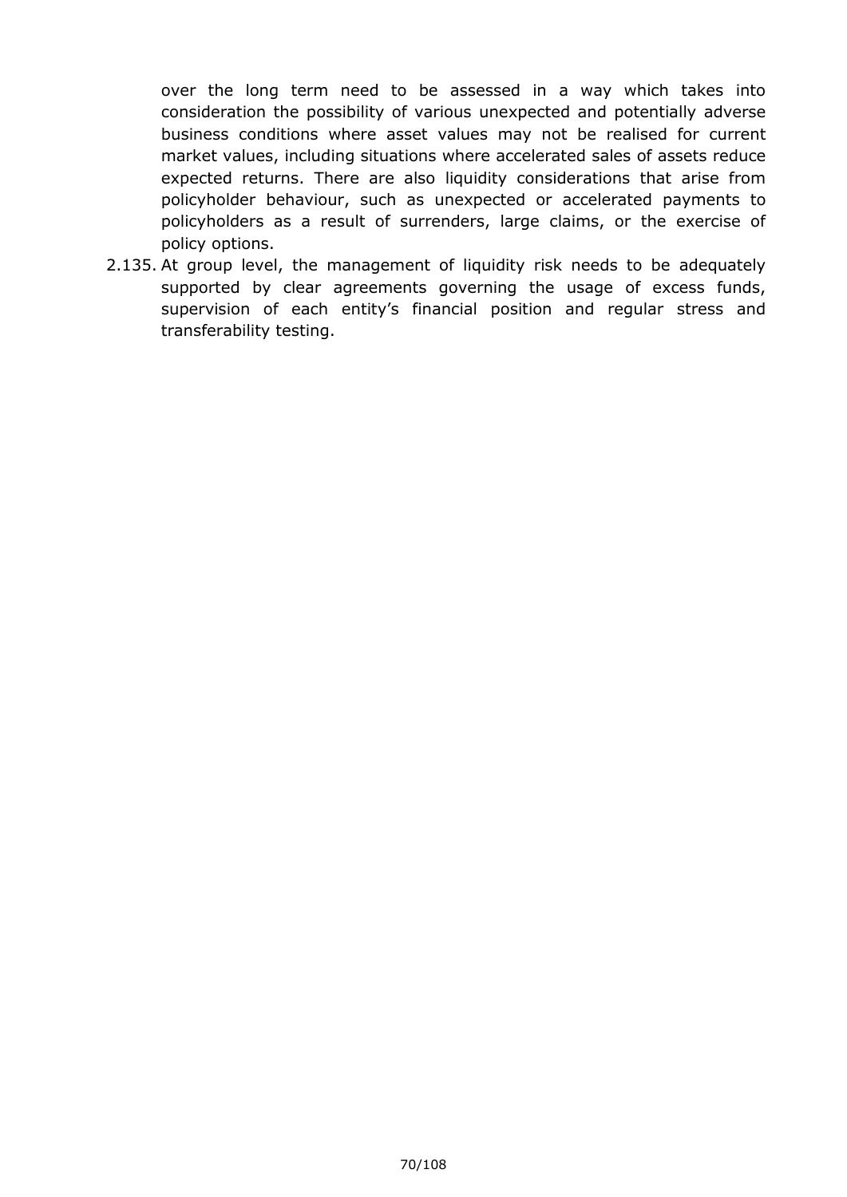over the long term need to be assessed in a way which takes into consideration the possibility of various unexpected and potentially adverse business conditions where asset values may not be realised for current market values, including situations where accelerated sales of assets reduce expected returns. There are also liquidity considerations that arise from policyholder behaviour, such as unexpected or accelerated payments to policyholders as a result of surrenders, large claims, or the exercise of policy options.

2.135. At group level, the management of liquidity risk needs to be adequately supported by clear agreements governing the usage of excess funds, supervision of each entity's financial position and regular stress and transferability testing.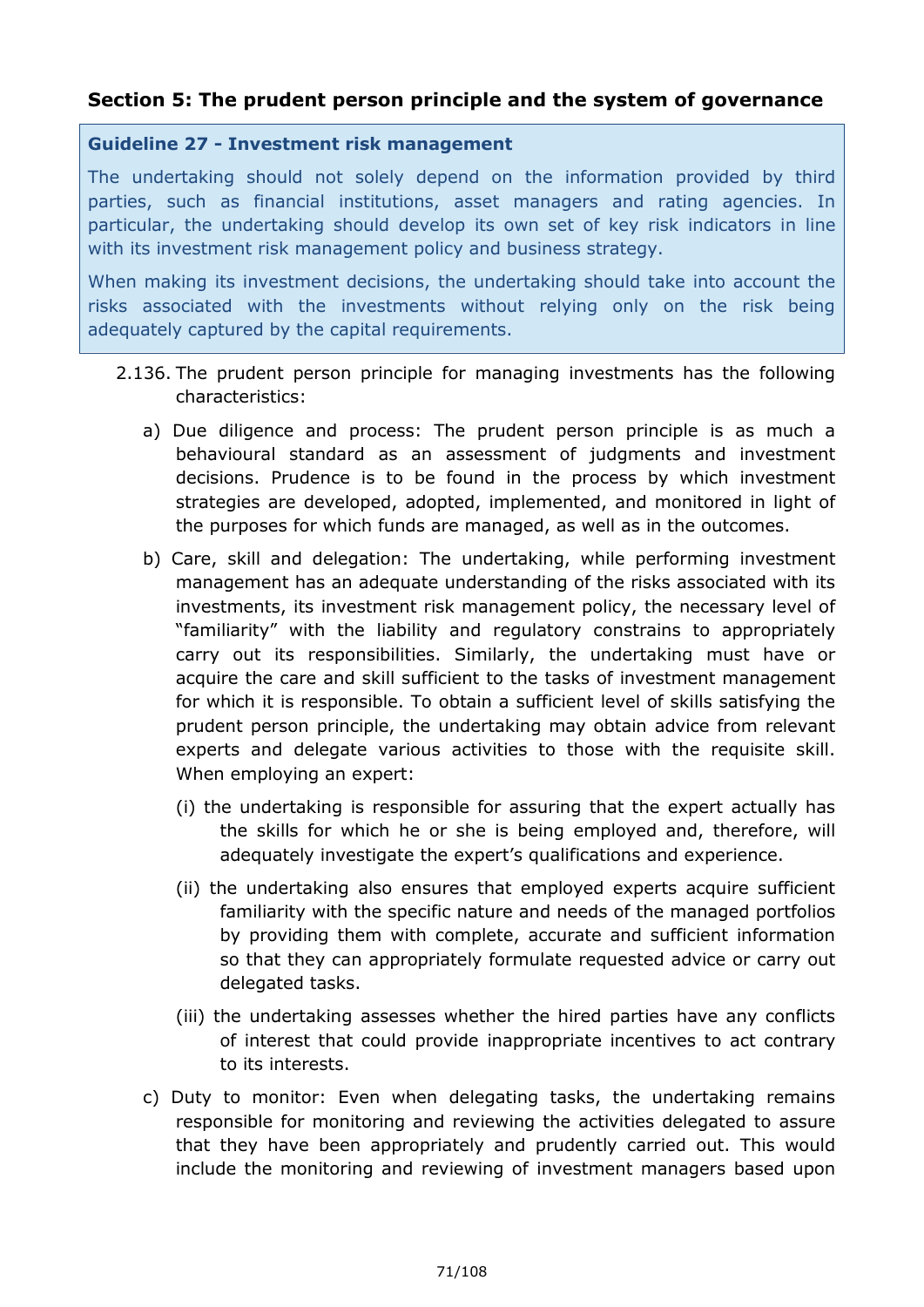## Section 5: The prudent person principle and the system of governance

> **Guideline 27 - Investment risk management**
>
> The undertaking should not solely depend on the information provided by third parties, such as financial institutions, asset managers and rating agencies. In particular, the undertaking should develop its own set of key risk indicators in line with its investment risk management policy and business strategy.
>
> When making its investment decisions, the undertaking should take into account the risks associated with the investments without relying only on the risk being adequately captured by the capital requirements.

2.136. The prudent person principle for managing investments has the following characteristics:

a) Due diligence and process: The prudent person principle is as much a behavioural standard as an assessment of judgments and investment decisions. Prudence is to be found in the process by which investment strategies are developed, adopted, implemented, and monitored in light of the purposes for which funds are managed, as well as in the outcomes.

b) Care, skill and delegation: The undertaking, while performing investment management has an adequate understanding of the risks associated with its investments, its investment risk management policy, the necessary level of "familiarity" with the liability and regulatory constrains to appropriately carry out its responsibilities. Similarly, the undertaking must have or acquire the care and skill sufficient to the tasks of investment management for which it is responsible. To obtain a sufficient level of skills satisfying the prudent person principle, the undertaking may obtain advice from relevant experts and delegate various activities to those with the requisite skill. When employing an expert:

   (i) the undertaking is responsible for assuring that the expert actually has the skills for which he or she is being employed and, therefore, will adequately investigate the expert's qualifications and experience.

   (ii) the undertaking also ensures that employed experts acquire sufficient familiarity with the specific nature and needs of the managed portfolios by providing them with complete, accurate and sufficient information so that they can appropriately formulate requested advice or carry out delegated tasks.

   (iii) the undertaking assesses whether the hired parties have any conflicts of interest that could provide inappropriate incentives to act contrary to its interests.

c) Duty to monitor: Even when delegating tasks, the undertaking remains responsible for monitoring and reviewing the activities delegated to assure that they have been appropriately and prudently carried out. This would include the monitoring and reviewing of investment managers based upon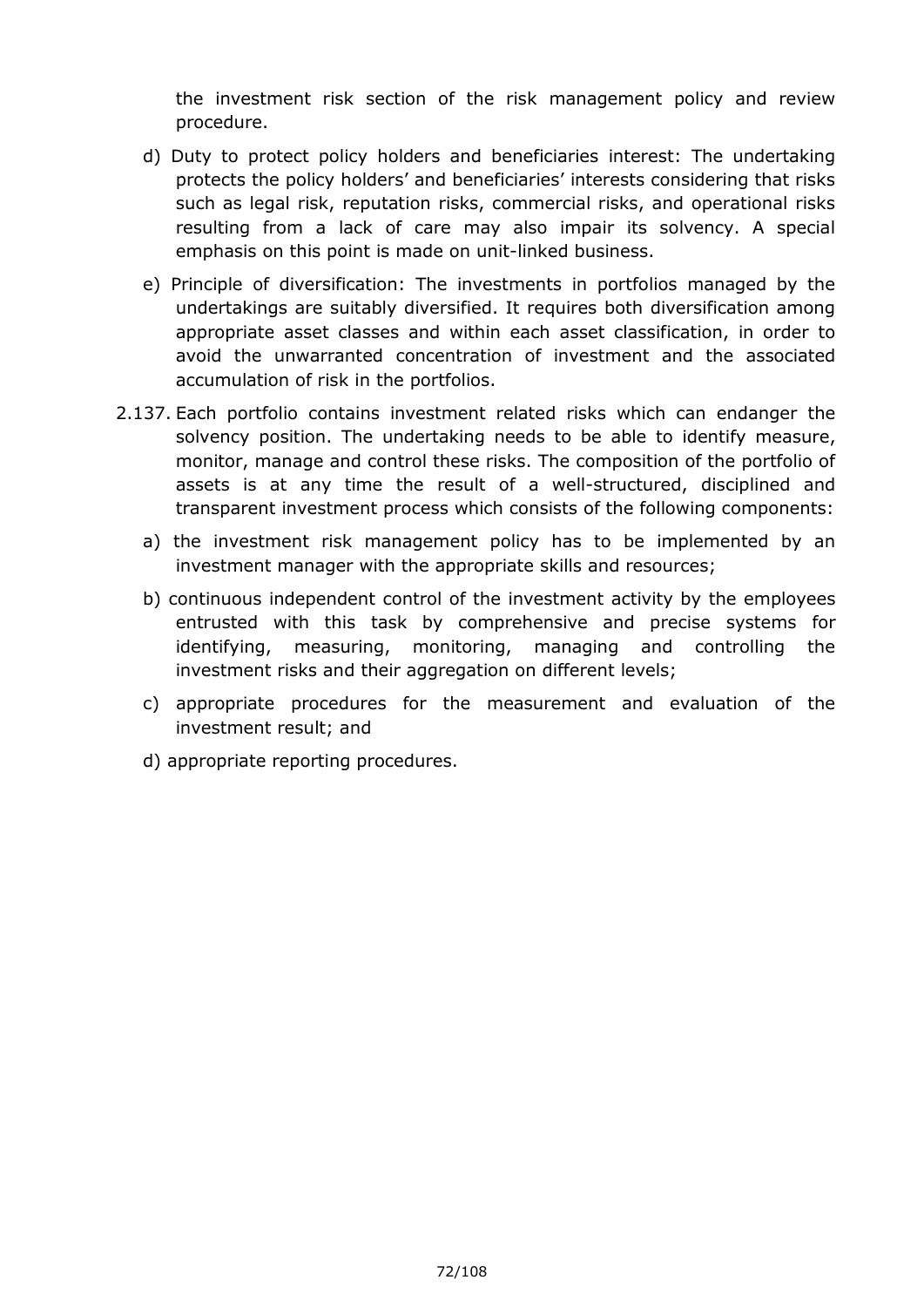the investment risk section of the risk management policy and review procedure.

d) Duty to protect policy holders and beneficiaries interest: The undertaking protects the policy holders' and beneficiaries' interests considering that risks such as legal risk, reputation risks, commercial risks, and operational risks resulting from a lack of care may also impair its solvency. A special emphasis on this point is made on unit-linked business.

e) Principle of diversification: The investments in portfolios managed by the undertakings are suitably diversified. It requires both diversification among appropriate asset classes and within each asset classification, in order to avoid the unwarranted concentration of investment and the associated accumulation of risk in the portfolios.

2.137. Each portfolio contains investment related risks which can endanger the solvency position. The undertaking needs to be able to identify measure, monitor, manage and control these risks. The composition of the portfolio of assets is at any time the result of a well-structured, disciplined and transparent investment process which consists of the following components:

a) the investment risk management policy has to be implemented by an investment manager with the appropriate skills and resources;

b) continuous independent control of the investment activity by the employees entrusted with this task by comprehensive and precise systems for identifying, measuring, monitoring, managing and controlling the investment risks and their aggregation on different levels;

c) appropriate procedures for the measurement and evaluation of the investment result; and

d) appropriate reporting procedures.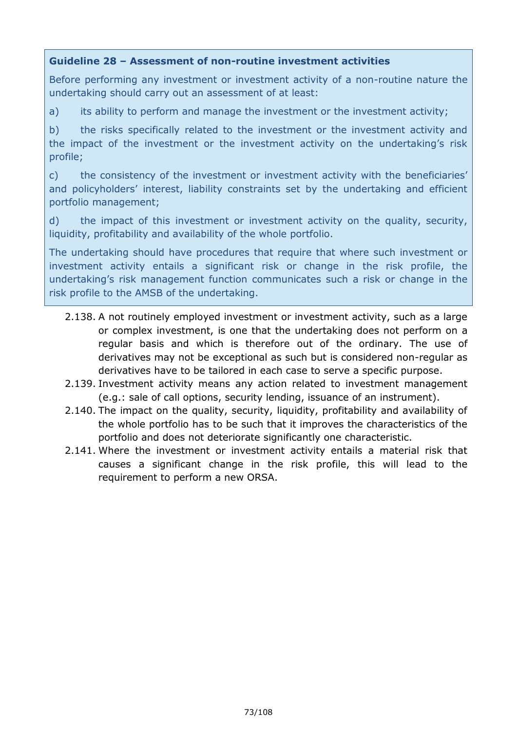**Guideline 28 – Assessment of non-routine investment activities**

Before performing any investment or investment activity of a non-routine nature the undertaking should carry out an assessment of at least:

a) its ability to perform and manage the investment or the investment activity;

b) the risks specifically related to the investment or the investment activity and the impact of the investment or the investment activity on the undertaking's risk profile;

c) the consistency of the investment or investment activity with the beneficiaries' and policyholders' interest, liability constraints set by the undertaking and efficient portfolio management;

d) the impact of this investment or investment activity on the quality, security, liquidity, profitability and availability of the whole portfolio.

The undertaking should have procedures that require that where such investment or investment activity entails a significant risk or change in the risk profile, the undertaking's risk management function communicates such a risk or change in the risk profile to the AMSB of the undertaking.

2.138. A not routinely employed investment or investment activity, such as a large or complex investment, is one that the undertaking does not perform on a regular basis and which is therefore out of the ordinary. The use of derivatives may not be exceptional as such but is considered non-regular as derivatives have to be tailored in each case to serve a specific purpose.

2.139. Investment activity means any action related to investment management (e.g.: sale of call options, security lending, issuance of an instrument).

2.140. The impact on the quality, security, liquidity, profitability and availability of the whole portfolio has to be such that it improves the characteristics of the portfolio and does not deteriorate significantly one characteristic.

2.141. Where the investment or investment activity entails a material risk that causes a significant change in the risk profile, this will lead to the requirement to perform a new ORSA.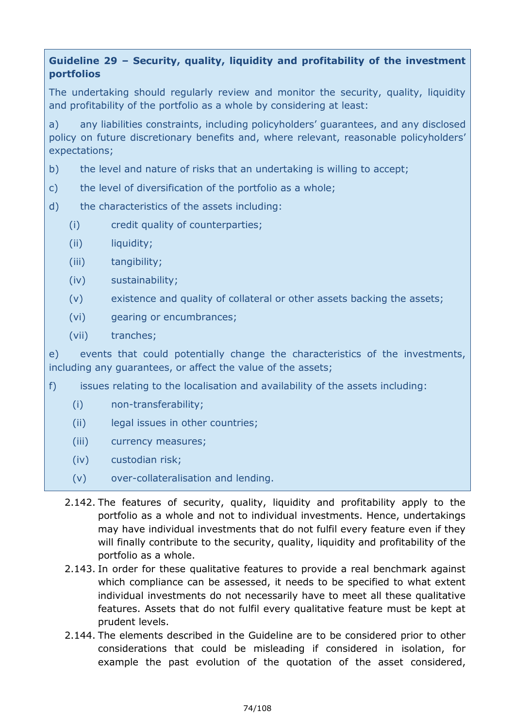**Guideline 29 – Security, quality, liquidity and profitability of the investment portfolios**

The undertaking should regularly review and monitor the security, quality, liquidity and profitability of the portfolio as a whole by considering at least:

a) any liabilities constraints, including policyholders' guarantees, and any disclosed policy on future discretionary benefits and, where relevant, reasonable policyholders' expectations;

b) the level and nature of risks that an undertaking is willing to accept;

c) the level of diversification of the portfolio as a whole;

d) the characteristics of the assets including:

  (i) credit quality of counterparties;

  (ii) liquidity;

  (iii) tangibility;

  (iv) sustainability;

  (v) existence and quality of collateral or other assets backing the assets;

  (vi) gearing or encumbrances;

  (vii) tranches;

e) events that could potentially change the characteristics of the investments, including any guarantees, or affect the value of the assets;

f) issues relating to the localisation and availability of the assets including:

  (i) non-transferability;

  (ii) legal issues in other countries;

  (iii) currency measures;

  (iv) custodian risk;

  (v) over-collateralisation and lending.

2.142. The features of security, quality, liquidity and profitability apply to the portfolio as a whole and not to individual investments. Hence, undertakings may have individual investments that do not fulfil every feature even if they will finally contribute to the security, quality, liquidity and profitability of the portfolio as a whole.

2.143. In order for these qualitative features to provide a real benchmark against which compliance can be assessed, it needs to be specified to what extent individual investments do not necessarily have to meet all these qualitative features. Assets that do not fulfil every qualitative feature must be kept at prudent levels.

2.144. The elements described in the Guideline are to be considered prior to other considerations that could be misleading if considered in isolation, for example the past evolution of the quotation of the asset considered,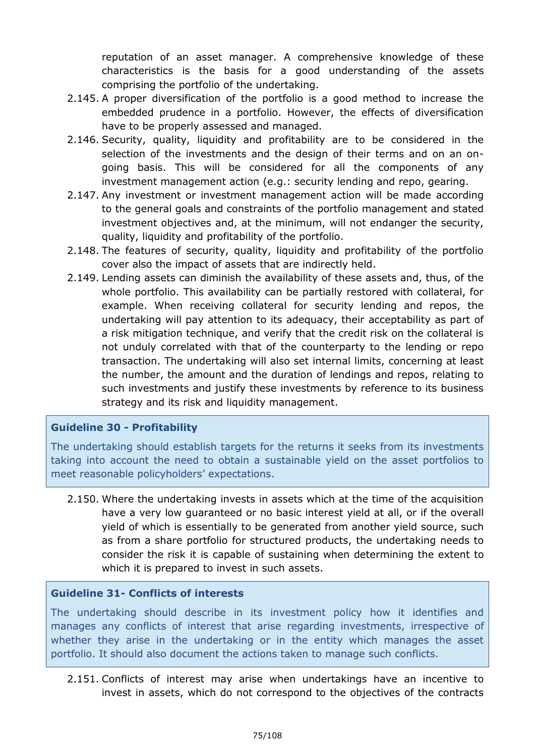reputation of an asset manager. A comprehensive knowledge of these characteristics is the basis for a good understanding of the assets comprising the portfolio of the undertaking.

2.145. A proper diversification of the portfolio is a good method to increase the embedded prudence in a portfolio. However, the effects of diversification have to be properly assessed and managed.

2.146. Security, quality, liquidity and profitability are to be considered in the selection of the investments and the design of their terms and on an on-going basis. This will be considered for all the components of any investment management action (e.g.: security lending and repo, gearing.

2.147. Any investment or investment management action will be made according to the general goals and constraints of the portfolio management and stated investment objectives and, at the minimum, will not endanger the security, quality, liquidity and profitability of the portfolio.

2.148. The features of security, quality, liquidity and profitability of the portfolio cover also the impact of assets that are indirectly held.

2.149. Lending assets can diminish the availability of these assets and, thus, of the whole portfolio. This availability can be partially restored with collateral, for example. When receiving collateral for security lending and repos, the undertaking will pay attention to its adequacy, their acceptability as part of a risk mitigation technique, and verify that the credit risk on the collateral is not unduly correlated with that of the counterparty to the lending or repo transaction. The undertaking will also set internal limits, concerning at least the number, the amount and the duration of lendings and repos, relating to such investments and justify these investments by reference to its business strategy and its risk and liquidity management.

**Guideline 30 - Profitability**

The undertaking should establish targets for the returns it seeks from its investments taking into account the need to obtain a sustainable yield on the asset portfolios to meet reasonable policyholders' expectations.

2.150. Where the undertaking invests in assets which at the time of the acquisition have a very low guaranteed or no basic interest yield at all, or if the overall yield of which is essentially to be generated from another yield source, such as from a share portfolio for structured products, the undertaking needs to consider the risk it is capable of sustaining when determining the extent to which it is prepared to invest in such assets.

**Guideline 31- Conflicts of interests**

The undertaking should describe in its investment policy how it identifies and manages any conflicts of interest that arise regarding investments, irrespective of whether they arise in the undertaking or in the entity which manages the asset portfolio. It should also document the actions taken to manage such conflicts.

2.151. Conflicts of interest may arise when undertakings have an incentive to invest in assets, which do not correspond to the objectives of the contracts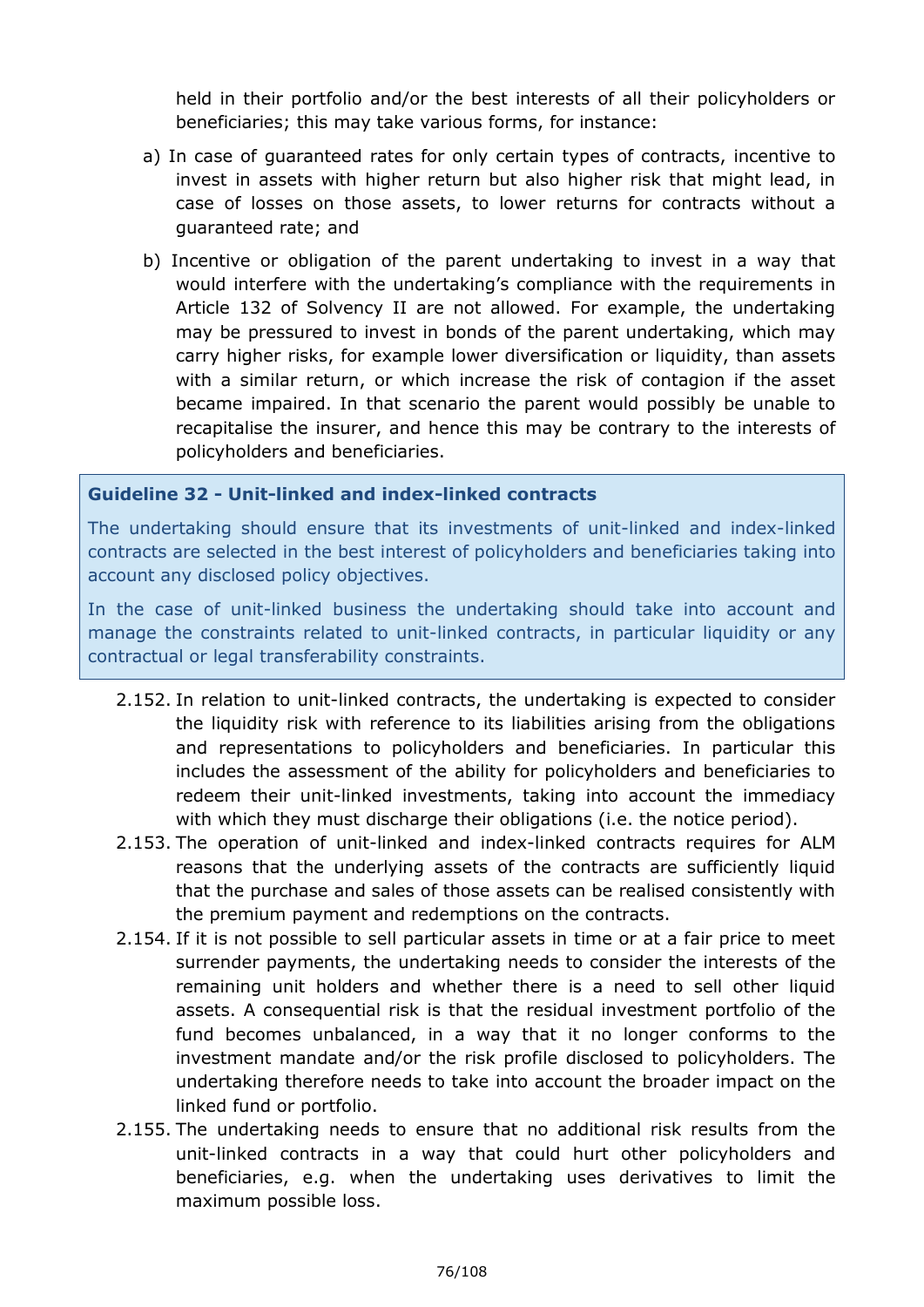held in their portfolio and/or the best interests of all their policyholders or beneficiaries; this may take various forms, for instance:

a) In case of guaranteed rates for only certain types of contracts, incentive to invest in assets with higher return but also higher risk that might lead, in case of losses on those assets, to lower returns for contracts without a guaranteed rate; and

b) Incentive or obligation of the parent undertaking to invest in a way that would interfere with the undertaking's compliance with the requirements in Article 132 of Solvency II are not allowed. For example, the undertaking may be pressured to invest in bonds of the parent undertaking, which may carry higher risks, for example lower diversification or liquidity, than assets with a similar return, or which increase the risk of contagion if the asset became impaired. In that scenario the parent would possibly be unable to recapitalise the insurer, and hence this may be contrary to the interests of policyholders and beneficiaries.

**Guideline 32 - Unit-linked and index-linked contracts**

The undertaking should ensure that its investments of unit-linked and index-linked contracts are selected in the best interest of policyholders and beneficiaries taking into account any disclosed policy objectives.

In the case of unit-linked business the undertaking should take into account and manage the constraints related to unit-linked contracts, in particular liquidity or any contractual or legal transferability constraints.

2.152. In relation to unit-linked contracts, the undertaking is expected to consider the liquidity risk with reference to its liabilities arising from the obligations and representations to policyholders and beneficiaries. In particular this includes the assessment of the ability for policyholders and beneficiaries to redeem their unit-linked investments, taking into account the immediacy with which they must discharge their obligations (i.e. the notice period).

2.153. The operation of unit-linked and index-linked contracts requires for ALM reasons that the underlying assets of the contracts are sufficiently liquid that the purchase and sales of those assets can be realised consistently with the premium payment and redemptions on the contracts.

2.154. If it is not possible to sell particular assets in time or at a fair price to meet surrender payments, the undertaking needs to consider the interests of the remaining unit holders and whether there is a need to sell other liquid assets. A consequential risk is that the residual investment portfolio of the fund becomes unbalanced, in a way that it no longer conforms to the investment mandate and/or the risk profile disclosed to policyholders. The undertaking therefore needs to take into account the broader impact on the linked fund or portfolio.

2.155. The undertaking needs to ensure that no additional risk results from the unit-linked contracts in a way that could hurt other policyholders and beneficiaries, e.g. when the undertaking uses derivatives to limit the maximum possible loss.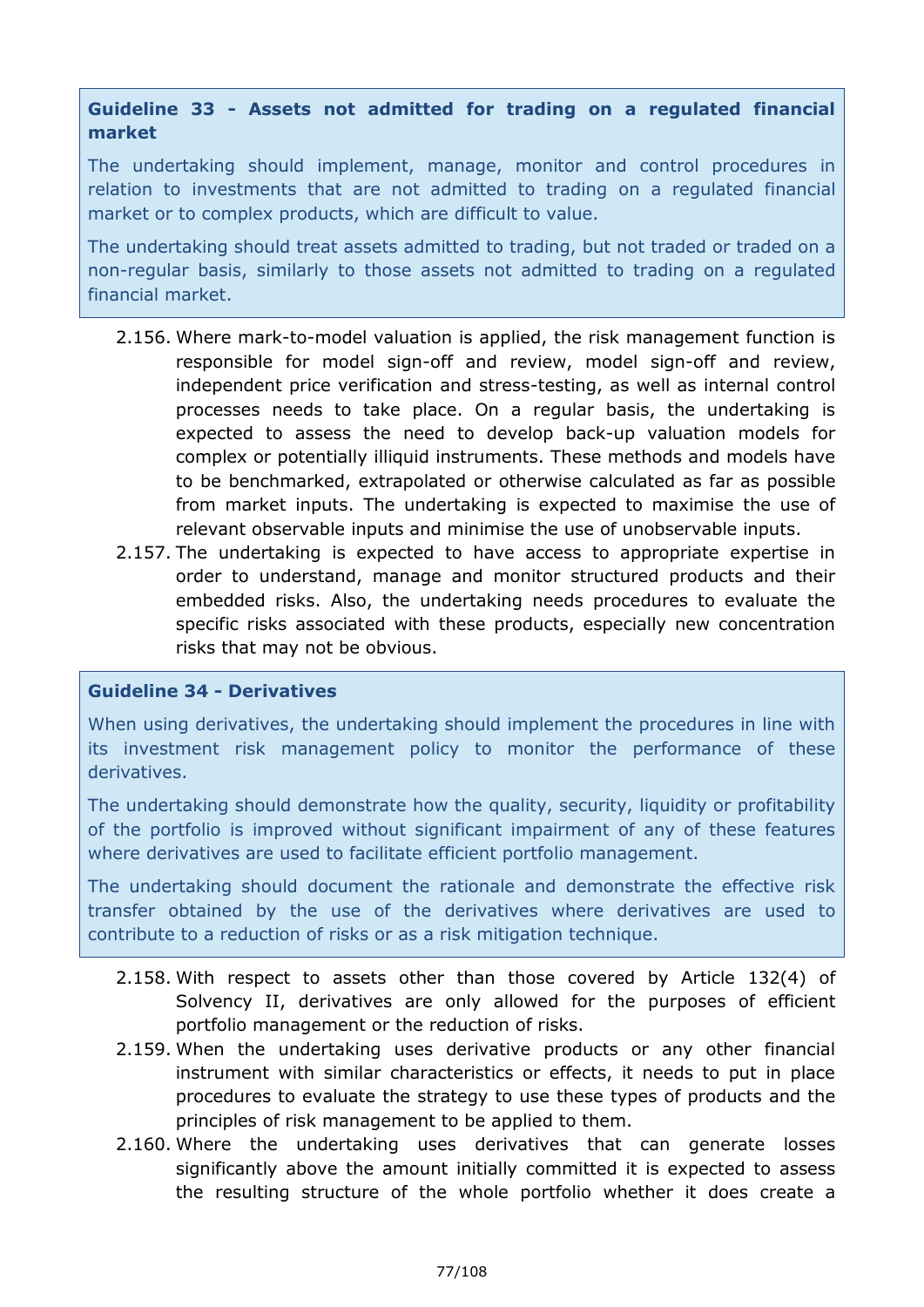**Guideline 33 - Assets not admitted for trading on a regulated financial market**

The undertaking should implement, manage, monitor and control procedures in relation to investments that are not admitted to trading on a regulated financial market or to complex products, which are difficult to value.

The undertaking should treat assets admitted to trading, but not traded or traded on a non-regular basis, similarly to those assets not admitted to trading on a regulated financial market.

2.156. Where mark-to-model valuation is applied, the risk management function is responsible for model sign-off and review, model sign-off and review, independent price verification and stress-testing, as well as internal control processes needs to take place. On a regular basis, the undertaking is expected to assess the need to develop back-up valuation models for complex or potentially illiquid instruments. These methods and models have to be benchmarked, extrapolated or otherwise calculated as far as possible from market inputs. The undertaking is expected to maximise the use of relevant observable inputs and minimise the use of unobservable inputs.

2.157. The undertaking is expected to have access to appropriate expertise in order to understand, manage and monitor structured products and their embedded risks. Also, the undertaking needs procedures to evaluate the specific risks associated with these products, especially new concentration risks that may not be obvious.

**Guideline 34 - Derivatives**

When using derivatives, the undertaking should implement the procedures in line with its investment risk management policy to monitor the performance of these derivatives.

The undertaking should demonstrate how the quality, security, liquidity or profitability of the portfolio is improved without significant impairment of any of these features where derivatives are used to facilitate efficient portfolio management.

The undertaking should document the rationale and demonstrate the effective risk transfer obtained by the use of the derivatives where derivatives are used to contribute to a reduction of risks or as a risk mitigation technique.

2.158. With respect to assets other than those covered by Article 132(4) of Solvency II, derivatives are only allowed for the purposes of efficient portfolio management or the reduction of risks.

2.159. When the undertaking uses derivative products or any other financial instrument with similar characteristics or effects, it needs to put in place procedures to evaluate the strategy to use these types of products and the principles of risk management to be applied to them.

2.160. Where the undertaking uses derivatives that can generate losses significantly above the amount initially committed it is expected to assess the resulting structure of the whole portfolio whether it does create a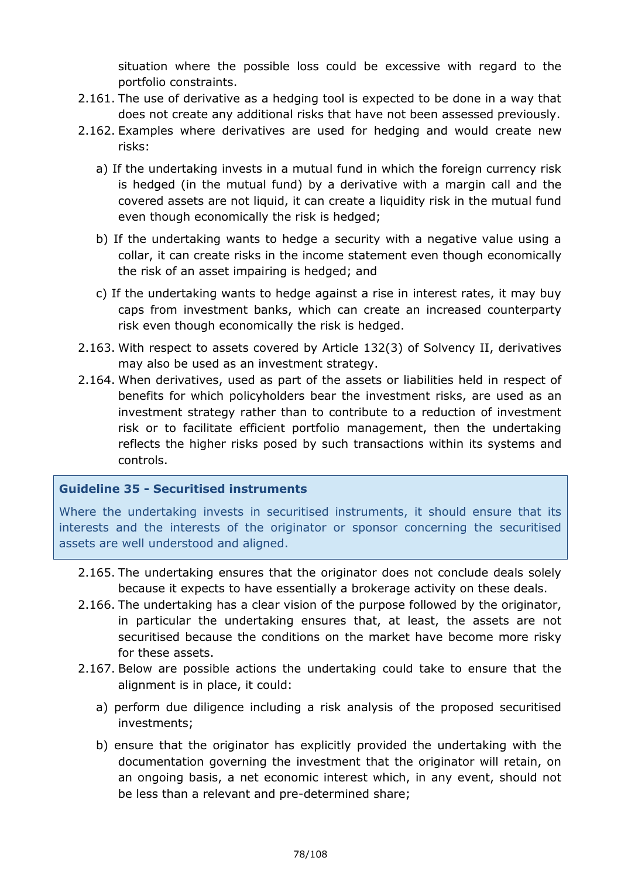situation where the possible loss could be excessive with regard to the portfolio constraints.

2.161. The use of derivative as a hedging tool is expected to be done in a way that does not create any additional risks that have not been assessed previously.

2.162. Examples where derivatives are used for hedging and would create new risks:

a) If the undertaking invests in a mutual fund in which the foreign currency risk is hedged (in the mutual fund) by a derivative with a margin call and the covered assets are not liquid, it can create a liquidity risk in the mutual fund even though economically the risk is hedged;

b) If the undertaking wants to hedge a security with a negative value using a collar, it can create risks in the income statement even though economically the risk of an asset impairing is hedged; and

c) If the undertaking wants to hedge against a rise in interest rates, it may buy caps from investment banks, which can create an increased counterparty risk even though economically the risk is hedged.

2.163. With respect to assets covered by Article 132(3) of Solvency II, derivatives may also be used as an investment strategy.

2.164. When derivatives, used as part of the assets or liabilities held in respect of benefits for which policyholders bear the investment risks, are used as an investment strategy rather than to contribute to a reduction of investment risk or to facilitate efficient portfolio management, then the undertaking reflects the higher risks posed by such transactions within its systems and controls.

**Guideline 35 - Securitised instruments**

Where the undertaking invests in securitised instruments, it should ensure that its interests and the interests of the originator or sponsor concerning the securitised assets are well understood and aligned.

2.165. The undertaking ensures that the originator does not conclude deals solely because it expects to have essentially a brokerage activity on these deals.

2.166. The undertaking has a clear vision of the purpose followed by the originator, in particular the undertaking ensures that, at least, the assets are not securitised because the conditions on the market have become more risky for these assets.

2.167. Below are possible actions the undertaking could take to ensure that the alignment is in place, it could:

a) perform due diligence including a risk analysis of the proposed securitised investments;

b) ensure that the originator has explicitly provided the undertaking with the documentation governing the investment that the originator will retain, on an ongoing basis, a net economic interest which, in any event, should not be less than a relevant and pre-determined share;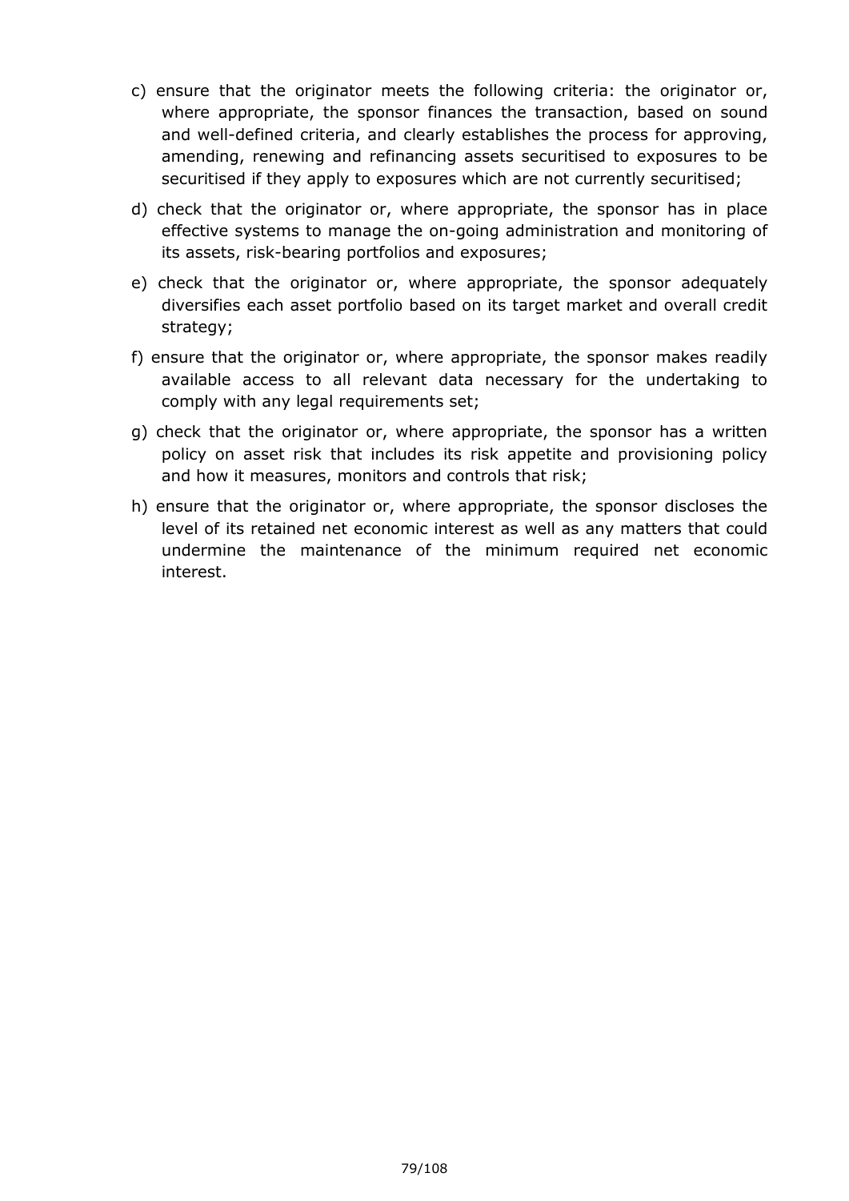c) ensure that the originator meets the following criteria: the originator or, where appropriate, the sponsor finances the transaction, based on sound and well-defined criteria, and clearly establishes the process for approving, amending, renewing and refinancing assets securitised to exposures to be securitised if they apply to exposures which are not currently securitised;

d) check that the originator or, where appropriate, the sponsor has in place effective systems to manage the on-going administration and monitoring of its assets, risk-bearing portfolios and exposures;

e) check that the originator or, where appropriate, the sponsor adequately diversifies each asset portfolio based on its target market and overall credit strategy;

f) ensure that the originator or, where appropriate, the sponsor makes readily available access to all relevant data necessary for the undertaking to comply with any legal requirements set;

g) check that the originator or, where appropriate, the sponsor has a written policy on asset risk that includes its risk appetite and provisioning policy and how it measures, monitors and controls that risk;

h) ensure that the originator or, where appropriate, the sponsor discloses the level of its retained net economic interest as well as any matters that could undermine the maintenance of the minimum required net economic interest.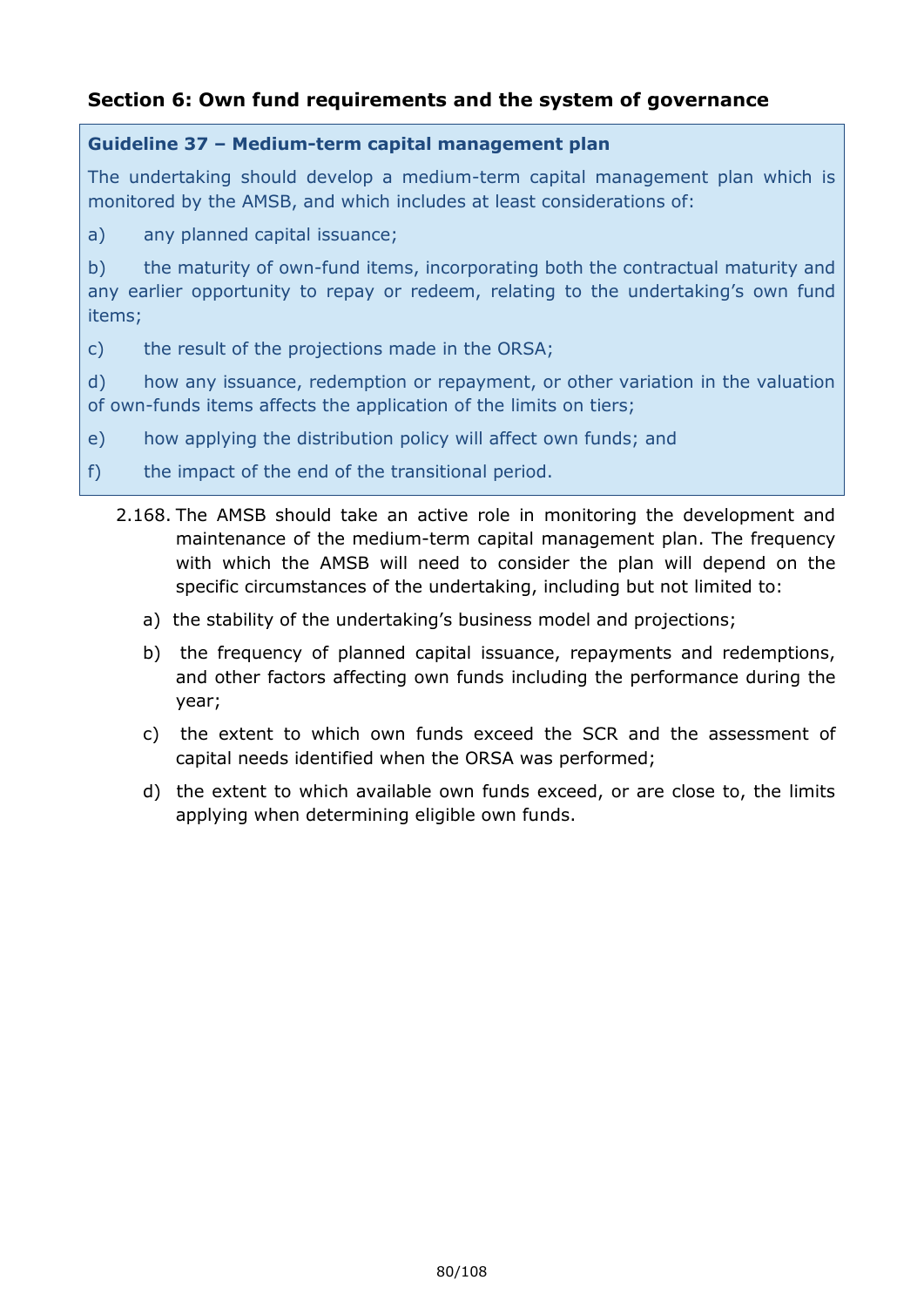## Section 6: Own fund requirements and the system of governance

**Guideline 37 – Medium-term capital management plan**

The undertaking should develop a medium-term capital management plan which is monitored by the AMSB, and which includes at least considerations of:

a) any planned capital issuance;

b) the maturity of own-fund items, incorporating both the contractual maturity and any earlier opportunity to repay or redeem, relating to the undertaking's own fund items;

c) the result of the projections made in the ORSA;

d) how any issuance, redemption or repayment, or other variation in the valuation of own-funds items affects the application of the limits on tiers;

e) how applying the distribution policy will affect own funds; and

f) the impact of the end of the transitional period.

2.168. The AMSB should take an active role in monitoring the development and maintenance of the medium-term capital management plan. The frequency with which the AMSB will need to consider the plan will depend on the specific circumstances of the undertaking, including but not limited to:

a) the stability of the undertaking's business model and projections;

b) the frequency of planned capital issuance, repayments and redemptions, and other factors affecting own funds including the performance during the year;

c) the extent to which own funds exceed the SCR and the assessment of capital needs identified when the ORSA was performed;

d) the extent to which available own funds exceed, or are close to, the limits applying when determining eligible own funds.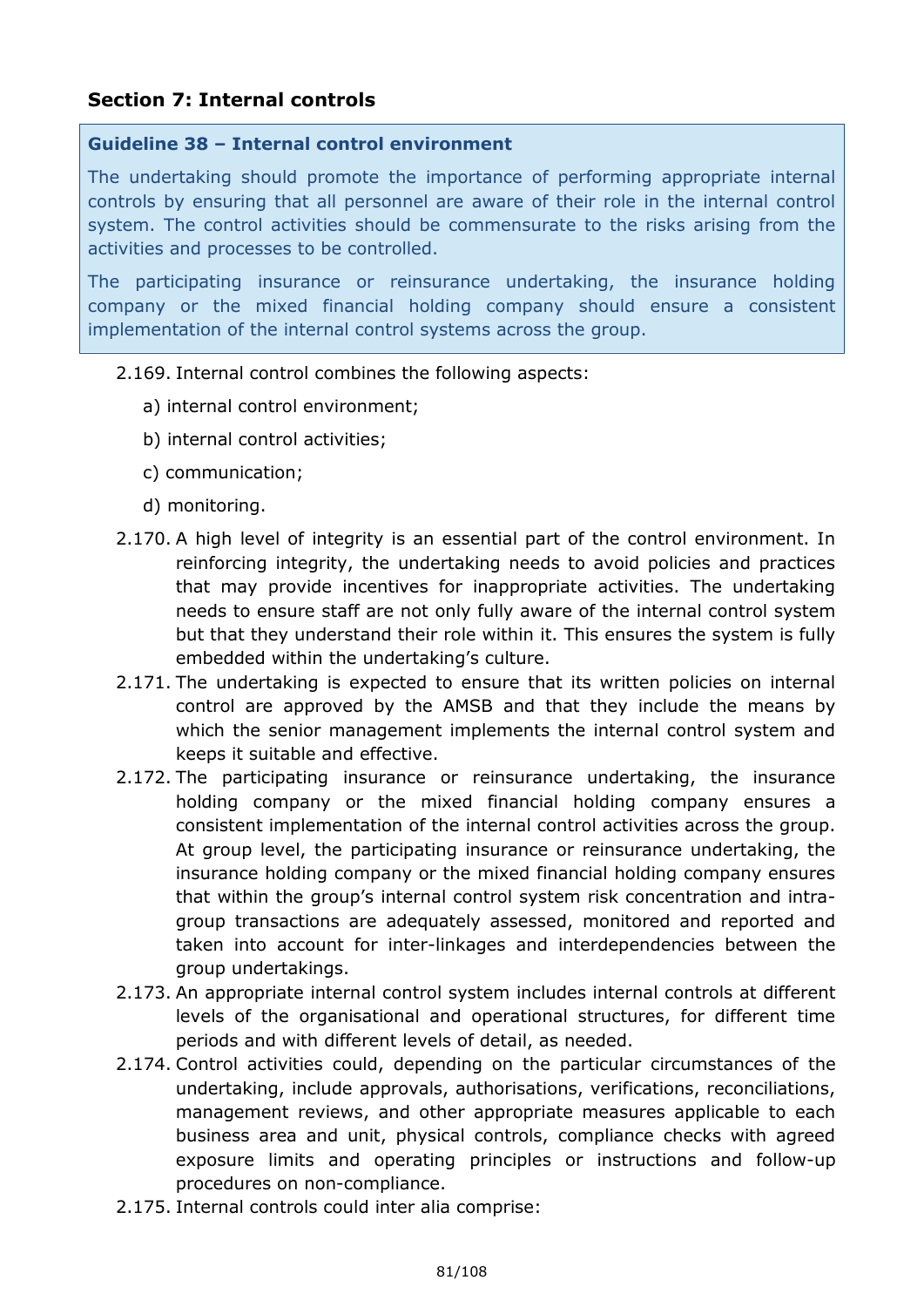## Section 7: Internal controls

> **Guideline 38 – Internal control environment**
>
> The undertaking should promote the importance of performing appropriate internal controls by ensuring that all personnel are aware of their role in the internal control system. The control activities should be commensurate to the risks arising from the activities and processes to be controlled.
>
> The participating insurance or reinsurance undertaking, the insurance holding company or the mixed financial holding company should ensure a consistent implementation of the internal control systems across the group.

2.169. Internal control combines the following aspects:

a) internal control environment;

b) internal control activities;

c) communication;

d) monitoring.

2.170. A high level of integrity is an essential part of the control environment. In reinforcing integrity, the undertaking needs to avoid policies and practices that may provide incentives for inappropriate activities. The undertaking needs to ensure staff are not only fully aware of the internal control system but that they understand their role within it. This ensures the system is fully embedded within the undertaking's culture.

2.171. The undertaking is expected to ensure that its written policies on internal control are approved by the AMSB and that they include the means by which the senior management implements the internal control system and keeps it suitable and effective.

2.172. The participating insurance or reinsurance undertaking, the insurance holding company or the mixed financial holding company ensures a consistent implementation of the internal control activities across the group. At group level, the participating insurance or reinsurance undertaking, the insurance holding company or the mixed financial holding company ensures that within the group's internal control system risk concentration and intra-group transactions are adequately assessed, monitored and reported and taken into account for inter-linkages and interdependencies between the group undertakings.

2.173. An appropriate internal control system includes internal controls at different levels of the organisational and operational structures, for different time periods and with different levels of detail, as needed.

2.174. Control activities could, depending on the particular circumstances of the undertaking, include approvals, authorisations, verifications, reconciliations, management reviews, and other appropriate measures applicable to each business area and unit, physical controls, compliance checks with agreed exposure limits and operating principles or instructions and follow-up procedures on non-compliance.

2.175. Internal controls could inter alia comprise: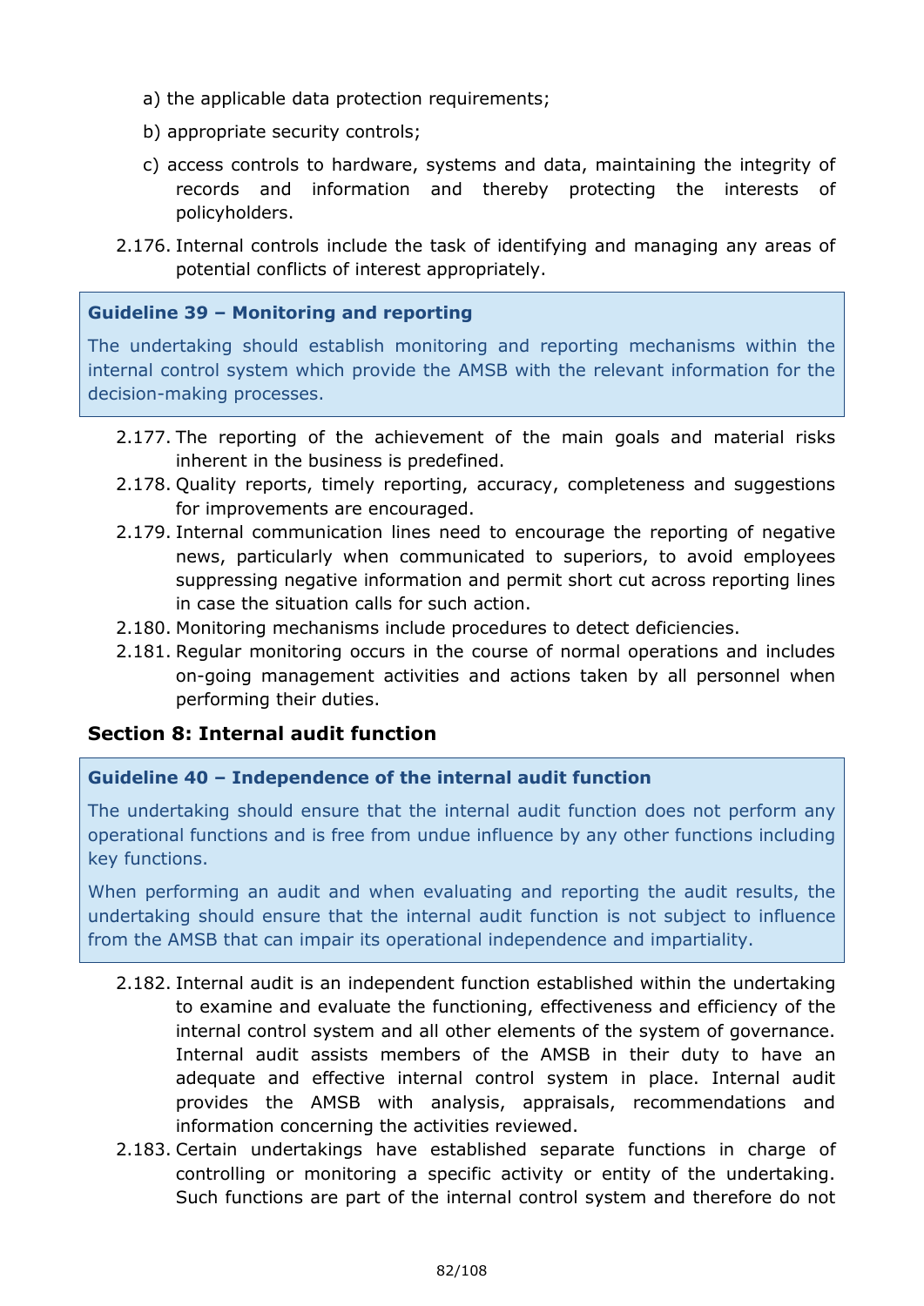a) the applicable data protection requirements;

b) appropriate security controls;

c) access controls to hardware, systems and data, maintaining the integrity of records and information and thereby protecting the interests of policyholders.

2.176. Internal controls include the task of identifying and managing any areas of potential conflicts of interest appropriately.

> **Guideline 39 – Monitoring and reporting**
>
> The undertaking should establish monitoring and reporting mechanisms within the internal control system which provide the AMSB with the relevant information for the decision-making processes.

2.177. The reporting of the achievement of the main goals and material risks inherent in the business is predefined.

2.178. Quality reports, timely reporting, accuracy, completeness and suggestions for improvements are encouraged.

2.179. Internal communication lines need to encourage the reporting of negative news, particularly when communicated to superiors, to avoid employees suppressing negative information and permit short cut across reporting lines in case the situation calls for such action.

2.180. Monitoring mechanisms include procedures to detect deficiencies.

2.181. Regular monitoring occurs in the course of normal operations and includes on-going management activities and actions taken by all personnel when performing their duties.

## Section 8: Internal audit function

> **Guideline 40 – Independence of the internal audit function**
>
> The undertaking should ensure that the internal audit function does not perform any operational functions and is free from undue influence by any other functions including key functions.
>
> When performing an audit and when evaluating and reporting the audit results, the undertaking should ensure that the internal audit function is not subject to influence from the AMSB that can impair its operational independence and impartiality.

2.182. Internal audit is an independent function established within the undertaking to examine and evaluate the functioning, effectiveness and efficiency of the internal control system and all other elements of the system of governance. Internal audit assists members of the AMSB in their duty to have an adequate and effective internal control system in place. Internal audit provides the AMSB with analysis, appraisals, recommendations and information concerning the activities reviewed.

2.183. Certain undertakings have established separate functions in charge of controlling or monitoring a specific activity or entity of the undertaking. Such functions are part of the internal control system and therefore do not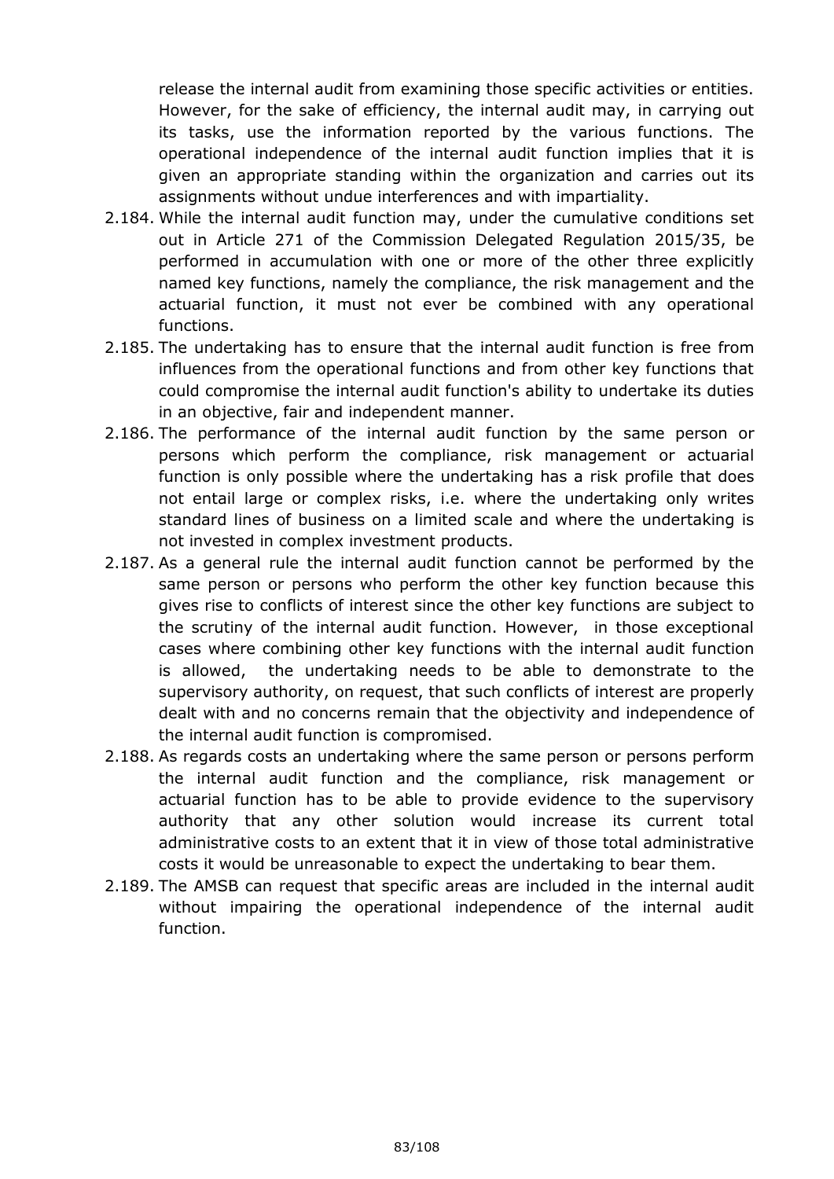release the internal audit from examining those specific activities or entities. However, for the sake of efficiency, the internal audit may, in carrying out its tasks, use the information reported by the various functions. The operational independence of the internal audit function implies that it is given an appropriate standing within the organization and carries out its assignments without undue interferences and with impartiality.

2.184. While the internal audit function may, under the cumulative conditions set out in Article 271 of the Commission Delegated Regulation 2015/35, be performed in accumulation with one or more of the other three explicitly named key functions, namely the compliance, the risk management and the actuarial function, it must not ever be combined with any operational functions.

2.185. The undertaking has to ensure that the internal audit function is free from influences from the operational functions and from other key functions that could compromise the internal audit function's ability to undertake its duties in an objective, fair and independent manner.

2.186. The performance of the internal audit function by the same person or persons which perform the compliance, risk management or actuarial function is only possible where the undertaking has a risk profile that does not entail large or complex risks, i.e. where the undertaking only writes standard lines of business on a limited scale and where the undertaking is not invested in complex investment products.

2.187. As a general rule the internal audit function cannot be performed by the same person or persons who perform the other key function because this gives rise to conflicts of interest since the other key functions are subject to the scrutiny of the internal audit function. However, in those exceptional cases where combining other key functions with the internal audit function is allowed, the undertaking needs to be able to demonstrate to the supervisory authority, on request, that such conflicts of interest are properly dealt with and no concerns remain that the objectivity and independence of the internal audit function is compromised.

2.188. As regards costs an undertaking where the same person or persons perform the internal audit function and the compliance, risk management or actuarial function has to be able to provide evidence to the supervisory authority that any other solution would increase its current total administrative costs to an extent that it in view of those total administrative costs it would be unreasonable to expect the undertaking to bear them.

2.189. The AMSB can request that specific areas are included in the internal audit without impairing the operational independence of the internal audit function.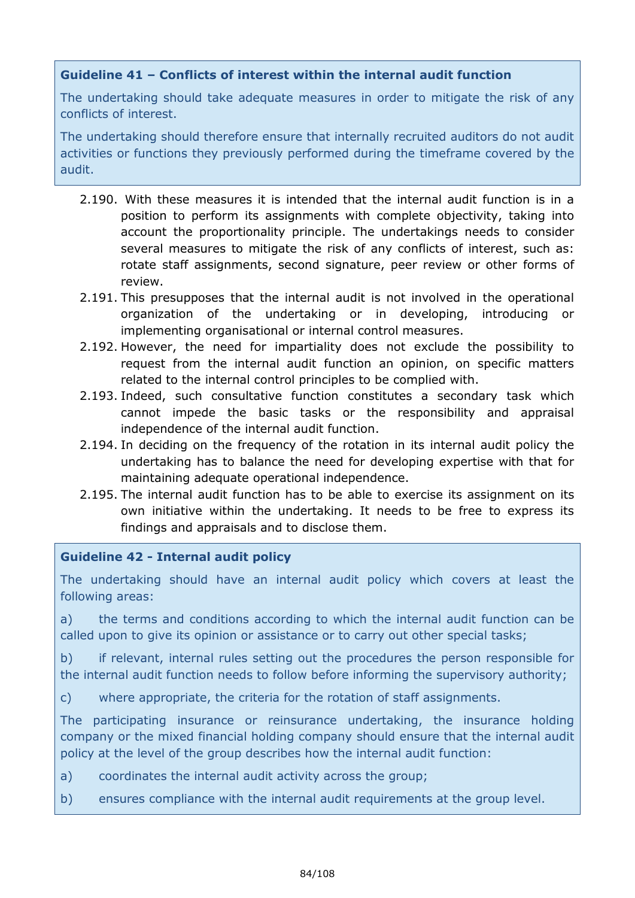**Guideline 41 – Conflicts of interest within the internal audit function**

The undertaking should take adequate measures in order to mitigate the risk of any conflicts of interest.

The undertaking should therefore ensure that internally recruited auditors do not audit activities or functions they previously performed during the timeframe covered by the audit.

2.190. With these measures it is intended that the internal audit function is in a position to perform its assignments with complete objectivity, taking into account the proportionality principle. The undertakings needs to consider several measures to mitigate the risk of any conflicts of interest, such as: rotate staff assignments, second signature, peer review or other forms of review.

2.191. This presupposes that the internal audit is not involved in the operational organization of the undertaking or in developing, introducing or implementing organisational or internal control measures.

2.192. However, the need for impartiality does not exclude the possibility to request from the internal audit function an opinion, on specific matters related to the internal control principles to be complied with.

2.193. Indeed, such consultative function constitutes a secondary task which cannot impede the basic tasks or the responsibility and appraisal independence of the internal audit function.

2.194. In deciding on the frequency of the rotation in its internal audit policy the undertaking has to balance the need for developing expertise with that for maintaining adequate operational independence.

2.195. The internal audit function has to be able to exercise its assignment on its own initiative within the undertaking. It needs to be free to express its findings and appraisals and to disclose them.

**Guideline 42 - Internal audit policy**

The undertaking should have an internal audit policy which covers at least the following areas:

a) the terms and conditions according to which the internal audit function can be called upon to give its opinion or assistance or to carry out other special tasks;

b) if relevant, internal rules setting out the procedures the person responsible for the internal audit function needs to follow before informing the supervisory authority;

c) where appropriate, the criteria for the rotation of staff assignments.

The participating insurance or reinsurance undertaking, the insurance holding company or the mixed financial holding company should ensure that the internal audit policy at the level of the group describes how the internal audit function:

a) coordinates the internal audit activity across the group;

b) ensures compliance with the internal audit requirements at the group level.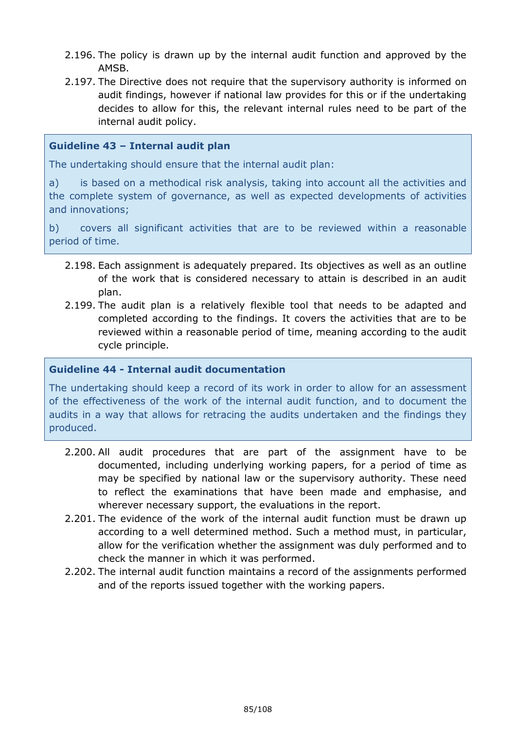2.196. The policy is drawn up by the internal audit function and approved by the AMSB.

2.197. The Directive does not require that the supervisory authority is informed on audit findings, however if national law provides for this or if the undertaking decides to allow for this, the relevant internal rules need to be part of the internal audit policy.

**Guideline 43 – Internal audit plan**

The undertaking should ensure that the internal audit plan:

a) is based on a methodical risk analysis, taking into account all the activities and the complete system of governance, as well as expected developments of activities and innovations;

b) covers all significant activities that are to be reviewed within a reasonable period of time.

2.198. Each assignment is adequately prepared. Its objectives as well as an outline of the work that is considered necessary to attain is described in an audit plan.

2.199. The audit plan is a relatively flexible tool that needs to be adapted and completed according to the findings. It covers the activities that are to be reviewed within a reasonable period of time, meaning according to the audit cycle principle.

**Guideline 44 - Internal audit documentation**

The undertaking should keep a record of its work in order to allow for an assessment of the effectiveness of the work of the internal audit function, and to document the audits in a way that allows for retracing the audits undertaken and the findings they produced.

2.200. All audit procedures that are part of the assignment have to be documented, including underlying working papers, for a period of time as may be specified by national law or the supervisory authority. These need to reflect the examinations that have been made and emphasise, and wherever necessary support, the evaluations in the report.

2.201. The evidence of the work of the internal audit function must be drawn up according to a well determined method. Such a method must, in particular, allow for the verification whether the assignment was duly performed and to check the manner in which it was performed.

2.202. The internal audit function maintains a record of the assignments performed and of the reports issued together with the working papers.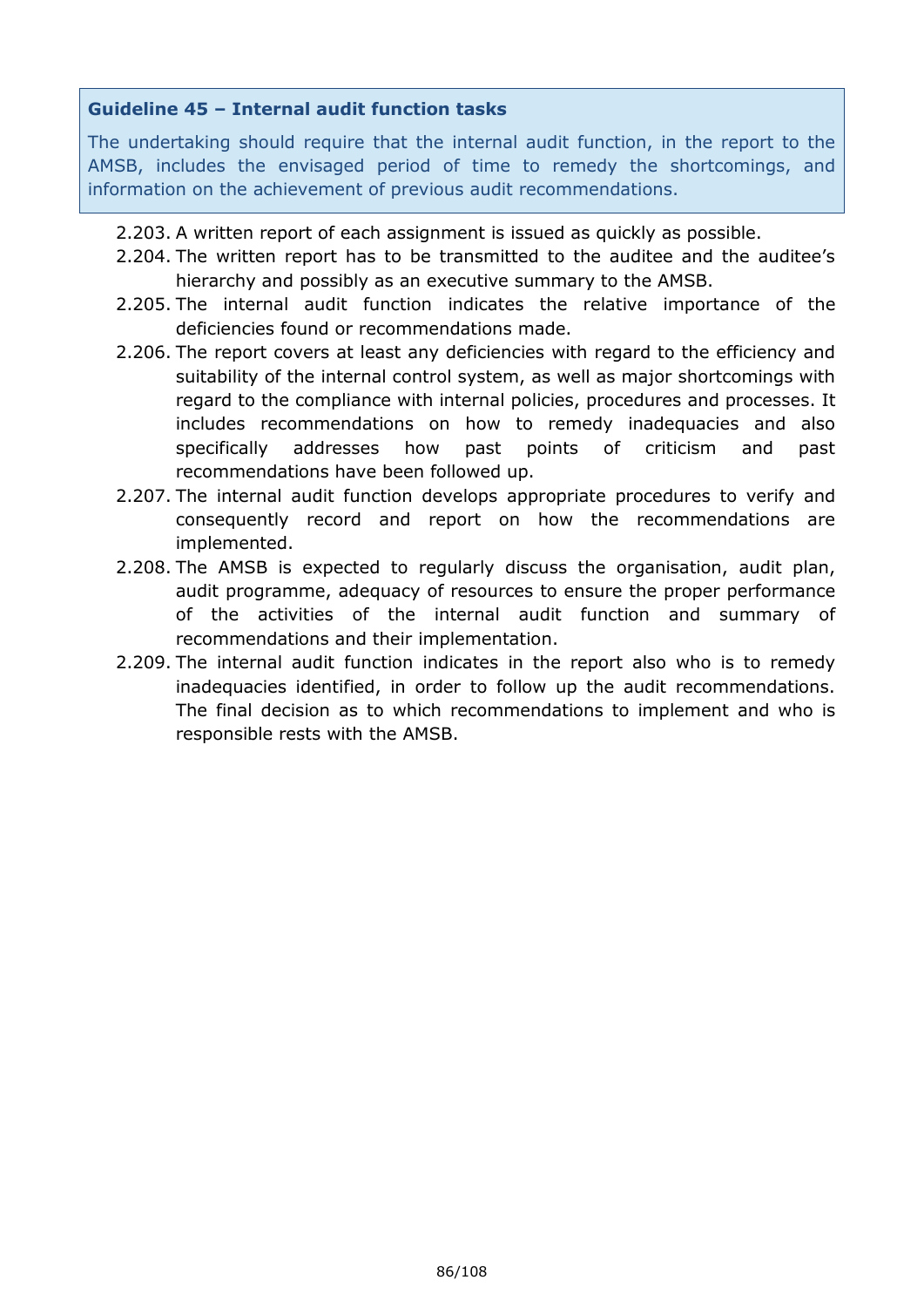**Guideline 45 – Internal audit function tasks**

The undertaking should require that the internal audit function, in the report to the AMSB, includes the envisaged period of time to remedy the shortcomings, and information on the achievement of previous audit recommendations.

2.203. A written report of each assignment is issued as quickly as possible.

2.204. The written report has to be transmitted to the auditee and the auditee's hierarchy and possibly as an executive summary to the AMSB.

2.205. The internal audit function indicates the relative importance of the deficiencies found or recommendations made.

2.206. The report covers at least any deficiencies with regard to the efficiency and suitability of the internal control system, as well as major shortcomings with regard to the compliance with internal policies, procedures and processes. It includes recommendations on how to remedy inadequacies and also specifically addresses how past points of criticism and past recommendations have been followed up.

2.207. The internal audit function develops appropriate procedures to verify and consequently record and report on how the recommendations are implemented.

2.208. The AMSB is expected to regularly discuss the organisation, audit plan, audit programme, adequacy of resources to ensure the proper performance of the activities of the internal audit function and summary of recommendations and their implementation.

2.209. The internal audit function indicates in the report also who is to remedy inadequacies identified, in order to follow up the audit recommendations. The final decision as to which recommendations to implement and who is responsible rests with the AMSB.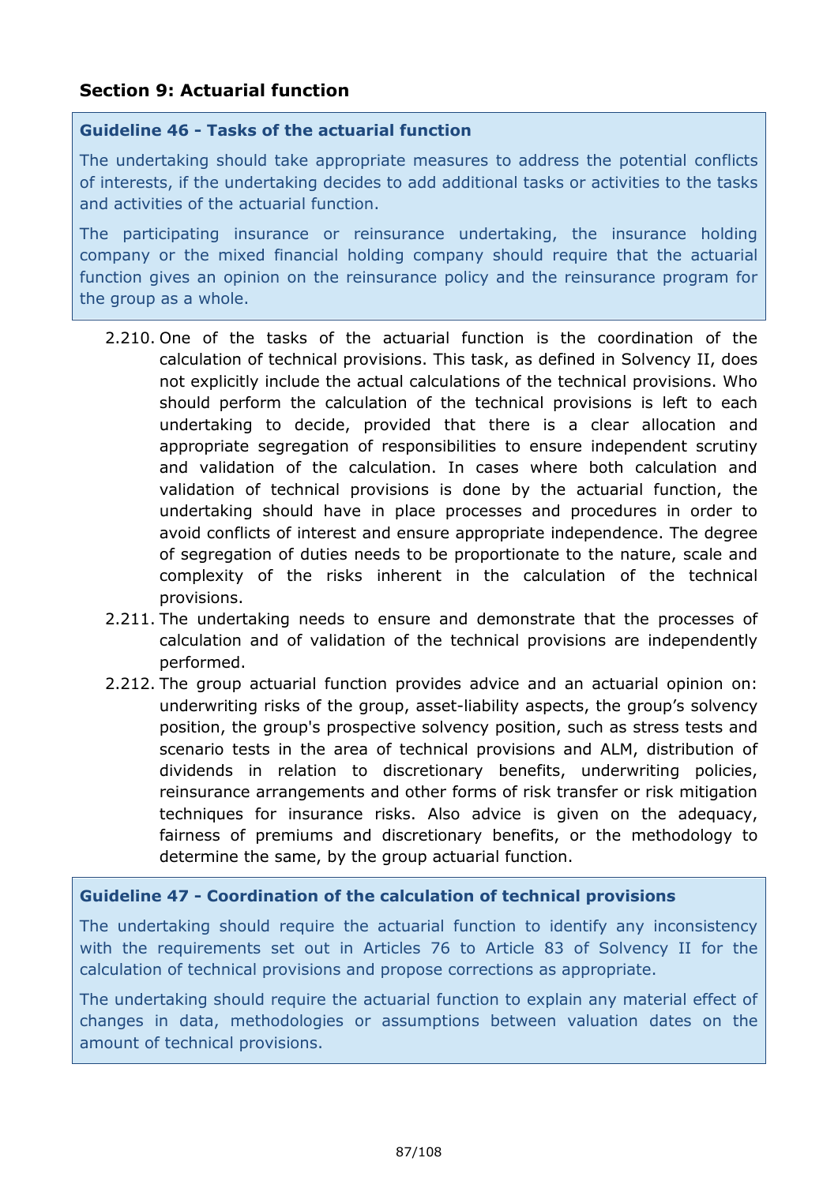## Section 9: Actuarial function

**Guideline 46 - Tasks of the actuarial function**

The undertaking should take appropriate measures to address the potential conflicts of interests, if the undertaking decides to add additional tasks or activities to the tasks and activities of the actuarial function.

The participating insurance or reinsurance undertaking, the insurance holding company or the mixed financial holding company should require that the actuarial function gives an opinion on the reinsurance policy and the reinsurance program for the group as a whole.

2.210. One of the tasks of the actuarial function is the coordination of the calculation of technical provisions. This task, as defined in Solvency II, does not explicitly include the actual calculations of the technical provisions. Who should perform the calculation of the technical provisions is left to each undertaking to decide, provided that there is a clear allocation and appropriate segregation of responsibilities to ensure independent scrutiny and validation of the calculation. In cases where both calculation and validation of technical provisions is done by the actuarial function, the undertaking should have in place processes and procedures in order to avoid conflicts of interest and ensure appropriate independence. The degree of segregation of duties needs to be proportionate to the nature, scale and complexity of the risks inherent in the calculation of the technical provisions.

2.211. The undertaking needs to ensure and demonstrate that the processes of calculation and of validation of the technical provisions are independently performed.

2.212. The group actuarial function provides advice and an actuarial opinion on: underwriting risks of the group, asset-liability aspects, the group's solvency position, the group's prospective solvency position, such as stress tests and scenario tests in the area of technical provisions and ALM, distribution of dividends in relation to discretionary benefits, underwriting policies, reinsurance arrangements and other forms of risk transfer or risk mitigation techniques for insurance risks. Also advice is given on the adequacy, fairness of premiums and discretionary benefits, or the methodology to determine the same, by the group actuarial function.

**Guideline 47 - Coordination of the calculation of technical provisions**

The undertaking should require the actuarial function to identify any inconsistency with the requirements set out in Articles 76 to Article 83 of Solvency II for the calculation of technical provisions and propose corrections as appropriate.

The undertaking should require the actuarial function to explain any material effect of changes in data, methodologies or assumptions between valuation dates on the amount of technical provisions.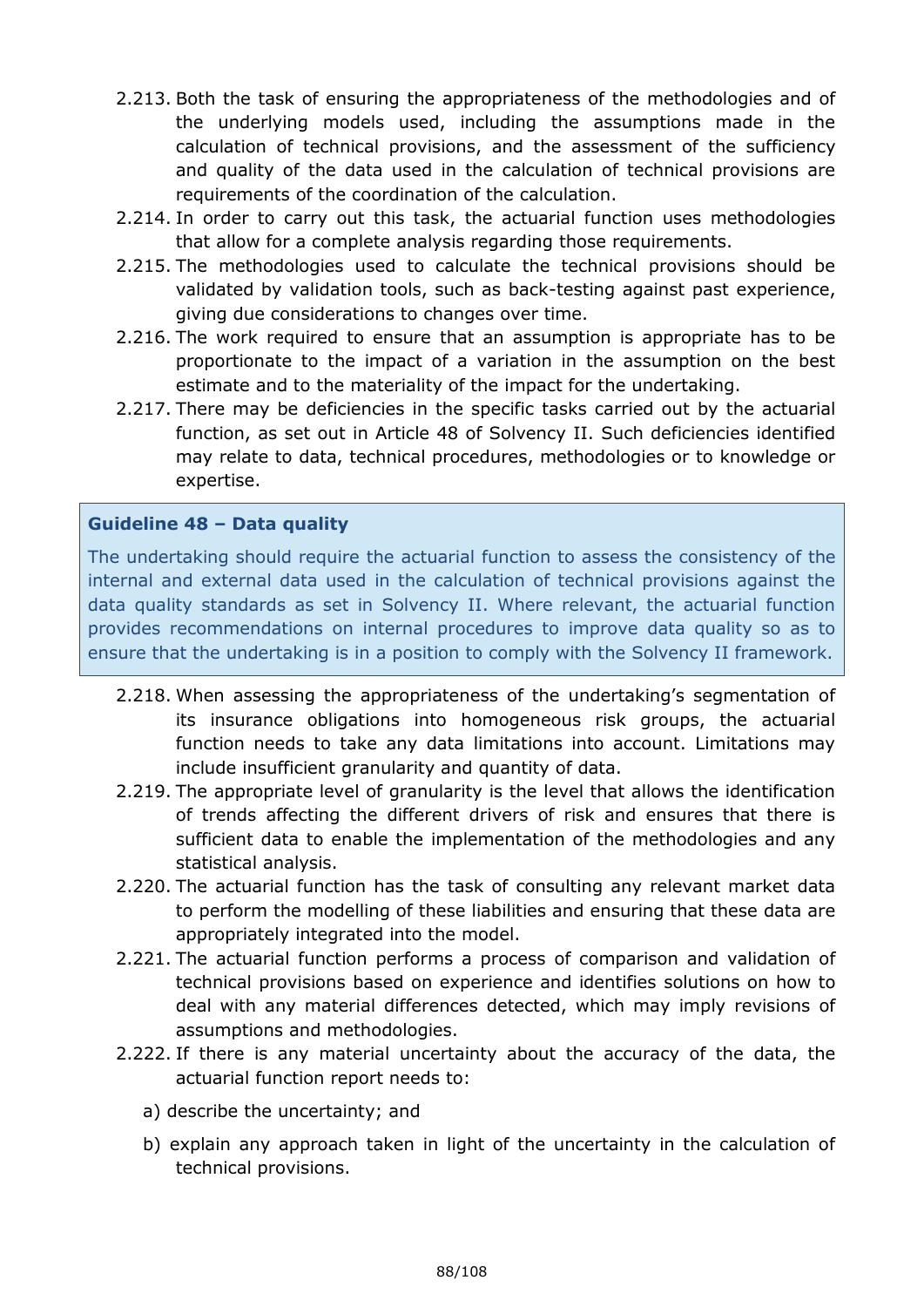2.213. Both the task of ensuring the appropriateness of the methodologies and of the underlying models used, including the assumptions made in the calculation of technical provisions, and the assessment of the sufficiency and quality of the data used in the calculation of technical provisions are requirements of the coordination of the calculation.

2.214. In order to carry out this task, the actuarial function uses methodologies that allow for a complete analysis regarding those requirements.

2.215. The methodologies used to calculate the technical provisions should be validated by validation tools, such as back-testing against past experience, giving due considerations to changes over time.

2.216. The work required to ensure that an assumption is appropriate has to be proportionate to the impact of a variation in the assumption on the best estimate and to the materiality of the impact for the undertaking.

2.217. There may be deficiencies in the specific tasks carried out by the actuarial function, as set out in Article 48 of Solvency II. Such deficiencies identified may relate to data, technical procedures, methodologies or to knowledge or expertise.

**Guideline 48 – Data quality**

The undertaking should require the actuarial function to assess the consistency of the internal and external data used in the calculation of technical provisions against the data quality standards as set in Solvency II. Where relevant, the actuarial function provides recommendations on internal procedures to improve data quality so as to ensure that the undertaking is in a position to comply with the Solvency II framework.

2.218. When assessing the appropriateness of the undertaking's segmentation of its insurance obligations into homogeneous risk groups, the actuarial function needs to take any data limitations into account. Limitations may include insufficient granularity and quantity of data.

2.219. The appropriate level of granularity is the level that allows the identification of trends affecting the different drivers of risk and ensures that there is sufficient data to enable the implementation of the methodologies and any statistical analysis.

2.220. The actuarial function has the task of consulting any relevant market data to perform the modelling of these liabilities and ensuring that these data are appropriately integrated into the model.

2.221. The actuarial function performs a process of comparison and validation of technical provisions based on experience and identifies solutions on how to deal with any material differences detected, which may imply revisions of assumptions and methodologies.

2.222. If there is any material uncertainty about the accuracy of the data, the actuarial function report needs to:

a) describe the uncertainty; and

b) explain any approach taken in light of the uncertainty in the calculation of technical provisions.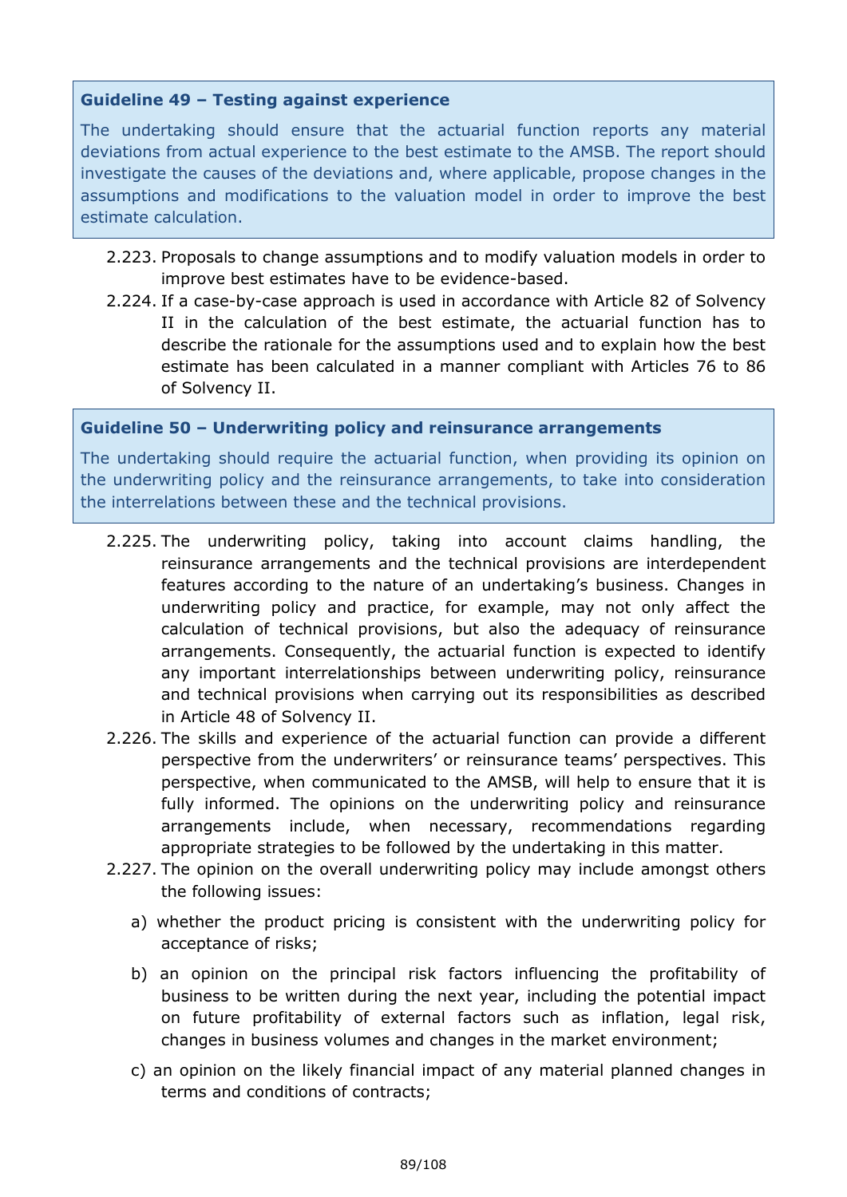**Guideline 49 – Testing against experience**

The undertaking should ensure that the actuarial function reports any material deviations from actual experience to the best estimate to the AMSB. The report should investigate the causes of the deviations and, where applicable, propose changes in the assumptions and modifications to the valuation model in order to improve the best estimate calculation.

2.223. Proposals to change assumptions and to modify valuation models in order to improve best estimates have to be evidence-based.

2.224. If a case-by-case approach is used in accordance with Article 82 of Solvency II in the calculation of the best estimate, the actuarial function has to describe the rationale for the assumptions used and to explain how the best estimate has been calculated in a manner compliant with Articles 76 to 86 of Solvency II.

**Guideline 50 – Underwriting policy and reinsurance arrangements**

The undertaking should require the actuarial function, when providing its opinion on the underwriting policy and the reinsurance arrangements, to take into consideration the interrelations between these and the technical provisions.

2.225. The underwriting policy, taking into account claims handling, the reinsurance arrangements and the technical provisions are interdependent features according to the nature of an undertaking's business. Changes in underwriting policy and practice, for example, may not only affect the calculation of technical provisions, but also the adequacy of reinsurance arrangements. Consequently, the actuarial function is expected to identify any important interrelationships between underwriting policy, reinsurance and technical provisions when carrying out its responsibilities as described in Article 48 of Solvency II.

2.226. The skills and experience of the actuarial function can provide a different perspective from the underwriters' or reinsurance teams' perspectives. This perspective, when communicated to the AMSB, will help to ensure that it is fully informed. The opinions on the underwriting policy and reinsurance arrangements include, when necessary, recommendations regarding appropriate strategies to be followed by the undertaking in this matter.

2.227. The opinion on the overall underwriting policy may include amongst others the following issues:

a) whether the product pricing is consistent with the underwriting policy for acceptance of risks;

b) an opinion on the principal risk factors influencing the profitability of business to be written during the next year, including the potential impact on future profitability of external factors such as inflation, legal risk, changes in business volumes and changes in the market environment;

c) an opinion on the likely financial impact of any material planned changes in terms and conditions of contracts;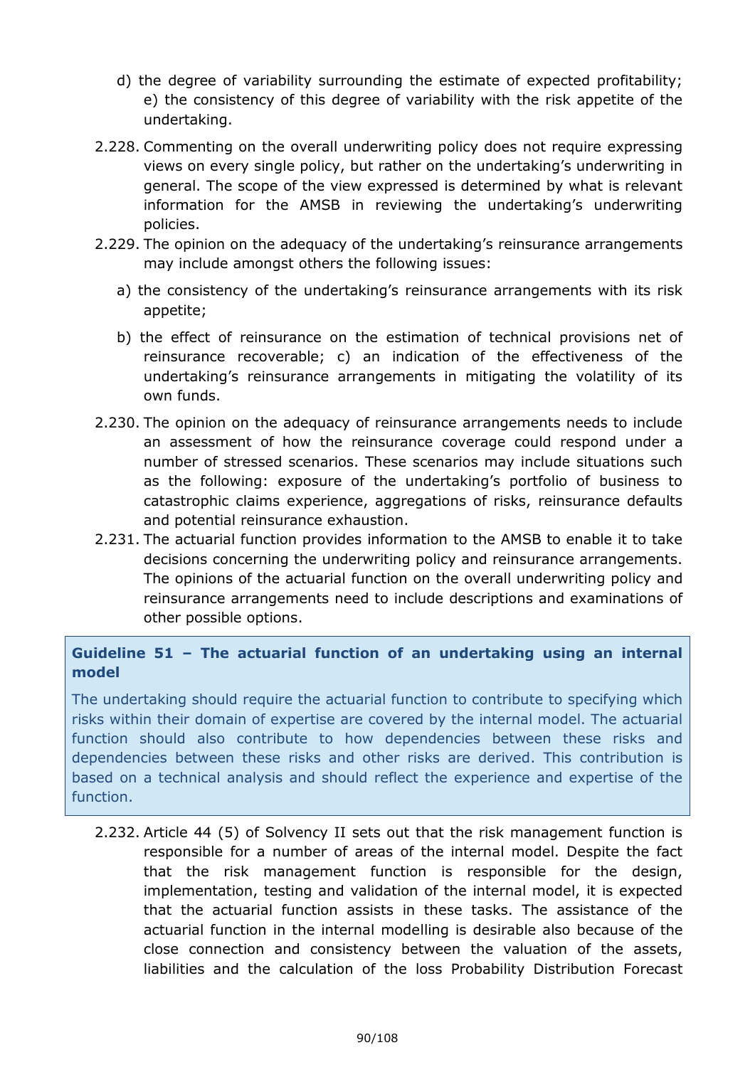d) the degree of variability surrounding the estimate of expected profitability; e) the consistency of this degree of variability with the risk appetite of the undertaking.

2.228. Commenting on the overall underwriting policy does not require expressing views on every single policy, but rather on the undertaking's underwriting in general. The scope of the view expressed is determined by what is relevant information for the AMSB in reviewing the undertaking's underwriting policies.

2.229. The opinion on the adequacy of the undertaking's reinsurance arrangements may include amongst others the following issues:

a) the consistency of the undertaking's reinsurance arrangements with its risk appetite;

b) the effect of reinsurance on the estimation of technical provisions net of reinsurance recoverable; c) an indication of the effectiveness of the undertaking's reinsurance arrangements in mitigating the volatility of its own funds.

2.230. The opinion on the adequacy of reinsurance arrangements needs to include an assessment of how the reinsurance coverage could respond under a number of stressed scenarios. These scenarios may include situations such as the following: exposure of the undertaking's portfolio of business to catastrophic claims experience, aggregations of risks, reinsurance defaults and potential reinsurance exhaustion.

2.231. The actuarial function provides information to the AMSB to enable it to take decisions concerning the underwriting policy and reinsurance arrangements. The opinions of the actuarial function on the overall underwriting policy and reinsurance arrangements need to include descriptions and examinations of other possible options.

**Guideline 51 – The actuarial function of an undertaking using an internal model**

The undertaking should require the actuarial function to contribute to specifying which risks within their domain of expertise are covered by the internal model. The actuarial function should also contribute to how dependencies between these risks and dependencies between these risks and other risks are derived. This contribution is based on a technical analysis and should reflect the experience and expertise of the function.

2.232. Article 44 (5) of Solvency II sets out that the risk management function is responsible for a number of areas of the internal model. Despite the fact that the risk management function is responsible for the design, implementation, testing and validation of the internal model, it is expected that the actuarial function assists in these tasks. The assistance of the actuarial function in the internal modelling is desirable also because of the close connection and consistency between the valuation of the assets, liabilities and the calculation of the loss Probability Distribution Forecast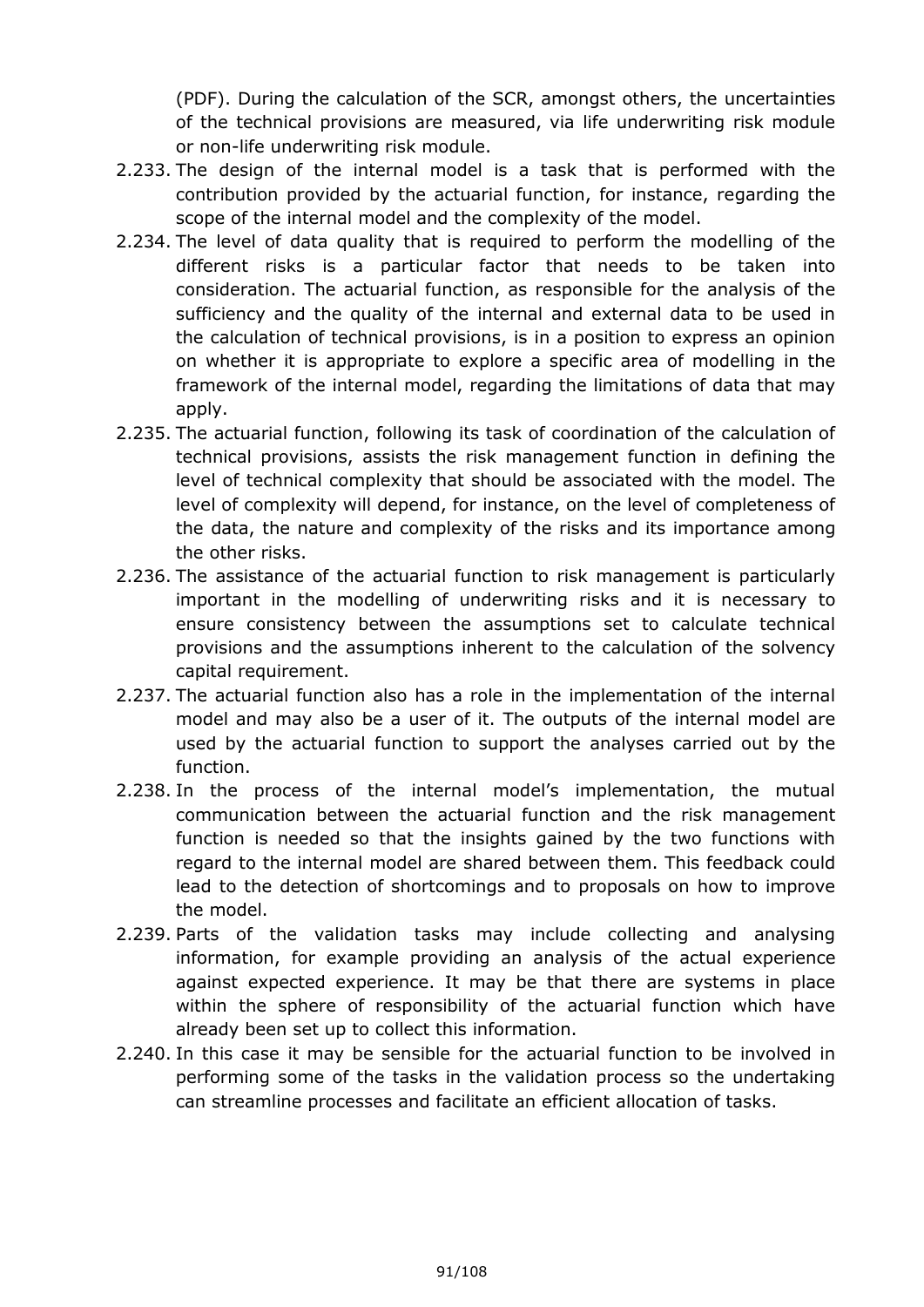(PDF). During the calculation of the SCR, amongst others, the uncertainties of the technical provisions are measured, via life underwriting risk module or non-life underwriting risk module.

2.233. The design of the internal model is a task that is performed with the contribution provided by the actuarial function, for instance, regarding the scope of the internal model and the complexity of the model.

2.234. The level of data quality that is required to perform the modelling of the different risks is a particular factor that needs to be taken into consideration. The actuarial function, as responsible for the analysis of the sufficiency and the quality of the internal and external data to be used in the calculation of technical provisions, is in a position to express an opinion on whether it is appropriate to explore a specific area of modelling in the framework of the internal model, regarding the limitations of data that may apply.

2.235. The actuarial function, following its task of coordination of the calculation of technical provisions, assists the risk management function in defining the level of technical complexity that should be associated with the model. The level of complexity will depend, for instance, on the level of completeness of the data, the nature and complexity of the risks and its importance among the other risks.

2.236. The assistance of the actuarial function to risk management is particularly important in the modelling of underwriting risks and it is necessary to ensure consistency between the assumptions set to calculate technical provisions and the assumptions inherent to the calculation of the solvency capital requirement.

2.237. The actuarial function also has a role in the implementation of the internal model and may also be a user of it. The outputs of the internal model are used by the actuarial function to support the analyses carried out by the function.

2.238. In the process of the internal model's implementation, the mutual communication between the actuarial function and the risk management function is needed so that the insights gained by the two functions with regard to the internal model are shared between them. This feedback could lead to the detection of shortcomings and to proposals on how to improve the model.

2.239. Parts of the validation tasks may include collecting and analysing information, for example providing an analysis of the actual experience against expected experience. It may be that there are systems in place within the sphere of responsibility of the actuarial function which have already been set up to collect this information.

2.240. In this case it may be sensible for the actuarial function to be involved in performing some of the tasks in the validation process so the undertaking can streamline processes and facilitate an efficient allocation of tasks.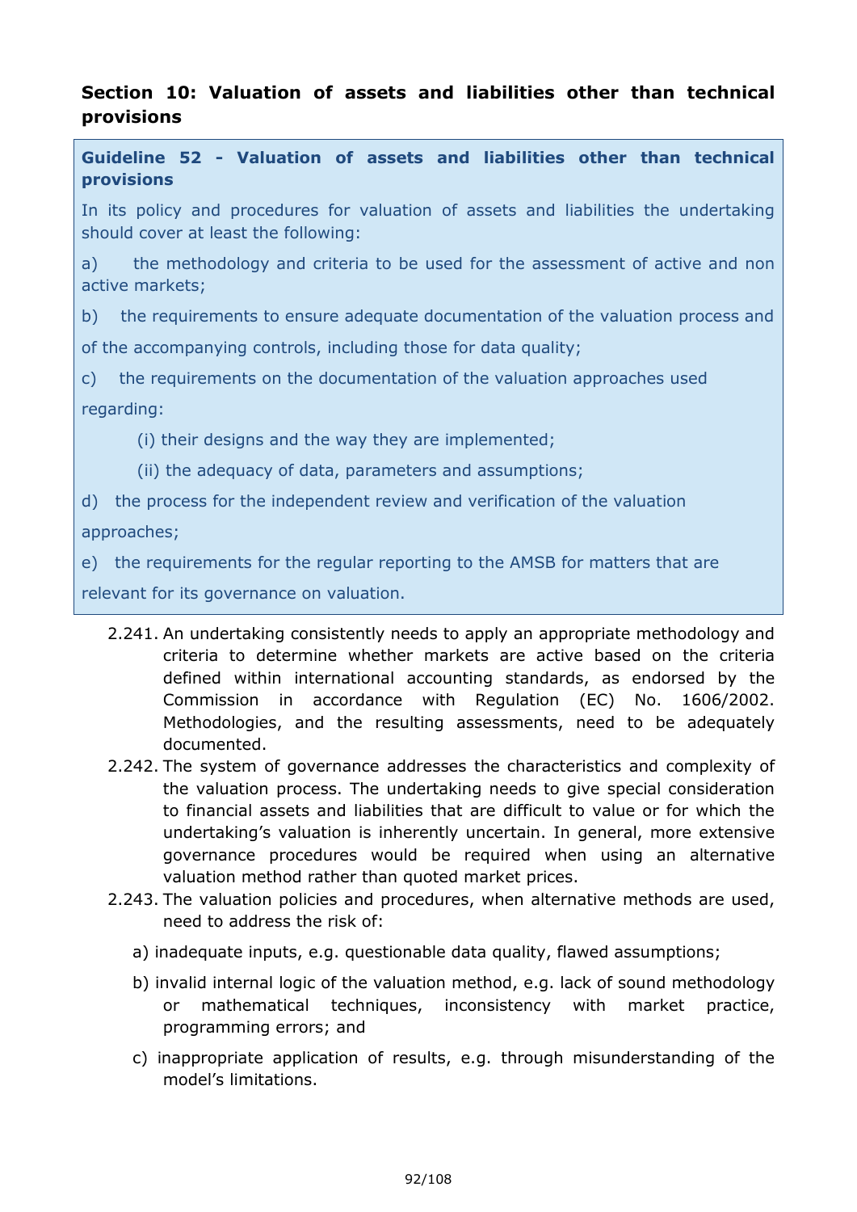## Section 10: Valuation of assets and liabilities other than technical provisions

> **Guideline 52 - Valuation of assets and liabilities other than technical provisions**
>
> In its policy and procedures for valuation of assets and liabilities the undertaking should cover at least the following:
>
> a) the methodology and criteria to be used for the assessment of active and non active markets;
>
> b) the requirements to ensure adequate documentation of the valuation process and of the accompanying controls, including those for data quality;
>
> c) the requirements on the documentation of the valuation approaches used regarding:
>
> (i) their designs and the way they are implemented;
>
> (ii) the adequacy of data, parameters and assumptions;
>
> d) the process for the independent review and verification of the valuation approaches;
>
> e) the requirements for the regular reporting to the AMSB for matters that are relevant for its governance on valuation.

2.241. An undertaking consistently needs to apply an appropriate methodology and criteria to determine whether markets are active based on the criteria defined within international accounting standards, as endorsed by the Commission in accordance with Regulation (EC) No. 1606/2002. Methodologies, and the resulting assessments, need to be adequately documented.

2.242. The system of governance addresses the characteristics and complexity of the valuation process. The undertaking needs to give special consideration to financial assets and liabilities that are difficult to value or for which the undertaking's valuation is inherently uncertain. In general, more extensive governance procedures would be required when using an alternative valuation method rather than quoted market prices.

2.243. The valuation policies and procedures, when alternative methods are used, need to address the risk of:

a) inadequate inputs, e.g. questionable data quality, flawed assumptions;

b) invalid internal logic of the valuation method, e.g. lack of sound methodology or mathematical techniques, inconsistency with market practice, programming errors; and

c) inappropriate application of results, e.g. through misunderstanding of the model's limitations.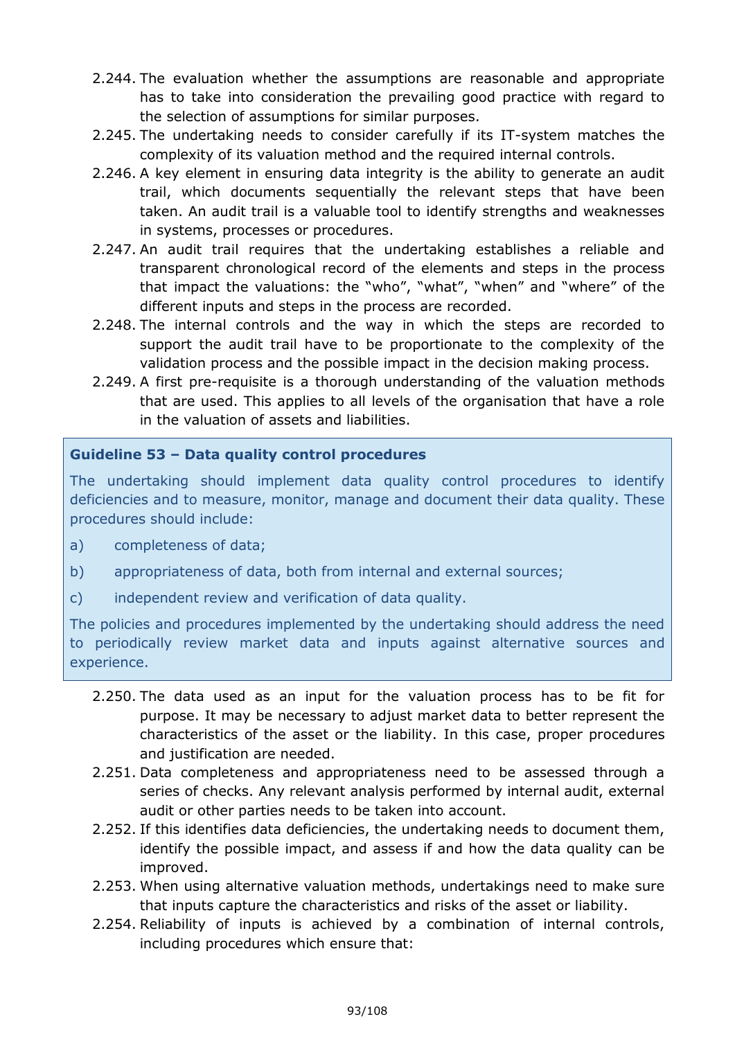2.244. The evaluation whether the assumptions are reasonable and appropriate has to take into consideration the prevailing good practice with regard to the selection of assumptions for similar purposes.

2.245. The undertaking needs to consider carefully if its IT-system matches the complexity of its valuation method and the required internal controls.

2.246. A key element in ensuring data integrity is the ability to generate an audit trail, which documents sequentially the relevant steps that have been taken. An audit trail is a valuable tool to identify strengths and weaknesses in systems, processes or procedures.

2.247. An audit trail requires that the undertaking establishes a reliable and transparent chronological record of the elements and steps in the process that impact the valuations: the "who", "what", "when" and "where" of the different inputs and steps in the process are recorded.

2.248. The internal controls and the way in which the steps are recorded to support the audit trail have to be proportionate to the complexity of the validation process and the possible impact in the decision making process.

2.249. A first pre-requisite is a thorough understanding of the valuation methods that are used. This applies to all levels of the organisation that have a role in the valuation of assets and liabilities.

**Guideline 53 – Data quality control procedures**

The undertaking should implement data quality control procedures to identify deficiencies and to measure, monitor, manage and document their data quality. These procedures should include:

a) completeness of data;

b) appropriateness of data, both from internal and external sources;

c) independent review and verification of data quality.

The policies and procedures implemented by the undertaking should address the need to periodically review market data and inputs against alternative sources and experience.

2.250. The data used as an input for the valuation process has to be fit for purpose. It may be necessary to adjust market data to better represent the characteristics of the asset or the liability. In this case, proper procedures and justification are needed.

2.251. Data completeness and appropriateness need to be assessed through a series of checks. Any relevant analysis performed by internal audit, external audit or other parties needs to be taken into account.

2.252. If this identifies data deficiencies, the undertaking needs to document them, identify the possible impact, and assess if and how the data quality can be improved.

2.253. When using alternative valuation methods, undertakings need to make sure that inputs capture the characteristics and risks of the asset or liability.

2.254. Reliability of inputs is achieved by a combination of internal controls, including procedures which ensure that: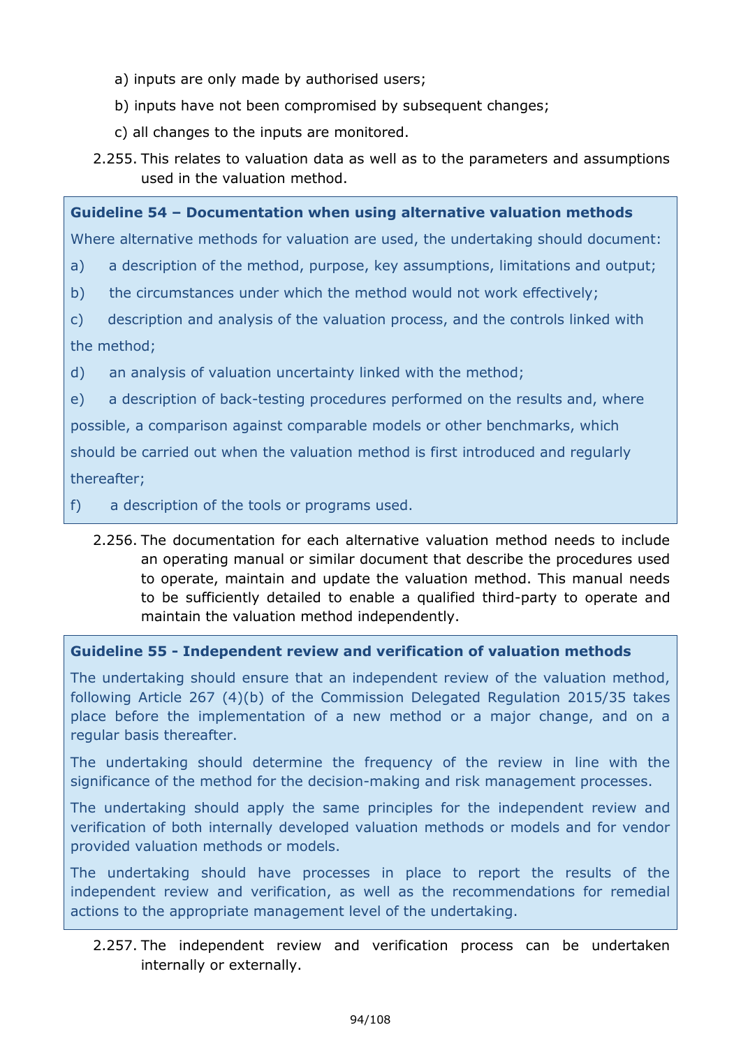a) inputs are only made by authorised users;

b) inputs have not been compromised by subsequent changes;

c) all changes to the inputs are monitored.

2.255. This relates to valuation data as well as to the parameters and assumptions used in the valuation method.

**Guideline 54 – Documentation when using alternative valuation methods**

Where alternative methods for valuation are used, the undertaking should document:

a) a description of the method, purpose, key assumptions, limitations and output;

b) the circumstances under which the method would not work effectively;

c) description and analysis of the valuation process, and the controls linked with the method;

d) an analysis of valuation uncertainty linked with the method;

e) a description of back-testing procedures performed on the results and, where possible, a comparison against comparable models or other benchmarks, which should be carried out when the valuation method is first introduced and regularly thereafter;

f) a description of the tools or programs used.

2.256. The documentation for each alternative valuation method needs to include an operating manual or similar document that describe the procedures used to operate, maintain and update the valuation method. This manual needs to be sufficiently detailed to enable a qualified third-party to operate and maintain the valuation method independently.

**Guideline 55 - Independent review and verification of valuation methods**

The undertaking should ensure that an independent review of the valuation method, following Article 267 (4)(b) of the Commission Delegated Regulation 2015/35 takes place before the implementation of a new method or a major change, and on a regular basis thereafter.

The undertaking should determine the frequency of the review in line with the significance of the method for the decision-making and risk management processes.

The undertaking should apply the same principles for the independent review and verification of both internally developed valuation methods or models and for vendor provided valuation methods or models.

The undertaking should have processes in place to report the results of the independent review and verification, as well as the recommendations for remedial actions to the appropriate management level of the undertaking.

2.257. The independent review and verification process can be undertaken internally or externally.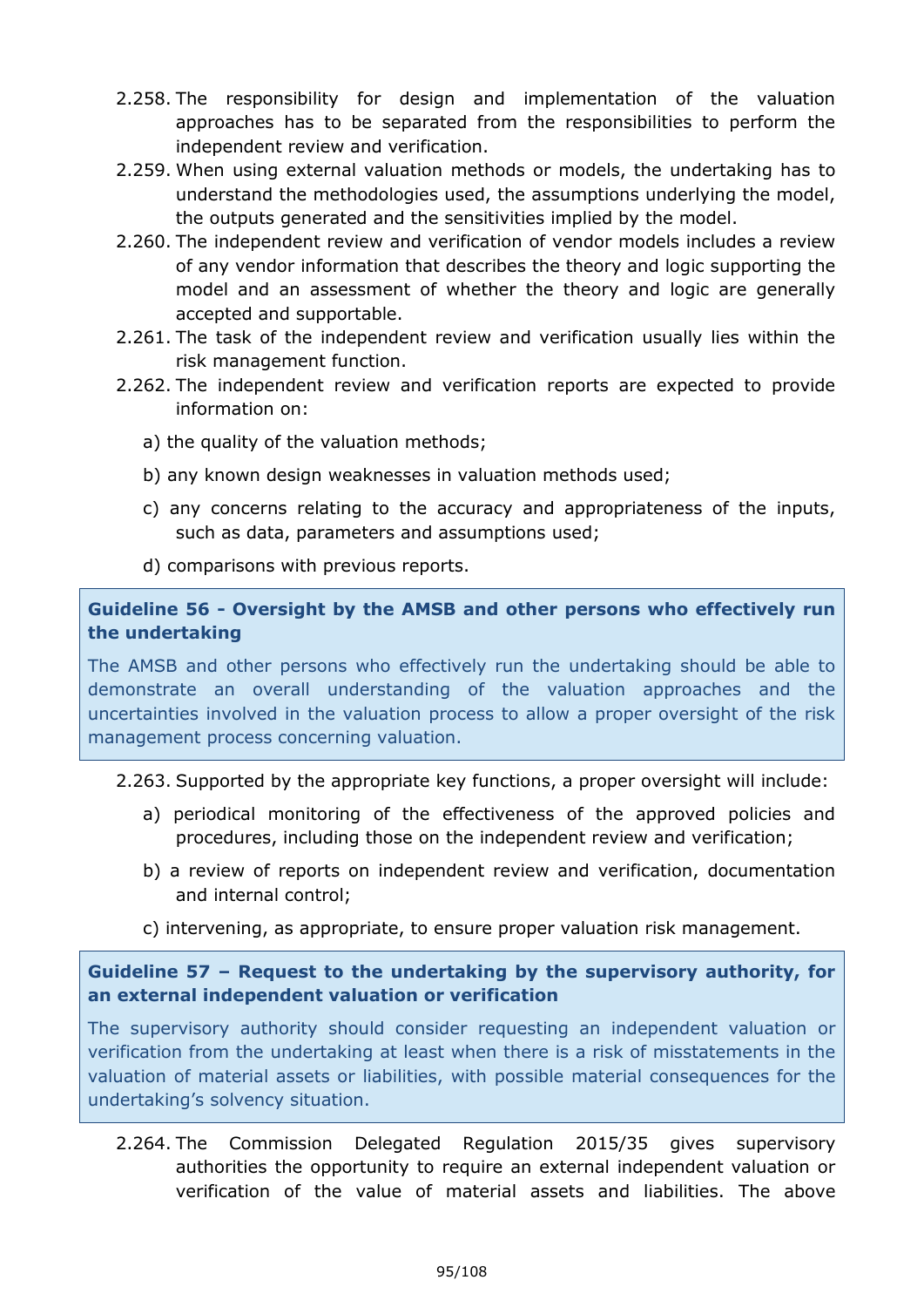2.258. The responsibility for design and implementation of the valuation approaches has to be separated from the responsibilities to perform the independent review and verification.

2.259. When using external valuation methods or models, the undertaking has to understand the methodologies used, the assumptions underlying the model, the outputs generated and the sensitivities implied by the model.

2.260. The independent review and verification of vendor models includes a review of any vendor information that describes the theory and logic supporting the model and an assessment of whether the theory and logic are generally accepted and supportable.

2.261. The task of the independent review and verification usually lies within the risk management function.

2.262. The independent review and verification reports are expected to provide information on:

a) the quality of the valuation methods;

b) any known design weaknesses in valuation methods used;

c) any concerns relating to the accuracy and appropriateness of the inputs, such as data, parameters and assumptions used;

d) comparisons with previous reports.

**Guideline 56 - Oversight by the AMSB and other persons who effectively run the undertaking**

The AMSB and other persons who effectively run the undertaking should be able to demonstrate an overall understanding of the valuation approaches and the uncertainties involved in the valuation process to allow a proper oversight of the risk management process concerning valuation.

2.263. Supported by the appropriate key functions, a proper oversight will include:

a) periodical monitoring of the effectiveness of the approved policies and procedures, including those on the independent review and verification;

b) a review of reports on independent review and verification, documentation and internal control;

c) intervening, as appropriate, to ensure proper valuation risk management.

**Guideline 57 – Request to the undertaking by the supervisory authority, for an external independent valuation or verification**

The supervisory authority should consider requesting an independent valuation or verification from the undertaking at least when there is a risk of misstatements in the valuation of material assets or liabilities, with possible material consequences for the undertaking's solvency situation.

2.264. The Commission Delegated Regulation 2015/35 gives supervisory authorities the opportunity to require an external independent valuation or verification of the value of material assets and liabilities. The above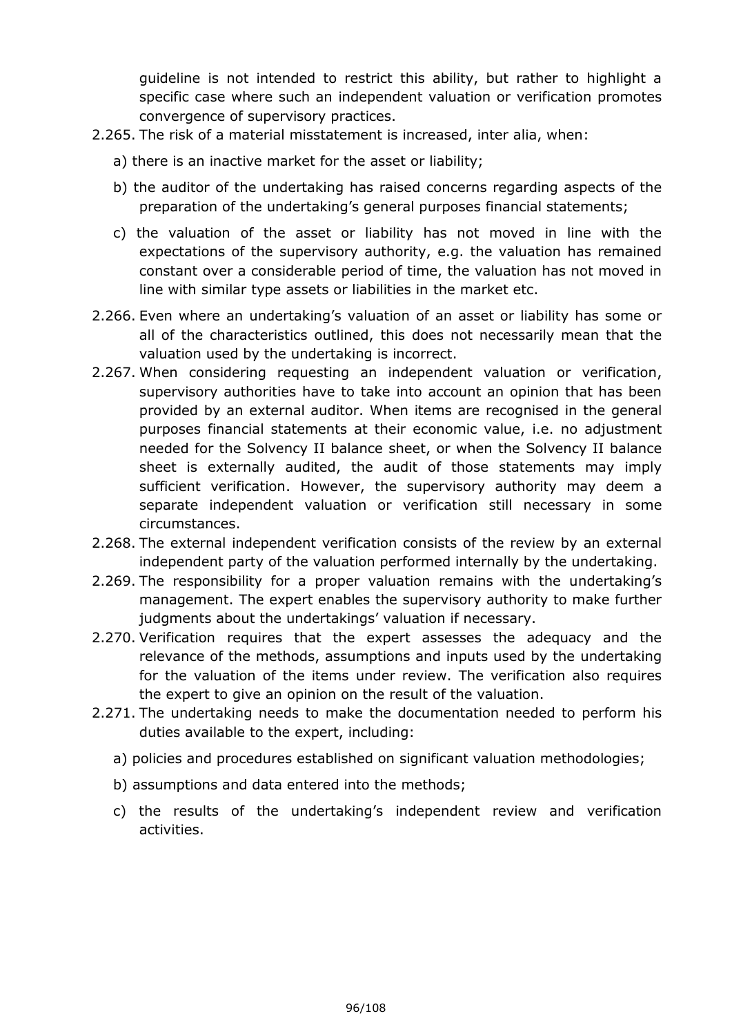guideline is not intended to restrict this ability, but rather to highlight a specific case where such an independent valuation or verification promotes convergence of supervisory practices.

2.265. The risk of a material misstatement is increased, inter alia, when:

a) there is an inactive market for the asset or liability;

b) the auditor of the undertaking has raised concerns regarding aspects of the preparation of the undertaking's general purposes financial statements;

c) the valuation of the asset or liability has not moved in line with the expectations of the supervisory authority, e.g. the valuation has remained constant over a considerable period of time, the valuation has not moved in line with similar type assets or liabilities in the market etc.

2.266. Even where an undertaking's valuation of an asset or liability has some or all of the characteristics outlined, this does not necessarily mean that the valuation used by the undertaking is incorrect.

2.267. When considering requesting an independent valuation or verification, supervisory authorities have to take into account an opinion that has been provided by an external auditor. When items are recognised in the general purposes financial statements at their economic value, i.e. no adjustment needed for the Solvency II balance sheet, or when the Solvency II balance sheet is externally audited, the audit of those statements may imply sufficient verification. However, the supervisory authority may deem a separate independent valuation or verification still necessary in some circumstances.

2.268. The external independent verification consists of the review by an external independent party of the valuation performed internally by the undertaking.

2.269. The responsibility for a proper valuation remains with the undertaking's management. The expert enables the supervisory authority to make further judgments about the undertakings' valuation if necessary.

2.270. Verification requires that the expert assesses the adequacy and the relevance of the methods, assumptions and inputs used by the undertaking for the valuation of the items under review. The verification also requires the expert to give an opinion on the result of the valuation.

2.271. The undertaking needs to make the documentation needed to perform his duties available to the expert, including:

a) policies and procedures established on significant valuation methodologies;

b) assumptions and data entered into the methods;

c) the results of the undertaking's independent review and verification activities.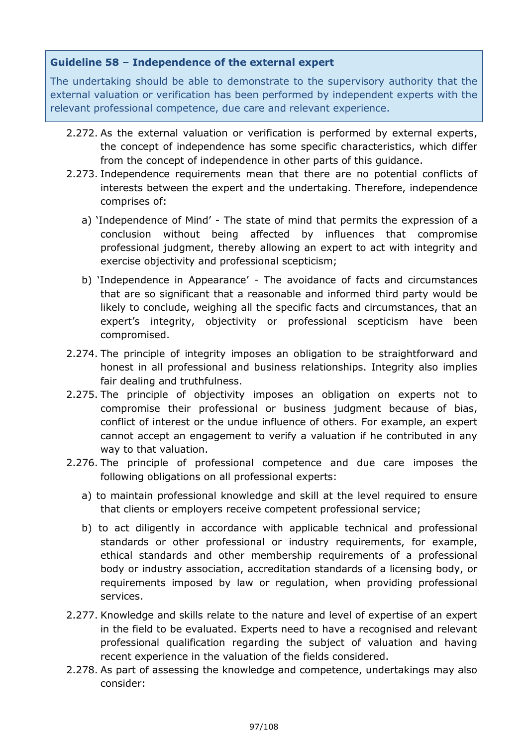**Guideline 58 – Independence of the external expert**

The undertaking should be able to demonstrate to the supervisory authority that the external valuation or verification has been performed by independent experts with the relevant professional competence, due care and relevant experience.

2.272. As the external valuation or verification is performed by external experts, the concept of independence has some specific characteristics, which differ from the concept of independence in other parts of this guidance.

2.273. Independence requirements mean that there are no potential conflicts of interests between the expert and the undertaking. Therefore, independence comprises of:

a) 'Independence of Mind' - The state of mind that permits the expression of a conclusion without being affected by influences that compromise professional judgment, thereby allowing an expert to act with integrity and exercise objectivity and professional scepticism;

b) 'Independence in Appearance' - The avoidance of facts and circumstances that are so significant that a reasonable and informed third party would be likely to conclude, weighing all the specific facts and circumstances, that an expert's integrity, objectivity or professional scepticism have been compromised.

2.274. The principle of integrity imposes an obligation to be straightforward and honest in all professional and business relationships. Integrity also implies fair dealing and truthfulness.

2.275. The principle of objectivity imposes an obligation on experts not to compromise their professional or business judgment because of bias, conflict of interest or the undue influence of others. For example, an expert cannot accept an engagement to verify a valuation if he contributed in any way to that valuation.

2.276. The principle of professional competence and due care imposes the following obligations on all professional experts:

a) to maintain professional knowledge and skill at the level required to ensure that clients or employers receive competent professional service;

b) to act diligently in accordance with applicable technical and professional standards or other professional or industry requirements, for example, ethical standards and other membership requirements of a professional body or industry association, accreditation standards of a licensing body, or requirements imposed by law or regulation, when providing professional services.

2.277. Knowledge and skills relate to the nature and level of expertise of an expert in the field to be evaluated. Experts need to have a recognised and relevant professional qualification regarding the subject of valuation and having recent experience in the valuation of the fields considered.

2.278. As part of assessing the knowledge and competence, undertakings may also consider: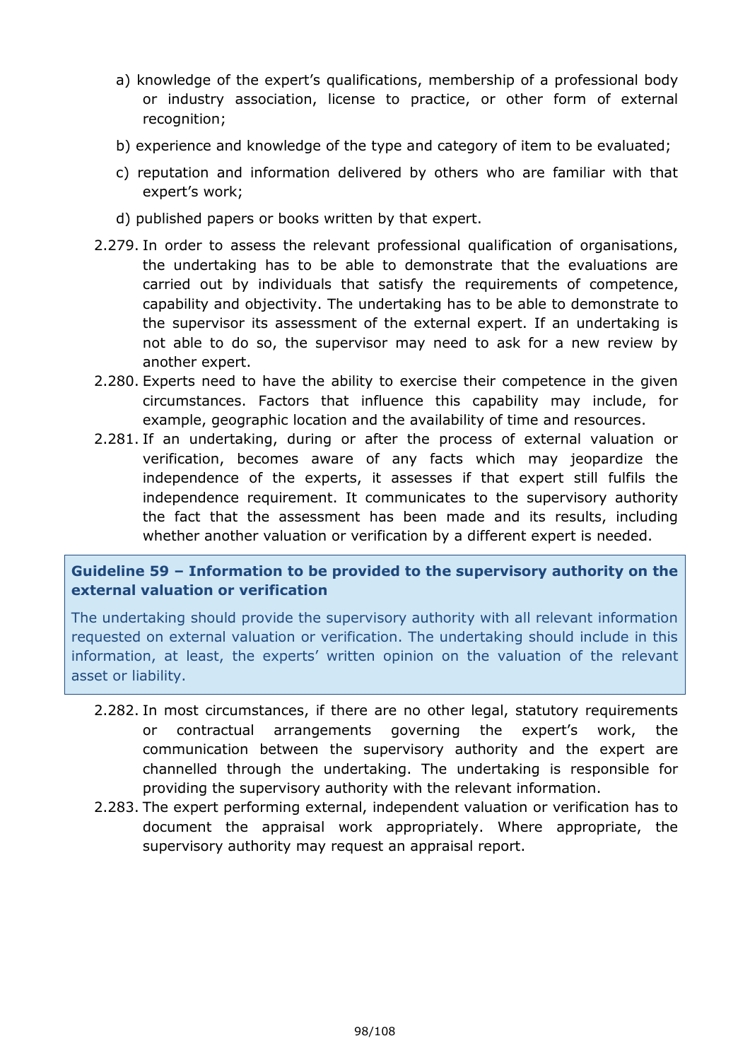a) knowledge of the expert's qualifications, membership of a professional body or industry association, license to practice, or other form of external recognition;

b) experience and knowledge of the type and category of item to be evaluated;

c) reputation and information delivered by others who are familiar with that expert's work;

d) published papers or books written by that expert.

2.279. In order to assess the relevant professional qualification of organisations, the undertaking has to be able to demonstrate that the evaluations are carried out by individuals that satisfy the requirements of competence, capability and objectivity. The undertaking has to be able to demonstrate to the supervisor its assessment of the external expert. If an undertaking is not able to do so, the supervisor may need to ask for a new review by another expert.

2.280. Experts need to have the ability to exercise their competence in the given circumstances. Factors that influence this capability may include, for example, geographic location and the availability of time and resources.

2.281. If an undertaking, during or after the process of external valuation or verification, becomes aware of any facts which may jeopardize the independence of the experts, it assesses if that expert still fulfils the independence requirement. It communicates to the supervisory authority the fact that the assessment has been made and its results, including whether another valuation or verification by a different expert is needed.

**Guideline 59 – Information to be provided to the supervisory authority on the external valuation or verification**

The undertaking should provide the supervisory authority with all relevant information requested on external valuation or verification. The undertaking should include in this information, at least, the experts' written opinion on the valuation of the relevant asset or liability.

2.282. In most circumstances, if there are no other legal, statutory requirements or contractual arrangements governing the expert's work, the communication between the supervisory authority and the expert are channelled through the undertaking. The undertaking is responsible for providing the supervisory authority with the relevant information.

2.283. The expert performing external, independent valuation or verification has to document the appraisal work appropriately. Where appropriate, the supervisory authority may request an appraisal report.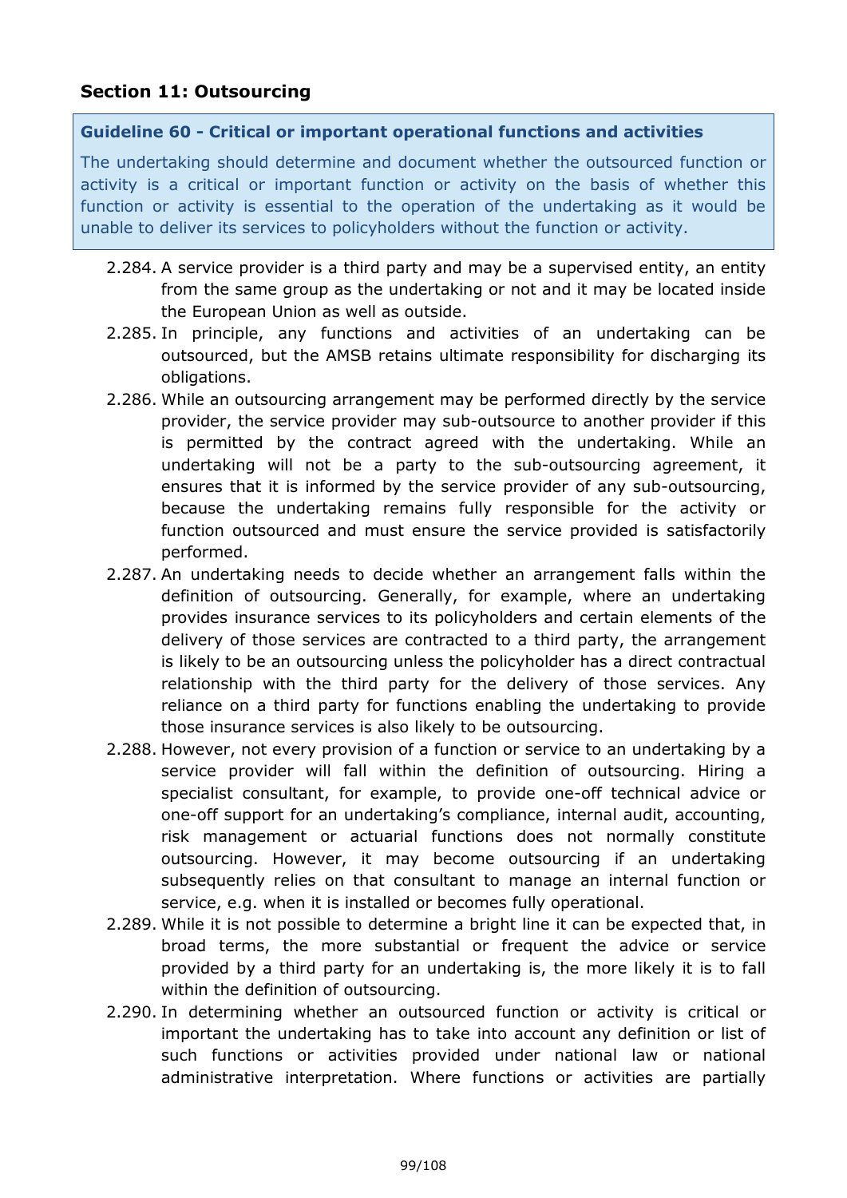## Section 11: Outsourcing

**Guideline 60 - Critical or important operational functions and activities**

The undertaking should determine and document whether the outsourced function or activity is a critical or important function or activity on the basis of whether this function or activity is essential to the operation of the undertaking as it would be unable to deliver its services to policyholders without the function or activity.

2.284. A service provider is a third party and may be a supervised entity, an entity from the same group as the undertaking or not and it may be located inside the European Union as well as outside.

2.285. In principle, any functions and activities of an undertaking can be outsourced, but the AMSB retains ultimate responsibility for discharging its obligations.

2.286. While an outsourcing arrangement may be performed directly by the service provider, the service provider may sub-outsource to another provider if this is permitted by the contract agreed with the undertaking. While an undertaking will not be a party to the sub-outsourcing agreement, it ensures that it is informed by the service provider of any sub-outsourcing, because the undertaking remains fully responsible for the activity or function outsourced and must ensure the service provided is satisfactorily performed.

2.287. An undertaking needs to decide whether an arrangement falls within the definition of outsourcing. Generally, for example, where an undertaking provides insurance services to its policyholders and certain elements of the delivery of those services are contracted to a third party, the arrangement is likely to be an outsourcing unless the policyholder has a direct contractual relationship with the third party for the delivery of those services. Any reliance on a third party for functions enabling the undertaking to provide those insurance services is also likely to be outsourcing.

2.288. However, not every provision of a function or service to an undertaking by a service provider will fall within the definition of outsourcing. Hiring a specialist consultant, for example, to provide one-off technical advice or one-off support for an undertaking's compliance, internal audit, accounting, risk management or actuarial functions does not normally constitute outsourcing. However, it may become outsourcing if an undertaking subsequently relies on that consultant to manage an internal function or service, e.g. when it is installed or becomes fully operational.

2.289. While it is not possible to determine a bright line it can be expected that, in broad terms, the more substantial or frequent the advice or service provided by a third party for an undertaking is, the more likely it is to fall within the definition of outsourcing.

2.290. In determining whether an outsourced function or activity is critical or important the undertaking has to take into account any definition or list of such functions or activities provided under national law or national administrative interpretation. Where functions or activities are partially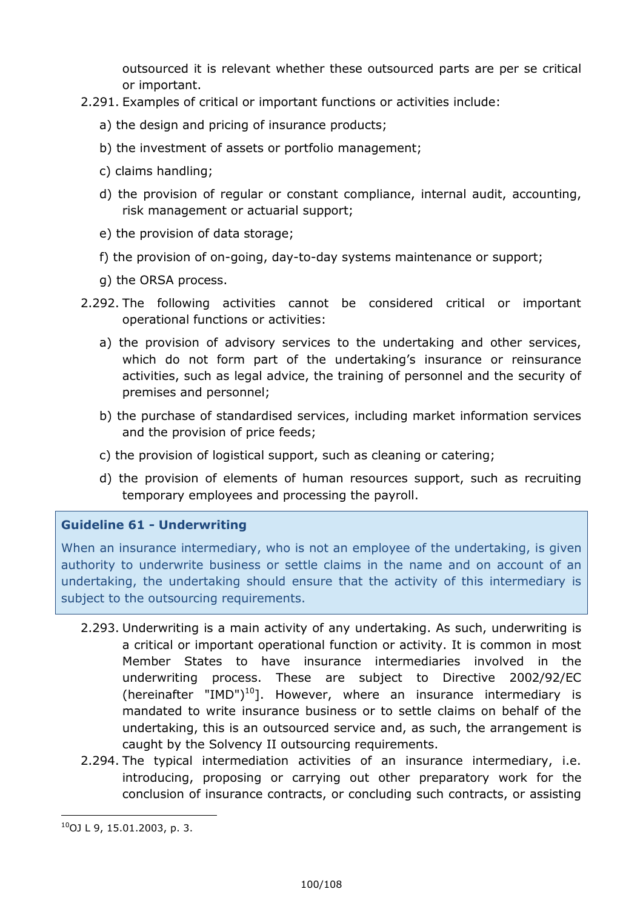outsourced it is relevant whether these outsourced parts are per se critical or important.

2.291. Examples of critical or important functions or activities include:

a) the design and pricing of insurance products;

b) the investment of assets or portfolio management;

c) claims handling;

d) the provision of regular or constant compliance, internal audit, accounting, risk management or actuarial support;

e) the provision of data storage;

f) the provision of on-going, day-to-day systems maintenance or support;

g) the ORSA process.

2.292. The following activities cannot be considered critical or important operational functions or activities:

a) the provision of advisory services to the undertaking and other services, which do not form part of the undertaking's insurance or reinsurance activities, such as legal advice, the training of personnel and the security of premises and personnel;

b) the purchase of standardised services, including market information services and the provision of price feeds;

c) the provision of logistical support, such as cleaning or catering;

d) the provision of elements of human resources support, such as recruiting temporary employees and processing the payroll.

**Guideline 61 - Underwriting**

When an insurance intermediary, who is not an employee of the undertaking, is given authority to underwrite business or settle claims in the name and on account of an undertaking, the undertaking should ensure that the activity of this intermediary is subject to the outsourcing requirements.

2.293. Underwriting is a main activity of any undertaking. As such, underwriting is a critical or important operational function or activity. It is common in most Member States to have insurance intermediaries involved in the underwriting process. These are subject to Directive 2002/92/EC (hereinafter "IMD")[10]]. However, where an insurance intermediary is mandated to write insurance business or to settle claims on behalf of the undertaking, this is an outsourced service and, as such, the arrangement is caught by the Solvency II outsourcing requirements.

2.294. The typical intermediation activities of an insurance intermediary, i.e. introducing, proposing or carrying out other preparatory work for the conclusion of insurance contracts, or concluding such contracts, or assisting

[10] OJ L 9, 15.01.2003, p. 3.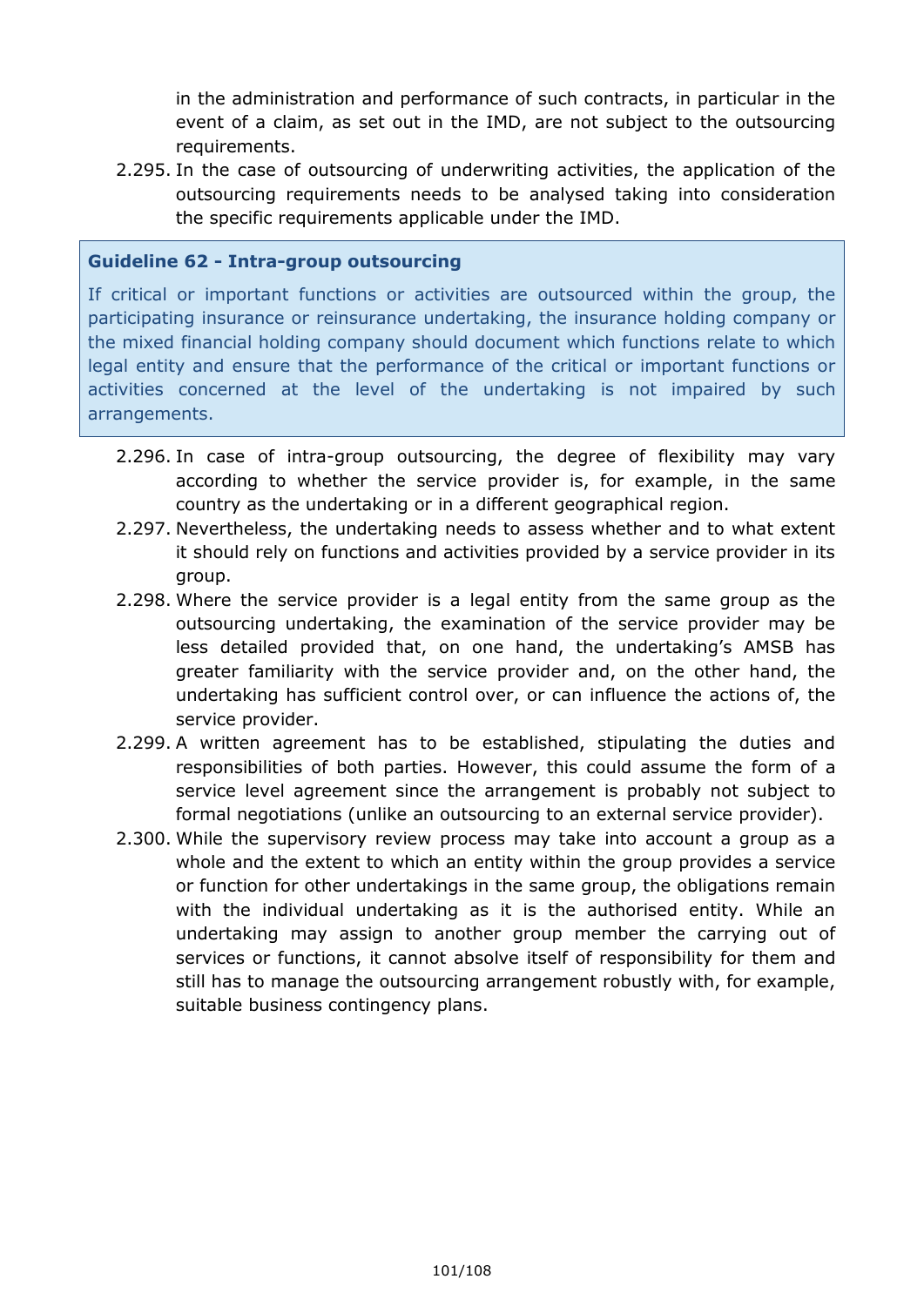in the administration and performance of such contracts, in particular in the event of a claim, as set out in the IMD, are not subject to the outsourcing requirements.

2.295. In the case of outsourcing of underwriting activities, the application of the outsourcing requirements needs to be analysed taking into consideration the specific requirements applicable under the IMD.

**Guideline 62 - Intra-group outsourcing**

If critical or important functions or activities are outsourced within the group, the participating insurance or reinsurance undertaking, the insurance holding company or the mixed financial holding company should document which functions relate to which legal entity and ensure that the performance of the critical or important functions or activities concerned at the level of the undertaking is not impaired by such arrangements.

2.296. In case of intra-group outsourcing, the degree of flexibility may vary according to whether the service provider is, for example, in the same country as the undertaking or in a different geographical region.

2.297. Nevertheless, the undertaking needs to assess whether and to what extent it should rely on functions and activities provided by a service provider in its group.

2.298. Where the service provider is a legal entity from the same group as the outsourcing undertaking, the examination of the service provider may be less detailed provided that, on one hand, the undertaking's AMSB has greater familiarity with the service provider and, on the other hand, the undertaking has sufficient control over, or can influence the actions of, the service provider.

2.299. A written agreement has to be established, stipulating the duties and responsibilities of both parties. However, this could assume the form of a service level agreement since the arrangement is probably not subject to formal negotiations (unlike an outsourcing to an external service provider).

2.300. While the supervisory review process may take into account a group as a whole and the extent to which an entity within the group provides a service or function for other undertakings in the same group, the obligations remain with the individual undertaking as it is the authorised entity. While an undertaking may assign to another group member the carrying out of services or functions, it cannot absolve itself of responsibility for them and still has to manage the outsourcing arrangement robustly with, for example, suitable business contingency plans.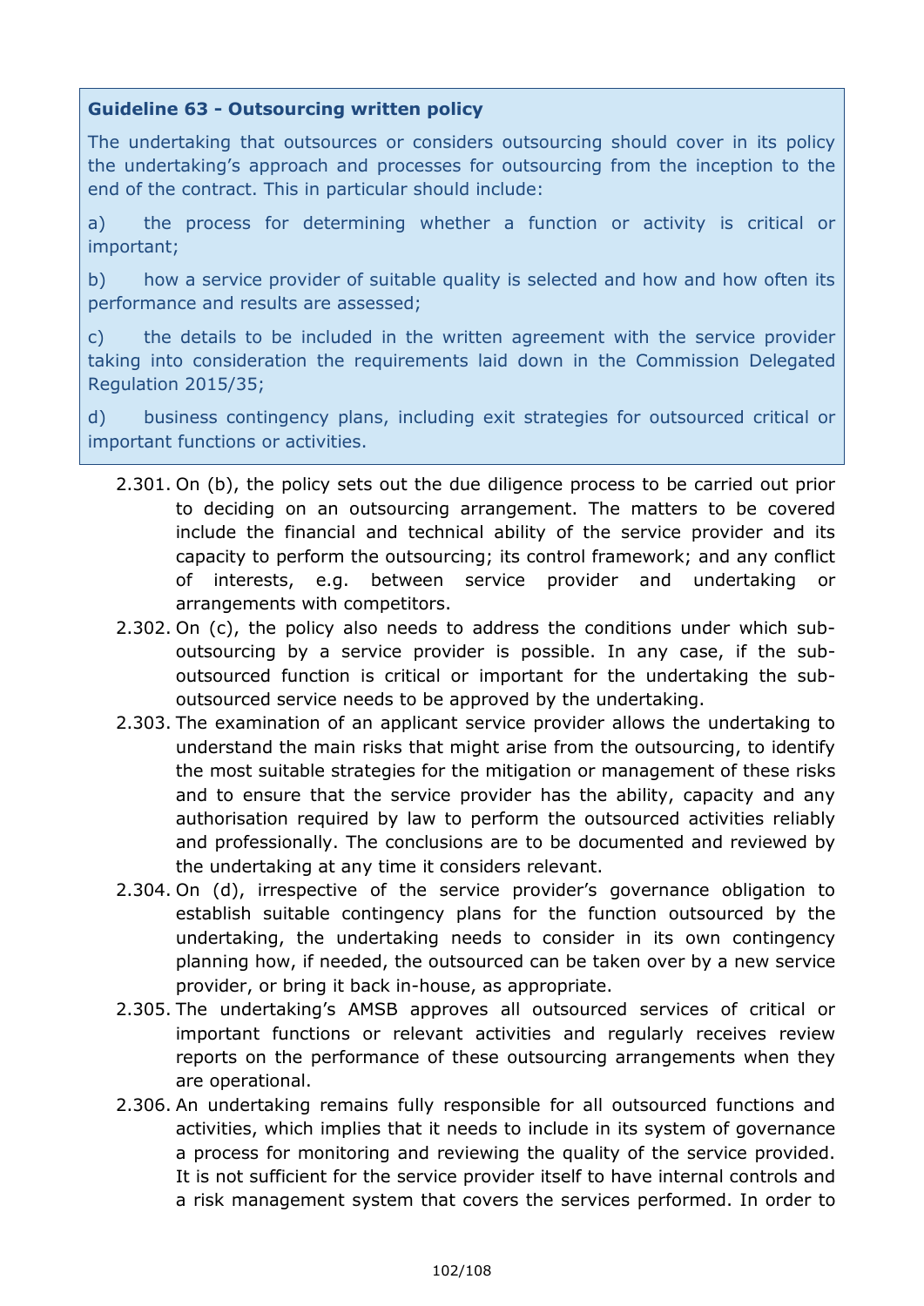**Guideline 63 - Outsourcing written policy**

The undertaking that outsources or considers outsourcing should cover in its policy the undertaking's approach and processes for outsourcing from the inception to the end of the contract. This in particular should include:

a) the process for determining whether a function or activity is critical or important;

b) how a service provider of suitable quality is selected and how and how often its performance and results are assessed;

c) the details to be included in the written agreement with the service provider taking into consideration the requirements laid down in the Commission Delegated Regulation 2015/35;

d) business contingency plans, including exit strategies for outsourced critical or important functions or activities.

2.301. On (b), the policy sets out the due diligence process to be carried out prior to deciding on an outsourcing arrangement. The matters to be covered include the financial and technical ability of the service provider and its capacity to perform the outsourcing; its control framework; and any conflict of interests, e.g. between service provider and undertaking or arrangements with competitors.

2.302. On (c), the policy also needs to address the conditions under which sub-outsourcing by a service provider is possible. In any case, if the sub-outsourced function is critical or important for the undertaking the sub-outsourced service needs to be approved by the undertaking.

2.303. The examination of an applicant service provider allows the undertaking to understand the main risks that might arise from the outsourcing, to identify the most suitable strategies for the mitigation or management of these risks and to ensure that the service provider has the ability, capacity and any authorisation required by law to perform the outsourced activities reliably and professionally. The conclusions are to be documented and reviewed by the undertaking at any time it considers relevant.

2.304. On (d), irrespective of the service provider's governance obligation to establish suitable contingency plans for the function outsourced by the undertaking, the undertaking needs to consider in its own contingency planning how, if needed, the outsourced can be taken over by a new service provider, or bring it back in-house, as appropriate.

2.305. The undertaking's AMSB approves all outsourced services of critical or important functions or relevant activities and regularly receives review reports on the performance of these outsourcing arrangements when they are operational.

2.306. An undertaking remains fully responsible for all outsourced functions and activities, which implies that it needs to include in its system of governance a process for monitoring and reviewing the quality of the service provided. It is not sufficient for the service provider itself to have internal controls and a risk management system that covers the services performed. In order to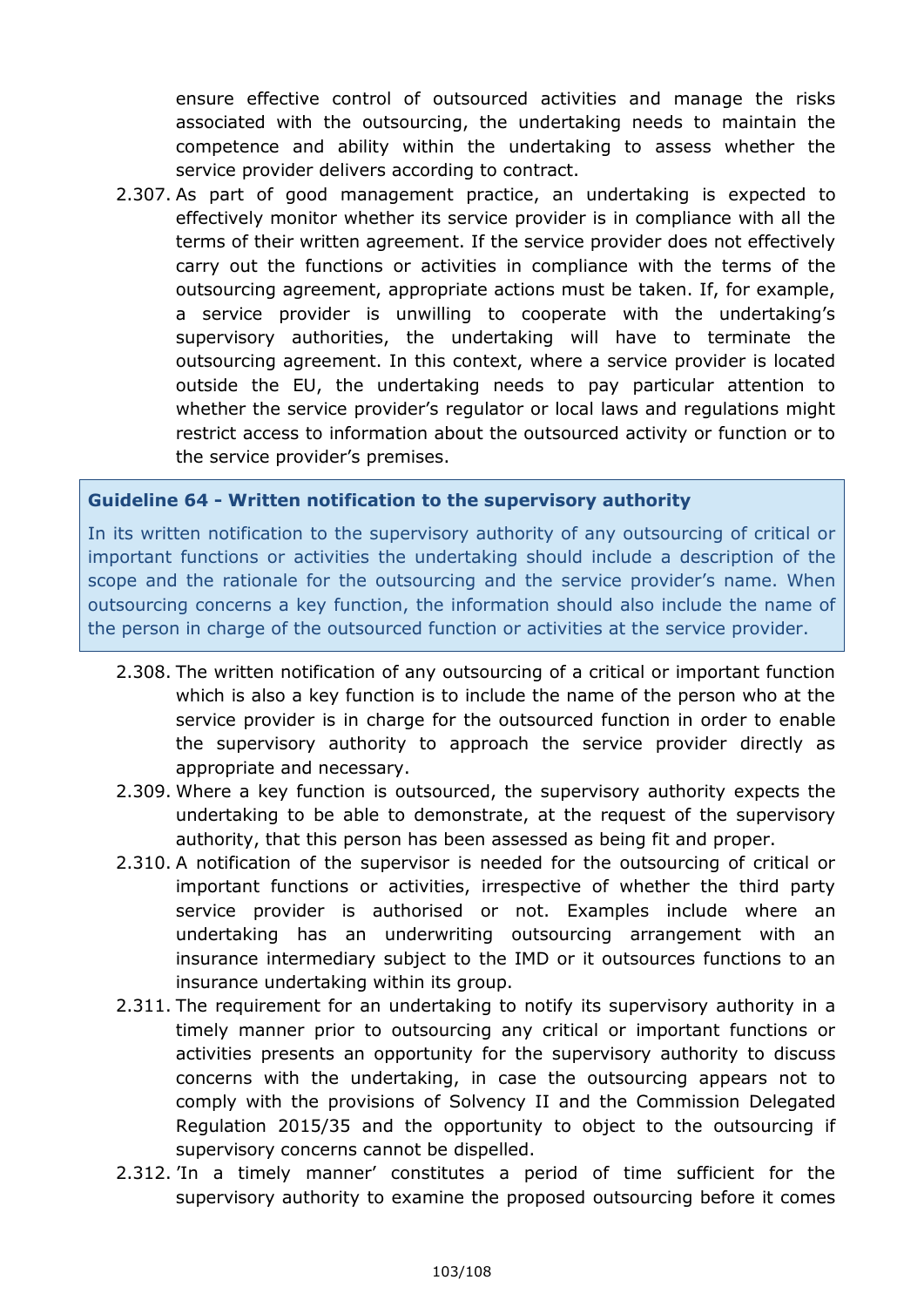ensure effective control of outsourced activities and manage the risks associated with the outsourcing, the undertaking needs to maintain the competence and ability within the undertaking to assess whether the service provider delivers according to contract.

2.307. As part of good management practice, an undertaking is expected to effectively monitor whether its service provider is in compliance with all the terms of their written agreement. If the service provider does not effectively carry out the functions or activities in compliance with the terms of the outsourcing agreement, appropriate actions must be taken. If, for example, a service provider is unwilling to cooperate with the undertaking's supervisory authorities, the undertaking will have to terminate the outsourcing agreement. In this context, where a service provider is located outside the EU, the undertaking needs to pay particular attention to whether the service provider's regulator or local laws and regulations might restrict access to information about the outsourced activity or function or to the service provider's premises.

**Guideline 64 - Written notification to the supervisory authority**

In its written notification to the supervisory authority of any outsourcing of critical or important functions or activities the undertaking should include a description of the scope and the rationale for the outsourcing and the service provider's name. When outsourcing concerns a key function, the information should also include the name of the person in charge of the outsourced function or activities at the service provider.

2.308. The written notification of any outsourcing of a critical or important function which is also a key function is to include the name of the person who at the service provider is in charge for the outsourced function in order to enable the supervisory authority to approach the service provider directly as appropriate and necessary.

2.309. Where a key function is outsourced, the supervisory authority expects the undertaking to be able to demonstrate, at the request of the supervisory authority, that this person has been assessed as being fit and proper.

2.310. A notification of the supervisor is needed for the outsourcing of critical or important functions or activities, irrespective of whether the third party service provider is authorised or not. Examples include where an undertaking has an underwriting outsourcing arrangement with an insurance intermediary subject to the IMD or it outsources functions to an insurance undertaking within its group.

2.311. The requirement for an undertaking to notify its supervisory authority in a timely manner prior to outsourcing any critical or important functions or activities presents an opportunity for the supervisory authority to discuss concerns with the undertaking, in case the outsourcing appears not to comply with the provisions of Solvency II and the Commission Delegated Regulation 2015/35 and the opportunity to object to the outsourcing if supervisory concerns cannot be dispelled.

2.312. 'In a timely manner' constitutes a period of time sufficient for the supervisory authority to examine the proposed outsourcing before it comes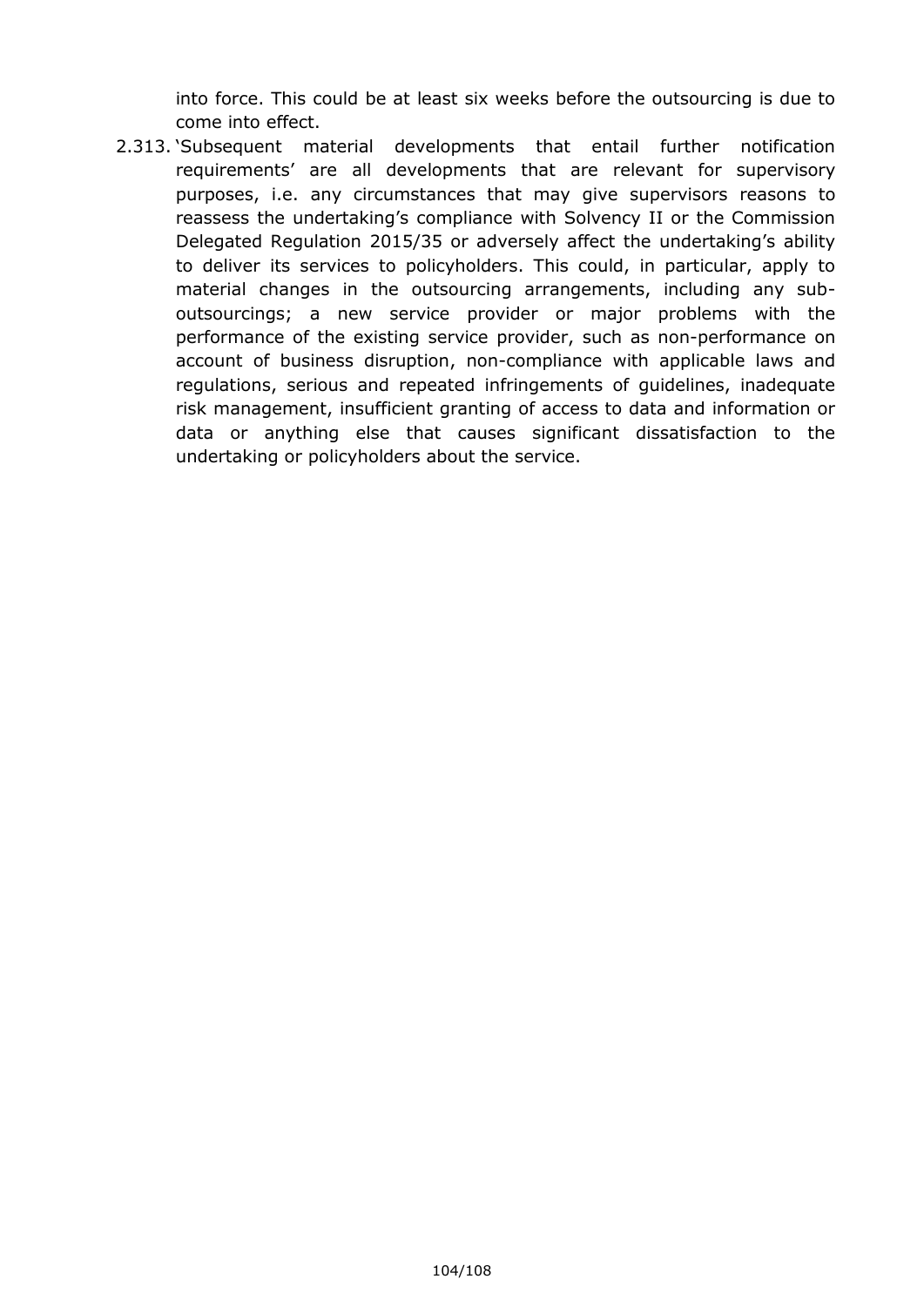into force. This could be at least six weeks before the outsourcing is due to come into effect.

2.313. 'Subsequent material developments that entail further notification requirements' are all developments that are relevant for supervisory purposes, i.e. any circumstances that may give supervisors reasons to reassess the undertaking's compliance with Solvency II or the Commission Delegated Regulation 2015/35 or adversely affect the undertaking's ability to deliver its services to policyholders. This could, in particular, apply to material changes in the outsourcing arrangements, including any sub-outsourcings; a new service provider or major problems with the performance of the existing service provider, such as non-performance on account of business disruption, non-compliance with applicable laws and regulations, serious and repeated infringements of guidelines, inadequate risk management, insufficient granting of access to data and information or data or anything else that causes significant dissatisfaction to the undertaking or policyholders about the service.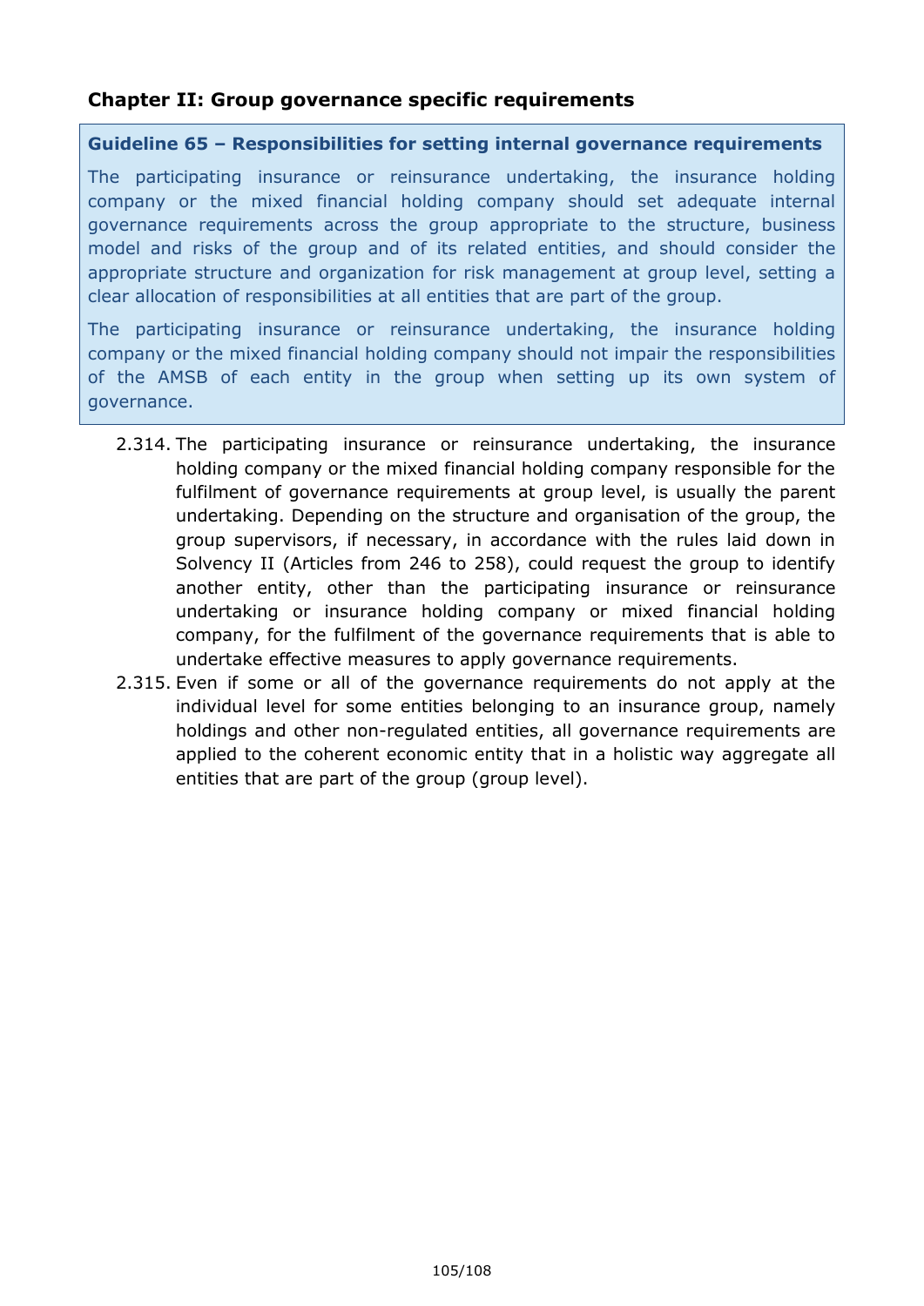## Chapter II: Group governance specific requirements

**Guideline 65 – Responsibilities for setting internal governance requirements**

The participating insurance or reinsurance undertaking, the insurance holding company or the mixed financial holding company should set adequate internal governance requirements across the group appropriate to the structure, business model and risks of the group and of its related entities, and should consider the appropriate structure and organization for risk management at group level, setting a clear allocation of responsibilities at all entities that are part of the group.

The participating insurance or reinsurance undertaking, the insurance holding company or the mixed financial holding company should not impair the responsibilities of the AMSB of each entity in the group when setting up its own system of governance.

2.314. The participating insurance or reinsurance undertaking, the insurance holding company or the mixed financial holding company responsible for the fulfilment of governance requirements at group level, is usually the parent undertaking. Depending on the structure and organisation of the group, the group supervisors, if necessary, in accordance with the rules laid down in Solvency II (Articles from 246 to 258), could request the group to identify another entity, other than the participating insurance or reinsurance undertaking or insurance holding company or mixed financial holding company, for the fulfilment of the governance requirements that is able to undertake effective measures to apply governance requirements.

2.315. Even if some or all of the governance requirements do not apply at the individual level for some entities belonging to an insurance group, namely holdings and other non-regulated entities, all governance requirements are applied to the coherent economic entity that in a holistic way aggregate all entities that are part of the group (group level).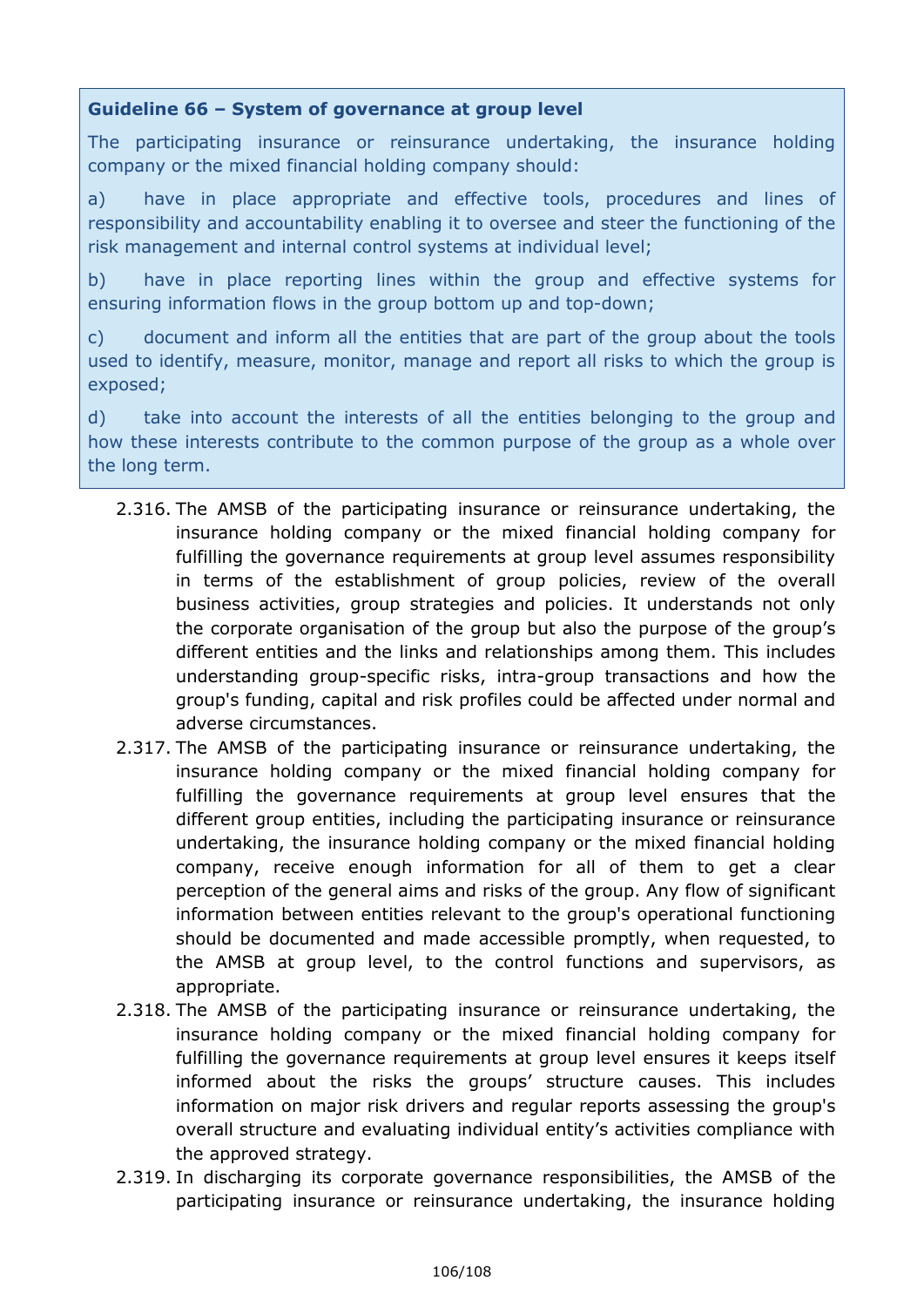**Guideline 66 – System of governance at group level**

The participating insurance or reinsurance undertaking, the insurance holding company or the mixed financial holding company should:

a) have in place appropriate and effective tools, procedures and lines of responsibility and accountability enabling it to oversee and steer the functioning of the risk management and internal control systems at individual level;

b) have in place reporting lines within the group and effective systems for ensuring information flows in the group bottom up and top-down;

c) document and inform all the entities that are part of the group about the tools used to identify, measure, monitor, manage and report all risks to which the group is exposed;

d) take into account the interests of all the entities belonging to the group and how these interests contribute to the common purpose of the group as a whole over the long term.

2.316. The AMSB of the participating insurance or reinsurance undertaking, the insurance holding company or the mixed financial holding company for fulfilling the governance requirements at group level assumes responsibility in terms of the establishment of group policies, review of the overall business activities, group strategies and policies. It understands not only the corporate organisation of the group but also the purpose of the group's different entities and the links and relationships among them. This includes understanding group-specific risks, intra-group transactions and how the group's funding, capital and risk profiles could be affected under normal and adverse circumstances.

2.317. The AMSB of the participating insurance or reinsurance undertaking, the insurance holding company or the mixed financial holding company for fulfilling the governance requirements at group level ensures that the different group entities, including the participating insurance or reinsurance undertaking, the insurance holding company or the mixed financial holding company, receive enough information for all of them to get a clear perception of the general aims and risks of the group. Any flow of significant information between entities relevant to the group's operational functioning should be documented and made accessible promptly, when requested, to the AMSB at group level, to the control functions and supervisors, as appropriate.

2.318. The AMSB of the participating insurance or reinsurance undertaking, the insurance holding company or the mixed financial holding company for fulfilling the governance requirements at group level ensures it keeps itself informed about the risks the groups' structure causes. This includes information on major risk drivers and regular reports assessing the group's overall structure and evaluating individual entity's activities compliance with the approved strategy.

2.319. In discharging its corporate governance responsibilities, the AMSB of the participating insurance or reinsurance undertaking, the insurance holding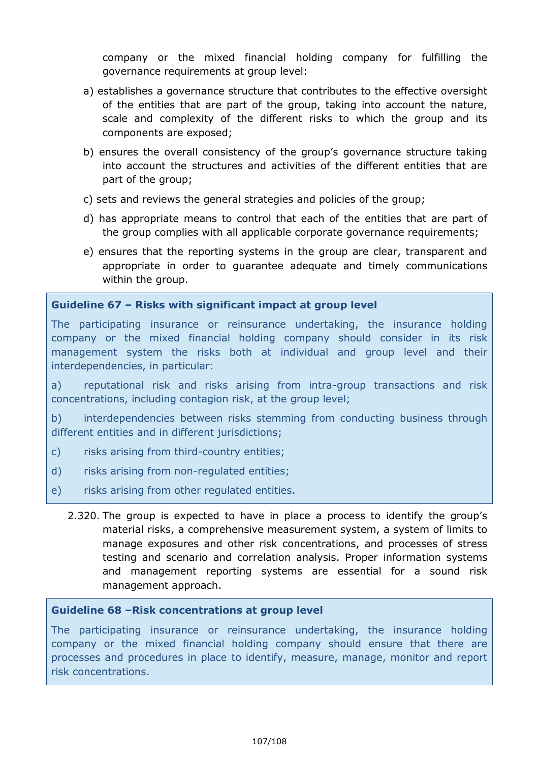company or the mixed financial holding company for fulfilling the governance requirements at group level:

a) establishes a governance structure that contributes to the effective oversight of the entities that are part of the group, taking into account the nature, scale and complexity of the different risks to which the group and its components are exposed;

b) ensures the overall consistency of the group's governance structure taking into account the structures and activities of the different entities that are part of the group;

c) sets and reviews the general strategies and policies of the group;

d) has appropriate means to control that each of the entities that are part of the group complies with all applicable corporate governance requirements;

e) ensures that the reporting systems in the group are clear, transparent and appropriate in order to guarantee adequate and timely communications within the group.

**Guideline 67 – Risks with significant impact at group level**

The participating insurance or reinsurance undertaking, the insurance holding company or the mixed financial holding company should consider in its risk management system the risks both at individual and group level and their interdependencies, in particular:

a) reputational risk and risks arising from intra-group transactions and risk concentrations, including contagion risk, at the group level;

b) interdependencies between risks stemming from conducting business through different entities and in different jurisdictions;

c) risks arising from third-country entities;

d) risks arising from non-regulated entities;

e) risks arising from other regulated entities.

2.320. The group is expected to have in place a process to identify the group's material risks, a comprehensive measurement system, a system of limits to manage exposures and other risk concentrations, and processes of stress testing and scenario and correlation analysis. Proper information systems and management reporting systems are essential for a sound risk management approach.

**Guideline 68 –Risk concentrations at group level**

The participating insurance or reinsurance undertaking, the insurance holding company or the mixed financial holding company should ensure that there are processes and procedures in place to identify, measure, manage, monitor and report risk concentrations.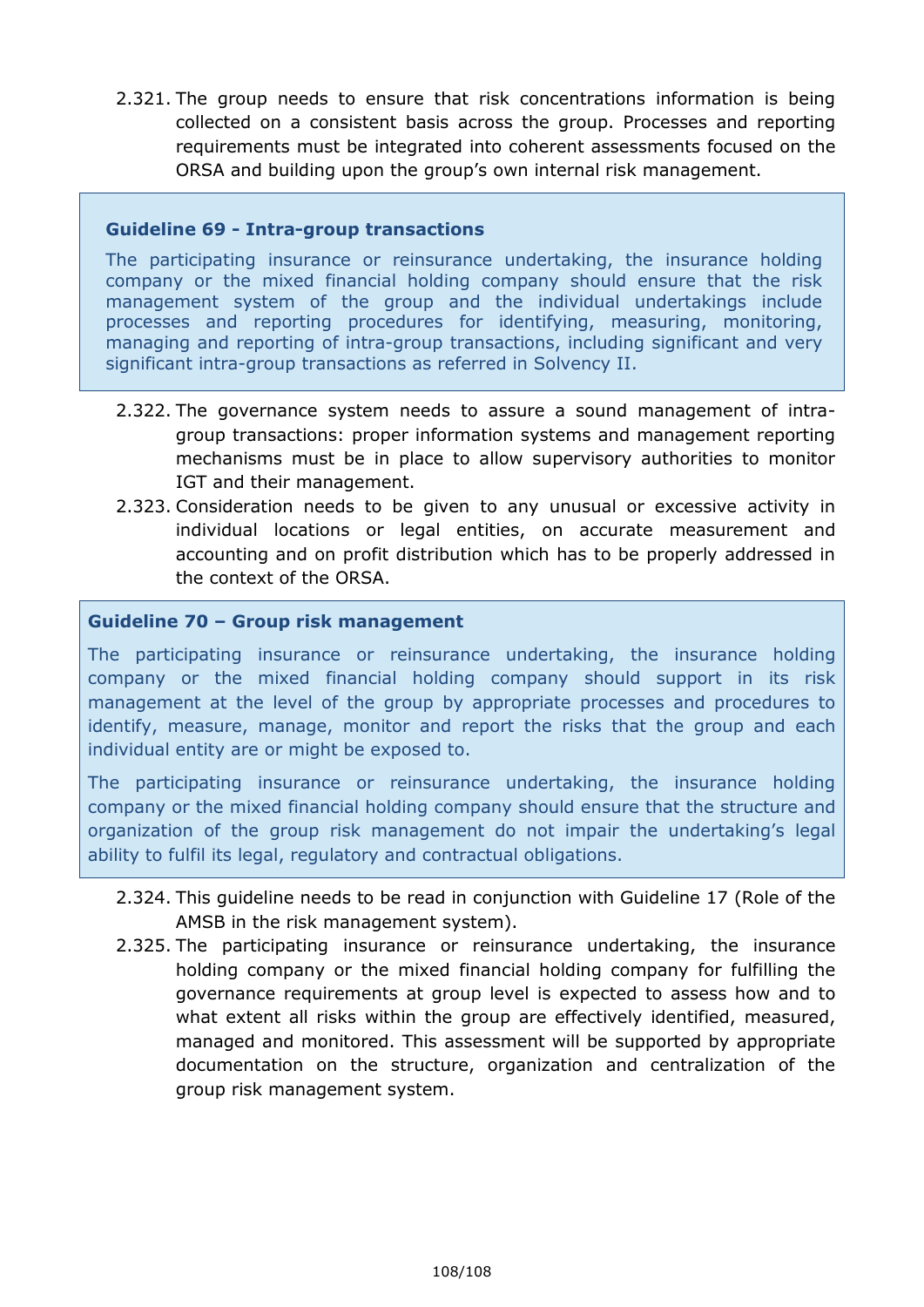2.321. The group needs to ensure that risk concentrations information is being collected on a consistent basis across the group. Processes and reporting requirements must be integrated into coherent assessments focused on the ORSA and building upon the group's own internal risk management.

> **Guideline 69 - Intra-group transactions**
>
> The participating insurance or reinsurance undertaking, the insurance holding company or the mixed financial holding company should ensure that the risk management system of the group and the individual undertakings include processes and reporting procedures for identifying, measuring, monitoring, managing and reporting of intra-group transactions, including significant and very significant intra-group transactions as referred in Solvency II.

2.322. The governance system needs to assure a sound management of intra-group transactions: proper information systems and management reporting mechanisms must be in place to allow supervisory authorities to monitor IGT and their management.

2.323. Consideration needs to be given to any unusual or excessive activity in individual locations or legal entities, on accurate measurement and accounting and on profit distribution which has to be properly addressed in the context of the ORSA.

> **Guideline 70 – Group risk management**
>
> The participating insurance or reinsurance undertaking, the insurance holding company or the mixed financial holding company should support in its risk management at the level of the group by appropriate processes and procedures to identify, measure, manage, monitor and report the risks that the group and each individual entity are or might be exposed to.
>
> The participating insurance or reinsurance undertaking, the insurance holding company or the mixed financial holding company should ensure that the structure and organization of the group risk management do not impair the undertaking's legal ability to fulfil its legal, regulatory and contractual obligations.

2.324. This guideline needs to be read in conjunction with Guideline 17 (Role of the AMSB in the risk management system).

2.325. The participating insurance or reinsurance undertaking, the insurance holding company or the mixed financial holding company for fulfilling the governance requirements at group level is expected to assess how and to what extent all risks within the group are effectively identified, measured, managed and monitored. This assessment will be supported by appropriate documentation on the structure, organization and centralization of the group risk management system.